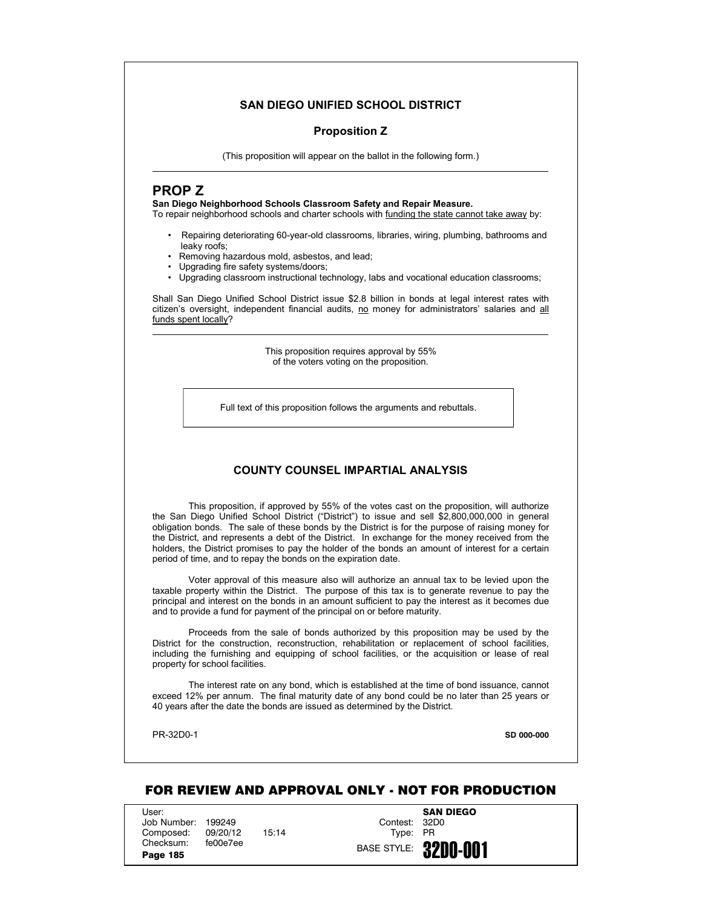## SAN DIEGO UNIFIED SCHOOL DISTRICT

### Proposition Z

(This proposition will appear on the ballot in the following form.)

---

# PROP Z

**San Diego Neighborhood Schools Classroom Safety and Repair Measure.**
To repair neighborhood schools and charter schools with funding the state cannot take away by:

- Repairing deteriorating 60-year-old classrooms, libraries, wiring, plumbing, bathrooms and leaky roofs;
- Removing hazardous mold, asbestos, and lead;
- Upgrading fire safety systems/doors;
- Upgrading classroom instructional technology, labs and vocational education classrooms;

Shall San Diego Unified School District issue $2.8 billion in bonds at legal interest rates with citizen's oversight, independent financial audits, no money for administrators' salaries and all funds spent locally?

---

This proposition requires approval by 55% of the voters voting on the proposition.

Full text of this proposition follows the arguments and rebuttals.

## COUNTY COUNSEL IMPARTIAL ANALYSIS

This proposition, if approved by 55% of the votes cast on the proposition, will authorize the San Diego Unified School District ("District") to issue and sell $2,800,000,000 in general obligation bonds. The sale of these bonds by the District is for the purpose of raising money for the District, and represents a debt of the District. In exchange for the money received from the holders, the District promises to pay the holder of the bonds an amount of interest for a certain period of time, and to repay the bonds on the expiration date.

Voter approval of this measure also will authorize an annual tax to be levied upon the taxable property within the District. The purpose of this tax is to generate revenue to pay the principal and interest on the bonds in an amount sufficient to pay the interest as it becomes due and to provide a fund for payment of the principal on or before maturity.

Proceeds from the sale of bonds authorized by this proposition may be used by the District for the construction, reconstruction, rehabilitation or replacement of school facilities, including the furnishing and equipping of school facilities, or the acquisition or lease of real property for school facilities.

The interest rate on any bond, which is established at the time of bond issuance, cannot exceed 12% per annum. The final maturity date of any bond could be no later than 25 years or 40 years after the date the bonds are issued as determined by the District.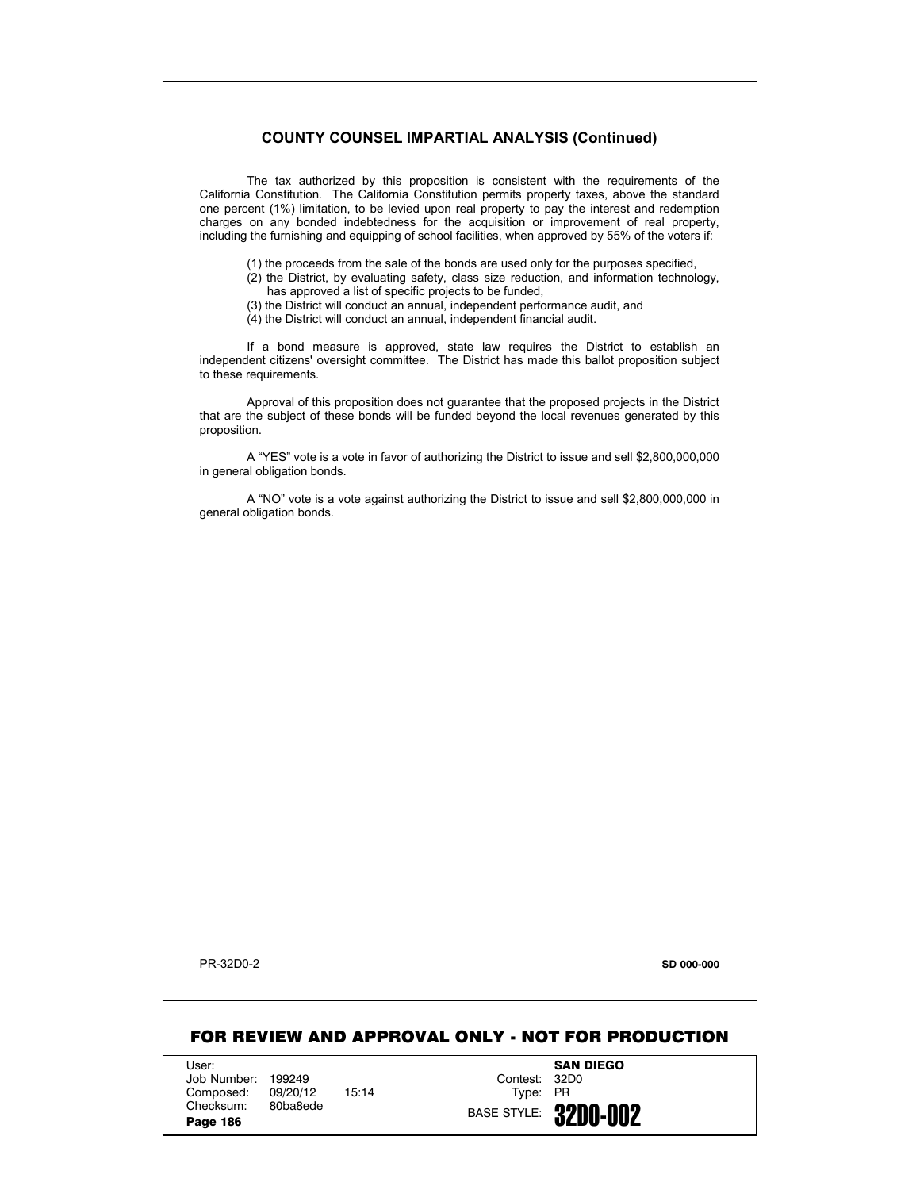## COUNTY COUNSEL IMPARTIAL ANALYSIS (Continued)

The tax authorized by this proposition is consistent with the requirements of the California Constitution. The California Constitution permits property taxes, above the standard one percent (1%) limitation, to be levied upon real property to pay the interest and redemption charges on any bonded indebtedness for the acquisition or improvement of real property, including the furnishing and equipping of school facilities, when approved by 55% of the voters if:

(1) the proceeds from the sale of the bonds are used only for the purposes specified,
(2) the District, by evaluating safety, class size reduction, and information technology, has approved a list of specific projects to be funded,
(3) the District will conduct an annual, independent performance audit, and
(4) the District will conduct an annual, independent financial audit.

If a bond measure is approved, state law requires the District to establish an independent citizens' oversight committee. The District has made this ballot proposition subject to these requirements.

Approval of this proposition does not guarantee that the proposed projects in the District that are the subject of these bonds will be funded beyond the local revenues generated by this proposition.

A "YES" vote is a vote in favor of authorizing the District to issue and sell $2,800,000,000 in general obligation bonds.

A "NO" vote is a vote against authorizing the District to issue and sell $2,800,000,000 in general obligation bonds.

PR-32D0-2

SD 000-000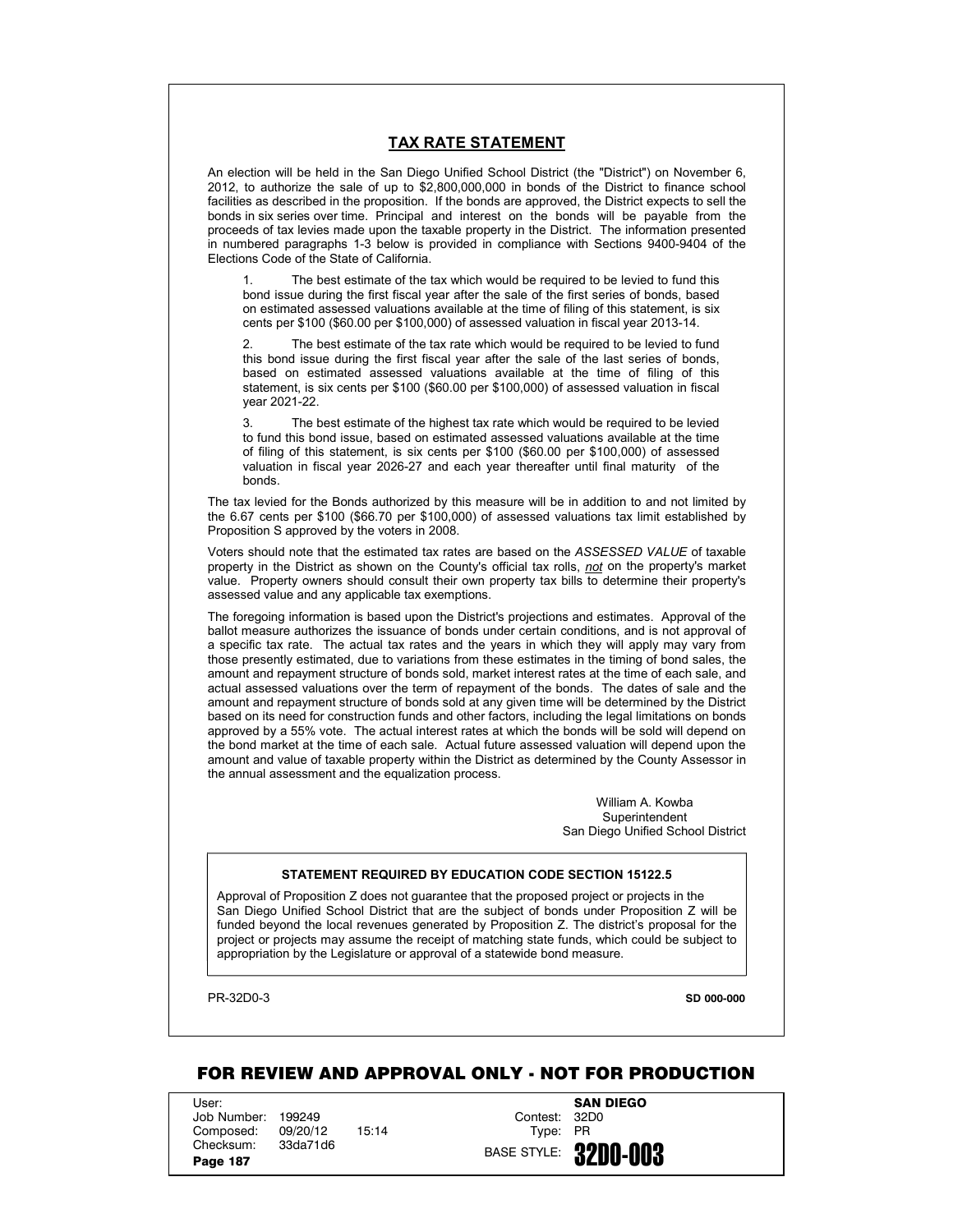## TAX RATE STATEMENT

An election will be held in the San Diego Unified School District (the "District") on November 6, 2012, to authorize the sale of up to $2,800,000,000 in bonds of the District to finance school facilities as described in the proposition. If the bonds are approved, the District expects to sell the bonds in six series over time. Principal and interest on the bonds will be payable from the proceeds of tax levies made upon the taxable property in the District. The information presented in numbered paragraphs 1-3 below is provided in compliance with Sections 9400-9404 of the Elections Code of the State of California.

1. The best estimate of the tax which would be required to be levied to fund this bond issue during the first fiscal year after the sale of the first series of bonds, based on estimated assessed valuations available at the time of filing of this statement, is six cents per $100 ($60.00 per $100,000) of assessed valuation in fiscal year 2013-14.

2. The best estimate of the tax rate which would be required to be levied to fund this bond issue during the first fiscal year after the sale of the last series of bonds, based on estimated assessed valuations available at the time of filing of this statement, is six cents per $100 ($60.00 per $100,000) of assessed valuation in fiscal year 2021-22.

3. The best estimate of the highest tax rate which would be required to be levied to fund this bond issue, based on estimated assessed valuations available at the time of filing of this statement, is six cents per $100 ($60.00 per $100,000) of assessed valuation in fiscal year 2026-27 and each year thereafter until final maturity of the bonds.

The tax levied for the Bonds authorized by this measure will be in addition to and not limited by the 6.67 cents per $100 ($66.70 per $100,000) of assessed valuations tax limit established by Proposition S approved by the voters in 2008.

Voters should note that the estimated tax rates are based on the *ASSESSED VALUE* of taxable property in the District as shown on the County's official tax rolls, *not* on the property's market value. Property owners should consult their own property tax bills to determine their property's assessed value and any applicable tax exemptions.

The foregoing information is based upon the District's projections and estimates. Approval of the ballot measure authorizes the issuance of bonds under certain conditions, and is not approval of a specific tax rate. The actual tax rates and the years in which they will apply may vary from those presently estimated, due to variations from these estimates in the timing of bond sales, the amount and repayment structure of bonds sold, market interest rates at the time of each sale, and actual assessed valuations over the term of repayment of the bonds. The dates of sale and the amount and repayment structure of bonds sold at any given time will be determined by the District based on its need for construction funds and other factors, including the legal limitations on bonds approved by a 55% vote. The actual interest rates at which the bonds will be sold will depend on the bond market at the time of each sale. Actual future assessed valuation will depend upon the amount and value of taxable property within the District as determined by the County Assessor in the annual assessment and the equalization process.

William A. Kowba
Superintendent
San Diego Unified School District

**STATEMENT REQUIRED BY EDUCATION CODE SECTION 15122.5**

Approval of Proposition Z does not guarantee that the proposed project or projects in the San Diego Unified School District that are the subject of bonds under Proposition Z will be funded beyond the local revenues generated by Proposition Z. The district's proposal for the project or projects may assume the receipt of matching state funds, which could be subject to appropriation by the Legislature or approval of a statewide bond measure.

PR-32D0-3 **SD 000-000**

**FOR REVIEW AND APPROVAL ONLY - NOT FOR PRODUCTION**

User:
Job Number: 199249
Composed: 09/20/12 15:14
Checksum: 33da71d6

**SAN DIEGO**
Contest: 32D0
Type: PR
BASE STYLE: **32D0-003**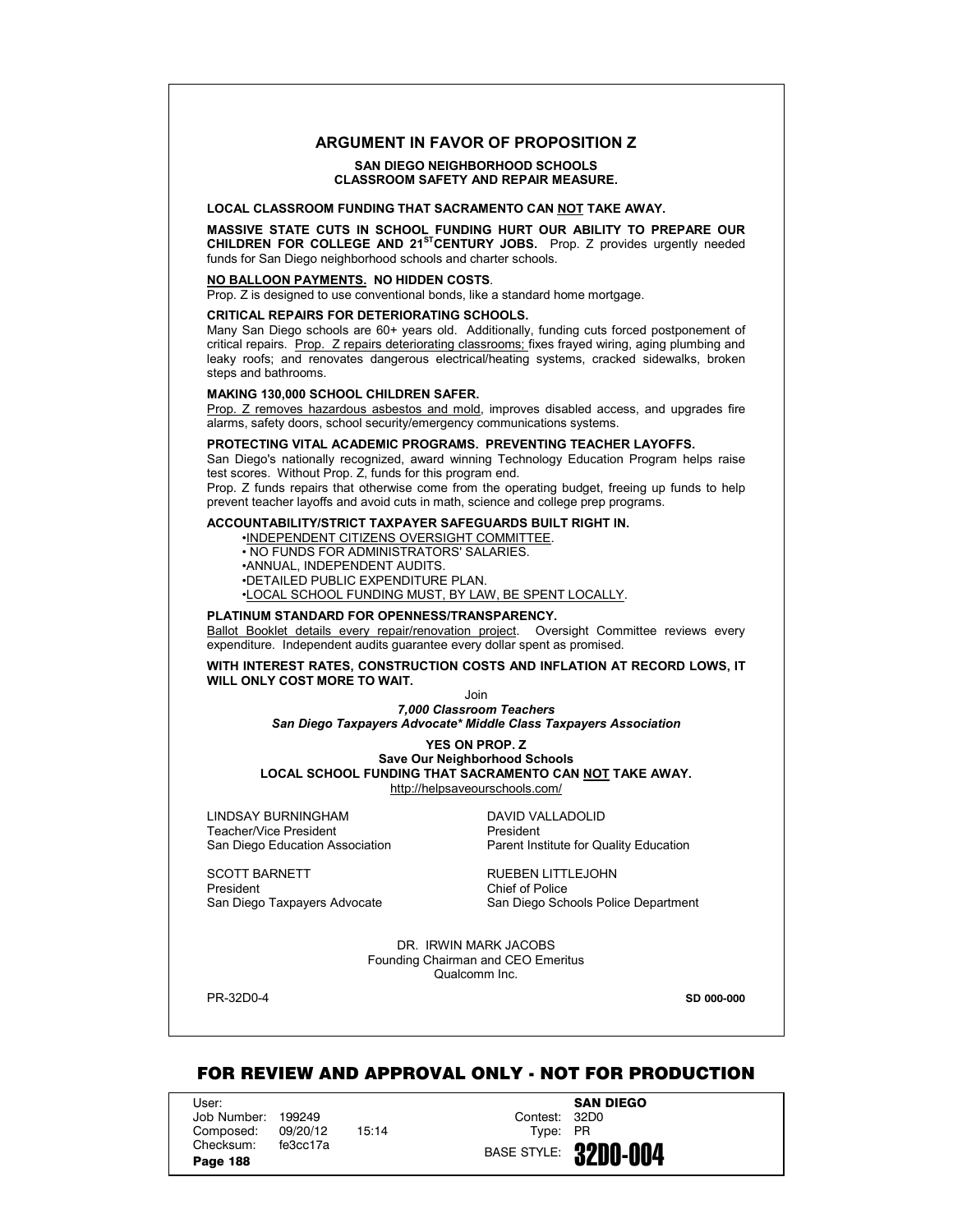## ARGUMENT IN FAVOR OF PROPOSITION Z

**SAN DIEGO NEIGHBORHOOD SCHOOLS**
**CLASSROOM SAFETY AND REPAIR MEASURE.**

**LOCAL CLASSROOM FUNDING THAT SACRAMENTO CAN NOT TAKE AWAY.**

**MASSIVE STATE CUTS IN SCHOOL FUNDING HURT OUR ABILITY TO PREPARE OUR CHILDREN FOR COLLEGE AND 21ST CENTURY JOBS.** Prop. Z provides urgently needed funds for San Diego neighborhood schools and charter schools.

**NO BALLOON PAYMENTS. NO HIDDEN COSTS**.
Prop. Z is designed to use conventional bonds, like a standard home mortgage.

**CRITICAL REPAIRS FOR DETERIORATING SCHOOLS.**
Many San Diego schools are 60+ years old. Additionally, funding cuts forced postponement of critical repairs. Prop. Z repairs deteriorating classrooms; fixes frayed wiring, aging plumbing and leaky roofs; and renovates dangerous electrical/heating systems, cracked sidewalks, broken steps and bathrooms.

**MAKING 130,000 SCHOOL CHILDREN SAFER.**
Prop. Z removes hazardous asbestos and mold, improves disabled access, and upgrades fire alarms, safety doors, school security/emergency communications systems.

**PROTECTING VITAL ACADEMIC PROGRAMS. PREVENTING TEACHER LAYOFFS.**
San Diego's nationally recognized, award winning Technology Education Program helps raise test scores. Without Prop. Z, funds for this program end.
Prop. Z funds repairs that otherwise come from the operating budget, freeing up funds to help prevent teacher layoffs and avoid cuts in math, science and college prep programs.

**ACCOUNTABILITY/STRICT TAXPAYER SAFEGUARDS BUILT RIGHT IN.**
- INDEPENDENT CITIZENS OVERSIGHT COMMITTEE.
- NO FUNDS FOR ADMINISTRATORS' SALARIES.
- ANNUAL, INDEPENDENT AUDITS.
- DETAILED PUBLIC EXPENDITURE PLAN.
- LOCAL SCHOOL FUNDING MUST, BY LAW, BE SPENT LOCALLY.

**PLATINUM STANDARD FOR OPENNESS/TRANSPARENCY.**
Ballot Booklet details every repair/renovation project. Oversight Committee reviews every expenditure. Independent audits guarantee every dollar spent as promised.

**WITH INTEREST RATES, CONSTRUCTION COSTS AND INFLATION AT RECORD LOWS, IT WILL ONLY COST MORE TO WAIT.**

Join
***7,000 Classroom Teachers***
***San Diego Taxpayers Advocate* Middle Class Taxpayers Association***

**YES ON PROP. Z**
**Save Our Neighborhood Schools**
**LOCAL SCHOOL FUNDING THAT SACRAMENTO CAN NOT TAKE AWAY.**
http://helpsaveourschools.com/

LINDSAY BURNINGHAM
Teacher/Vice President
San Diego Education Association

DAVID VALLADOLID
President
Parent Institute for Quality Education

SCOTT BARNETT
President
San Diego Taxpayers Advocate

RUEBEN LITTLEJOHN
Chief of Police
San Diego Schools Police Department

DR. IRWIN MARK JACOBS
Founding Chairman and CEO Emeritus
Qualcomm Inc.

PR-32D0-4 **SD 000-000**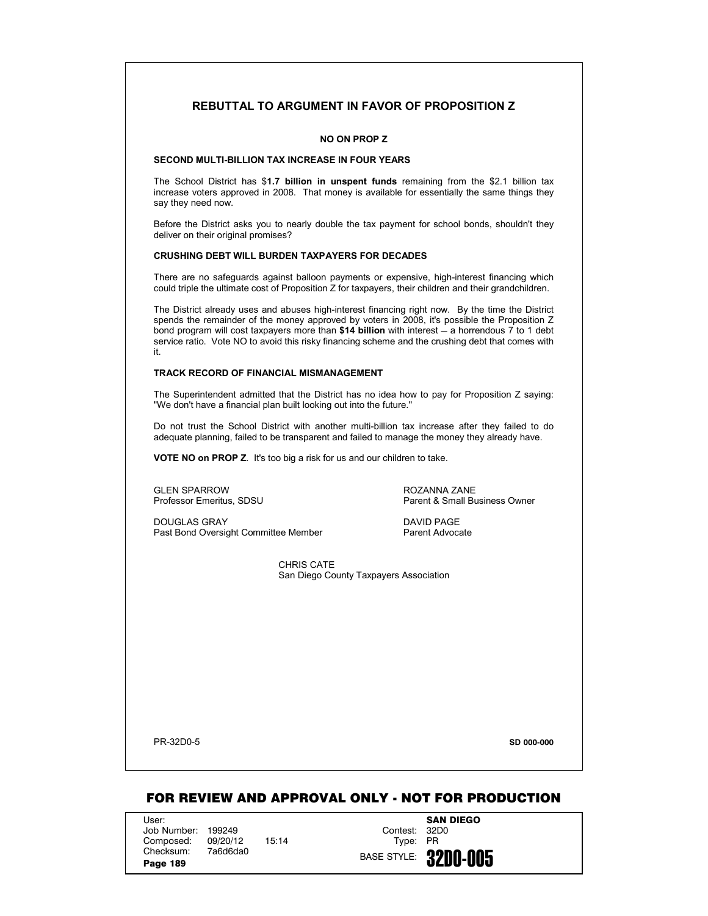## REBUTTAL TO ARGUMENT IN FAVOR OF PROPOSITION Z

**NO ON PROP Z**

**SECOND MULTI-BILLION TAX INCREASE IN FOUR YEARS**

The School District has $**1.7 billion in unspent funds** remaining from the $2.1 billion tax increase voters approved in 2008. That money is available for essentially the same things they say they need now.

Before the District asks you to nearly double the tax payment for school bonds, shouldn't they deliver on their original promises?

**CRUSHING DEBT WILL BURDEN TAXPAYERS FOR DECADES**

There are no safeguards against balloon payments or expensive, high-interest financing which could triple the ultimate cost of Proposition Z for taxpayers, their children and their grandchildren.

The District already uses and abuses high-interest financing right now. By the time the District spends the remainder of the money approved by voters in 2008, it's possible the Proposition Z bond program will cost taxpayers more than **$14 billion** with interest – a horrendous 7 to 1 debt service ratio. Vote NO to avoid this risky financing scheme and the crushing debt that comes with it.

**TRACK RECORD OF FINANCIAL MISMANAGEMENT**

The Superintendent admitted that the District has no idea how to pay for Proposition Z saying: "We don't have a financial plan built looking out into the future."

Do not trust the School District with another multi-billion tax increase after they failed to do adequate planning, failed to be transparent and failed to manage the money they already have.

**VOTE NO on PROP Z**. It's too big a risk for us and our children to take.

GLEN SPARROW
Professor Emeritus, SDSU

ROZANNA ZANE
Parent & Small Business Owner

DOUGLAS GRAY
Past Bond Oversight Committee Member

DAVID PAGE
Parent Advocate

CHRIS CATE
San Diego County Taxpayers Association

PR-32D0-5

**SD 000-000**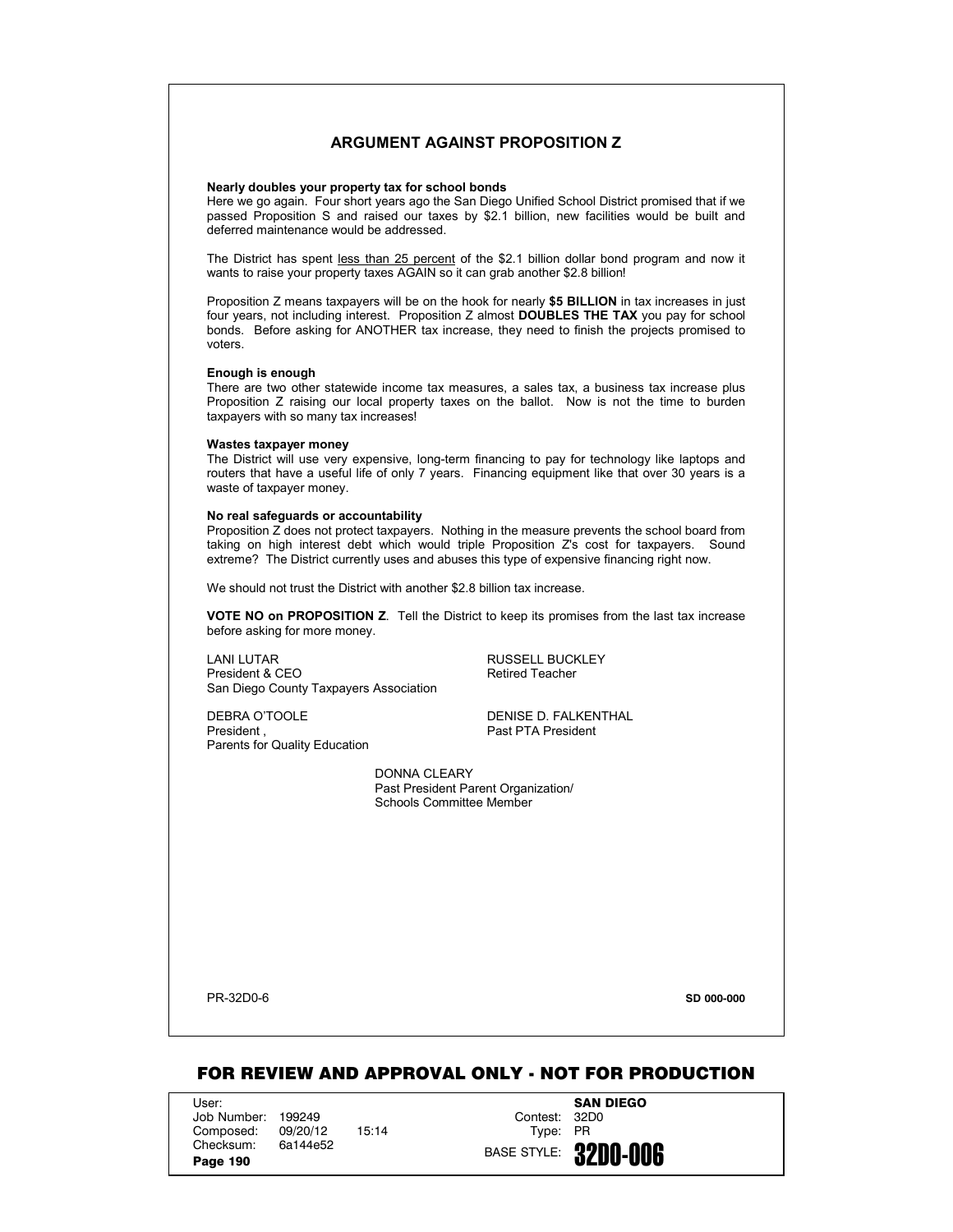## ARGUMENT AGAINST PROPOSITION Z

**Nearly doubles your property tax for school bonds**

Here we go again. Four short years ago the San Diego Unified School District promised that if we passed Proposition S and raised our taxes by $2.1 billion, new facilities would be built and deferred maintenance would be addressed.

The District has spent less than 25 percent of the $2.1 billion dollar bond program and now it wants to raise your property taxes AGAIN so it can grab another $2.8 billion!

Proposition Z means taxpayers will be on the hook for nearly **$5 BILLION** in tax increases in just four years, not including interest. Proposition Z almost **DOUBLES THE TAX** you pay for school bonds. Before asking for ANOTHER tax increase, they need to finish the projects promised to voters.

**Enough is enough**

There are two other statewide income tax measures, a sales tax, a business tax increase plus Proposition Z raising our local property taxes on the ballot. Now is not the time to burden taxpayers with so many tax increases!

**Wastes taxpayer money**

The District will use very expensive, long-term financing to pay for technology like laptops and routers that have a useful life of only 7 years. Financing equipment like that over 30 years is a waste of taxpayer money.

**No real safeguards or accountability**

Proposition Z does not protect taxpayers. Nothing in the measure prevents the school board from taking on high interest debt which would triple Proposition Z's cost for taxpayers. Sound extreme? The District currently uses and abuses this type of expensive financing right now.

We should not trust the District with another $2.8 billion tax increase.

**VOTE NO on PROPOSITION Z**. Tell the District to keep its promises from the last tax increase before asking for more money.

LANI LUTAR
President & CEO
San Diego County Taxpayers Association

RUSSELL BUCKLEY
Retired Teacher

DEBRA O'TOOLE
President,
Parents for Quality Education

DENISE D. FALKENTHAL
Past PTA President

DONNA CLEARY
Past President Parent Organization/
Schools Committee Member

PR-32D0-6

SD 000-000

**FOR REVIEW AND APPROVAL ONLY - NOT FOR PRODUCTION**

User:
Job Number: 199249
Composed: 09/20/12 15:14
Checksum: 6a144e52
**Page 190**

**SAN DIEGO**
Contest: 32D0
Type: PR
BASE STYLE: **32D0-006**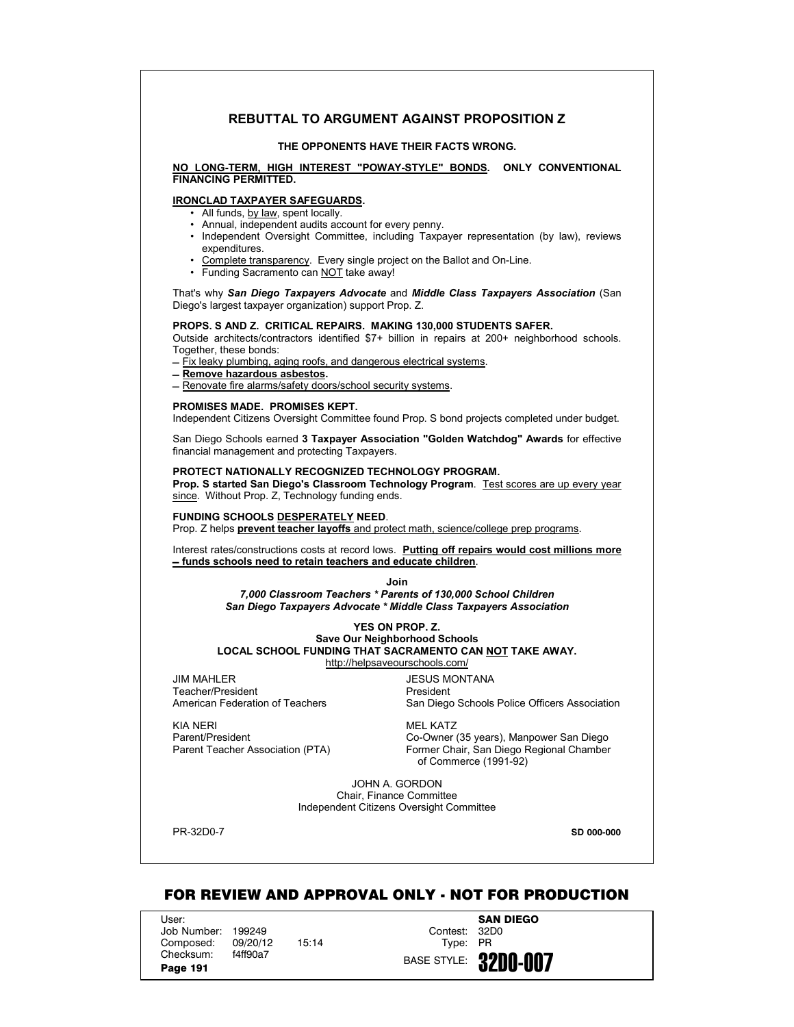## REBUTTAL TO ARGUMENT AGAINST PROPOSITION Z

**THE OPPONENTS HAVE THEIR FACTS WRONG.**

**NO LONG-TERM, HIGH INTEREST "POWAY-STYLE" BONDS. ONLY CONVENTIONAL FINANCING PERMITTED.**

**IRONCLAD TAXPAYER SAFEGUARDS.**

- All funds, by law, spent locally.
- Annual, independent audits account for every penny.
- Independent Oversight Committee, including Taxpayer representation (by law), reviews expenditures.
- Complete transparency. Every single project on the Ballot and On-Line.
- Funding Sacramento can NOT take away!

That's why ***San Diego Taxpayers Advocate*** and ***Middle Class Taxpayers Association*** (San Diego's largest taxpayer organization) support Prop. Z.

**PROPS. S AND Z. CRITICAL REPAIRS. MAKING 130,000 STUDENTS SAFER.**
Outside architects/contractors identified $7+ billion in repairs at 200+ neighborhood schools. Together, these bonds:

– Fix leaky plumbing, aging roofs, and dangerous electrical systems.
– **Remove hazardous asbestos.**
– Renovate fire alarms/safety doors/school security systems.

**PROMISES MADE. PROMISES KEPT.**
Independent Citizens Oversight Committee found Prop. S bond projects completed under budget.

San Diego Schools earned **3 Taxpayer Association "Golden Watchdog" Awards** for effective financial management and protecting Taxpayers.

**PROTECT NATIONALLY RECOGNIZED TECHNOLOGY PROGRAM.**
**Prop. S started San Diego's Classroom Technology Program**. Test scores are up every year since. Without Prop. Z, Technology funding ends.

**FUNDING SCHOOLS DESPERATELY NEED**.
Prop. Z helps **prevent teacher layoffs** and protect math, science/college prep programs.

Interest rates/constructions costs at record lows. **Putting off repairs would cost millions more – funds schools need to retain teachers and educate children**.

**Join**
***7,000 Classroom Teachers * Parents of 130,000 School Children***
***San Diego Taxpayers Advocate * Middle Class Taxpayers Association***

**YES ON PROP. Z.**
**Save Our Neighborhood Schools**
**LOCAL SCHOOL FUNDING THAT SACRAMENTO CAN NOT TAKE AWAY.**
http://helpsaveourschools.com/

JIM MAHLER
Teacher/President
American Federation of Teachers

JESUS MONTANA
President
San Diego Schools Police Officers Association

KIA NERI
Parent/President
Parent Teacher Association (PTA)

MEL KATZ
Co-Owner (35 years), Manpower San Diego
Former Chair, San Diego Regional Chamber of Commerce (1991-92)

JOHN A. GORDON
Chair, Finance Committee
Independent Citizens Oversight Committee

PR-32D0-7 **SD 000-000**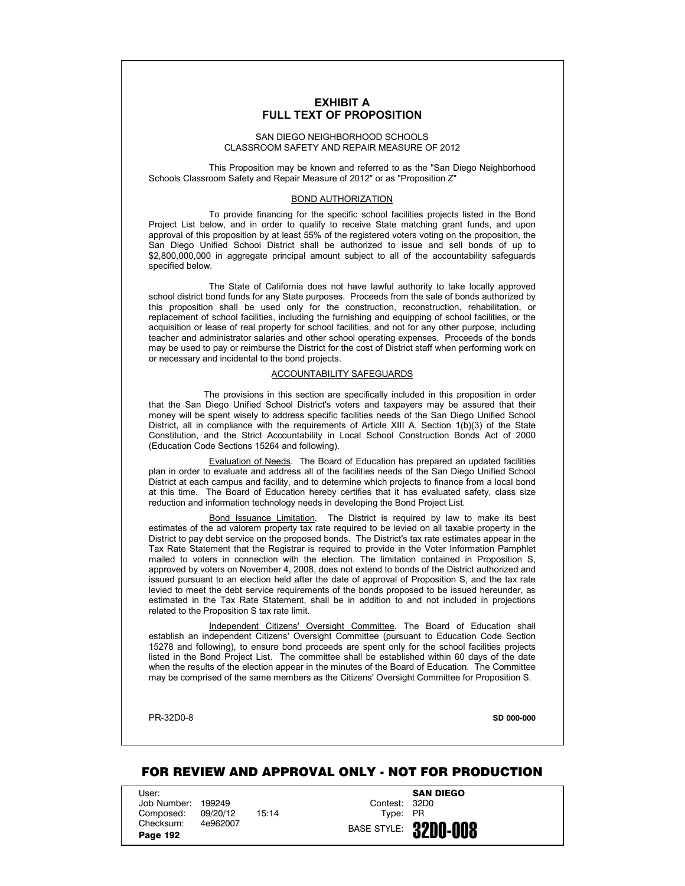# EXHIBIT A
# FULL TEXT OF PROPOSITION

SAN DIEGO NEIGHBORHOOD SCHOOLS
CLASSROOM SAFETY AND REPAIR MEASURE OF 2012

This Proposition may be known and referred to as the "San Diego Neighborhood Schools Classroom Safety and Repair Measure of 2012" or as "Proposition Z"

## BOND AUTHORIZATION

To provide financing for the specific school facilities projects listed in the Bond Project List below, and in order to qualify to receive State matching grant funds, and upon approval of this proposition by at least 55% of the registered voters voting on the proposition, the San Diego Unified School District shall be authorized to issue and sell bonds of up to $2,800,000,000 in aggregate principal amount subject to all of the accountability safeguards specified below.

The State of California does not have lawful authority to take locally approved school district bond funds for any State purposes. Proceeds from the sale of bonds authorized by this proposition shall be used only for the construction, reconstruction, rehabilitation, or replacement of school facilities, including the furnishing and equipping of school facilities, or the acquisition or lease of real property for school facilities, and not for any other purpose, including teacher and administrator salaries and other school operating expenses. Proceeds of the bonds may be used to pay or reimburse the District for the cost of District staff when performing work on or necessary and incidental to the bond projects.

## ACCOUNTABILITY SAFEGUARDS

The provisions in this section are specifically included in this proposition in order that the San Diego Unified School District's voters and taxpayers may be assured that their money will be spent wisely to address specific facilities needs of the San Diego Unified School District, all in compliance with the requirements of Article XIII A, Section 1(b)(3) of the State Constitution, and the Strict Accountability in Local School Construction Bonds Act of 2000 (Education Code Sections 15264 and following).

Evaluation of Needs. The Board of Education has prepared an updated facilities plan in order to evaluate and address all of the facilities needs of the San Diego Unified School District at each campus and facility, and to determine which projects to finance from a local bond at this time. The Board of Education hereby certifies that it has evaluated safety, class size reduction and information technology needs in developing the Bond Project List.

Bond Issuance Limitation. The District is required by law to make its best estimates of the ad valorem property tax rate required to be levied on all taxable property in the District to pay debt service on the proposed bonds. The District's tax rate estimates appear in the Tax Rate Statement that the Registrar is required to provide in the Voter Information Pamphlet mailed to voters in connection with the election. The limitation contained in Proposition S, approved by voters on November 4, 2008, does not extend to bonds of the District authorized and issued pursuant to an election held after the date of approval of Proposition S, and the tax rate levied to meet the debt service requirements of the bonds proposed to be issued hereunder, as estimated in the Tax Rate Statement, shall be in addition to and not included in projections related to the Proposition S tax rate limit.

Independent Citizens' Oversight Committee. The Board of Education shall establish an independent Citizens' Oversight Committee (pursuant to Education Code Section 15278 and following), to ensure bond proceeds are spent only for the school facilities projects listed in the Bond Project List. The committee shall be established within 60 days of the date when the results of the election appear in the minutes of the Board of Education. The Committee may be comprised of the same members as the Citizens' Oversight Committee for Proposition S.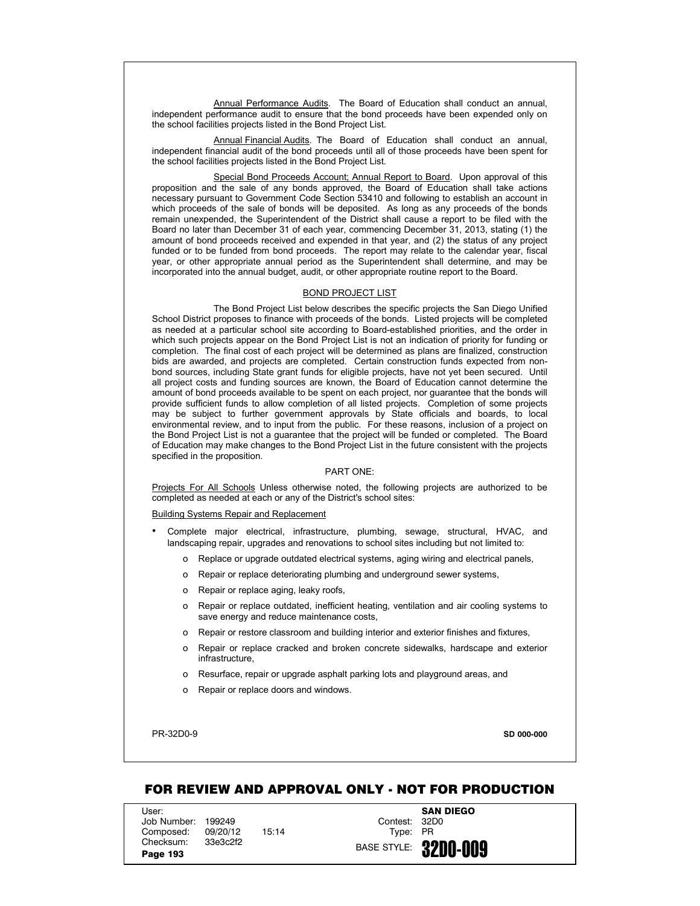<u>Annual Performance Audits</u>. The Board of Education shall conduct an annual, independent performance audit to ensure that the bond proceeds have been expended only on the school facilities projects listed in the Bond Project List.

<u>Annual Financial Audits</u>. The Board of Education shall conduct an annual, independent financial audit of the bond proceeds until all of those proceeds have been spent for the school facilities projects listed in the Bond Project List.

<u>Special Bond Proceeds Account; Annual Report to Board</u>. Upon approval of this proposition and the sale of any bonds approved, the Board of Education shall take actions necessary pursuant to Government Code Section 53410 and following to establish an account in which proceeds of the sale of bonds will be deposited. As long as any proceeds of the bonds remain unexpended, the Superintendent of the District shall cause a report to be filed with the Board no later than December 31 of each year, commencing December 31, 2013, stating (1) the amount of bond proceeds received and expended in that year, and (2) the status of any project funded or to be funded from bond proceeds. The report may relate to the calendar year, fiscal year, or other appropriate annual period as the Superintendent shall determine, and may be incorporated into the annual budget, audit, or other appropriate routine report to the Board.

## BOND PROJECT LIST

The Bond Project List below describes the specific projects the San Diego Unified School District proposes to finance with proceeds of the bonds. Listed projects will be completed as needed at a particular school site according to Board-established priorities, and the order in which such projects appear on the Bond Project List is not an indication of priority for funding or completion. The final cost of each project will be determined as plans are finalized, construction bids are awarded, and projects are completed. Certain construction funds expected from non-bond sources, including State grant funds for eligible projects, have not yet been secured. Until all project costs and funding sources are known, the Board of Education cannot determine the amount of bond proceeds available to be spent on each project, nor guarantee that the bonds will provide sufficient funds to allow completion of all listed projects. Completion of some projects may be subject to further government approvals by State officials and boards, to local environmental review, and to input from the public. For these reasons, inclusion of a project on the Bond Project List is not a guarantee that the project will be funded or completed. The Board of Education may make changes to the Bond Project List in the future consistent with the projects specified in the proposition.

### PART ONE:

<u>Projects For All Schools</u> Unless otherwise noted, the following projects are authorized to be completed as needed at each or any of the District's school sites:

<u>Building Systems Repair and Replacement</u>

- Complete major electrical, infrastructure, plumbing, sewage, structural, HVAC, and landscaping repair, upgrades and renovations to school sites including but not limited to:
    - Replace or upgrade outdated electrical systems, aging wiring and electrical panels,
    - Repair or replace deteriorating plumbing and underground sewer systems,
    - Repair or replace aging, leaky roofs,
    - Repair or replace outdated, inefficient heating, ventilation and air cooling systems to save energy and reduce maintenance costs,
    - Repair or restore classroom and building interior and exterior finishes and fixtures,
    - Repair or replace cracked and broken concrete sidewalks, hardscape and exterior infrastructure,
    - Resurface, repair or upgrade asphalt parking lots and playground areas, and
    - Repair or replace doors and windows.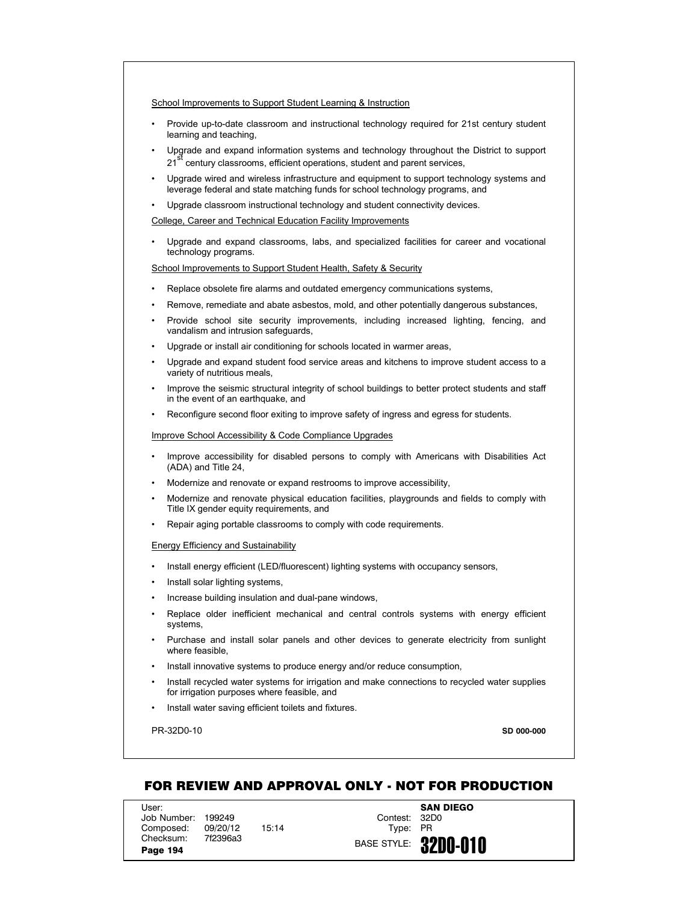School Improvements to Support Student Learning & Instruction

- Provide up-to-date classroom and instructional technology required for 21st century student learning and teaching,
- Upgrade and expand information systems and technology throughout the District to support 21st century classrooms, efficient operations, student and parent services,
- Upgrade wired and wireless infrastructure and equipment to support technology systems and leverage federal and state matching funds for school technology programs, and
- Upgrade classroom instructional technology and student connectivity devices.

College, Career and Technical Education Facility Improvements

- Upgrade and expand classrooms, labs, and specialized facilities for career and vocational technology programs.

School Improvements to Support Student Health, Safety & Security

- Replace obsolete fire alarms and outdated emergency communications systems,
- Remove, remediate and abate asbestos, mold, and other potentially dangerous substances,
- Provide school site security improvements, including increased lighting, fencing, and vandalism and intrusion safeguards,
- Upgrade or install air conditioning for schools located in warmer areas,
- Upgrade and expand student food service areas and kitchens to improve student access to a variety of nutritious meals,
- Improve the seismic structural integrity of school buildings to better protect students and staff in the event of an earthquake, and
- Reconfigure second floor exiting to improve safety of ingress and egress for students.

Improve School Accessibility & Code Compliance Upgrades

- Improve accessibility for disabled persons to comply with Americans with Disabilities Act (ADA) and Title 24,
- Modernize and renovate or expand restrooms to improve accessibility,
- Modernize and renovate physical education facilities, playgrounds and fields to comply with Title IX gender equity requirements, and
- Repair aging portable classrooms to comply with code requirements.

Energy Efficiency and Sustainability

- Install energy efficient (LED/fluorescent) lighting systems with occupancy sensors,
- Install solar lighting systems,
- Increase building insulation and dual-pane windows,
- Replace older inefficient mechanical and central controls systems with energy efficient systems,
- Purchase and install solar panels and other devices to generate electricity from sunlight where feasible,
- Install innovative systems to produce energy and/or reduce consumption,
- Install recycled water systems for irrigation and make connections to recycled water supplies for irrigation purposes where feasible, and
- Install water saving efficient toilets and fixtures.

PR-32D0-10 **SD 000-000**

**FOR REVIEW AND APPROVAL ONLY - NOT FOR PRODUCTION**

| User: | | | Contest: 32D0 | SAN DIEGO |
| --- | --- | --- | --- | --- |
| Job Number: | 199249 | | Type: PR | |
| Composed: | 09/20/12 | 15:14 | BASE STYLE: | 32D0-010 |
| Checksum: | 7f2396a3 | | | |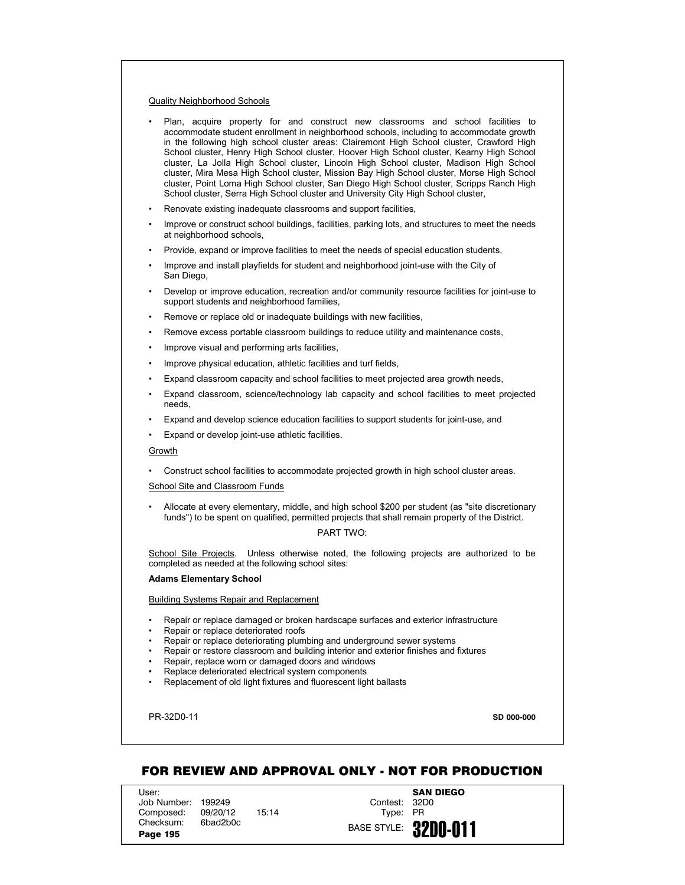Quality Neighborhood Schools

- Plan, acquire property for and construct new classrooms and school facilities to accommodate student enrollment in neighborhood schools, including to accommodate growth in the following high school cluster areas: Clairemont High School cluster, Crawford High School cluster, Henry High School cluster, Hoover High School cluster, Kearny High School cluster, La Jolla High School cluster, Lincoln High School cluster, Madison High School cluster, Mira Mesa High School cluster, Mission Bay High School cluster, Morse High School cluster, Point Loma High School cluster, San Diego High School cluster, Scripps Ranch High School cluster, Serra High School cluster and University City High School cluster,
- Renovate existing inadequate classrooms and support facilities,
- Improve or construct school buildings, facilities, parking lots, and structures to meet the needs at neighborhood schools,
- Provide, expand or improve facilities to meet the needs of special education students,
- Improve and install playfields for student and neighborhood joint-use with the City of San Diego,
- Develop or improve education, recreation and/or community resource facilities for joint-use to support students and neighborhood families,
- Remove or replace old or inadequate buildings with new facilities,
- Remove excess portable classroom buildings to reduce utility and maintenance costs,
- Improve visual and performing arts facilities,
- Improve physical education, athletic facilities and turf fields,
- Expand classroom capacity and school facilities to meet projected area growth needs,
- Expand classroom, science/technology lab capacity and school facilities to meet projected needs,
- Expand and develop science education facilities to support students for joint-use, and
- Expand or develop joint-use athletic facilities.

Growth

- Construct school facilities to accommodate projected growth in high school cluster areas.

School Site and Classroom Funds

- Allocate at every elementary, middle, and high school $200 per student (as "site discretionary funds") to be spent on qualified, permitted projects that shall remain property of the District.

PART TWO:

School Site Projects. Unless otherwise noted, the following projects are authorized to be completed as needed at the following school sites:

**Adams Elementary School**

Building Systems Repair and Replacement

- Repair or replace damaged or broken hardscape surfaces and exterior infrastructure
- Repair or replace deteriorated roofs
- Repair or replace deteriorating plumbing and underground sewer systems
- Repair or restore classroom and building interior and exterior finishes and fixtures
- Repair, replace worn or damaged doors and windows
- Replace deteriorated electrical system components
- Replacement of old light fixtures and fluorescent light ballasts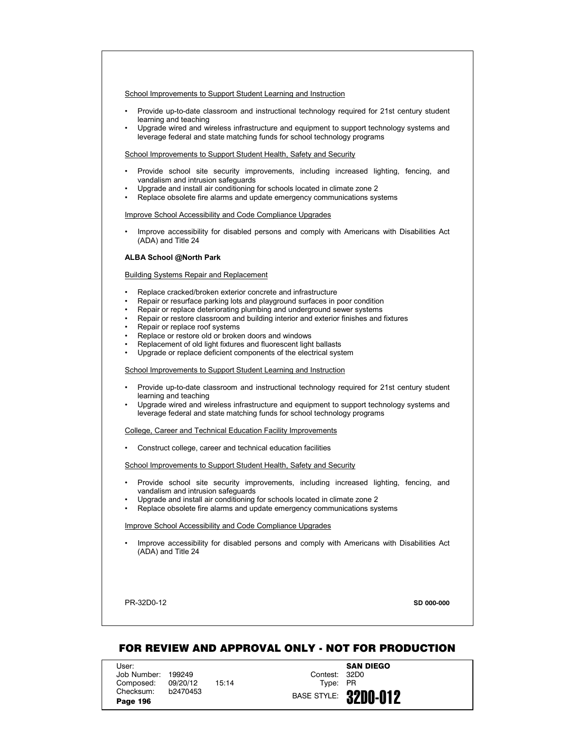School Improvements to Support Student Learning and Instruction

- Provide up-to-date classroom and instructional technology required for 21st century student learning and teaching
- Upgrade wired and wireless infrastructure and equipment to support technology systems and leverage federal and state matching funds for school technology programs

School Improvements to Support Student Health, Safety and Security

- Provide school site security improvements, including increased lighting, fencing, and vandalism and intrusion safeguards
- Upgrade and install air conditioning for schools located in climate zone 2
- Replace obsolete fire alarms and update emergency communications systems

Improve School Accessibility and Code Compliance Upgrades

- Improve accessibility for disabled persons and comply with Americans with Disabilities Act (ADA) and Title 24

**ALBA School @North Park**

Building Systems Repair and Replacement

- Replace cracked/broken exterior concrete and infrastructure
- Repair or resurface parking lots and playground surfaces in poor condition
- Repair or replace deteriorating plumbing and underground sewer systems
- Repair or restore classroom and building interior and exterior finishes and fixtures
- Repair or replace roof systems
- Replace or restore old or broken doors and windows
- Replacement of old light fixtures and fluorescent light ballasts
- Upgrade or replace deficient components of the electrical system

School Improvements to Support Student Learning and Instruction

- Provide up-to-date classroom and instructional technology required for 21st century student learning and teaching
- Upgrade wired and wireless infrastructure and equipment to support technology systems and leverage federal and state matching funds for school technology programs

College, Career and Technical Education Facility Improvements

- Construct college, career and technical education facilities

School Improvements to Support Student Health, Safety and Security

- Provide school site security improvements, including increased lighting, fencing, and vandalism and intrusion safeguards
- Upgrade and install air conditioning for schools located in climate zone 2
- Replace obsolete fire alarms and update emergency communications systems

Improve School Accessibility and Code Compliance Upgrades

- Improve accessibility for disabled persons and comply with Americans with Disabilities Act (ADA) and Title 24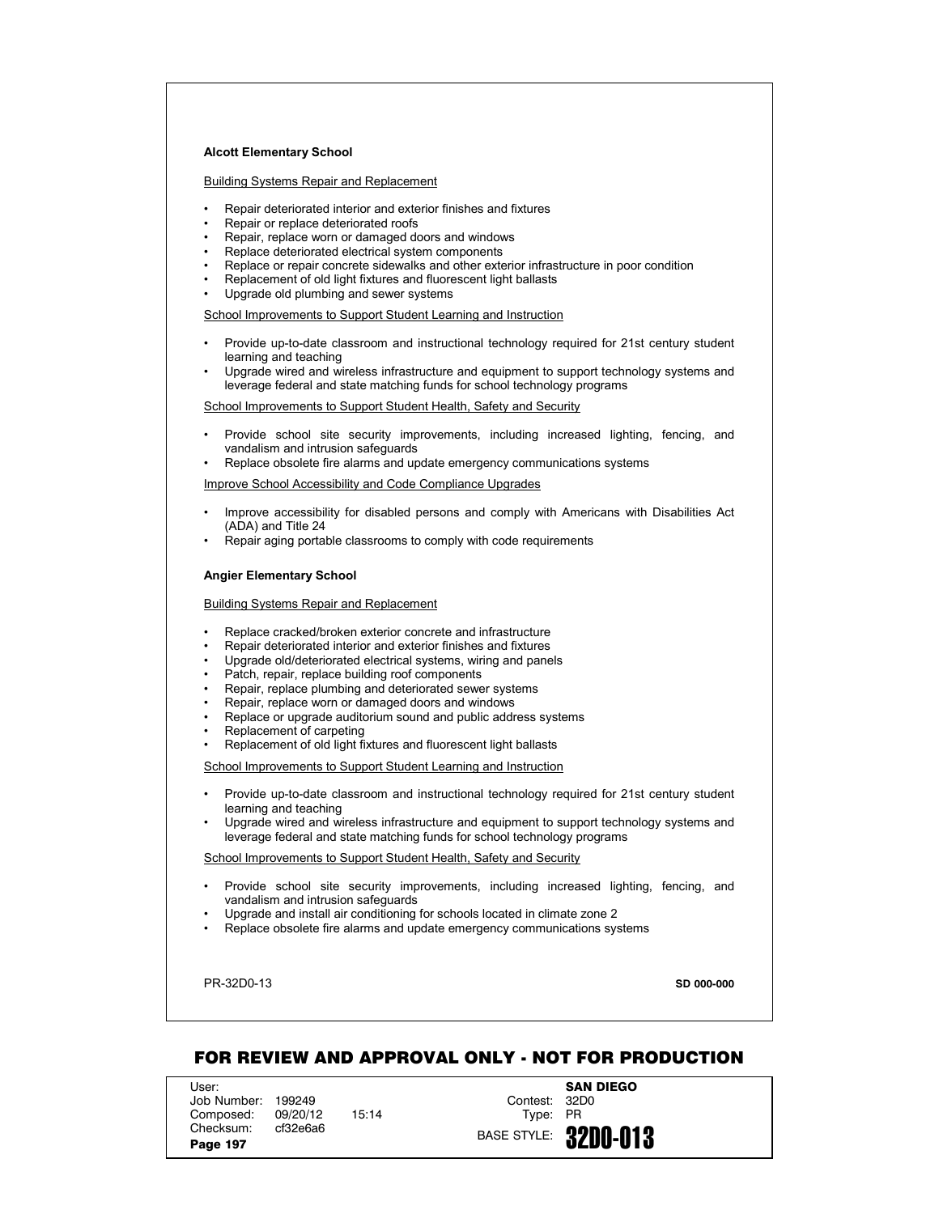**Alcott Elementary School**

Building Systems Repair and Replacement

- Repair deteriorated interior and exterior finishes and fixtures
- Repair or replace deteriorated roofs
- Repair, replace worn or damaged doors and windows
- Replace deteriorated electrical system components
- Replace or repair concrete sidewalks and other exterior infrastructure in poor condition
- Replacement of old light fixtures and fluorescent light ballasts
- Upgrade old plumbing and sewer systems

School Improvements to Support Student Learning and Instruction

- Provide up-to-date classroom and instructional technology required for 21st century student learning and teaching
- Upgrade wired and wireless infrastructure and equipment to support technology systems and leverage federal and state matching funds for school technology programs

School Improvements to Support Student Health, Safety and Security

- Provide school site security improvements, including increased lighting, fencing, and vandalism and intrusion safeguards
- Replace obsolete fire alarms and update emergency communications systems

Improve School Accessibility and Code Compliance Upgrades

- Improve accessibility for disabled persons and comply with Americans with Disabilities Act (ADA) and Title 24
- Repair aging portable classrooms to comply with code requirements

**Angier Elementary School**

Building Systems Repair and Replacement

- Replace cracked/broken exterior concrete and infrastructure
- Repair deteriorated interior and exterior finishes and fixtures
- Upgrade old/deteriorated electrical systems, wiring and panels
- Patch, repair, replace building roof components
- Repair, replace plumbing and deteriorated sewer systems
- Repair, replace worn or damaged doors and windows
- Replace or upgrade auditorium sound and public address systems
- Replacement of carpeting
- Replacement of old light fixtures and fluorescent light ballasts

School Improvements to Support Student Learning and Instruction

- Provide up-to-date classroom and instructional technology required for 21st century student learning and teaching
- Upgrade wired and wireless infrastructure and equipment to support technology systems and leverage federal and state matching funds for school technology programs

School Improvements to Support Student Health, Safety and Security

- Provide school site security improvements, including increased lighting, fencing, and vandalism and intrusion safeguards
- Upgrade and install air conditioning for schools located in climate zone 2
- Replace obsolete fire alarms and update emergency communications systems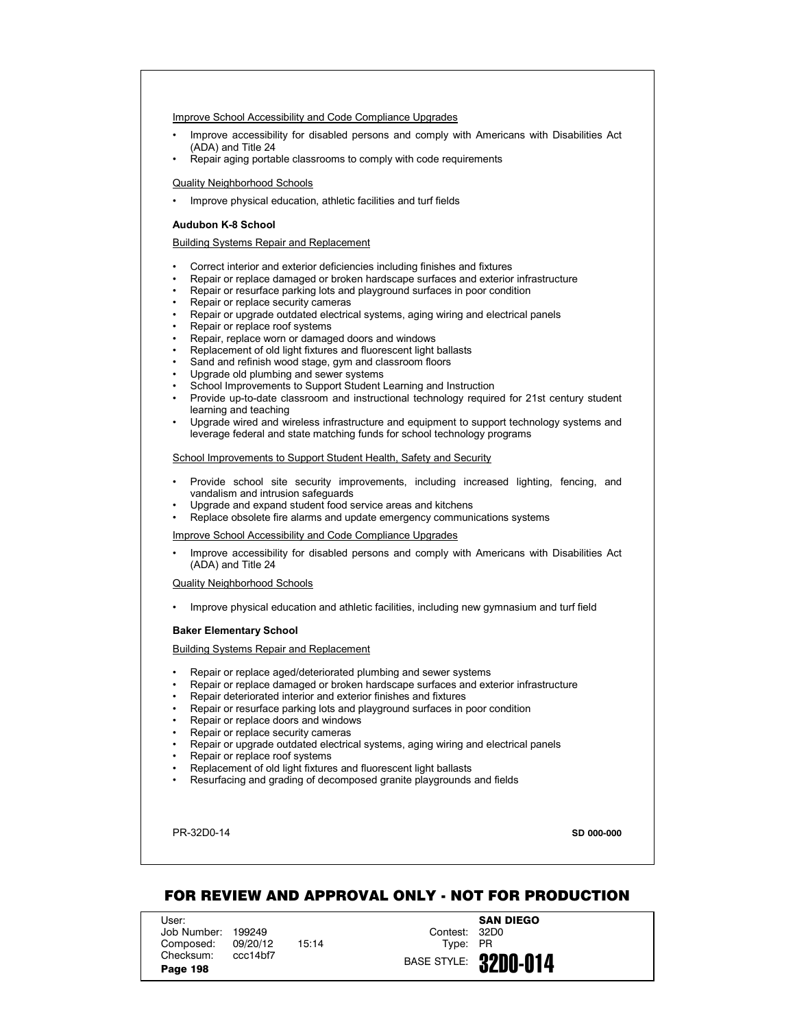Improve School Accessibility and Code Compliance Upgrades

- Improve accessibility for disabled persons and comply with Americans with Disabilities Act (ADA) and Title 24
- Repair aging portable classrooms to comply with code requirements

Quality Neighborhood Schools

- Improve physical education, athletic facilities and turf fields

**Audubon K-8 School**

Building Systems Repair and Replacement

- Correct interior and exterior deficiencies including finishes and fixtures
- Repair or replace damaged or broken hardscape surfaces and exterior infrastructure
- Repair or resurface parking lots and playground surfaces in poor condition
- Repair or replace security cameras
- Repair or upgrade outdated electrical systems, aging wiring and electrical panels
- Repair or replace roof systems
- Repair, replace worn or damaged doors and windows
- Replacement of old light fixtures and fluorescent light ballasts
- Sand and refinish wood stage, gym and classroom floors
- Upgrade old plumbing and sewer systems
- School Improvements to Support Student Learning and Instruction
- Provide up-to-date classroom and instructional technology required for 21st century student learning and teaching
- Upgrade wired and wireless infrastructure and equipment to support technology systems and leverage federal and state matching funds for school technology programs

School Improvements to Support Student Health, Safety and Security

- Provide school site security improvements, including increased lighting, fencing, and vandalism and intrusion safeguards
- Upgrade and expand student food service areas and kitchens
- Replace obsolete fire alarms and update emergency communications systems

Improve School Accessibility and Code Compliance Upgrades

- Improve accessibility for disabled persons and comply with Americans with Disabilities Act (ADA) and Title 24

Quality Neighborhood Schools

- Improve physical education and athletic facilities, including new gymnasium and turf field

**Baker Elementary School**

Building Systems Repair and Replacement

- Repair or replace aged/deteriorated plumbing and sewer systems
- Repair or replace damaged or broken hardscape surfaces and exterior infrastructure
- Repair deteriorated interior and exterior finishes and fixtures
- Repair or resurface parking lots and playground surfaces in poor condition
- Repair or replace doors and windows
- Repair or replace security cameras
- Repair or upgrade outdated electrical systems, aging wiring and electrical panels
- Repair or replace roof systems
- Replacement of old light fixtures and fluorescent light ballasts
- Resurfacing and grading of decomposed granite playgrounds and fields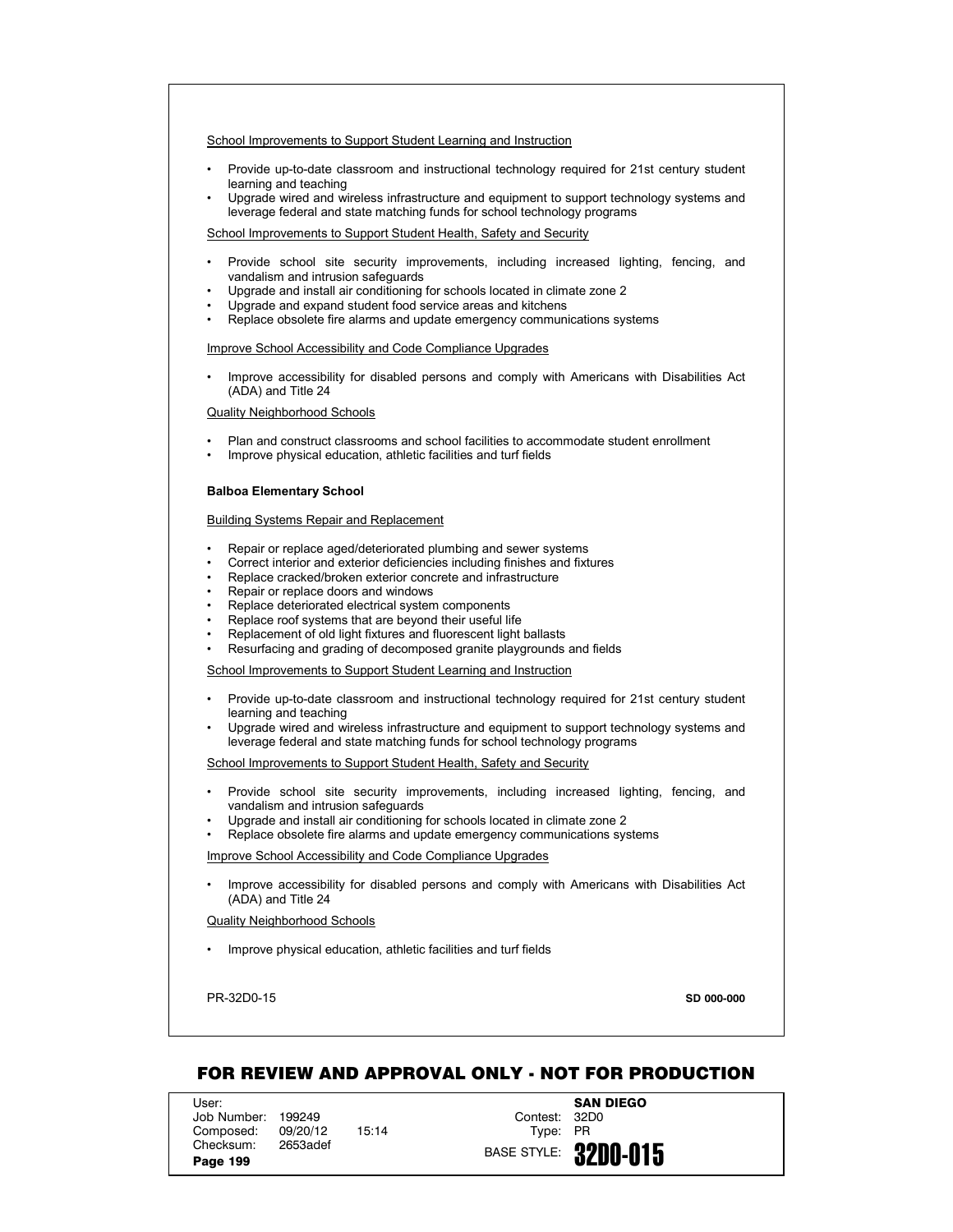School Improvements to Support Student Learning and Instruction

- Provide up-to-date classroom and instructional technology required for 21st century student learning and teaching
- Upgrade wired and wireless infrastructure and equipment to support technology systems and leverage federal and state matching funds for school technology programs

School Improvements to Support Student Health, Safety and Security

- Provide school site security improvements, including increased lighting, fencing, and vandalism and intrusion safeguards
- Upgrade and install air conditioning for schools located in climate zone 2
- Upgrade and expand student food service areas and kitchens
- Replace obsolete fire alarms and update emergency communications systems

Improve School Accessibility and Code Compliance Upgrades

- Improve accessibility for disabled persons and comply with Americans with Disabilities Act (ADA) and Title 24

Quality Neighborhood Schools

- Plan and construct classrooms and school facilities to accommodate student enrollment
- Improve physical education, athletic facilities and turf fields

**Balboa Elementary School**

Building Systems Repair and Replacement

- Repair or replace aged/deteriorated plumbing and sewer systems
- Correct interior and exterior deficiencies including finishes and fixtures
- Replace cracked/broken exterior concrete and infrastructure
- Repair or replace doors and windows
- Replace deteriorated electrical system components
- Replace roof systems that are beyond their useful life
- Replacement of old light fixtures and fluorescent light ballasts
- Resurfacing and grading of decomposed granite playgrounds and fields

School Improvements to Support Student Learning and Instruction

- Provide up-to-date classroom and instructional technology required for 21st century student learning and teaching
- Upgrade wired and wireless infrastructure and equipment to support technology systems and leverage federal and state matching funds for school technology programs

School Improvements to Support Student Health, Safety and Security

- Provide school site security improvements, including increased lighting, fencing, and vandalism and intrusion safeguards
- Upgrade and install air conditioning for schools located in climate zone 2
- Replace obsolete fire alarms and update emergency communications systems

Improve School Accessibility and Code Compliance Upgrades

- Improve accessibility for disabled persons and comply with Americans with Disabilities Act (ADA) and Title 24

Quality Neighborhood Schools

- Improve physical education, athletic facilities and turf fields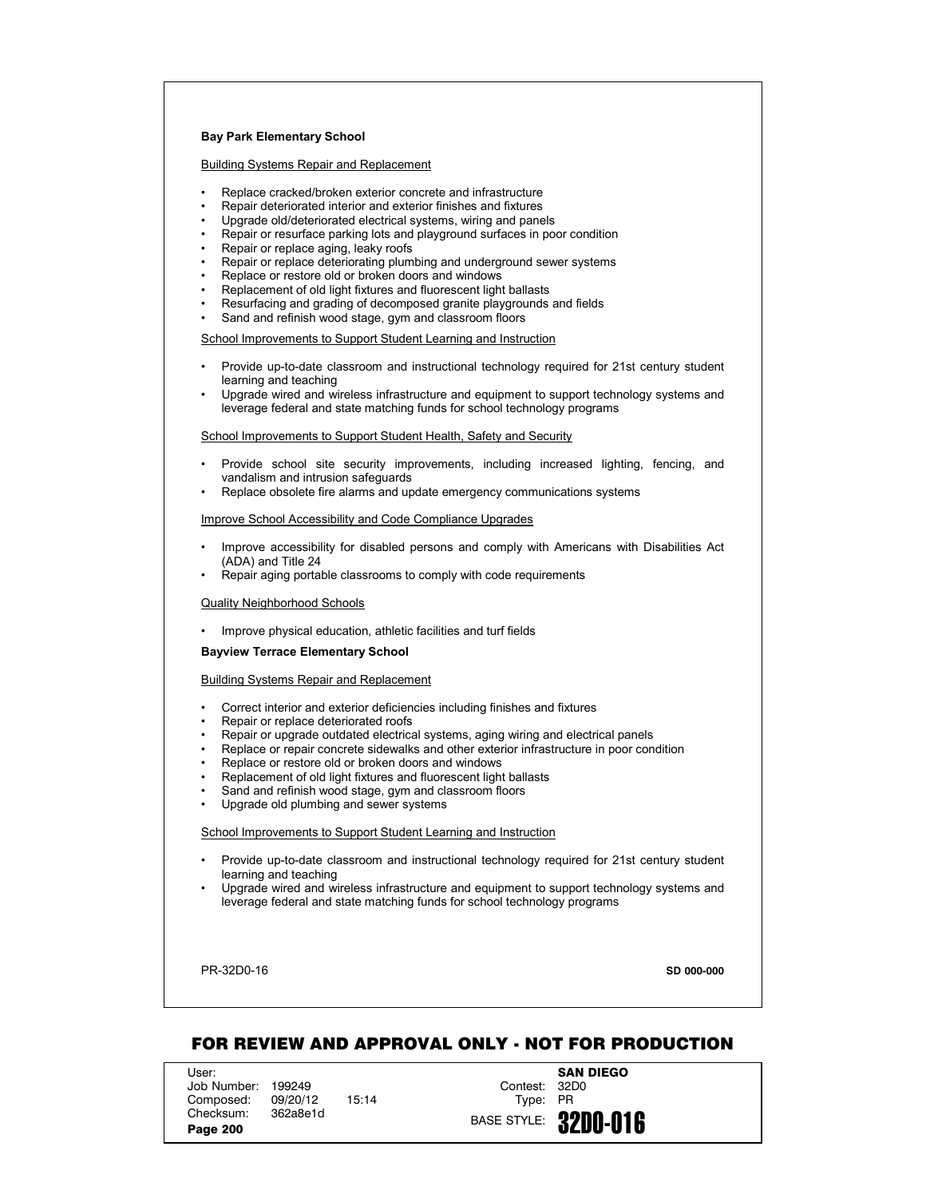**Bay Park Elementary School**

Building Systems Repair and Replacement

- Replace cracked/broken exterior concrete and infrastructure
- Repair deteriorated interior and exterior finishes and fixtures
- Upgrade old/deteriorated electrical systems, wiring and panels
- Repair or resurface parking lots and playground surfaces in poor condition
- Repair or replace aging, leaky roofs
- Repair or replace deteriorating plumbing and underground sewer systems
- Replace or restore old or broken doors and windows
- Replacement of old light fixtures and fluorescent light ballasts
- Resurfacing and grading of decomposed granite playgrounds and fields
- Sand and refinish wood stage, gym and classroom floors

School Improvements to Support Student Learning and Instruction

- Provide up-to-date classroom and instructional technology required for 21st century student learning and teaching
- Upgrade wired and wireless infrastructure and equipment to support technology systems and leverage federal and state matching funds for school technology programs

School Improvements to Support Student Health, Safety and Security

- Provide school site security improvements, including increased lighting, fencing, and vandalism and intrusion safeguards
- Replace obsolete fire alarms and update emergency communications systems

Improve School Accessibility and Code Compliance Upgrades

- Improve accessibility for disabled persons and comply with Americans with Disabilities Act (ADA) and Title 24
- Repair aging portable classrooms to comply with code requirements

Quality Neighborhood Schools

- Improve physical education, athletic facilities and turf fields

**Bayview Terrace Elementary School**

Building Systems Repair and Replacement

- Correct interior and exterior deficiencies including finishes and fixtures
- Repair or replace deteriorated roofs
- Repair or upgrade outdated electrical systems, aging wiring and electrical panels
- Replace or repair concrete sidewalks and other exterior infrastructure in poor condition
- Replace or restore old or broken doors and windows
- Replacement of old light fixtures and fluorescent light ballasts
- Sand and refinish wood stage, gym and classroom floors
- Upgrade old plumbing and sewer systems

School Improvements to Support Student Learning and Instruction

- Provide up-to-date classroom and instructional technology required for 21st century student learning and teaching
- Upgrade wired and wireless infrastructure and equipment to support technology systems and leverage federal and state matching funds for school technology programs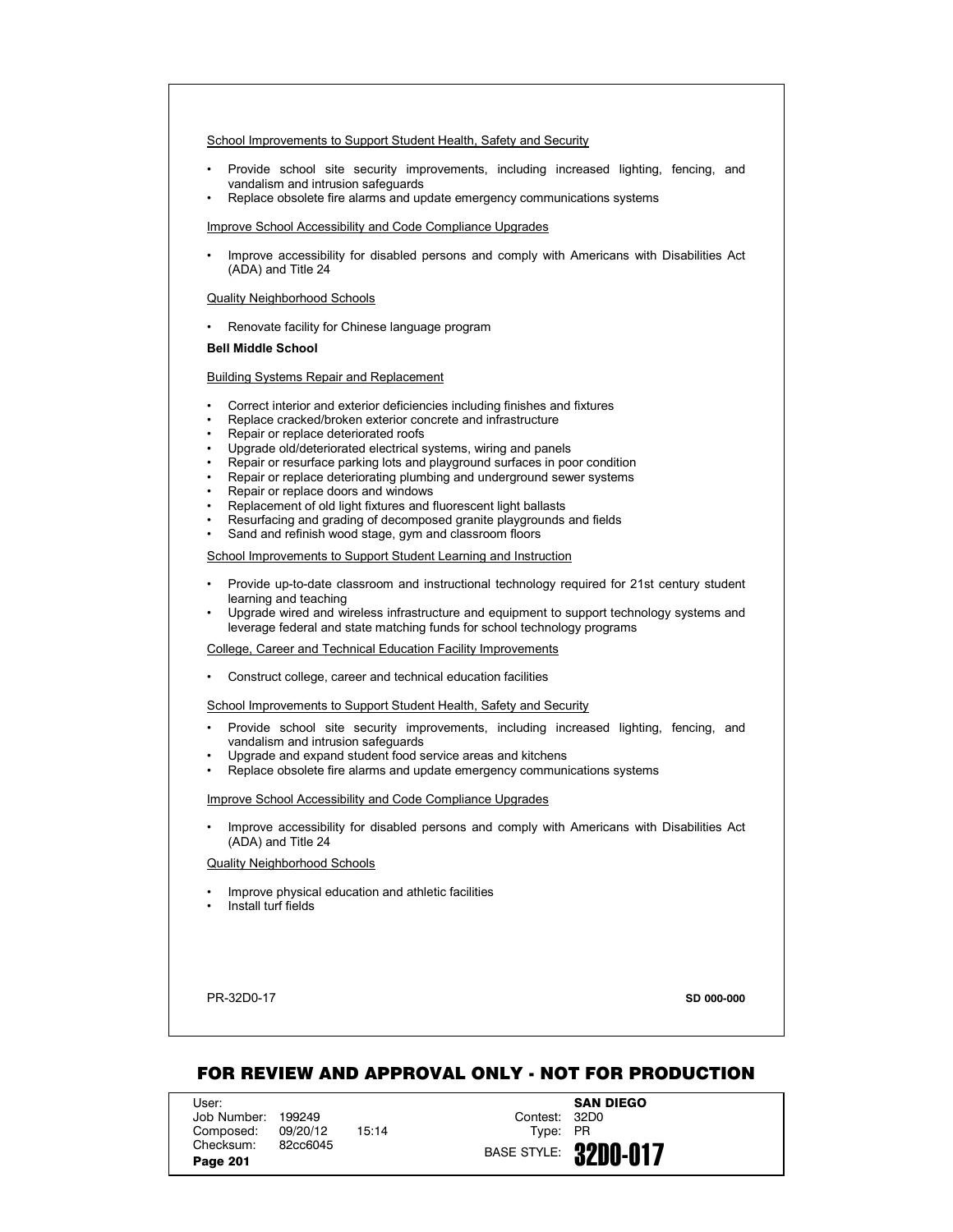School Improvements to Support Student Health, Safety and Security

- Provide school site security improvements, including increased lighting, fencing, and vandalism and intrusion safeguards
- Replace obsolete fire alarms and update emergency communications systems

Improve School Accessibility and Code Compliance Upgrades

- Improve accessibility for disabled persons and comply with Americans with Disabilities Act (ADA) and Title 24

Quality Neighborhood Schools

- Renovate facility for Chinese language program

**Bell Middle School**

Building Systems Repair and Replacement

- Correct interior and exterior deficiencies including finishes and fixtures
- Replace cracked/broken exterior concrete and infrastructure
- Repair or replace deteriorated roofs
- Upgrade old/deteriorated electrical systems, wiring and panels
- Repair or resurface parking lots and playground surfaces in poor condition
- Repair or replace deteriorating plumbing and underground sewer systems
- Repair or replace doors and windows
- Replacement of old light fixtures and fluorescent light ballasts
- Resurfacing and grading of decomposed granite playgrounds and fields
- Sand and refinish wood stage, gym and classroom floors

School Improvements to Support Student Learning and Instruction

- Provide up-to-date classroom and instructional technology required for 21st century student learning and teaching
- Upgrade wired and wireless infrastructure and equipment to support technology systems and leverage federal and state matching funds for school technology programs

College, Career and Technical Education Facility Improvements

- Construct college, career and technical education facilities

School Improvements to Support Student Health, Safety and Security

- Provide school site security improvements, including increased lighting, fencing, and vandalism and intrusion safeguards
- Upgrade and expand student food service areas and kitchens
- Replace obsolete fire alarms and update emergency communications systems

Improve School Accessibility and Code Compliance Upgrades

- Improve accessibility for disabled persons and comply with Americans with Disabilities Act (ADA) and Title 24

Quality Neighborhood Schools

- Improve physical education and athletic facilities
- Install turf fields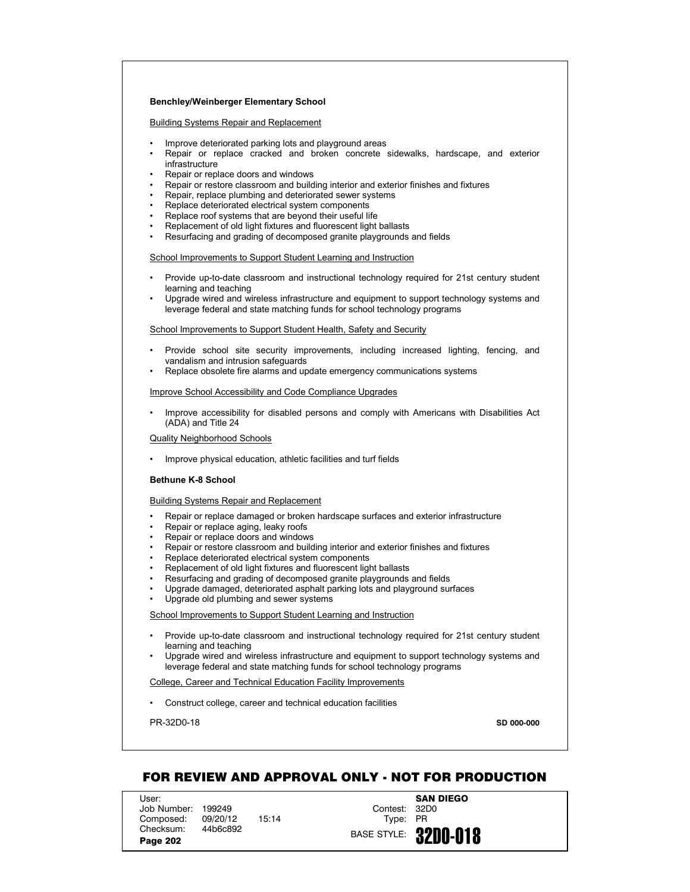**Benchley/Weinberger Elementary School**

Building Systems Repair and Replacement

- Improve deteriorated parking lots and playground areas
- Repair or replace cracked and broken concrete sidewalks, hardscape, and exterior infrastructure
- Repair or replace doors and windows
- Repair or restore classroom and building interior and exterior finishes and fixtures
- Repair, replace plumbing and deteriorated sewer systems
- Replace deteriorated electrical system components
- Replace roof systems that are beyond their useful life
- Replacement of old light fixtures and fluorescent light ballasts
- Resurfacing and grading of decomposed granite playgrounds and fields

School Improvements to Support Student Learning and Instruction

- Provide up-to-date classroom and instructional technology required for 21st century student learning and teaching
- Upgrade wired and wireless infrastructure and equipment to support technology systems and leverage federal and state matching funds for school technology programs

School Improvements to Support Student Health, Safety and Security

- Provide school site security improvements, including increased lighting, fencing, and vandalism and intrusion safeguards
- Replace obsolete fire alarms and update emergency communications systems

Improve School Accessibility and Code Compliance Upgrades

- Improve accessibility for disabled persons and comply with Americans with Disabilities Act (ADA) and Title 24

Quality Neighborhood Schools

- Improve physical education, athletic facilities and turf fields

**Bethune K-8 School**

Building Systems Repair and Replacement

- Repair or replace damaged or broken hardscape surfaces and exterior infrastructure
- Repair or replace aging, leaky roofs
- Repair or replace doors and windows
- Repair or restore classroom and building interior and exterior finishes and fixtures
- Replace deteriorated electrical system components
- Replacement of old light fixtures and fluorescent light ballasts
- Resurfacing and grading of decomposed granite playgrounds and fields
- Upgrade damaged, deteriorated asphalt parking lots and playground surfaces
- Upgrade old plumbing and sewer systems

School Improvements to Support Student Learning and Instruction

- Provide up-to-date classroom and instructional technology required for 21st century student learning and teaching
- Upgrade wired and wireless infrastructure and equipment to support technology systems and leverage federal and state matching funds for school technology programs

College, Career and Technical Education Facility Improvements

- Construct college, career and technical education facilities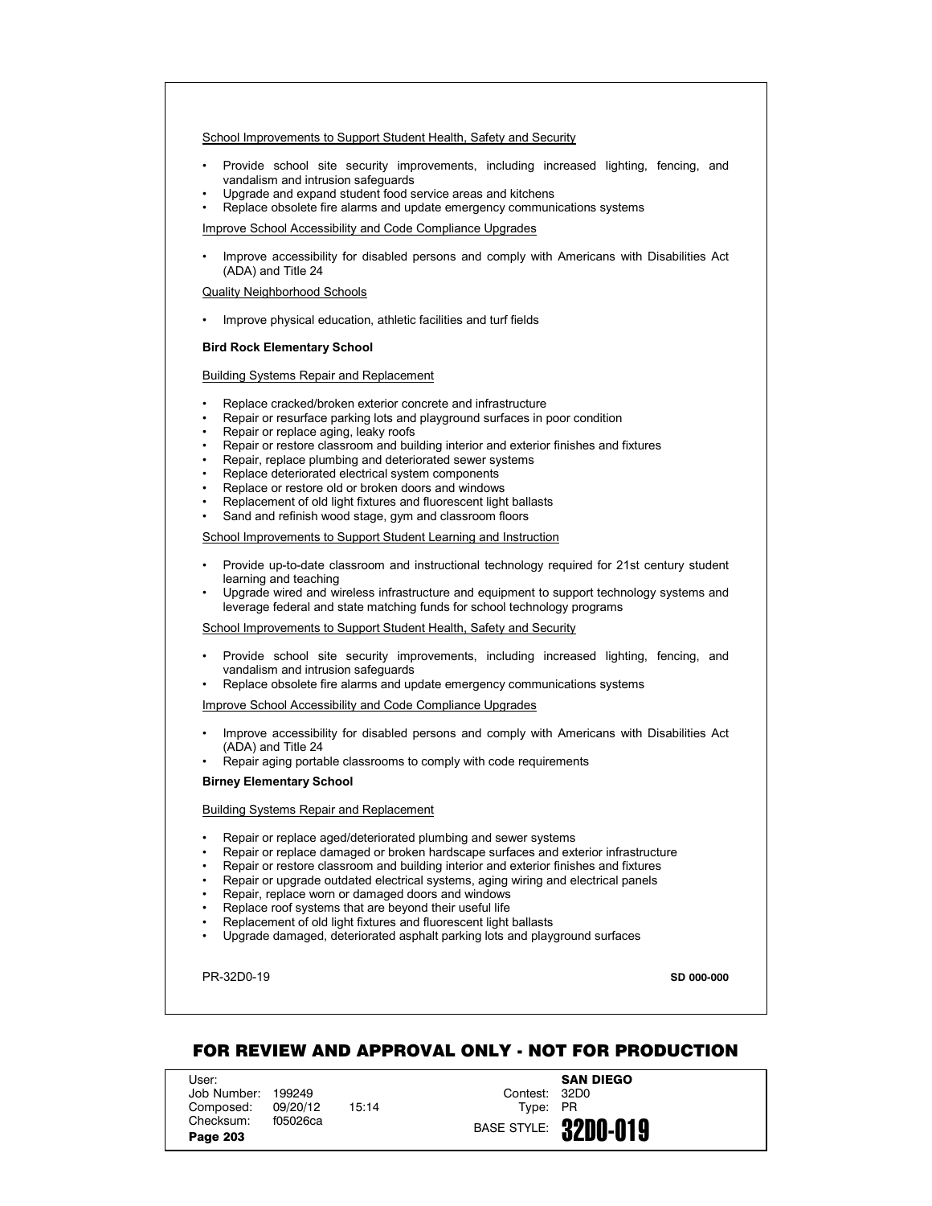School Improvements to Support Student Health, Safety and Security

- Provide school site security improvements, including increased lighting, fencing, and vandalism and intrusion safeguards
- Upgrade and expand student food service areas and kitchens
- Replace obsolete fire alarms and update emergency communications systems

Improve School Accessibility and Code Compliance Upgrades

- Improve accessibility for disabled persons and comply with Americans with Disabilities Act (ADA) and Title 24

Quality Neighborhood Schools

- Improve physical education, athletic facilities and turf fields

**Bird Rock Elementary School**

Building Systems Repair and Replacement

- Replace cracked/broken exterior concrete and infrastructure
- Repair or resurface parking lots and playground surfaces in poor condition
- Repair or replace aging, leaky roofs
- Repair or restore classroom and building interior and exterior finishes and fixtures
- Repair, replace plumbing and deteriorated sewer systems
- Replace deteriorated electrical system components
- Replace or restore old or broken doors and windows
- Replacement of old light fixtures and fluorescent light ballasts
- Sand and refinish wood stage, gym and classroom floors

School Improvements to Support Student Learning and Instruction

- Provide up-to-date classroom and instructional technology required for 21st century student learning and teaching
- Upgrade wired and wireless infrastructure and equipment to support technology systems and leverage federal and state matching funds for school technology programs

School Improvements to Support Student Health, Safety and Security

- Provide school site security improvements, including increased lighting, fencing, and vandalism and intrusion safeguards
- Replace obsolete fire alarms and update emergency communications systems

Improve School Accessibility and Code Compliance Upgrades

- Improve accessibility for disabled persons and comply with Americans with Disabilities Act (ADA) and Title 24
- Repair aging portable classrooms to comply with code requirements

**Birney Elementary School**

Building Systems Repair and Replacement

- Repair or replace aged/deteriorated plumbing and sewer systems
- Repair or replace damaged or broken hardscape surfaces and exterior infrastructure
- Repair or restore classroom and building interior and exterior finishes and fixtures
- Repair or upgrade outdated electrical systems, aging wiring and electrical panels
- Repair, replace worn or damaged doors and windows
- Replace roof systems that are beyond their useful life
- Replacement of old light fixtures and fluorescent light ballasts
- Upgrade damaged, deteriorated asphalt parking lots and playground surfaces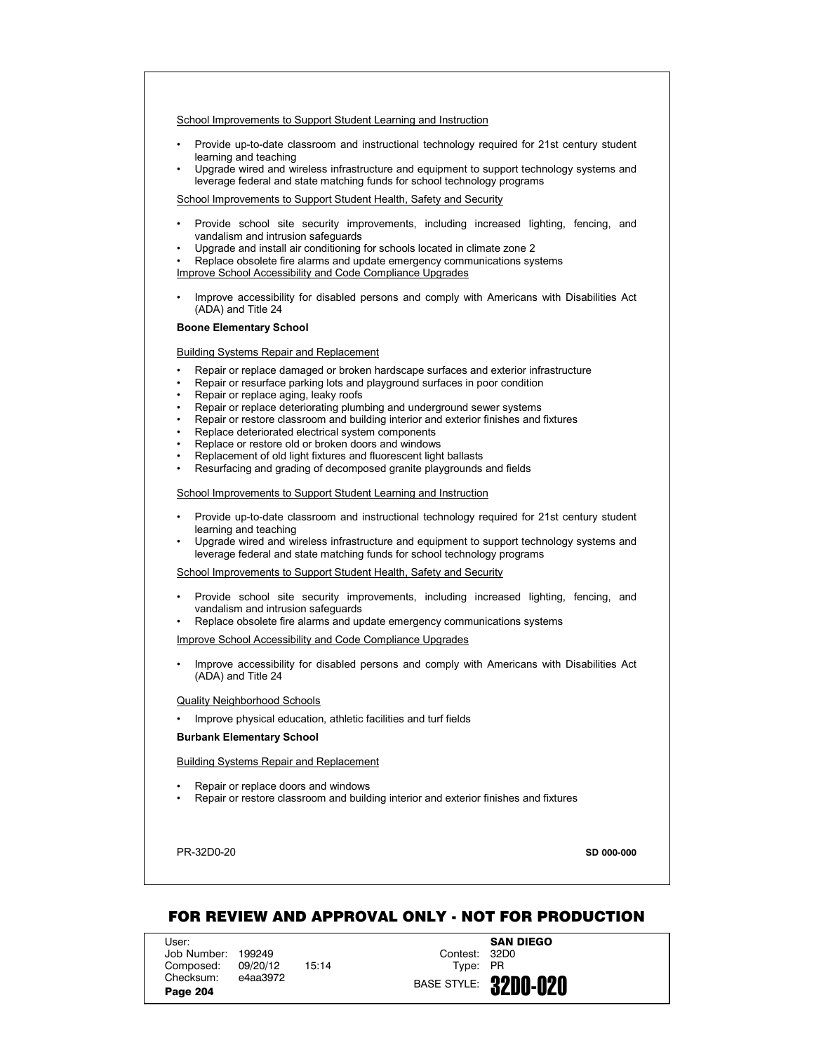School Improvements to Support Student Learning and Instruction

- Provide up-to-date classroom and instructional technology required for 21st century student learning and teaching
- Upgrade wired and wireless infrastructure and equipment to support technology systems and leverage federal and state matching funds for school technology programs

School Improvements to Support Student Health, Safety and Security

- Provide school site security improvements, including increased lighting, fencing, and vandalism and intrusion safeguards
- Upgrade and install air conditioning for schools located in climate zone 2
- Replace obsolete fire alarms and update emergency communications systems

Improve School Accessibility and Code Compliance Upgrades

- Improve accessibility for disabled persons and comply with Americans with Disabilities Act (ADA) and Title 24

**Boone Elementary School**

Building Systems Repair and Replacement

- Repair or replace damaged or broken hardscape surfaces and exterior infrastructure
- Repair or resurface parking lots and playground surfaces in poor condition
- Repair or replace aging, leaky roofs
- Repair or replace deteriorating plumbing and underground sewer systems
- Repair or restore classroom and building interior and exterior finishes and fixtures
- Replace deteriorated electrical system components
- Replace or restore old or broken doors and windows
- Replacement of old light fixtures and fluorescent light ballasts
- Resurfacing and grading of decomposed granite playgrounds and fields

School Improvements to Support Student Learning and Instruction

- Provide up-to-date classroom and instructional technology required for 21st century student learning and teaching
- Upgrade wired and wireless infrastructure and equipment to support technology systems and leverage federal and state matching funds for school technology programs

School Improvements to Support Student Health, Safety and Security

- Provide school site security improvements, including increased lighting, fencing, and vandalism and intrusion safeguards
- Replace obsolete fire alarms and update emergency communications systems

Improve School Accessibility and Code Compliance Upgrades

- Improve accessibility for disabled persons and comply with Americans with Disabilities Act (ADA) and Title 24

Quality Neighborhood Schools

- Improve physical education, athletic facilities and turf fields

**Burbank Elementary School**

Building Systems Repair and Replacement

- Repair or replace doors and windows
- Repair or restore classroom and building interior and exterior finishes and fixtures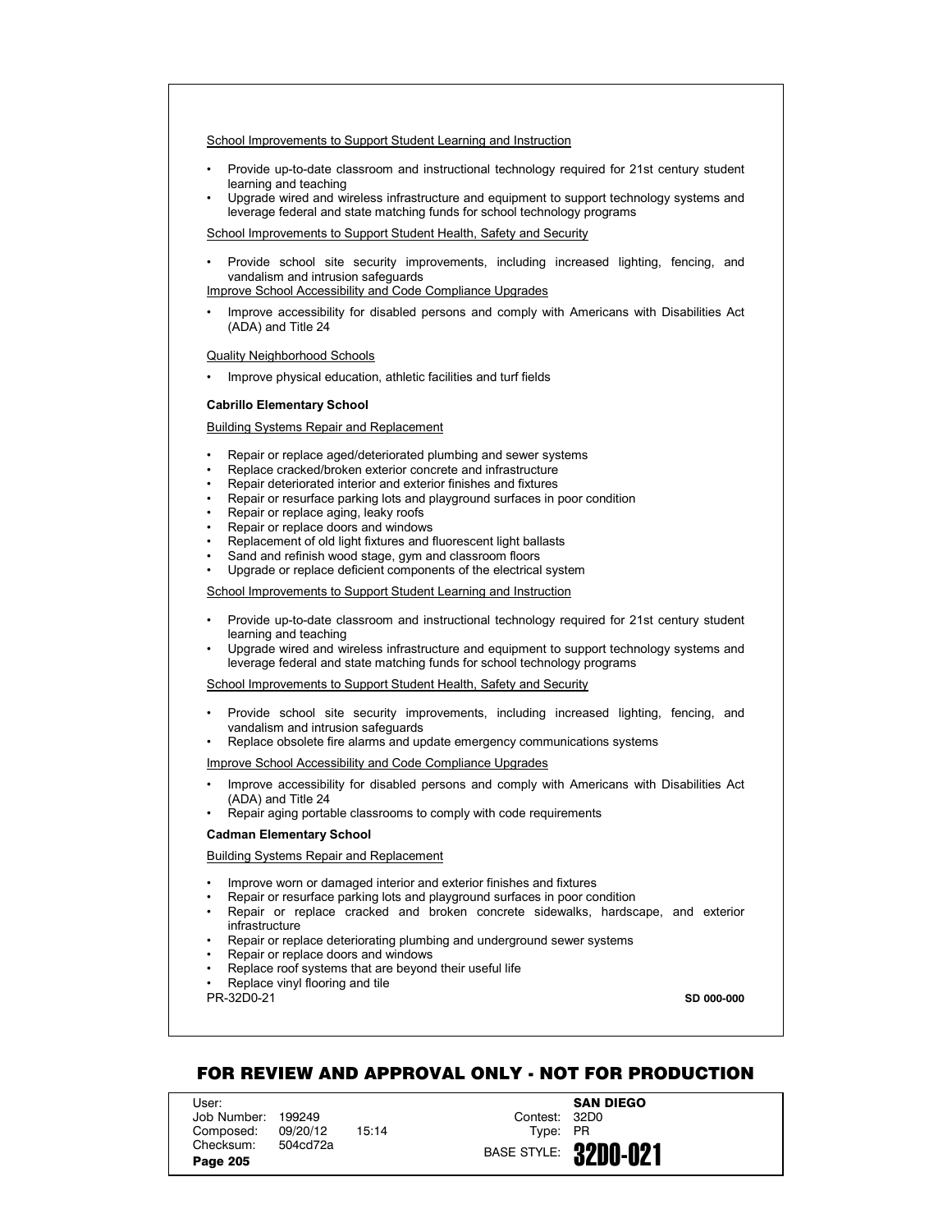School Improvements to Support Student Learning and Instruction

- Provide up-to-date classroom and instructional technology required for 21st century student learning and teaching
- Upgrade wired and wireless infrastructure and equipment to support technology systems and leverage federal and state matching funds for school technology programs

School Improvements to Support Student Health, Safety and Security

- Provide school site security improvements, including increased lighting, fencing, and vandalism and intrusion safeguards

Improve School Accessibility and Code Compliance Upgrades

- Improve accessibility for disabled persons and comply with Americans with Disabilities Act (ADA) and Title 24

Quality Neighborhood Schools

- Improve physical education, athletic facilities and turf fields

**Cabrillo Elementary School**

Building Systems Repair and Replacement

- Repair or replace aged/deteriorated plumbing and sewer systems
- Replace cracked/broken exterior concrete and infrastructure
- Repair deteriorated interior and exterior finishes and fixtures
- Repair or resurface parking lots and playground surfaces in poor condition
- Repair or replace aging, leaky roofs
- Repair or replace doors and windows
- Replacement of old light fixtures and fluorescent light ballasts
- Sand and refinish wood stage, gym and classroom floors
- Upgrade or replace deficient components of the electrical system

School Improvements to Support Student Learning and Instruction

- Provide up-to-date classroom and instructional technology required for 21st century student learning and teaching
- Upgrade wired and wireless infrastructure and equipment to support technology systems and leverage federal and state matching funds for school technology programs

School Improvements to Support Student Health, Safety and Security

- Provide school site security improvements, including increased lighting, fencing, and vandalism and intrusion safeguards
- Replace obsolete fire alarms and update emergency communications systems

Improve School Accessibility and Code Compliance Upgrades

- Improve accessibility for disabled persons and comply with Americans with Disabilities Act (ADA) and Title 24
- Repair aging portable classrooms to comply with code requirements

**Cadman Elementary School**

Building Systems Repair and Replacement

- Improve worn or damaged interior and exterior finishes and fixtures
- Repair or resurface parking lots and playground surfaces in poor condition
- Repair or replace cracked and broken concrete sidewalks, hardscape, and exterior infrastructure
- Repair or replace deteriorating plumbing and underground sewer systems
- Repair or replace doors and windows
- Replace roof systems that are beyond their useful life
- Replace vinyl flooring and tile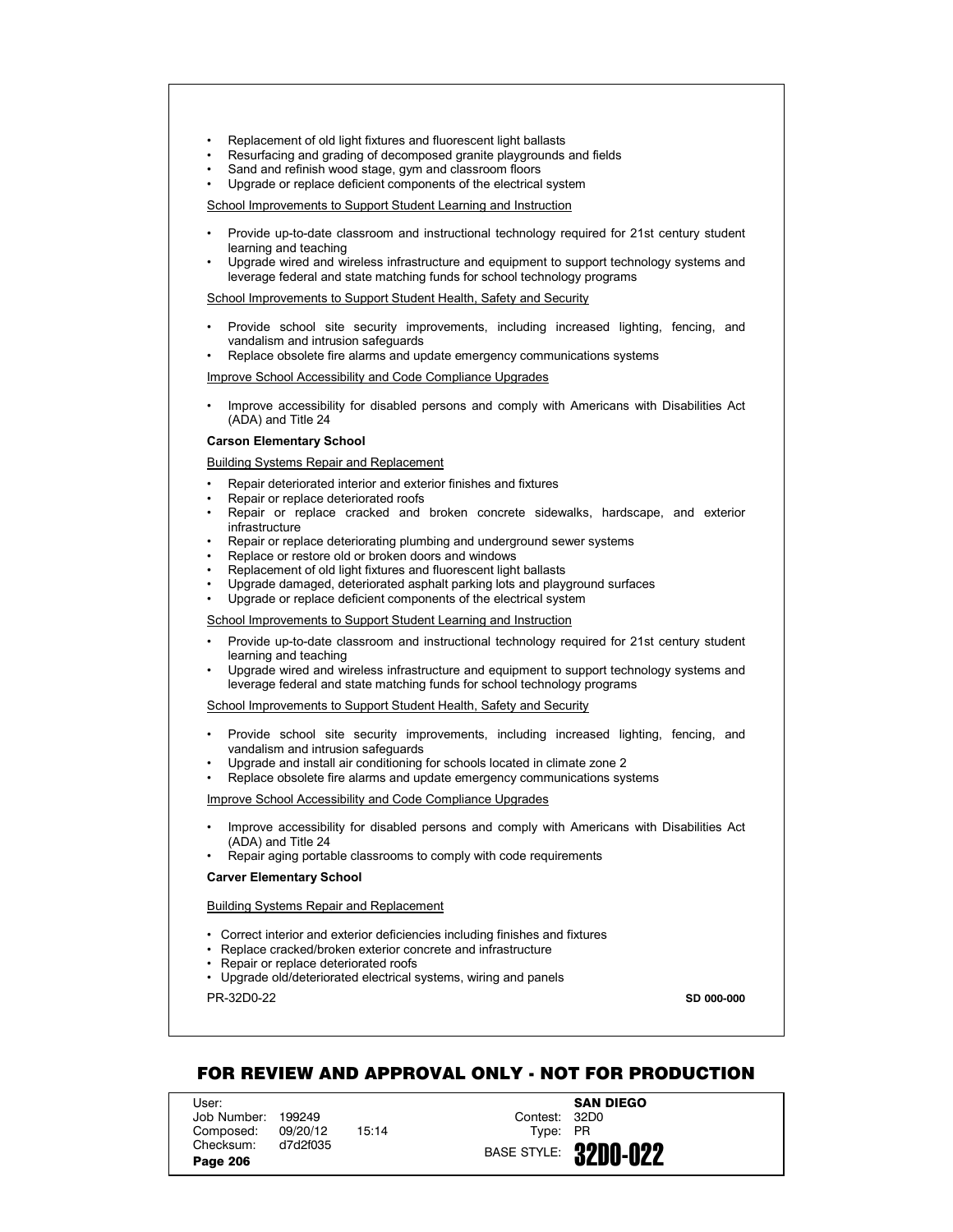- Replacement of old light fixtures and fluorescent light ballasts
- Resurfacing and grading of decomposed granite playgrounds and fields
- Sand and refinish wood stage, gym and classroom floors
- Upgrade or replace deficient components of the electrical system

School Improvements to Support Student Learning and Instruction

- Provide up-to-date classroom and instructional technology required for 21st century student learning and teaching
- Upgrade wired and wireless infrastructure and equipment to support technology systems and leverage federal and state matching funds for school technology programs

School Improvements to Support Student Health, Safety and Security

- Provide school site security improvements, including increased lighting, fencing, and vandalism and intrusion safeguards
- Replace obsolete fire alarms and update emergency communications systems

Improve School Accessibility and Code Compliance Upgrades

- Improve accessibility for disabled persons and comply with Americans with Disabilities Act (ADA) and Title 24

**Carson Elementary School**

Building Systems Repair and Replacement

- Repair deteriorated interior and exterior finishes and fixtures
- Repair or replace deteriorated roofs
- Repair or replace cracked and broken concrete sidewalks, hardscape, and exterior infrastructure
- Repair or replace deteriorating plumbing and underground sewer systems
- Replace or restore old or broken doors and windows
- Replacement of old light fixtures and fluorescent light ballasts
- Upgrade damaged, deteriorated asphalt parking lots and playground surfaces
- Upgrade or replace deficient components of the electrical system

School Improvements to Support Student Learning and Instruction

- Provide up-to-date classroom and instructional technology required for 21st century student learning and teaching
- Upgrade wired and wireless infrastructure and equipment to support technology systems and leverage federal and state matching funds for school technology programs

School Improvements to Support Student Health, Safety and Security

- Provide school site security improvements, including increased lighting, fencing, and vandalism and intrusion safeguards
- Upgrade and install air conditioning for schools located in climate zone 2
- Replace obsolete fire alarms and update emergency communications systems

Improve School Accessibility and Code Compliance Upgrades

- Improve accessibility for disabled persons and comply with Americans with Disabilities Act (ADA) and Title 24
- Repair aging portable classrooms to comply with code requirements

**Carver Elementary School**

Building Systems Repair and Replacement

- Correct interior and exterior deficiencies including finishes and fixtures
- Replace cracked/broken exterior concrete and infrastructure
- Repair or replace deteriorated roofs
- Upgrade old/deteriorated electrical systems, wiring and panels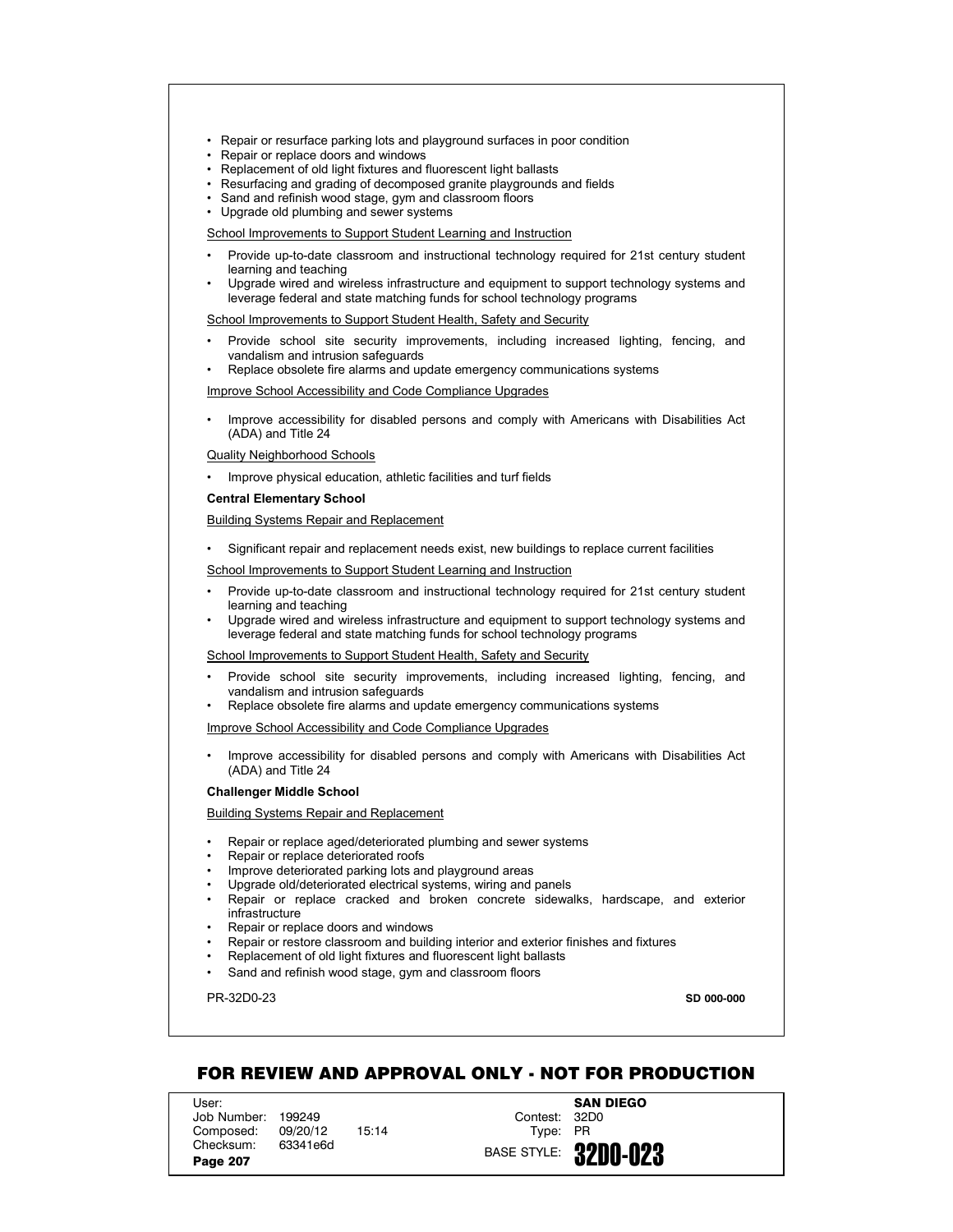- Repair or resurface parking lots and playground surfaces in poor condition
- Repair or replace doors and windows
- Replacement of old light fixtures and fluorescent light ballasts
- Resurfacing and grading of decomposed granite playgrounds and fields
- Sand and refinish wood stage, gym and classroom floors
- Upgrade old plumbing and sewer systems

School Improvements to Support Student Learning and Instruction

- Provide up-to-date classroom and instructional technology required for 21st century student learning and teaching
- Upgrade wired and wireless infrastructure and equipment to support technology systems and leverage federal and state matching funds for school technology programs

School Improvements to Support Student Health, Safety and Security

- Provide school site security improvements, including increased lighting, fencing, and vandalism and intrusion safeguards
- Replace obsolete fire alarms and update emergency communications systems

Improve School Accessibility and Code Compliance Upgrades

- Improve accessibility for disabled persons and comply with Americans with Disabilities Act (ADA) and Title 24

Quality Neighborhood Schools

- Improve physical education, athletic facilities and turf fields

**Central Elementary School**

Building Systems Repair and Replacement

- Significant repair and replacement needs exist, new buildings to replace current facilities

School Improvements to Support Student Learning and Instruction

- Provide up-to-date classroom and instructional technology required for 21st century student learning and teaching
- Upgrade wired and wireless infrastructure and equipment to support technology systems and leverage federal and state matching funds for school technology programs

School Improvements to Support Student Health, Safety and Security

- Provide school site security improvements, including increased lighting, fencing, and vandalism and intrusion safeguards
- Replace obsolete fire alarms and update emergency communications systems

Improve School Accessibility and Code Compliance Upgrades

- Improve accessibility for disabled persons and comply with Americans with Disabilities Act (ADA) and Title 24

**Challenger Middle School**

Building Systems Repair and Replacement

- Repair or replace aged/deteriorated plumbing and sewer systems
- Repair or replace deteriorated roofs
- Improve deteriorated parking lots and playground areas
- Upgrade old/deteriorated electrical systems, wiring and panels
- Repair or replace cracked and broken concrete sidewalks, hardscape, and exterior infrastructure
- Repair or replace doors and windows
- Repair or restore classroom and building interior and exterior finishes and fixtures
- Replacement of old light fixtures and fluorescent light ballasts
- Sand and refinish wood stage, gym and classroom floors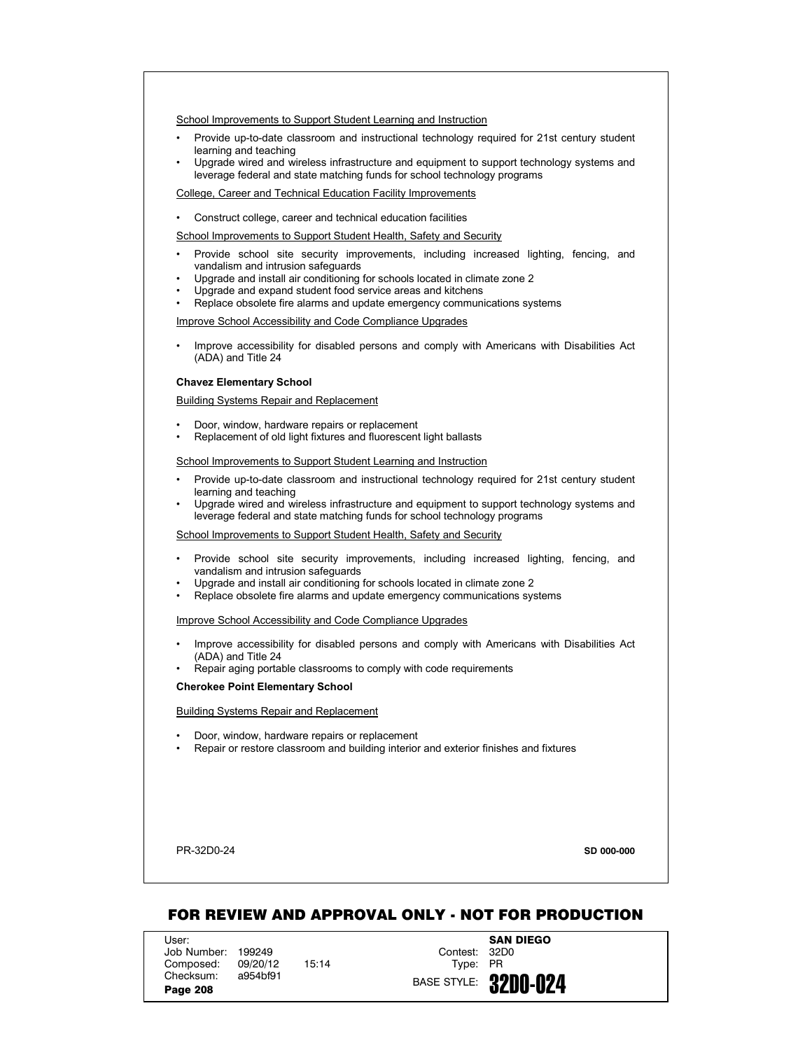School Improvements to Support Student Learning and Instruction

- Provide up-to-date classroom and instructional technology required for 21st century student learning and teaching
- Upgrade wired and wireless infrastructure and equipment to support technology systems and leverage federal and state matching funds for school technology programs

College, Career and Technical Education Facility Improvements

- Construct college, career and technical education facilities

School Improvements to Support Student Health, Safety and Security

- Provide school site security improvements, including increased lighting, fencing, and vandalism and intrusion safeguards
- Upgrade and install air conditioning for schools located in climate zone 2
- Upgrade and expand student food service areas and kitchens
- Replace obsolete fire alarms and update emergency communications systems

Improve School Accessibility and Code Compliance Upgrades

- Improve accessibility for disabled persons and comply with Americans with Disabilities Act (ADA) and Title 24

**Chavez Elementary School**

Building Systems Repair and Replacement

- Door, window, hardware repairs or replacement
- Replacement of old light fixtures and fluorescent light ballasts

School Improvements to Support Student Learning and Instruction

- Provide up-to-date classroom and instructional technology required for 21st century student learning and teaching
- Upgrade wired and wireless infrastructure and equipment to support technology systems and leverage federal and state matching funds for school technology programs

School Improvements to Support Student Health, Safety and Security

- Provide school site security improvements, including increased lighting, fencing, and vandalism and intrusion safeguards
- Upgrade and install air conditioning for schools located in climate zone 2
- Replace obsolete fire alarms and update emergency communications systems

Improve School Accessibility and Code Compliance Upgrades

- Improve accessibility for disabled persons and comply with Americans with Disabilities Act (ADA) and Title 24
- Repair aging portable classrooms to comply with code requirements

**Cherokee Point Elementary School**

Building Systems Repair and Replacement

- Door, window, hardware repairs or replacement
- Repair or restore classroom and building interior and exterior finishes and fixtures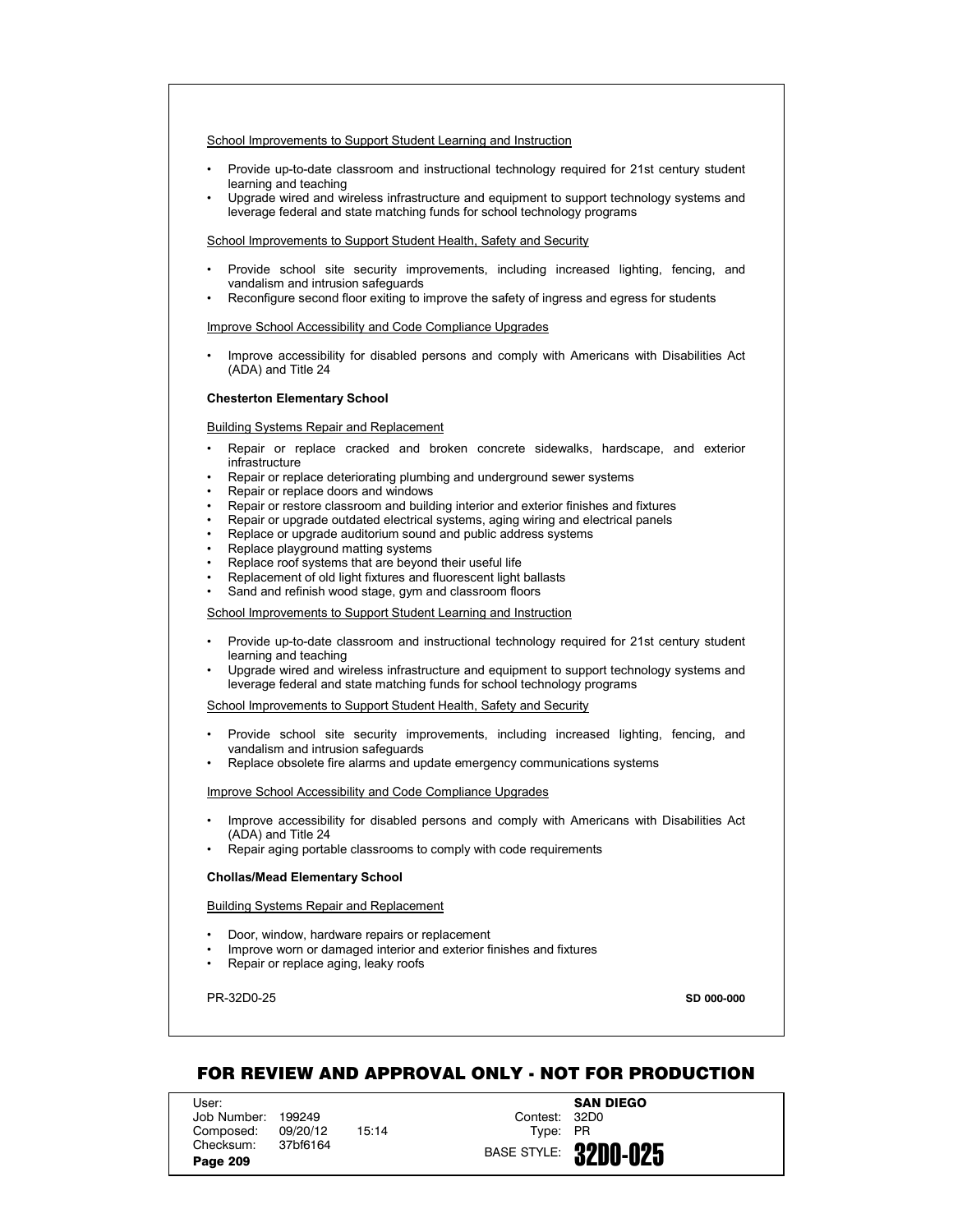School Improvements to Support Student Learning and Instruction

- Provide up-to-date classroom and instructional technology required for 21st century student learning and teaching
- Upgrade wired and wireless infrastructure and equipment to support technology systems and leverage federal and state matching funds for school technology programs

School Improvements to Support Student Health, Safety and Security

- Provide school site security improvements, including increased lighting, fencing, and vandalism and intrusion safeguards
- Reconfigure second floor exiting to improve the safety of ingress and egress for students

Improve School Accessibility and Code Compliance Upgrades

- Improve accessibility for disabled persons and comply with Americans with Disabilities Act (ADA) and Title 24

**Chesterton Elementary School**

Building Systems Repair and Replacement

- Repair or replace cracked and broken concrete sidewalks, hardscape, and exterior infrastructure
- Repair or replace deteriorating plumbing and underground sewer systems
- Repair or replace doors and windows
- Repair or restore classroom and building interior and exterior finishes and fixtures
- Repair or upgrade outdated electrical systems, aging wiring and electrical panels
- Replace or upgrade auditorium sound and public address systems
- Replace playground matting systems
- Replace roof systems that are beyond their useful life
- Replacement of old light fixtures and fluorescent light ballasts
- Sand and refinish wood stage, gym and classroom floors

School Improvements to Support Student Learning and Instruction

- Provide up-to-date classroom and instructional technology required for 21st century student learning and teaching
- Upgrade wired and wireless infrastructure and equipment to support technology systems and leverage federal and state matching funds for school technology programs

School Improvements to Support Student Health, Safety and Security

- Provide school site security improvements, including increased lighting, fencing, and vandalism and intrusion safeguards
- Replace obsolete fire alarms and update emergency communications systems

Improve School Accessibility and Code Compliance Upgrades

- Improve accessibility for disabled persons and comply with Americans with Disabilities Act (ADA) and Title 24
- Repair aging portable classrooms to comply with code requirements

**Chollas/Mead Elementary School**

Building Systems Repair and Replacement

- Door, window, hardware repairs or replacement
- Improve worn or damaged interior and exterior finishes and fixtures
- Repair or replace aging, leaky roofs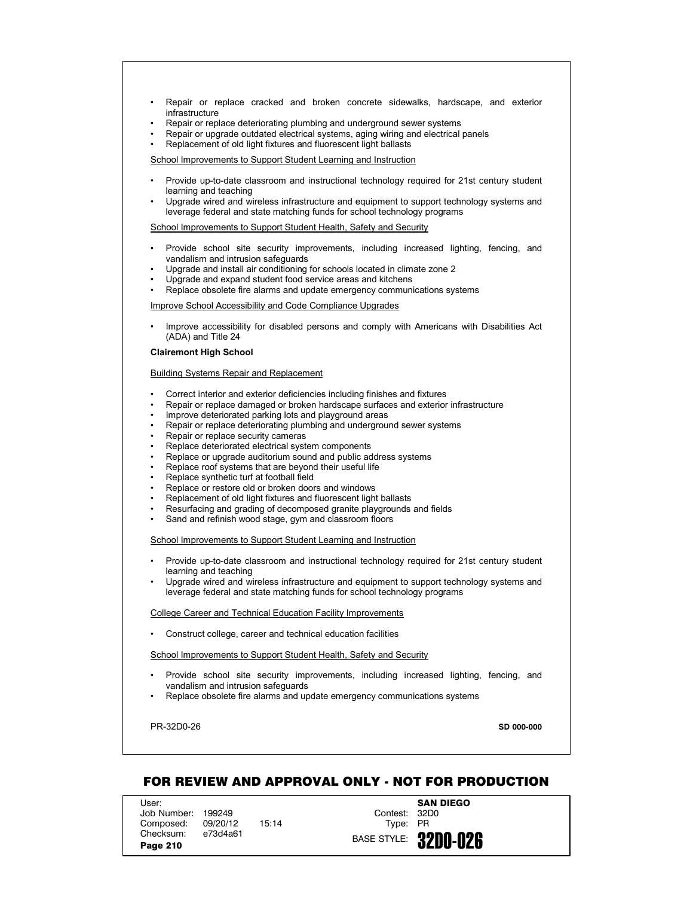- Repair or replace cracked and broken concrete sidewalks, hardscape, and exterior infrastructure
- Repair or replace deteriorating plumbing and underground sewer systems
- Repair or upgrade outdated electrical systems, aging wiring and electrical panels
- Replacement of old light fixtures and fluorescent light ballasts

<u>School Improvements to Support Student Learning and Instruction</u>

- Provide up-to-date classroom and instructional technology required for 21st century student learning and teaching
- Upgrade wired and wireless infrastructure and equipment to support technology systems and leverage federal and state matching funds for school technology programs

<u>School Improvements to Support Student Health, Safety and Security</u>

- Provide school site security improvements, including increased lighting, fencing, and vandalism and intrusion safeguards
- Upgrade and install air conditioning for schools located in climate zone 2
- Upgrade and expand student food service areas and kitchens
- Replace obsolete fire alarms and update emergency communications systems

<u>Improve School Accessibility and Code Compliance Upgrades</u>

- Improve accessibility for disabled persons and comply with Americans with Disabilities Act (ADA) and Title 24

**Clairemont High School**

<u>Building Systems Repair and Replacement</u>

- Correct interior and exterior deficiencies including finishes and fixtures
- Repair or replace damaged or broken hardscape surfaces and exterior infrastructure
- Improve deteriorated parking lots and playground areas
- Repair or replace deteriorating plumbing and underground sewer systems
- Repair or replace security cameras
- Replace deteriorated electrical system components
- Replace or upgrade auditorium sound and public address systems
- Replace roof systems that are beyond their useful life
- Replace synthetic turf at football field
- Replace or restore old or broken doors and windows
- Replacement of old light fixtures and fluorescent light ballasts
- Resurfacing and grading of decomposed granite playgrounds and fields
- Sand and refinish wood stage, gym and classroom floors

<u>School Improvements to Support Student Learning and Instruction</u>

- Provide up-to-date classroom and instructional technology required for 21st century student learning and teaching
- Upgrade wired and wireless infrastructure and equipment to support technology systems and leverage federal and state matching funds for school technology programs

<u>College Career and Technical Education Facility Improvements</u>

- Construct college, career and technical education facilities

<u>School Improvements to Support Student Health, Safety and Security</u>

- Provide school site security improvements, including increased lighting, fencing, and vandalism and intrusion safeguards
- Replace obsolete fire alarms and update emergency communications systems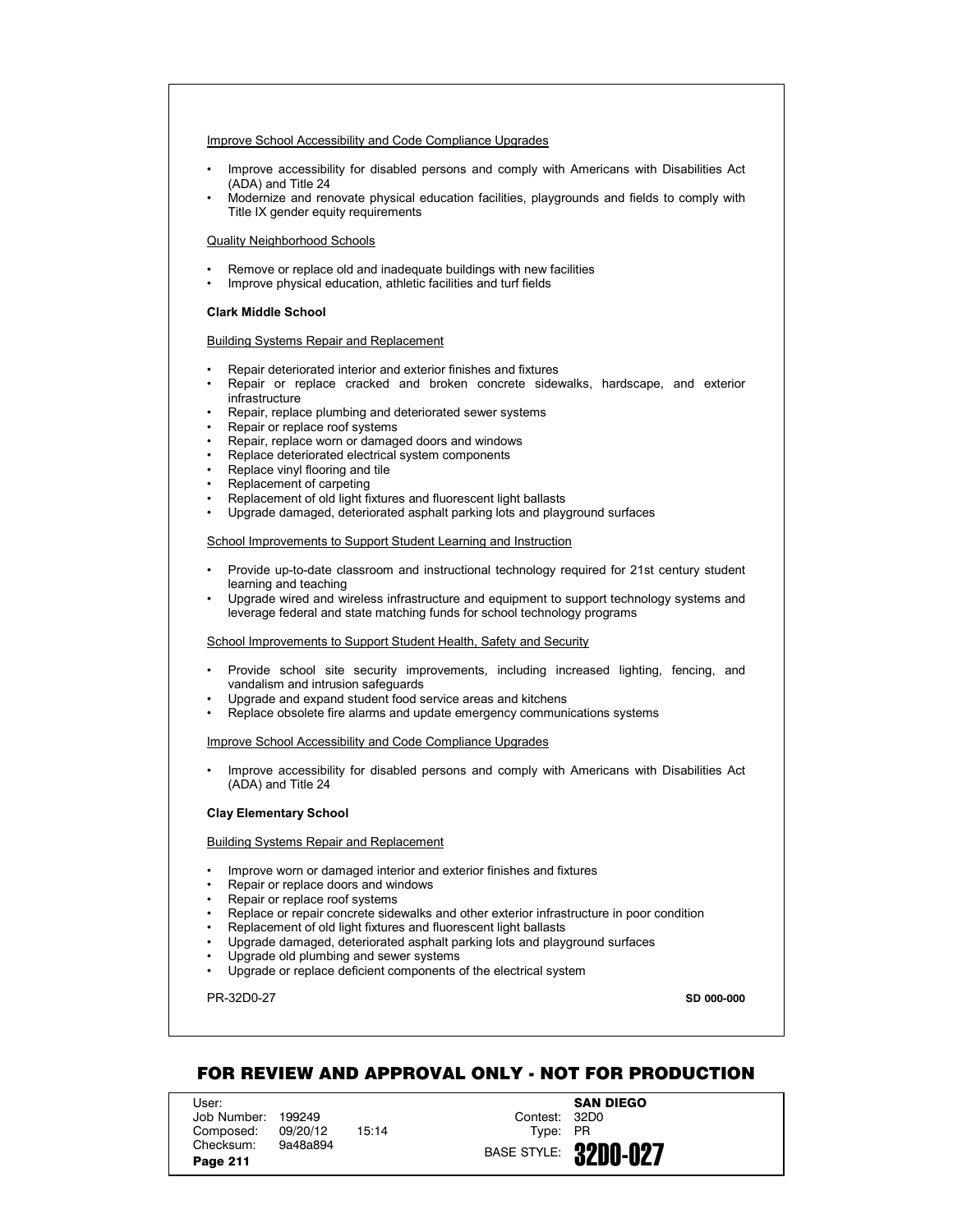Improve School Accessibility and Code Compliance Upgrades

- Improve accessibility for disabled persons and comply with Americans with Disabilities Act (ADA) and Title 24
- Modernize and renovate physical education facilities, playgrounds and fields to comply with Title IX gender equity requirements

Quality Neighborhood Schools

- Remove or replace old and inadequate buildings with new facilities
- Improve physical education, athletic facilities and turf fields

**Clark Middle School**

Building Systems Repair and Replacement

- Repair deteriorated interior and exterior finishes and fixtures
- Repair or replace cracked and broken concrete sidewalks, hardscape, and exterior infrastructure
- Repair, replace plumbing and deteriorated sewer systems
- Repair or replace roof systems
- Repair, replace worn or damaged doors and windows
- Replace deteriorated electrical system components
- Replace vinyl flooring and tile
- Replacement of carpeting
- Replacement of old light fixtures and fluorescent light ballasts
- Upgrade damaged, deteriorated asphalt parking lots and playground surfaces

School Improvements to Support Student Learning and Instruction

- Provide up-to-date classroom and instructional technology required for 21st century student learning and teaching
- Upgrade wired and wireless infrastructure and equipment to support technology systems and leverage federal and state matching funds for school technology programs

School Improvements to Support Student Health, Safety and Security

- Provide school site security improvements, including increased lighting, fencing, and vandalism and intrusion safeguards
- Upgrade and expand student food service areas and kitchens
- Replace obsolete fire alarms and update emergency communications systems

Improve School Accessibility and Code Compliance Upgrades

- Improve accessibility for disabled persons and comply with Americans with Disabilities Act (ADA) and Title 24

**Clay Elementary School**

Building Systems Repair and Replacement

- Improve worn or damaged interior and exterior finishes and fixtures
- Repair or replace doors and windows
- Repair or replace roof systems
- Replace or repair concrete sidewalks and other exterior infrastructure in poor condition
- Replacement of old light fixtures and fluorescent light ballasts
- Upgrade damaged, deteriorated asphalt parking lots and playground surfaces
- Upgrade old plumbing and sewer systems
- Upgrade or replace deficient components of the electrical system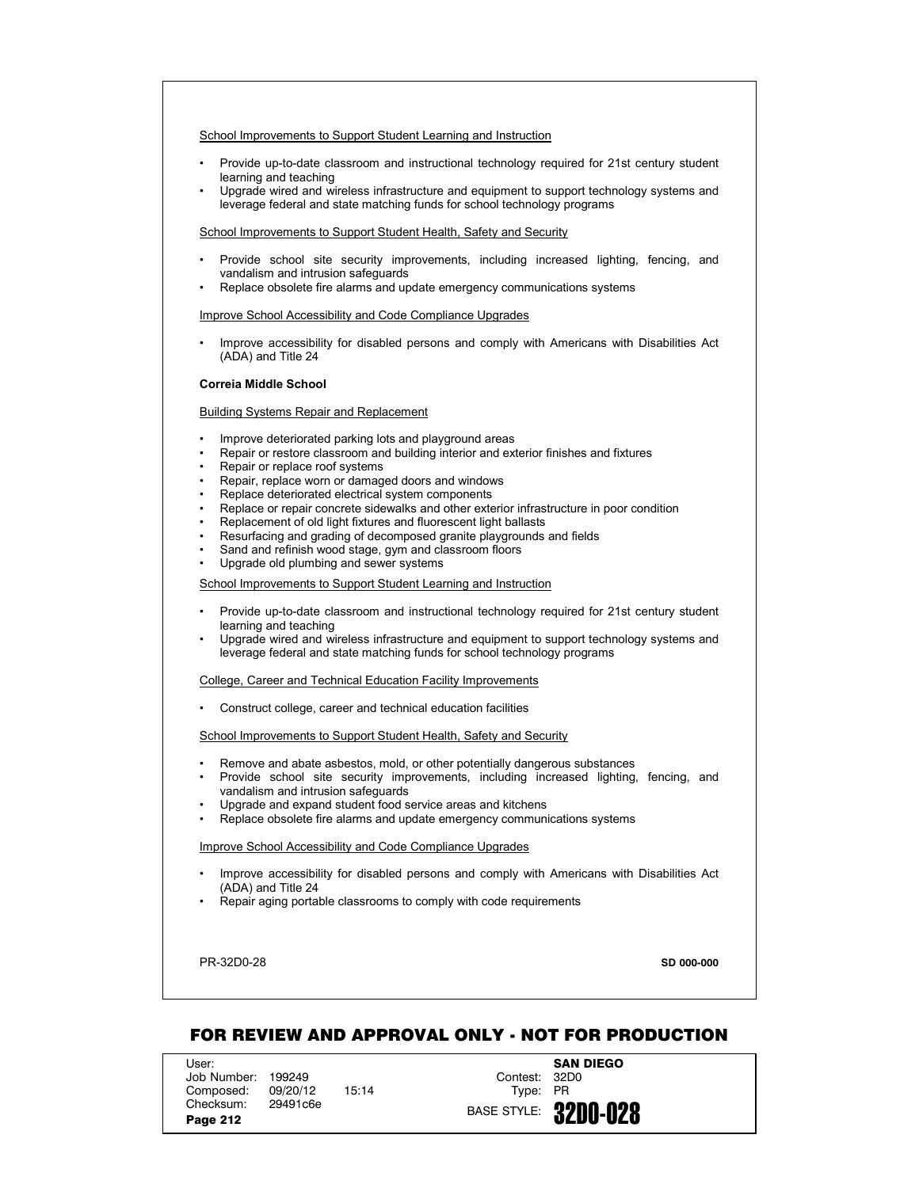School Improvements to Support Student Learning and Instruction

- Provide up-to-date classroom and instructional technology required for 21st century student learning and teaching
- Upgrade wired and wireless infrastructure and equipment to support technology systems and leverage federal and state matching funds for school technology programs

School Improvements to Support Student Health, Safety and Security

- Provide school site security improvements, including increased lighting, fencing, and vandalism and intrusion safeguards
- Replace obsolete fire alarms and update emergency communications systems

Improve School Accessibility and Code Compliance Upgrades

- Improve accessibility for disabled persons and comply with Americans with Disabilities Act (ADA) and Title 24

**Correia Middle School**

Building Systems Repair and Replacement

- Improve deteriorated parking lots and playground areas
- Repair or restore classroom and building interior and exterior finishes and fixtures
- Repair or replace roof systems
- Repair, replace worn or damaged doors and windows
- Replace deteriorated electrical system components
- Replace or repair concrete sidewalks and other exterior infrastructure in poor condition
- Replacement of old light fixtures and fluorescent light ballasts
- Resurfacing and grading of decomposed granite playgrounds and fields
- Sand and refinish wood stage, gym and classroom floors
- Upgrade old plumbing and sewer systems

School Improvements to Support Student Learning and Instruction

- Provide up-to-date classroom and instructional technology required for 21st century student learning and teaching
- Upgrade wired and wireless infrastructure and equipment to support technology systems and leverage federal and state matching funds for school technology programs

College, Career and Technical Education Facility Improvements

- Construct college, career and technical education facilities

School Improvements to Support Student Health, Safety and Security

- Remove and abate asbestos, mold, or other potentially dangerous substances
- Provide school site security improvements, including increased lighting, fencing, and vandalism and intrusion safeguards
- Upgrade and expand student food service areas and kitchens
- Replace obsolete fire alarms and update emergency communications systems

Improve School Accessibility and Code Compliance Upgrades

- Improve accessibility for disabled persons and comply with Americans with Disabilities Act (ADA) and Title 24
- Repair aging portable classrooms to comply with code requirements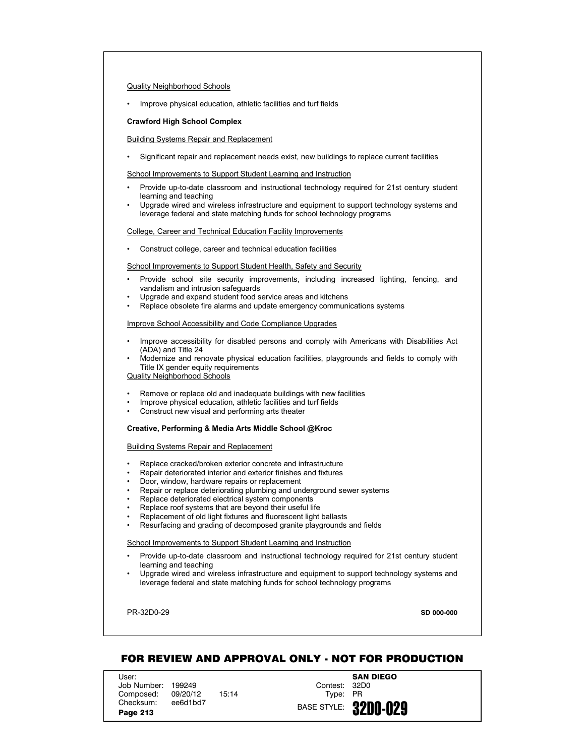Quality Neighborhood Schools

- Improve physical education, athletic facilities and turf fields

**Crawford High School Complex**

Building Systems Repair and Replacement

- Significant repair and replacement needs exist, new buildings to replace current facilities

School Improvements to Support Student Learning and Instruction

- Provide up-to-date classroom and instructional technology required for 21st century student learning and teaching
- Upgrade wired and wireless infrastructure and equipment to support technology systems and leverage federal and state matching funds for school technology programs

College, Career and Technical Education Facility Improvements

- Construct college, career and technical education facilities

School Improvements to Support Student Health, Safety and Security

- Provide school site security improvements, including increased lighting, fencing, and vandalism and intrusion safeguards
- Upgrade and expand student food service areas and kitchens
- Replace obsolete fire alarms and update emergency communications systems

Improve School Accessibility and Code Compliance Upgrades

- Improve accessibility for disabled persons and comply with Americans with Disabilities Act (ADA) and Title 24
- Modernize and renovate physical education facilities, playgrounds and fields to comply with Title IX gender equity requirements

Quality Neighborhood Schools

- Remove or replace old and inadequate buildings with new facilities
- Improve physical education, athletic facilities and turf fields
- Construct new visual and performing arts theater

**Creative, Performing & Media Arts Middle School @Kroc**

Building Systems Repair and Replacement

- Replace cracked/broken exterior concrete and infrastructure
- Repair deteriorated interior and exterior finishes and fixtures
- Door, window, hardware repairs or replacement
- Repair or replace deteriorating plumbing and underground sewer systems
- Replace deteriorated electrical system components
- Replace roof systems that are beyond their useful life
- Replacement of old light fixtures and fluorescent light ballasts
- Resurfacing and grading of decomposed granite playgrounds and fields

School Improvements to Support Student Learning and Instruction

- Provide up-to-date classroom and instructional technology required for 21st century student learning and teaching
- Upgrade wired and wireless infrastructure and equipment to support technology systems and leverage federal and state matching funds for school technology programs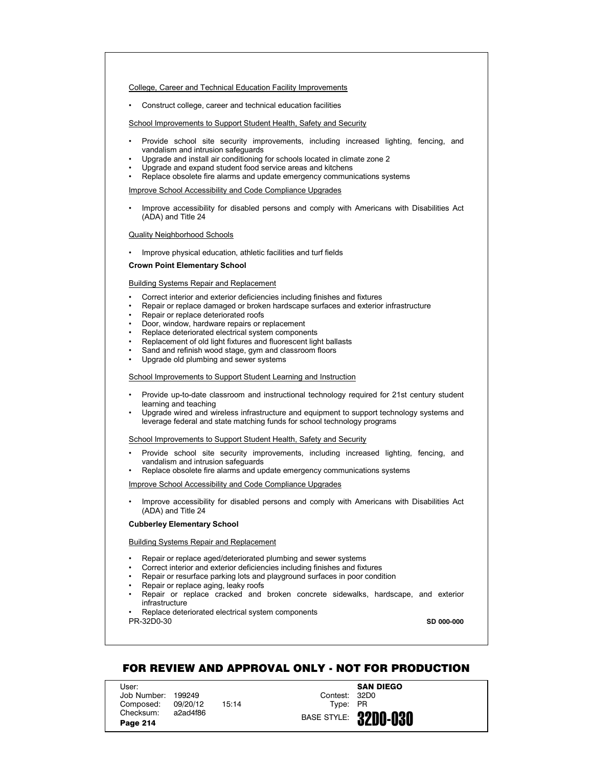College, Career and Technical Education Facility Improvements

- Construct college, career and technical education facilities

School Improvements to Support Student Health, Safety and Security

- Provide school site security improvements, including increased lighting, fencing, and vandalism and intrusion safeguards
- Upgrade and install air conditioning for schools located in climate zone 2
- Upgrade and expand student food service areas and kitchens
- Replace obsolete fire alarms and update emergency communications systems

Improve School Accessibility and Code Compliance Upgrades

- Improve accessibility for disabled persons and comply with Americans with Disabilities Act (ADA) and Title 24

Quality Neighborhood Schools

- Improve physical education, athletic facilities and turf fields

**Crown Point Elementary School**

Building Systems Repair and Replacement

- Correct interior and exterior deficiencies including finishes and fixtures
- Repair or replace damaged or broken hardscape surfaces and exterior infrastructure
- Repair or replace deteriorated roofs
- Door, window, hardware repairs or replacement
- Replace deteriorated electrical system components
- Replacement of old light fixtures and fluorescent light ballasts
- Sand and refinish wood stage, gym and classroom floors
- Upgrade old plumbing and sewer systems

School Improvements to Support Student Learning and Instruction

- Provide up-to-date classroom and instructional technology required for 21st century student learning and teaching
- Upgrade wired and wireless infrastructure and equipment to support technology systems and leverage federal and state matching funds for school technology programs

School Improvements to Support Student Health, Safety and Security

- Provide school site security improvements, including increased lighting, fencing, and vandalism and intrusion safeguards
- Replace obsolete fire alarms and update emergency communications systems

Improve School Accessibility and Code Compliance Upgrades

- Improve accessibility for disabled persons and comply with Americans with Disabilities Act (ADA) and Title 24

**Cubberley Elementary School**

Building Systems Repair and Replacement

- Repair or replace aged/deteriorated plumbing and sewer systems
- Correct interior and exterior deficiencies including finishes and fixtures
- Repair or resurface parking lots and playground surfaces in poor condition
- Repair or replace aging, leaky roofs
- Repair or replace cracked and broken concrete sidewalks, hardscape, and exterior infrastructure
- Replace deteriorated electrical system components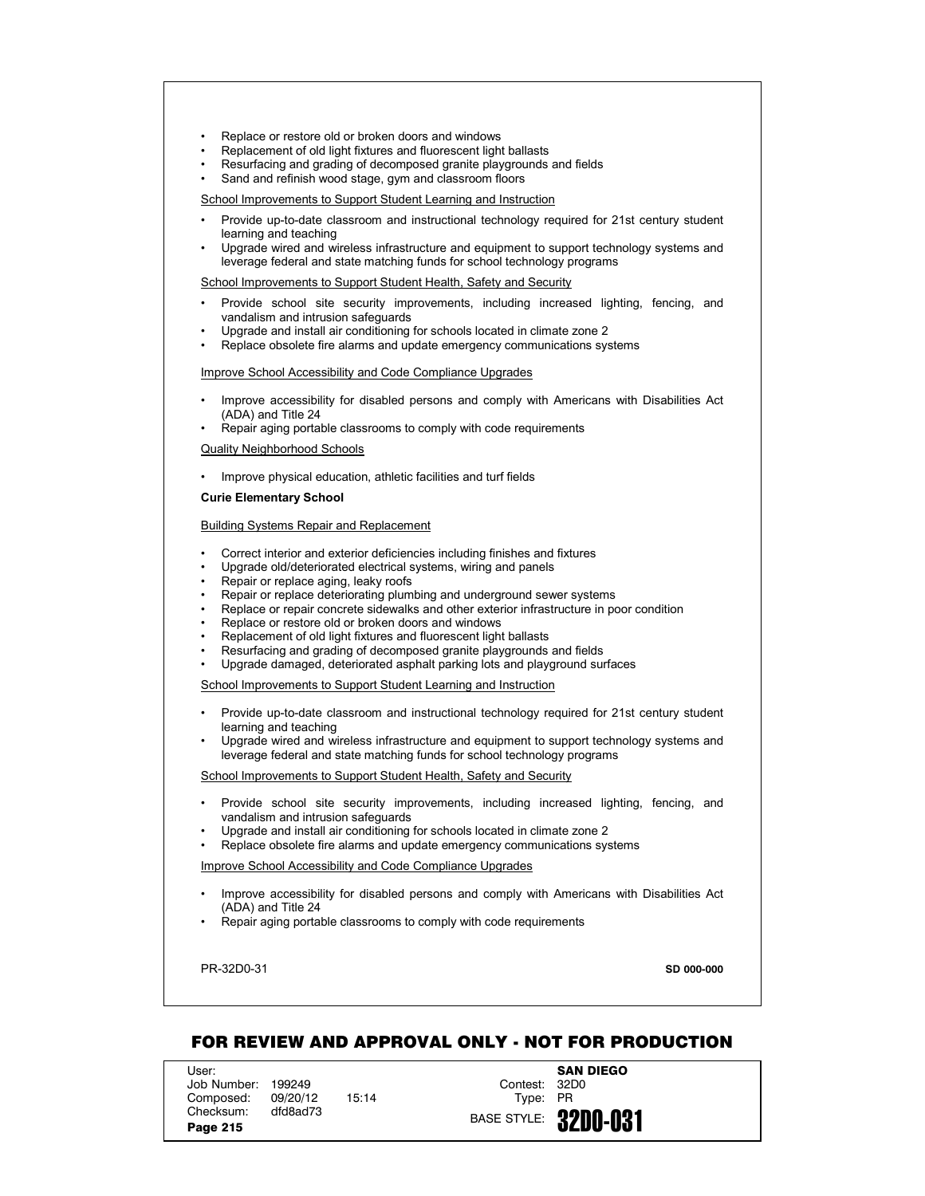- Replace or restore old or broken doors and windows
- Replacement of old light fixtures and fluorescent light ballasts
- Resurfacing and grading of decomposed granite playgrounds and fields
- Sand and refinish wood stage, gym and classroom floors

School Improvements to Support Student Learning and Instruction

- Provide up-to-date classroom and instructional technology required for 21st century student learning and teaching
- Upgrade wired and wireless infrastructure and equipment to support technology systems and leverage federal and state matching funds for school technology programs

School Improvements to Support Student Health, Safety and Security

- Provide school site security improvements, including increased lighting, fencing, and vandalism and intrusion safeguards
- Upgrade and install air conditioning for schools located in climate zone 2
- Replace obsolete fire alarms and update emergency communications systems

Improve School Accessibility and Code Compliance Upgrades

- Improve accessibility for disabled persons and comply with Americans with Disabilities Act (ADA) and Title 24
- Repair aging portable classrooms to comply with code requirements

Quality Neighborhood Schools

- Improve physical education, athletic facilities and turf fields

**Curie Elementary School**

Building Systems Repair and Replacement

- Correct interior and exterior deficiencies including finishes and fixtures
- Upgrade old/deteriorated electrical systems, wiring and panels
- Repair or replace aging, leaky roofs
- Repair or replace deteriorating plumbing and underground sewer systems
- Replace or repair concrete sidewalks and other exterior infrastructure in poor condition
- Replace or restore old or broken doors and windows
- Replacement of old light fixtures and fluorescent light ballasts
- Resurfacing and grading of decomposed granite playgrounds and fields
- Upgrade damaged, deteriorated asphalt parking lots and playground surfaces

School Improvements to Support Student Learning and Instruction

- Provide up-to-date classroom and instructional technology required for 21st century student learning and teaching
- Upgrade wired and wireless infrastructure and equipment to support technology systems and leverage federal and state matching funds for school technology programs

School Improvements to Support Student Health, Safety and Security

- Provide school site security improvements, including increased lighting, fencing, and vandalism and intrusion safeguards
- Upgrade and install air conditioning for schools located in climate zone 2
- Replace obsolete fire alarms and update emergency communications systems

Improve School Accessibility and Code Compliance Upgrades

- Improve accessibility for disabled persons and comply with Americans with Disabilities Act (ADA) and Title 24
- Repair aging portable classrooms to comply with code requirements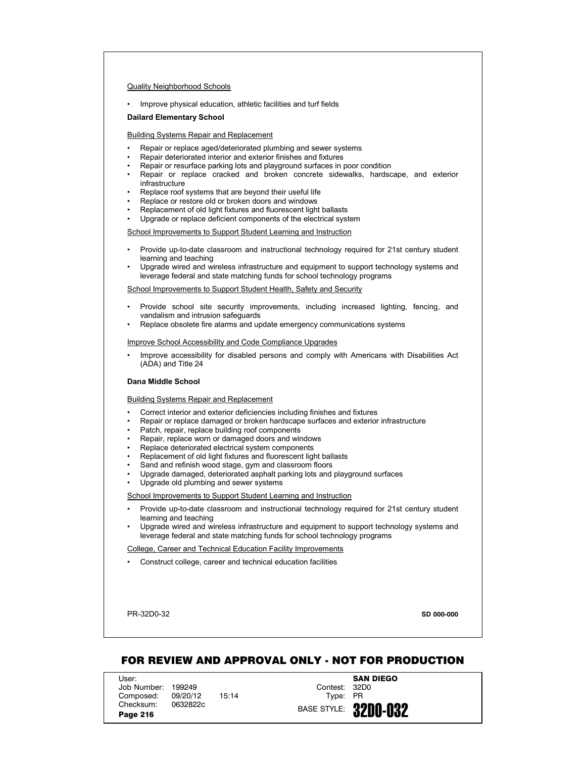Quality Neighborhood Schools

- Improve physical education, athletic facilities and turf fields

**Dailard Elementary School**

Building Systems Repair and Replacement

- Repair or replace aged/deteriorated plumbing and sewer systems
- Repair deteriorated interior and exterior finishes and fixtures
- Repair or resurface parking lots and playground surfaces in poor condition
- Repair or replace cracked and broken concrete sidewalks, hardscape, and exterior infrastructure
- Replace roof systems that are beyond their useful life
- Replace or restore old or broken doors and windows
- Replacement of old light fixtures and fluorescent light ballasts
- Upgrade or replace deficient components of the electrical system

School Improvements to Support Student Learning and Instruction

- Provide up-to-date classroom and instructional technology required for 21st century student learning and teaching
- Upgrade wired and wireless infrastructure and equipment to support technology systems and leverage federal and state matching funds for school technology programs

School Improvements to Support Student Health, Safety and Security

- Provide school site security improvements, including increased lighting, fencing, and vandalism and intrusion safeguards
- Replace obsolete fire alarms and update emergency communications systems

Improve School Accessibility and Code Compliance Upgrades

- Improve accessibility for disabled persons and comply with Americans with Disabilities Act (ADA) and Title 24

**Dana Middle School**

Building Systems Repair and Replacement

- Correct interior and exterior deficiencies including finishes and fixtures
- Repair or replace damaged or broken hardscape surfaces and exterior infrastructure
- Patch, repair, replace building roof components
- Repair, replace worn or damaged doors and windows
- Replace deteriorated electrical system components
- Replacement of old light fixtures and fluorescent light ballasts
- Sand and refinish wood stage, gym and classroom floors
- Upgrade damaged, deteriorated asphalt parking lots and playground surfaces
- Upgrade old plumbing and sewer systems

School Improvements to Support Student Learning and Instruction

- Provide up-to-date classroom and instructional technology required for 21st century student learning and teaching
- Upgrade wired and wireless infrastructure and equipment to support technology systems and leverage federal and state matching funds for school technology programs

College, Career and Technical Education Facility Improvements

- Construct college, career and technical education facilities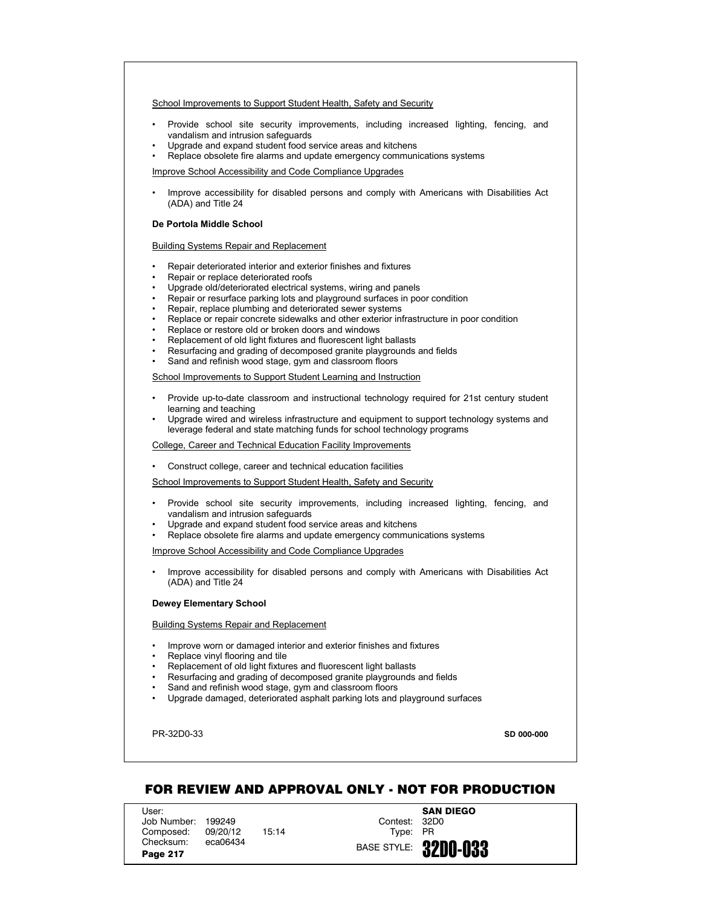School Improvements to Support Student Health, Safety and Security

- Provide school site security improvements, including increased lighting, fencing, and vandalism and intrusion safeguards
- Upgrade and expand student food service areas and kitchens
- Replace obsolete fire alarms and update emergency communications systems

Improve School Accessibility and Code Compliance Upgrades

- Improve accessibility for disabled persons and comply with Americans with Disabilities Act (ADA) and Title 24

**De Portola Middle School**

Building Systems Repair and Replacement

- Repair deteriorated interior and exterior finishes and fixtures
- Repair or replace deteriorated roofs
- Upgrade old/deteriorated electrical systems, wiring and panels
- Repair or resurface parking lots and playground surfaces in poor condition
- Repair, replace plumbing and deteriorated sewer systems
- Replace or repair concrete sidewalks and other exterior infrastructure in poor condition
- Replace or restore old or broken doors and windows
- Replacement of old light fixtures and fluorescent light ballasts
- Resurfacing and grading of decomposed granite playgrounds and fields
- Sand and refinish wood stage, gym and classroom floors

School Improvements to Support Student Learning and Instruction

- Provide up-to-date classroom and instructional technology required for 21st century student learning and teaching
- Upgrade wired and wireless infrastructure and equipment to support technology systems and leverage federal and state matching funds for school technology programs

College, Career and Technical Education Facility Improvements

- Construct college, career and technical education facilities

School Improvements to Support Student Health, Safety and Security

- Provide school site security improvements, including increased lighting, fencing, and vandalism and intrusion safeguards
- Upgrade and expand student food service areas and kitchens
- Replace obsolete fire alarms and update emergency communications systems

Improve School Accessibility and Code Compliance Upgrades

- Improve accessibility for disabled persons and comply with Americans with Disabilities Act (ADA) and Title 24

**Dewey Elementary School**

Building Systems Repair and Replacement

- Improve worn or damaged interior and exterior finishes and fixtures
- Replace vinyl flooring and tile
- Replacement of old light fixtures and fluorescent light ballasts
- Resurfacing and grading of decomposed granite playgrounds and fields
- Sand and refinish wood stage, gym and classroom floors
- Upgrade damaged, deteriorated asphalt parking lots and playground surfaces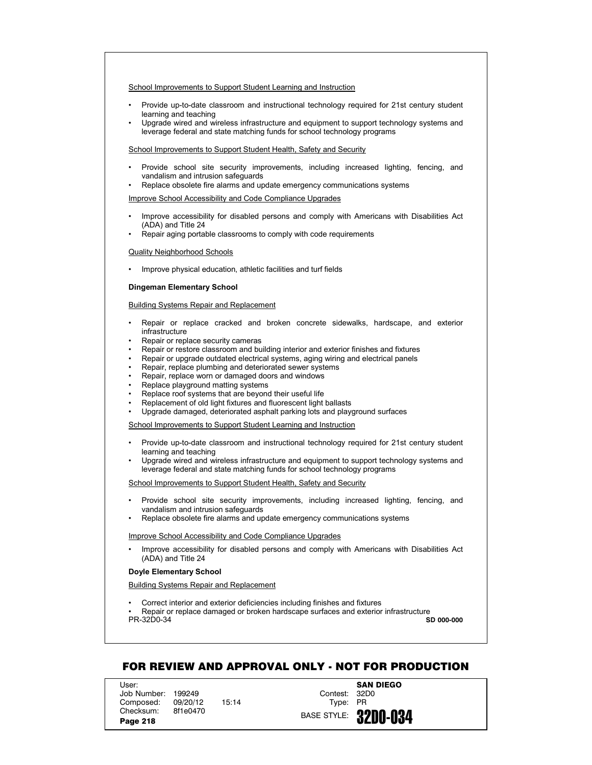School Improvements to Support Student Learning and Instruction

- Provide up-to-date classroom and instructional technology required for 21st century student learning and teaching
- Upgrade wired and wireless infrastructure and equipment to support technology systems and leverage federal and state matching funds for school technology programs

School Improvements to Support Student Health, Safety and Security

- Provide school site security improvements, including increased lighting, fencing, and vandalism and intrusion safeguards
- Replace obsolete fire alarms and update emergency communications systems

Improve School Accessibility and Code Compliance Upgrades

- Improve accessibility for disabled persons and comply with Americans with Disabilities Act (ADA) and Title 24
- Repair aging portable classrooms to comply with code requirements

Quality Neighborhood Schools

- Improve physical education, athletic facilities and turf fields

**Dingeman Elementary School**

Building Systems Repair and Replacement

- Repair or replace cracked and broken concrete sidewalks, hardscape, and exterior infrastructure
- Repair or replace security cameras
- Repair or restore classroom and building interior and exterior finishes and fixtures
- Repair or upgrade outdated electrical systems, aging wiring and electrical panels
- Repair, replace plumbing and deteriorated sewer systems
- Repair, replace worn or damaged doors and windows
- Replace playground matting systems
- Replace roof systems that are beyond their useful life
- Replacement of old light fixtures and fluorescent light ballasts
- Upgrade damaged, deteriorated asphalt parking lots and playground surfaces

School Improvements to Support Student Learning and Instruction

- Provide up-to-date classroom and instructional technology required for 21st century student learning and teaching
- Upgrade wired and wireless infrastructure and equipment to support technology systems and leverage federal and state matching funds for school technology programs

School Improvements to Support Student Health, Safety and Security

- Provide school site security improvements, including increased lighting, fencing, and vandalism and intrusion safeguards
- Replace obsolete fire alarms and update emergency communications systems

Improve School Accessibility and Code Compliance Upgrades

- Improve accessibility for disabled persons and comply with Americans with Disabilities Act (ADA) and Title 24

**Doyle Elementary School**

Building Systems Repair and Replacement

- Correct interior and exterior deficiencies including finishes and fixtures
- Repair or replace damaged or broken hardscape surfaces and exterior infrastructure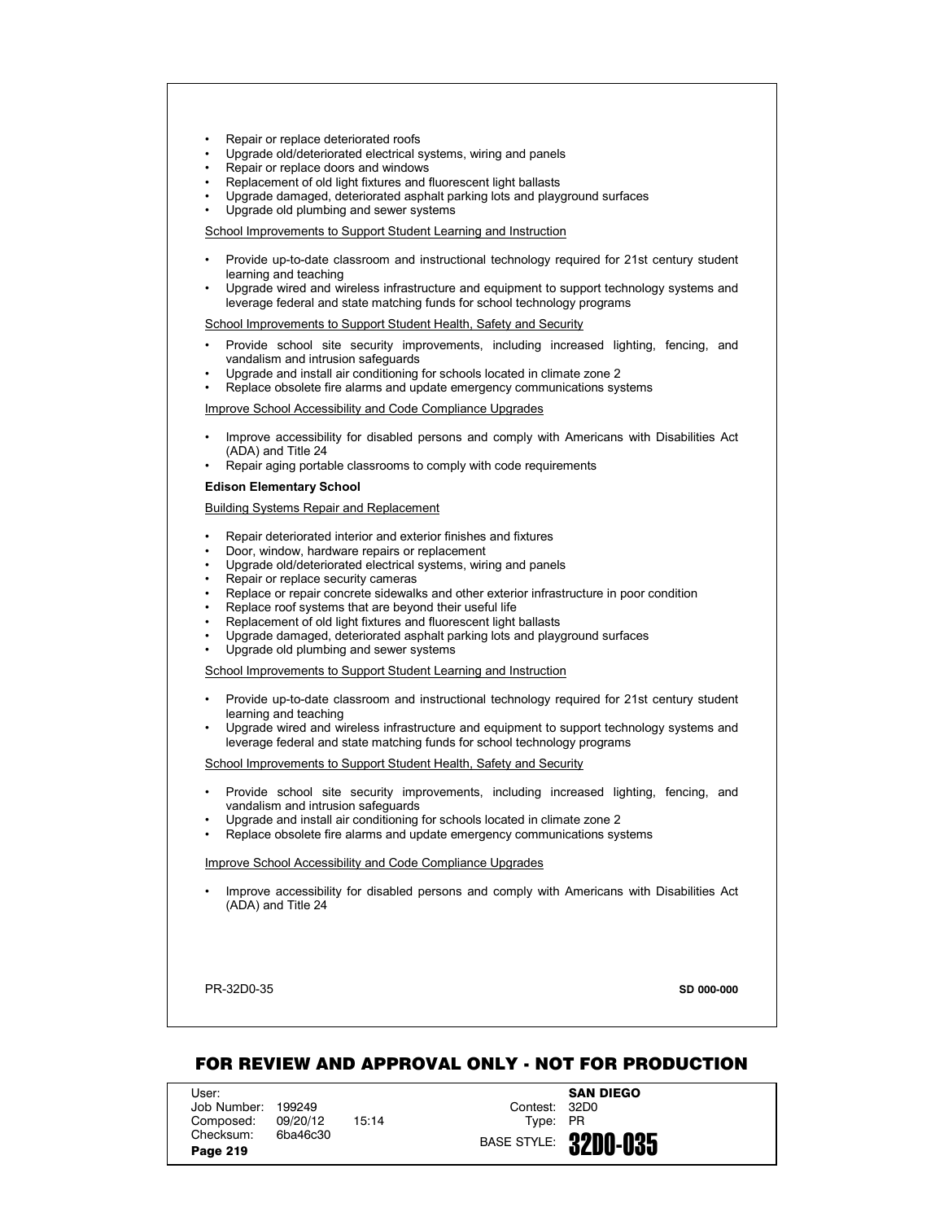- Repair or replace deteriorated roofs
- Upgrade old/deteriorated electrical systems, wiring and panels
- Repair or replace doors and windows
- Replacement of old light fixtures and fluorescent light ballasts
- Upgrade damaged, deteriorated asphalt parking lots and playground surfaces
- Upgrade old plumbing and sewer systems

<u>School Improvements to Support Student Learning and Instruction</u>

- Provide up-to-date classroom and instructional technology required for 21st century student learning and teaching
- Upgrade wired and wireless infrastructure and equipment to support technology systems and leverage federal and state matching funds for school technology programs

<u>School Improvements to Support Student Health, Safety and Security</u>

- Provide school site security improvements, including increased lighting, fencing, and vandalism and intrusion safeguards
- Upgrade and install air conditioning for schools located in climate zone 2
- Replace obsolete fire alarms and update emergency communications systems

<u>Improve School Accessibility and Code Compliance Upgrades</u>

- Improve accessibility for disabled persons and comply with Americans with Disabilities Act (ADA) and Title 24
- Repair aging portable classrooms to comply with code requirements

**Edison Elementary School**

<u>Building Systems Repair and Replacement</u>

- Repair deteriorated interior and exterior finishes and fixtures
- Door, window, hardware repairs or replacement
- Upgrade old/deteriorated electrical systems, wiring and panels
- Repair or replace security cameras
- Replace or repair concrete sidewalks and other exterior infrastructure in poor condition
- Replace roof systems that are beyond their useful life
- Replacement of old light fixtures and fluorescent light ballasts
- Upgrade damaged, deteriorated asphalt parking lots and playground surfaces
- Upgrade old plumbing and sewer systems

<u>School Improvements to Support Student Learning and Instruction</u>

- Provide up-to-date classroom and instructional technology required for 21st century student learning and teaching
- Upgrade wired and wireless infrastructure and equipment to support technology systems and leverage federal and state matching funds for school technology programs

<u>School Improvements to Support Student Health, Safety and Security</u>

- Provide school site security improvements, including increased lighting, fencing, and vandalism and intrusion safeguards
- Upgrade and install air conditioning for schools located in climate zone 2
- Replace obsolete fire alarms and update emergency communications systems

<u>Improve School Accessibility and Code Compliance Upgrades</u>

- Improve accessibility for disabled persons and comply with Americans with Disabilities Act (ADA) and Title 24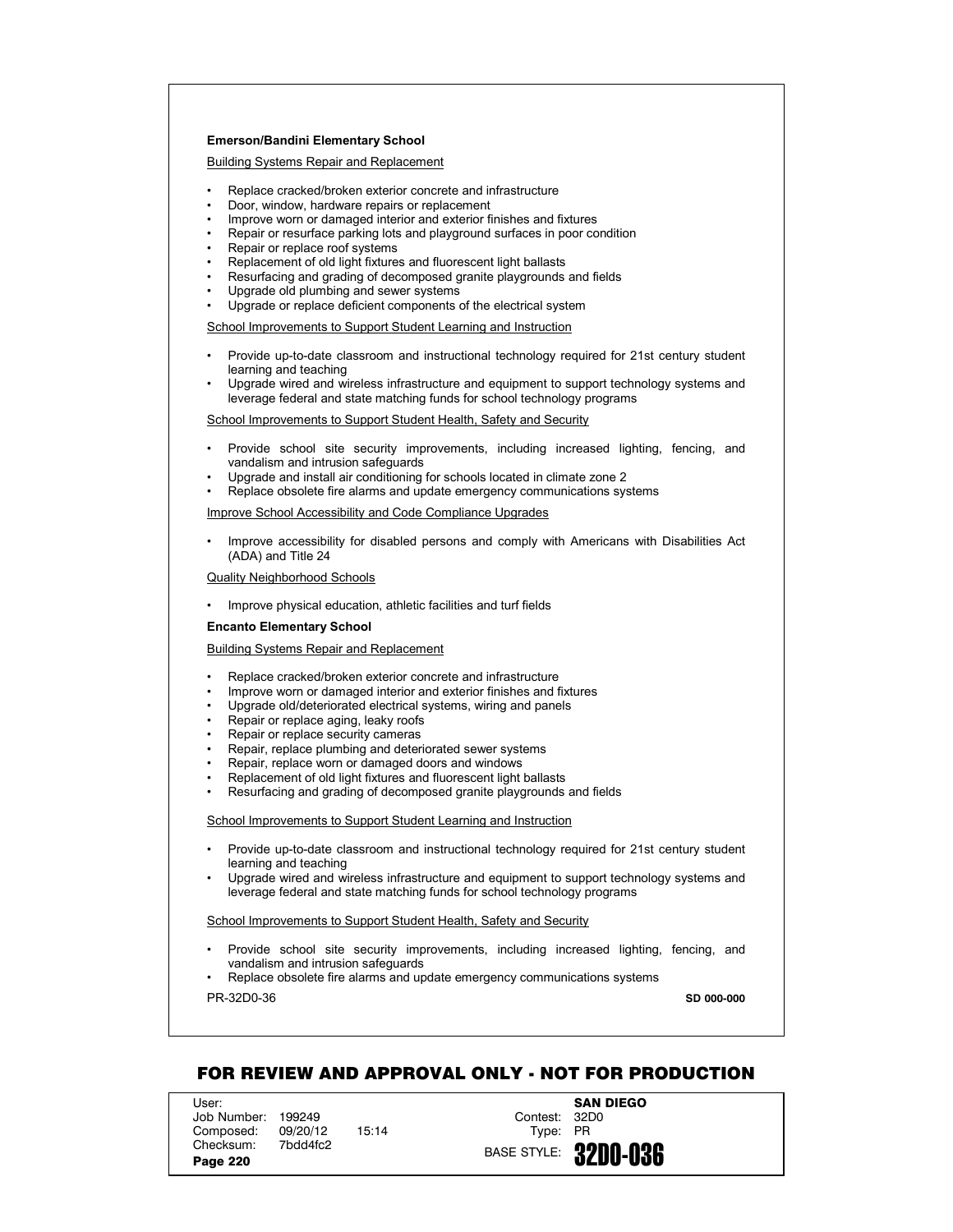**Emerson/Bandini Elementary School**

Building Systems Repair and Replacement

- Replace cracked/broken exterior concrete and infrastructure
- Door, window, hardware repairs or replacement
- Improve worn or damaged interior and exterior finishes and fixtures
- Repair or resurface parking lots and playground surfaces in poor condition
- Repair or replace roof systems
- Replacement of old light fixtures and fluorescent light ballasts
- Resurfacing and grading of decomposed granite playgrounds and fields
- Upgrade old plumbing and sewer systems
- Upgrade or replace deficient components of the electrical system

School Improvements to Support Student Learning and Instruction

- Provide up-to-date classroom and instructional technology required for 21st century student learning and teaching
- Upgrade wired and wireless infrastructure and equipment to support technology systems and leverage federal and state matching funds for school technology programs

School Improvements to Support Student Health, Safety and Security

- Provide school site security improvements, including increased lighting, fencing, and vandalism and intrusion safeguards
- Upgrade and install air conditioning for schools located in climate zone 2
- Replace obsolete fire alarms and update emergency communications systems

Improve School Accessibility and Code Compliance Upgrades

- Improve accessibility for disabled persons and comply with Americans with Disabilities Act (ADA) and Title 24

Quality Neighborhood Schools

- Improve physical education, athletic facilities and turf fields

**Encanto Elementary School**

Building Systems Repair and Replacement

- Replace cracked/broken exterior concrete and infrastructure
- Improve worn or damaged interior and exterior finishes and fixtures
- Upgrade old/deteriorated electrical systems, wiring and panels
- Repair or replace aging, leaky roofs
- Repair or replace security cameras
- Repair, replace plumbing and deteriorated sewer systems
- Repair, replace worn or damaged doors and windows
- Replacement of old light fixtures and fluorescent light ballasts
- Resurfacing and grading of decomposed granite playgrounds and fields

School Improvements to Support Student Learning and Instruction

- Provide up-to-date classroom and instructional technology required for 21st century student learning and teaching
- Upgrade wired and wireless infrastructure and equipment to support technology systems and leverage federal and state matching funds for school technology programs

School Improvements to Support Student Health, Safety and Security

- Provide school site security improvements, including increased lighting, fencing, and vandalism and intrusion safeguards
- Replace obsolete fire alarms and update emergency communications systems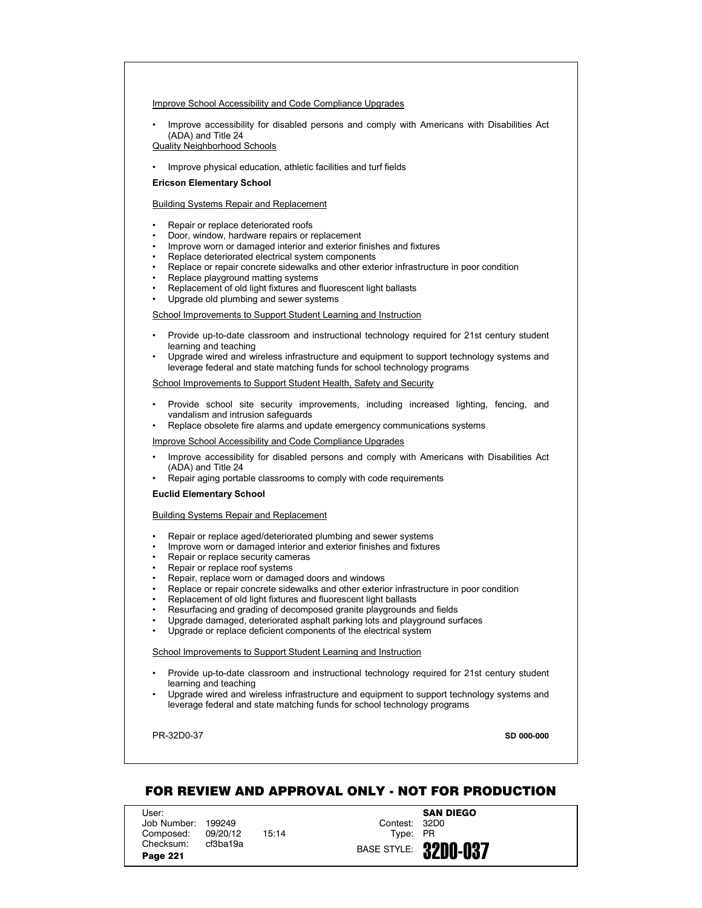Improve School Accessibility and Code Compliance Upgrades

- Improve accessibility for disabled persons and comply with Americans with Disabilities Act (ADA) and Title 24

Quality Neighborhood Schools

- Improve physical education, athletic facilities and turf fields

**Ericson Elementary School**

Building Systems Repair and Replacement

- Repair or replace deteriorated roofs
- Door, window, hardware repairs or replacement
- Improve worn or damaged interior and exterior finishes and fixtures
- Replace deteriorated electrical system components
- Replace or repair concrete sidewalks and other exterior infrastructure in poor condition
- Replace playground matting systems
- Replacement of old light fixtures and fluorescent light ballasts
- Upgrade old plumbing and sewer systems

School Improvements to Support Student Learning and Instruction

- Provide up-to-date classroom and instructional technology required for 21st century student learning and teaching
- Upgrade wired and wireless infrastructure and equipment to support technology systems and leverage federal and state matching funds for school technology programs

School Improvements to Support Student Health, Safety and Security

- Provide school site security improvements, including increased lighting, fencing, and vandalism and intrusion safeguards
- Replace obsolete fire alarms and update emergency communications systems

Improve School Accessibility and Code Compliance Upgrades

- Improve accessibility for disabled persons and comply with Americans with Disabilities Act (ADA) and Title 24
- Repair aging portable classrooms to comply with code requirements

**Euclid Elementary School**

Building Systems Repair and Replacement

- Repair or replace aged/deteriorated plumbing and sewer systems
- Improve worn or damaged interior and exterior finishes and fixtures
- Repair or replace security cameras
- Repair or replace roof systems
- Repair, replace worn or damaged doors and windows
- Replace or repair concrete sidewalks and other exterior infrastructure in poor condition
- Replacement of old light fixtures and fluorescent light ballasts
- Resurfacing and grading of decomposed granite playgrounds and fields
- Upgrade damaged, deteriorated asphalt parking lots and playground surfaces
- Upgrade or replace deficient components of the electrical system

School Improvements to Support Student Learning and Instruction

- Provide up-to-date classroom and instructional technology required for 21st century student learning and teaching
- Upgrade wired and wireless infrastructure and equipment to support technology systems and leverage federal and state matching funds for school technology programs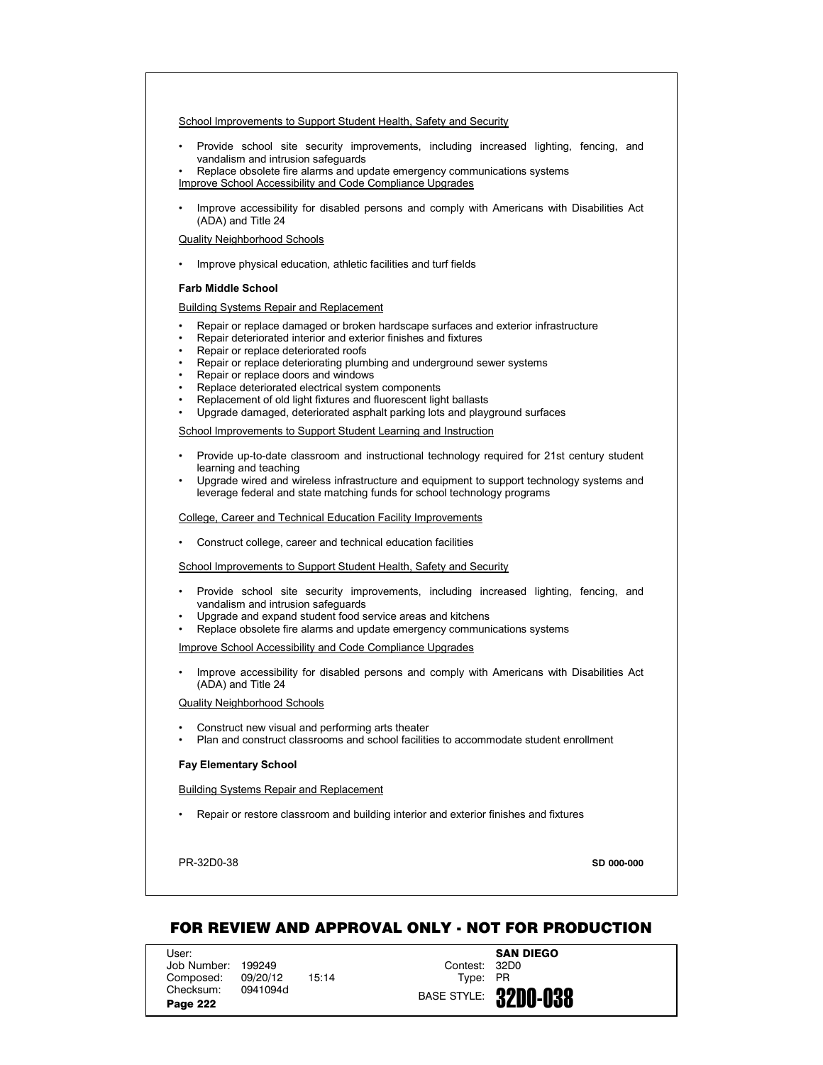School Improvements to Support Student Health, Safety and Security

- Provide school site security improvements, including increased lighting, fencing, and vandalism and intrusion safeguards
- Replace obsolete fire alarms and update emergency communications systems

Improve School Accessibility and Code Compliance Upgrades

- Improve accessibility for disabled persons and comply with Americans with Disabilities Act (ADA) and Title 24

Quality Neighborhood Schools

- Improve physical education, athletic facilities and turf fields

**Farb Middle School**

Building Systems Repair and Replacement

- Repair or replace damaged or broken hardscape surfaces and exterior infrastructure
- Repair deteriorated interior and exterior finishes and fixtures
- Repair or replace deteriorated roofs
- Repair or replace deteriorating plumbing and underground sewer systems
- Repair or replace doors and windows
- Replace deteriorated electrical system components
- Replacement of old light fixtures and fluorescent light ballasts
- Upgrade damaged, deteriorated asphalt parking lots and playground surfaces

School Improvements to Support Student Learning and Instruction

- Provide up-to-date classroom and instructional technology required for 21st century student learning and teaching
- Upgrade wired and wireless infrastructure and equipment to support technology systems and leverage federal and state matching funds for school technology programs

College, Career and Technical Education Facility Improvements

- Construct college, career and technical education facilities

School Improvements to Support Student Health, Safety and Security

- Provide school site security improvements, including increased lighting, fencing, and vandalism and intrusion safeguards
- Upgrade and expand student food service areas and kitchens
- Replace obsolete fire alarms and update emergency communications systems

Improve School Accessibility and Code Compliance Upgrades

- Improve accessibility for disabled persons and comply with Americans with Disabilities Act (ADA) and Title 24

Quality Neighborhood Schools

- Construct new visual and performing arts theater
- Plan and construct classrooms and school facilities to accommodate student enrollment

**Fay Elementary School**

Building Systems Repair and Replacement

- Repair or restore classroom and building interior and exterior finishes and fixtures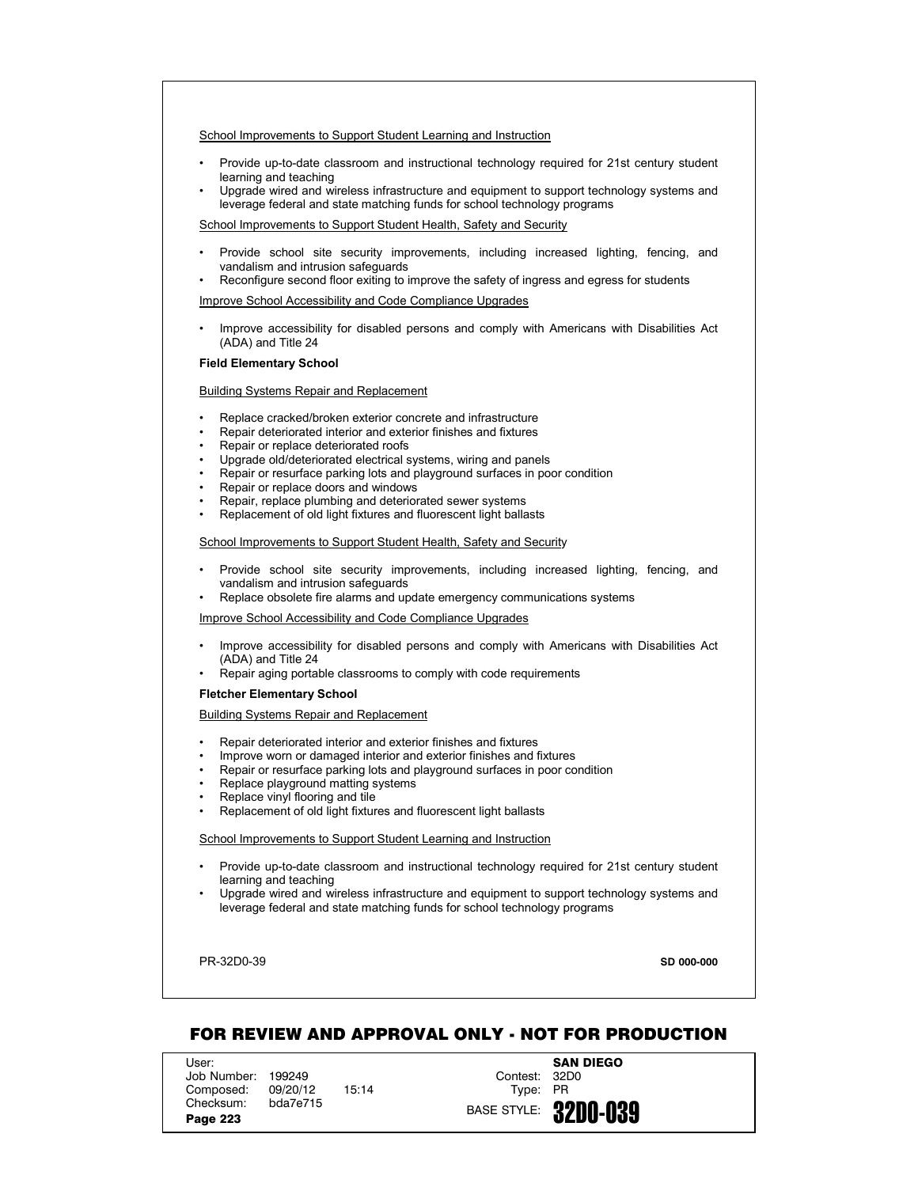<u>School Improvements to Support Student Learning and Instruction</u>

- Provide up-to-date classroom and instructional technology required for 21st century student learning and teaching
- Upgrade wired and wireless infrastructure and equipment to support technology systems and leverage federal and state matching funds for school technology programs

<u>School Improvements to Support Student Health, Safety and Security</u>

- Provide school site security improvements, including increased lighting, fencing, and vandalism and intrusion safeguards
- Reconfigure second floor exiting to improve the safety of ingress and egress for students

<u>Improve School Accessibility and Code Compliance Upgrades</u>

- Improve accessibility for disabled persons and comply with Americans with Disabilities Act (ADA) and Title 24

**Field Elementary School**

<u>Building Systems Repair and Replacement</u>

- Replace cracked/broken exterior concrete and infrastructure
- Repair deteriorated interior and exterior finishes and fixtures
- Repair or replace deteriorated roofs
- Upgrade old/deteriorated electrical systems, wiring and panels
- Repair or resurface parking lots and playground surfaces in poor condition
- Repair or replace doors and windows
- Repair, replace plumbing and deteriorated sewer systems
- Replacement of old light fixtures and fluorescent light ballasts

<u>School Improvements to Support Student Health, Safety and Security</u>

- Provide school site security improvements, including increased lighting, fencing, and vandalism and intrusion safeguards
- Replace obsolete fire alarms and update emergency communications systems

<u>Improve School Accessibility and Code Compliance Upgrades</u>

- Improve accessibility for disabled persons and comply with Americans with Disabilities Act (ADA) and Title 24
- Repair aging portable classrooms to comply with code requirements

**Fletcher Elementary School**

<u>Building Systems Repair and Replacement</u>

- Repair deteriorated interior and exterior finishes and fixtures
- Improve worn or damaged interior and exterior finishes and fixtures
- Repair or resurface parking lots and playground surfaces in poor condition
- Replace playground matting systems
- Replace vinyl flooring and tile
- Replacement of old light fixtures and fluorescent light ballasts

<u>School Improvements to Support Student Learning and Instruction</u>

- Provide up-to-date classroom and instructional technology required for 21st century student learning and teaching
- Upgrade wired and wireless infrastructure and equipment to support technology systems and leverage federal and state matching funds for school technology programs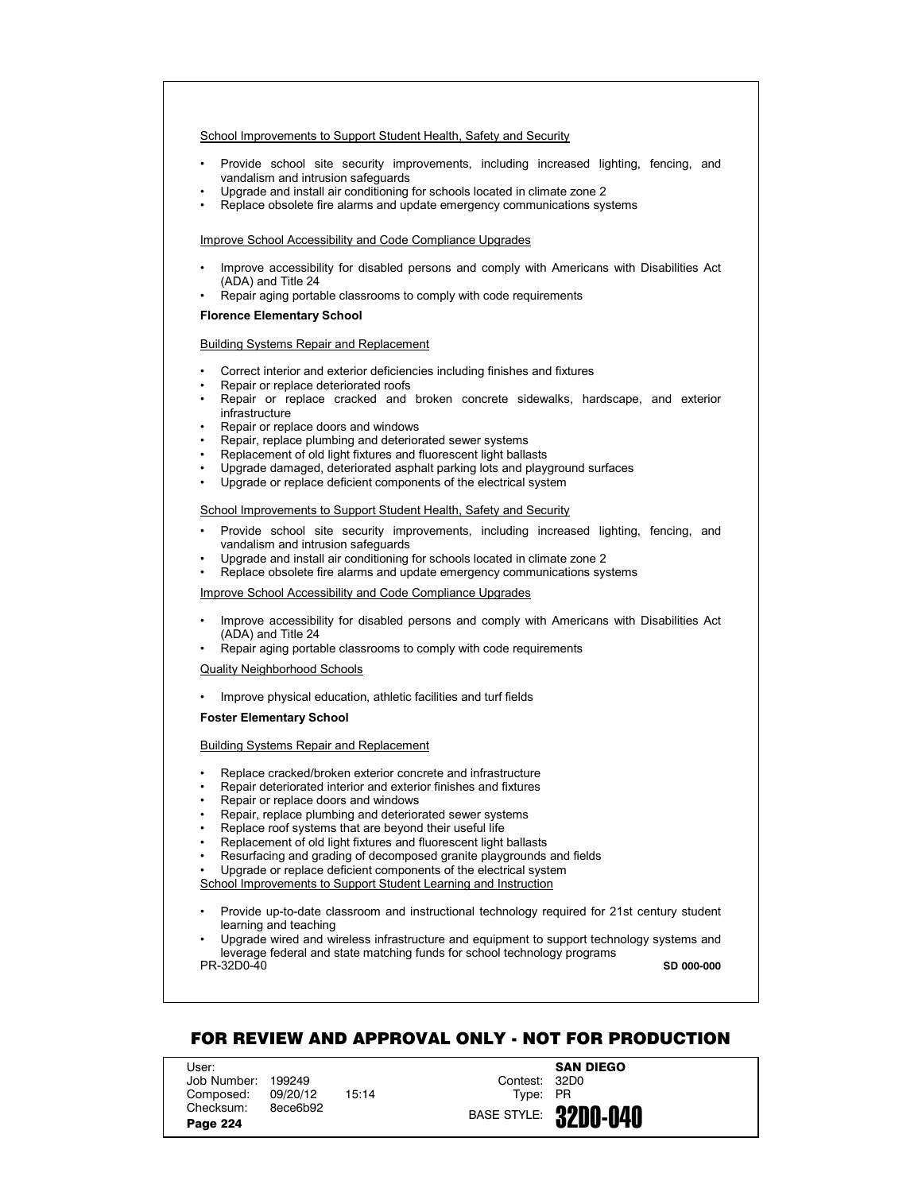School Improvements to Support Student Health, Safety and Security

- Provide school site security improvements, including increased lighting, fencing, and vandalism and intrusion safeguards
- Upgrade and install air conditioning for schools located in climate zone 2
- Replace obsolete fire alarms and update emergency communications systems

Improve School Accessibility and Code Compliance Upgrades

- Improve accessibility for disabled persons and comply with Americans with Disabilities Act (ADA) and Title 24
- Repair aging portable classrooms to comply with code requirements

**Florence Elementary School**

Building Systems Repair and Replacement

- Correct interior and exterior deficiencies including finishes and fixtures
- Repair or replace deteriorated roofs
- Repair or replace cracked and broken concrete sidewalks, hardscape, and exterior infrastructure
- Repair or replace doors and windows
- Repair, replace plumbing and deteriorated sewer systems
- Replacement of old light fixtures and fluorescent light ballasts
- Upgrade damaged, deteriorated asphalt parking lots and playground surfaces
- Upgrade or replace deficient components of the electrical system

School Improvements to Support Student Health, Safety and Security

- Provide school site security improvements, including increased lighting, fencing, and vandalism and intrusion safeguards
- Upgrade and install air conditioning for schools located in climate zone 2
- Replace obsolete fire alarms and update emergency communications systems

Improve School Accessibility and Code Compliance Upgrades

- Improve accessibility for disabled persons and comply with Americans with Disabilities Act (ADA) and Title 24
- Repair aging portable classrooms to comply with code requirements

Quality Neighborhood Schools

- Improve physical education, athletic facilities and turf fields

**Foster Elementary School**

Building Systems Repair and Replacement

- Replace cracked/broken exterior concrete and infrastructure
- Repair deteriorated interior and exterior finishes and fixtures
- Repair or replace doors and windows
- Repair, replace plumbing and deteriorated sewer systems
- Replace roof systems that are beyond their useful life
- Replacement of old light fixtures and fluorescent light ballasts
- Resurfacing and grading of decomposed granite playgrounds and fields
- Upgrade or replace deficient components of the electrical system

School Improvements to Support Student Learning and Instruction

- Provide up-to-date classroom and instructional technology required for 21st century student learning and teaching
- Upgrade wired and wireless infrastructure and equipment to support technology systems and leverage federal and state matching funds for school technology programs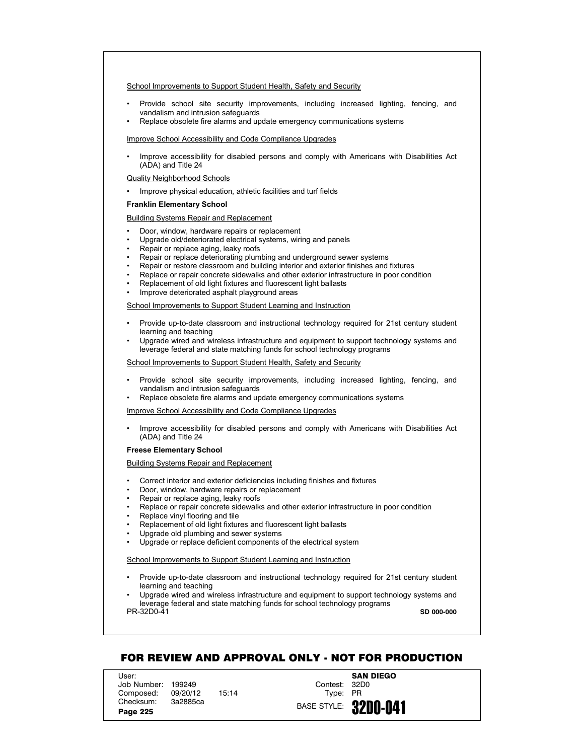School Improvements to Support Student Health, Safety and Security

- Provide school site security improvements, including increased lighting, fencing, and vandalism and intrusion safeguards
- Replace obsolete fire alarms and update emergency communications systems

Improve School Accessibility and Code Compliance Upgrades

- Improve accessibility for disabled persons and comply with Americans with Disabilities Act (ADA) and Title 24

Quality Neighborhood Schools

- Improve physical education, athletic facilities and turf fields

**Franklin Elementary School**

Building Systems Repair and Replacement

- Door, window, hardware repairs or replacement
- Upgrade old/deteriorated electrical systems, wiring and panels
- Repair or replace aging, leaky roofs
- Repair or replace deteriorating plumbing and underground sewer systems
- Repair or restore classroom and building interior and exterior finishes and fixtures
- Replace or repair concrete sidewalks and other exterior infrastructure in poor condition
- Replacement of old light fixtures and fluorescent light ballasts
- Improve deteriorated asphalt playground areas

School Improvements to Support Student Learning and Instruction

- Provide up-to-date classroom and instructional technology required for 21st century student learning and teaching
- Upgrade wired and wireless infrastructure and equipment to support technology systems and leverage federal and state matching funds for school technology programs

School Improvements to Support Student Health, Safety and Security

- Provide school site security improvements, including increased lighting, fencing, and vandalism and intrusion safeguards
- Replace obsolete fire alarms and update emergency communications systems

Improve School Accessibility and Code Compliance Upgrades

- Improve accessibility for disabled persons and comply with Americans with Disabilities Act (ADA) and Title 24

**Freese Elementary School**

Building Systems Repair and Replacement

- Correct interior and exterior deficiencies including finishes and fixtures
- Door, window, hardware repairs or replacement
- Repair or replace aging, leaky roofs
- Replace or repair concrete sidewalks and other exterior infrastructure in poor condition
- Replace vinyl flooring and tile
- Replacement of old light fixtures and fluorescent light ballasts
- Upgrade old plumbing and sewer systems
- Upgrade or replace deficient components of the electrical system

School Improvements to Support Student Learning and Instruction

- Provide up-to-date classroom and instructional technology required for 21st century student learning and teaching
- Upgrade wired and wireless infrastructure and equipment to support technology systems and leverage federal and state matching funds for school technology programs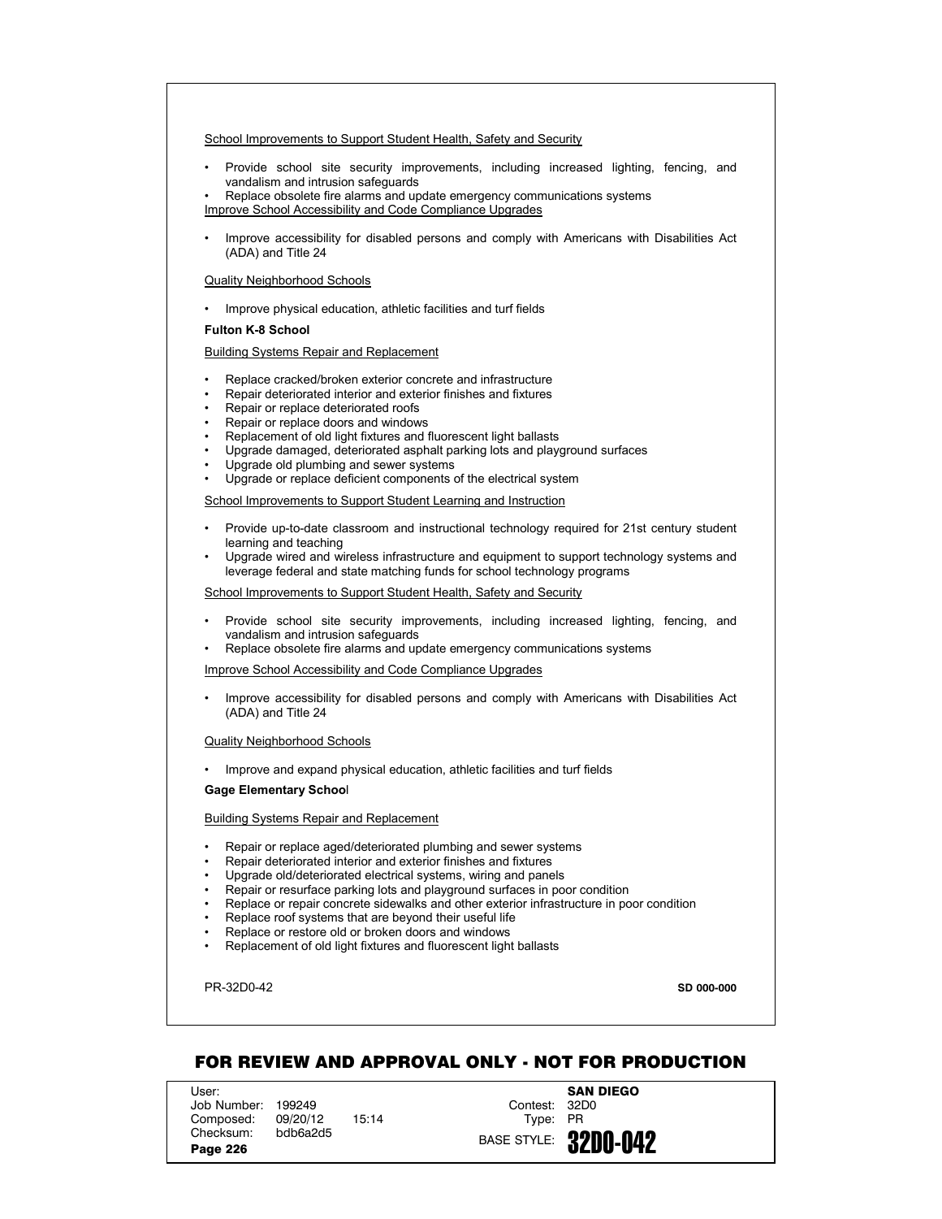School Improvements to Support Student Health, Safety and Security

- Provide school site security improvements, including increased lighting, fencing, and vandalism and intrusion safeguards
- Replace obsolete fire alarms and update emergency communications systems

Improve School Accessibility and Code Compliance Upgrades

- Improve accessibility for disabled persons and comply with Americans with Disabilities Act (ADA) and Title 24

Quality Neighborhood Schools

- Improve physical education, athletic facilities and turf fields

**Fulton K-8 School**

Building Systems Repair and Replacement

- Replace cracked/broken exterior concrete and infrastructure
- Repair deteriorated interior and exterior finishes and fixtures
- Repair or replace deteriorated roofs
- Repair or replace doors and windows
- Replacement of old light fixtures and fluorescent light ballasts
- Upgrade damaged, deteriorated asphalt parking lots and playground surfaces
- Upgrade old plumbing and sewer systems
- Upgrade or replace deficient components of the electrical system

School Improvements to Support Student Learning and Instruction

- Provide up-to-date classroom and instructional technology required for 21st century student learning and teaching
- Upgrade wired and wireless infrastructure and equipment to support technology systems and leverage federal and state matching funds for school technology programs

School Improvements to Support Student Health, Safety and Security

- Provide school site security improvements, including increased lighting, fencing, and vandalism and intrusion safeguards
- Replace obsolete fire alarms and update emergency communications systems

Improve School Accessibility and Code Compliance Upgrades

- Improve accessibility for disabled persons and comply with Americans with Disabilities Act (ADA) and Title 24

Quality Neighborhood Schools

- Improve and expand physical education, athletic facilities and turf fields

**Gage Elementary School**

Building Systems Repair and Replacement

- Repair or replace aged/deteriorated plumbing and sewer systems
- Repair deteriorated interior and exterior finishes and fixtures
- Upgrade old/deteriorated electrical systems, wiring and panels
- Repair or resurface parking lots and playground surfaces in poor condition
- Replace or repair concrete sidewalks and other exterior infrastructure in poor condition
- Replace roof systems that are beyond their useful life
- Replace or restore old or broken doors and windows
- Replacement of old light fixtures and fluorescent light ballasts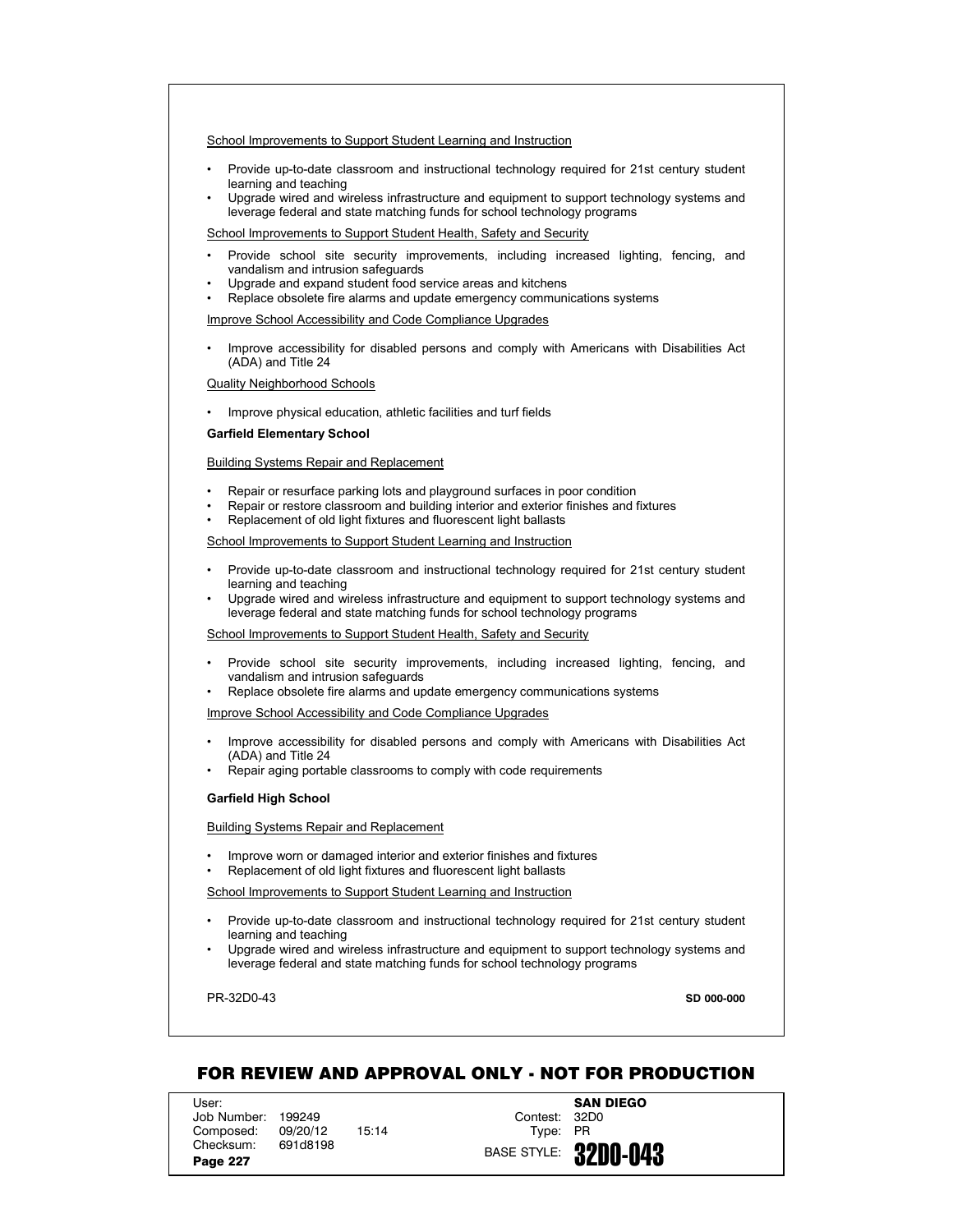School Improvements to Support Student Learning and Instruction

- Provide up-to-date classroom and instructional technology required for 21st century student learning and teaching
- Upgrade wired and wireless infrastructure and equipment to support technology systems and leverage federal and state matching funds for school technology programs

School Improvements to Support Student Health, Safety and Security

- Provide school site security improvements, including increased lighting, fencing, and vandalism and intrusion safeguards
- Upgrade and expand student food service areas and kitchens
- Replace obsolete fire alarms and update emergency communications systems

Improve School Accessibility and Code Compliance Upgrades

- Improve accessibility for disabled persons and comply with Americans with Disabilities Act (ADA) and Title 24

Quality Neighborhood Schools

- Improve physical education, athletic facilities and turf fields

**Garfield Elementary School**

Building Systems Repair and Replacement

- Repair or resurface parking lots and playground surfaces in poor condition
- Repair or restore classroom and building interior and exterior finishes and fixtures
- Replacement of old light fixtures and fluorescent light ballasts

School Improvements to Support Student Learning and Instruction

- Provide up-to-date classroom and instructional technology required for 21st century student learning and teaching
- Upgrade wired and wireless infrastructure and equipment to support technology systems and leverage federal and state matching funds for school technology programs

School Improvements to Support Student Health, Safety and Security

- Provide school site security improvements, including increased lighting, fencing, and vandalism and intrusion safeguards
- Replace obsolete fire alarms and update emergency communications systems

Improve School Accessibility and Code Compliance Upgrades

- Improve accessibility for disabled persons and comply with Americans with Disabilities Act (ADA) and Title 24
- Repair aging portable classrooms to comply with code requirements

**Garfield High School**

Building Systems Repair and Replacement

- Improve worn or damaged interior and exterior finishes and fixtures
- Replacement of old light fixtures and fluorescent light ballasts

School Improvements to Support Student Learning and Instruction

- Provide up-to-date classroom and instructional technology required for 21st century student learning and teaching
- Upgrade wired and wireless infrastructure and equipment to support technology systems and leverage federal and state matching funds for school technology programs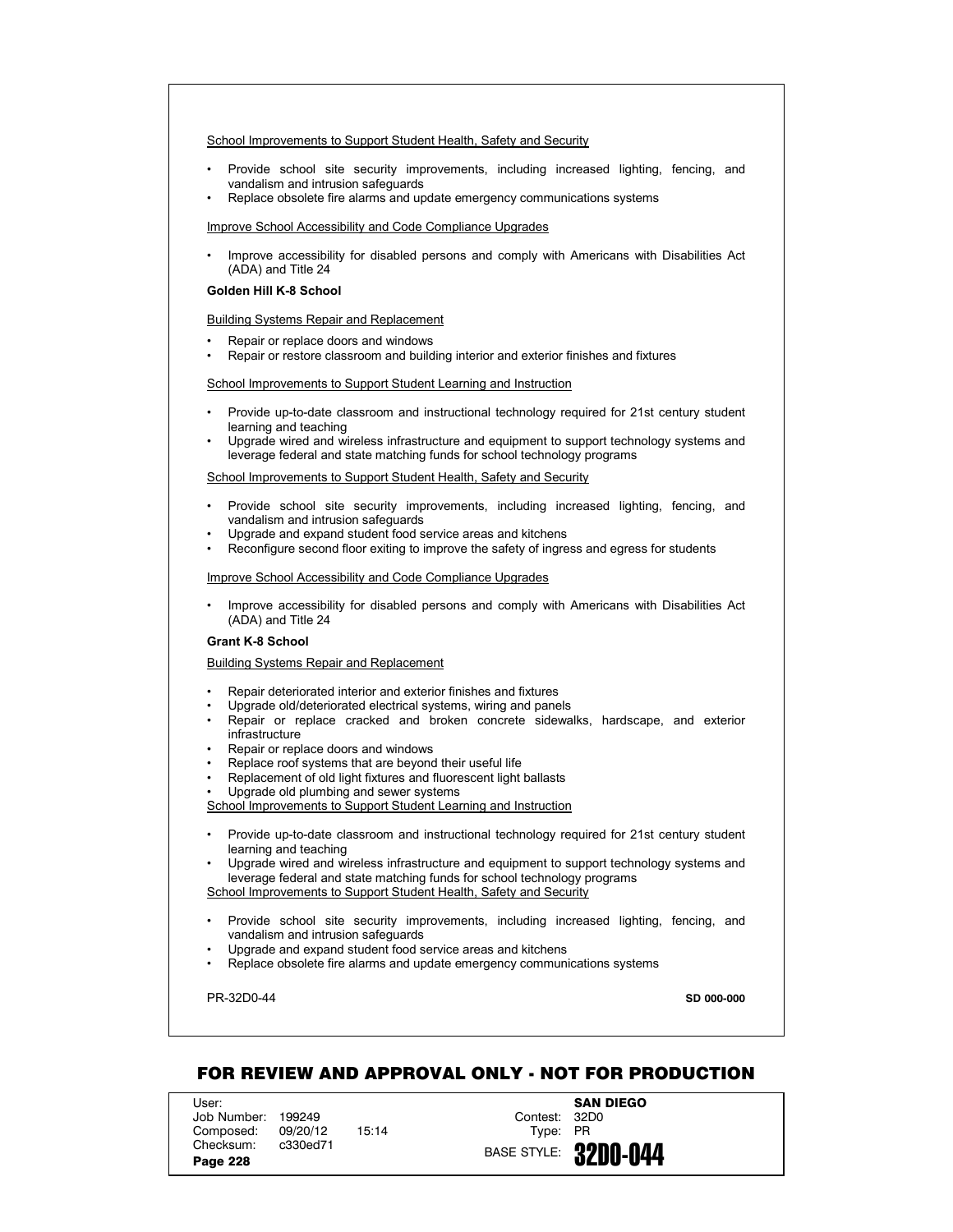School Improvements to Support Student Health, Safety and Security

- Provide school site security improvements, including increased lighting, fencing, and vandalism and intrusion safeguards
- Replace obsolete fire alarms and update emergency communications systems

Improve School Accessibility and Code Compliance Upgrades

- Improve accessibility for disabled persons and comply with Americans with Disabilities Act (ADA) and Title 24

**Golden Hill K-8 School**

Building Systems Repair and Replacement

- Repair or replace doors and windows
- Repair or restore classroom and building interior and exterior finishes and fixtures

School Improvements to Support Student Learning and Instruction

- Provide up-to-date classroom and instructional technology required for 21st century student learning and teaching
- Upgrade wired and wireless infrastructure and equipment to support technology systems and leverage federal and state matching funds for school technology programs

School Improvements to Support Student Health, Safety and Security

- Provide school site security improvements, including increased lighting, fencing, and vandalism and intrusion safeguards
- Upgrade and expand student food service areas and kitchens
- Reconfigure second floor exiting to improve the safety of ingress and egress for students

Improve School Accessibility and Code Compliance Upgrades

- Improve accessibility for disabled persons and comply with Americans with Disabilities Act (ADA) and Title 24

**Grant K-8 School**

Building Systems Repair and Replacement

- Repair deteriorated interior and exterior finishes and fixtures
- Upgrade old/deteriorated electrical systems, wiring and panels
- Repair or replace cracked and broken concrete sidewalks, hardscape, and exterior infrastructure
- Repair or replace doors and windows
- Replace roof systems that are beyond their useful life
- Replacement of old light fixtures and fluorescent light ballasts
- Upgrade old plumbing and sewer systems

School Improvements to Support Student Learning and Instruction

- Provide up-to-date classroom and instructional technology required for 21st century student learning and teaching
- Upgrade wired and wireless infrastructure and equipment to support technology systems and leverage federal and state matching funds for school technology programs

School Improvements to Support Student Health, Safety and Security

- Provide school site security improvements, including increased lighting, fencing, and vandalism and intrusion safeguards
- Upgrade and expand student food service areas and kitchens
- Replace obsolete fire alarms and update emergency communications systems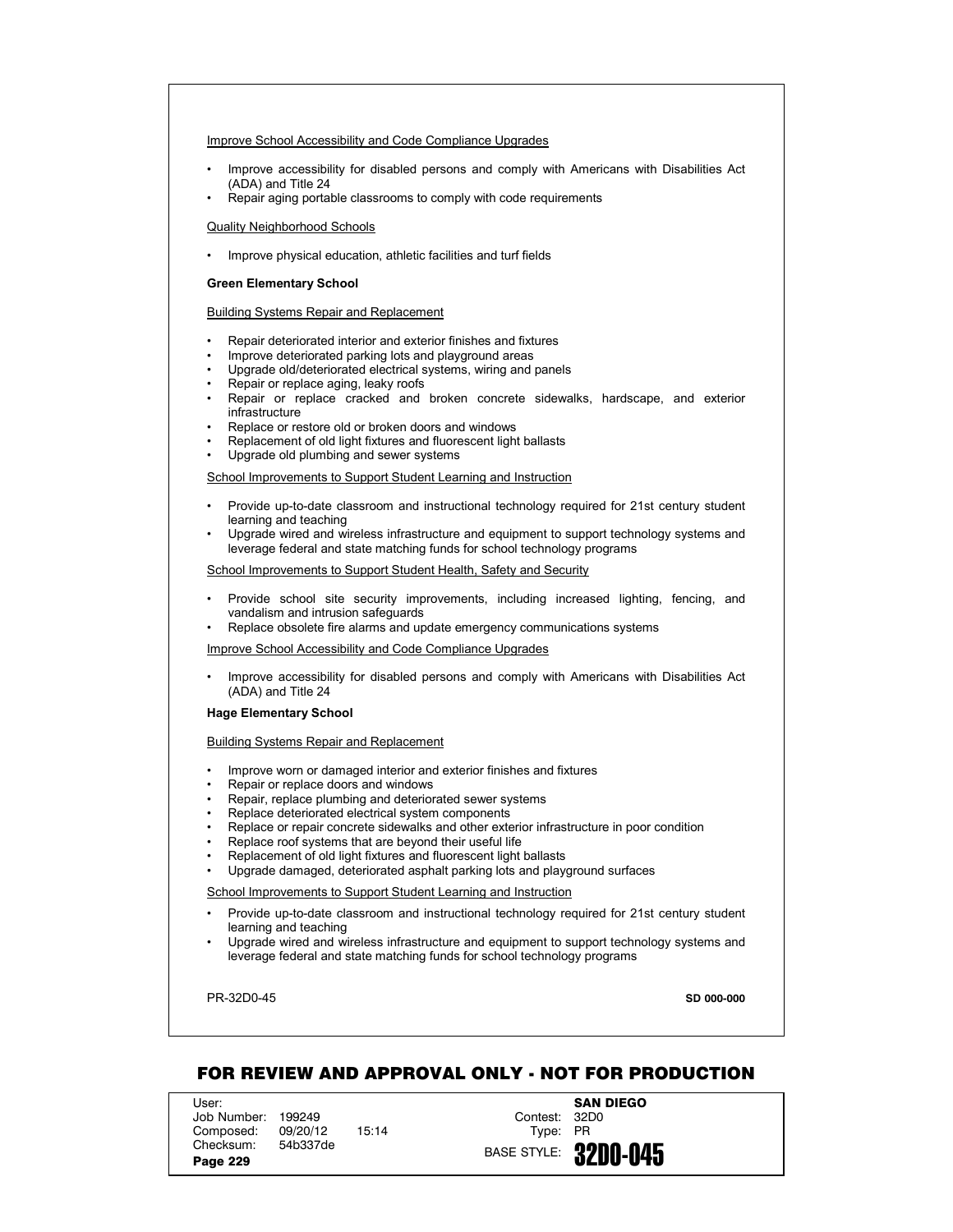Improve School Accessibility and Code Compliance Upgrades

- Improve accessibility for disabled persons and comply with Americans with Disabilities Act (ADA) and Title 24
- Repair aging portable classrooms to comply with code requirements

Quality Neighborhood Schools

- Improve physical education, athletic facilities and turf fields

**Green Elementary School**

Building Systems Repair and Replacement

- Repair deteriorated interior and exterior finishes and fixtures
- Improve deteriorated parking lots and playground areas
- Upgrade old/deteriorated electrical systems, wiring and panels
- Repair or replace aging, leaky roofs
- Repair or replace cracked and broken concrete sidewalks, hardscape, and exterior infrastructure
- Replace or restore old or broken doors and windows
- Replacement of old light fixtures and fluorescent light ballasts
- Upgrade old plumbing and sewer systems

School Improvements to Support Student Learning and Instruction

- Provide up-to-date classroom and instructional technology required for 21st century student learning and teaching
- Upgrade wired and wireless infrastructure and equipment to support technology systems and leverage federal and state matching funds for school technology programs

School Improvements to Support Student Health, Safety and Security

- Provide school site security improvements, including increased lighting, fencing, and vandalism and intrusion safeguards
- Replace obsolete fire alarms and update emergency communications systems

Improve School Accessibility and Code Compliance Upgrades

- Improve accessibility for disabled persons and comply with Americans with Disabilities Act (ADA) and Title 24

**Hage Elementary School**

Building Systems Repair and Replacement

- Improve worn or damaged interior and exterior finishes and fixtures
- Repair or replace doors and windows
- Repair, replace plumbing and deteriorated sewer systems
- Replace deteriorated electrical system components
- Replace or repair concrete sidewalks and other exterior infrastructure in poor condition
- Replace roof systems that are beyond their useful life
- Replacement of old light fixtures and fluorescent light ballasts
- Upgrade damaged, deteriorated asphalt parking lots and playground surfaces

School Improvements to Support Student Learning and Instruction

- Provide up-to-date classroom and instructional technology required for 21st century student learning and teaching
- Upgrade wired and wireless infrastructure and equipment to support technology systems and leverage federal and state matching funds for school technology programs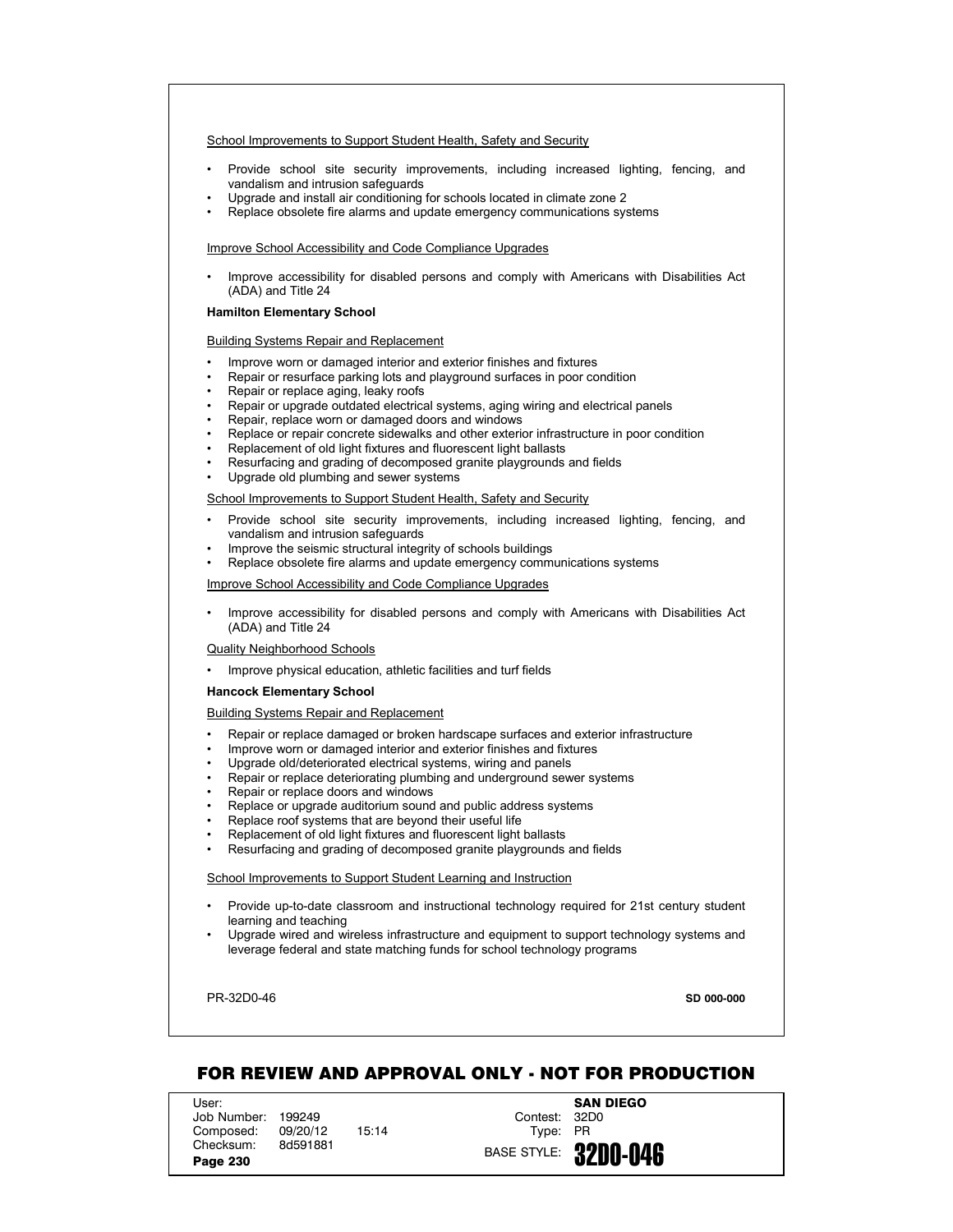School Improvements to Support Student Health, Safety and Security

- Provide school site security improvements, including increased lighting, fencing, and vandalism and intrusion safeguards
- Upgrade and install air conditioning for schools located in climate zone 2
- Replace obsolete fire alarms and update emergency communications systems

Improve School Accessibility and Code Compliance Upgrades

- Improve accessibility for disabled persons and comply with Americans with Disabilities Act (ADA) and Title 24

**Hamilton Elementary School**

Building Systems Repair and Replacement

- Improve worn or damaged interior and exterior finishes and fixtures
- Repair or resurface parking lots and playground surfaces in poor condition
- Repair or replace aging, leaky roofs
- Repair or upgrade outdated electrical systems, aging wiring and electrical panels
- Repair, replace worn or damaged doors and windows
- Replace or repair concrete sidewalks and other exterior infrastructure in poor condition
- Replacement of old light fixtures and fluorescent light ballasts
- Resurfacing and grading of decomposed granite playgrounds and fields
- Upgrade old plumbing and sewer systems

School Improvements to Support Student Health, Safety and Security

- Provide school site security improvements, including increased lighting, fencing, and vandalism and intrusion safeguards
- Improve the seismic structural integrity of schools buildings
- Replace obsolete fire alarms and update emergency communications systems

Improve School Accessibility and Code Compliance Upgrades

- Improve accessibility for disabled persons and comply with Americans with Disabilities Act (ADA) and Title 24

Quality Neighborhood Schools

- Improve physical education, athletic facilities and turf fields

**Hancock Elementary School**

Building Systems Repair and Replacement

- Repair or replace damaged or broken hardscape surfaces and exterior infrastructure
- Improve worn or damaged interior and exterior finishes and fixtures
- Upgrade old/deteriorated electrical systems, wiring and panels
- Repair or replace deteriorating plumbing and underground sewer systems
- Repair or replace doors and windows
- Replace or upgrade auditorium sound and public address systems
- Replace roof systems that are beyond their useful life
- Replacement of old light fixtures and fluorescent light ballasts
- Resurfacing and grading of decomposed granite playgrounds and fields

School Improvements to Support Student Learning and Instruction

- Provide up-to-date classroom and instructional technology required for 21st century student learning and teaching
- Upgrade wired and wireless infrastructure and equipment to support technology systems and leverage federal and state matching funds for school technology programs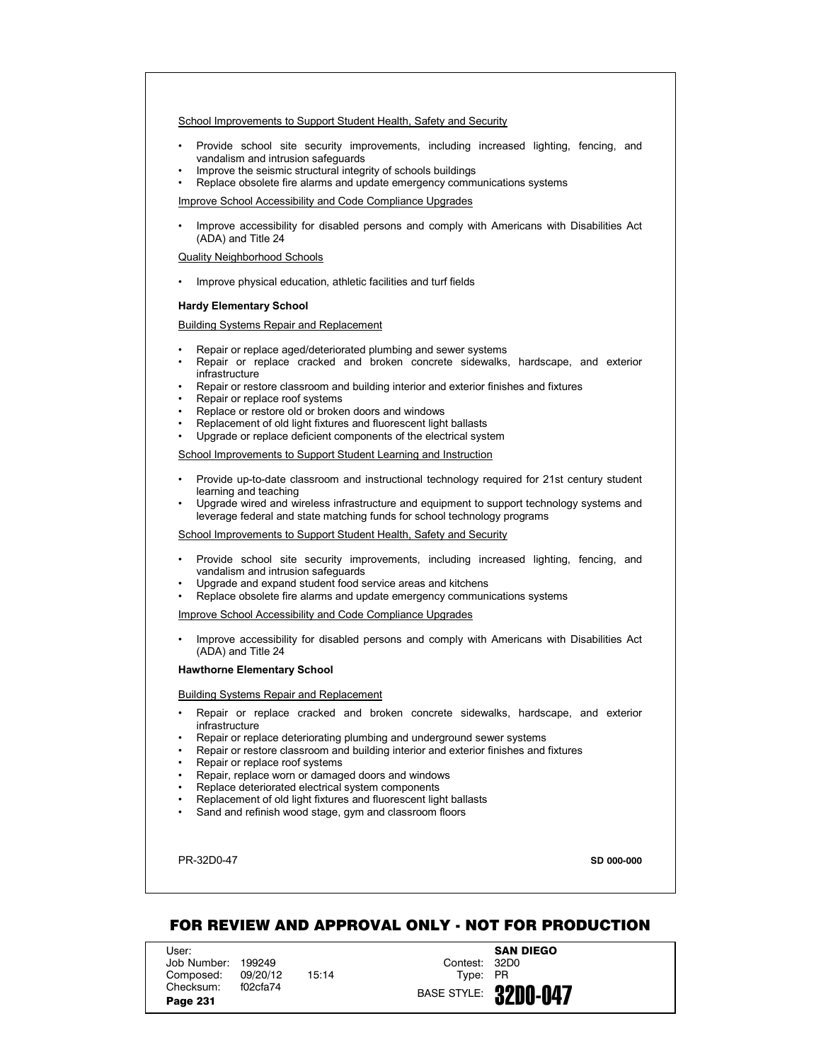School Improvements to Support Student Health, Safety and Security

- Provide school site security improvements, including increased lighting, fencing, and vandalism and intrusion safeguards
- Improve the seismic structural integrity of schools buildings
- Replace obsolete fire alarms and update emergency communications systems

Improve School Accessibility and Code Compliance Upgrades

- Improve accessibility for disabled persons and comply with Americans with Disabilities Act (ADA) and Title 24

Quality Neighborhood Schools

- Improve physical education, athletic facilities and turf fields

**Hardy Elementary School**

Building Systems Repair and Replacement

- Repair or replace aged/deteriorated plumbing and sewer systems
- Repair or replace cracked and broken concrete sidewalks, hardscape, and exterior infrastructure
- Repair or restore classroom and building interior and exterior finishes and fixtures
- Repair or replace roof systems
- Replace or restore old or broken doors and windows
- Replacement of old light fixtures and fluorescent light ballasts
- Upgrade or replace deficient components of the electrical system

School Improvements to Support Student Learning and Instruction

- Provide up-to-date classroom and instructional technology required for 21st century student learning and teaching
- Upgrade wired and wireless infrastructure and equipment to support technology systems and leverage federal and state matching funds for school technology programs

School Improvements to Support Student Health, Safety and Security

- Provide school site security improvements, including increased lighting, fencing, and vandalism and intrusion safeguards
- Upgrade and expand student food service areas and kitchens
- Replace obsolete fire alarms and update emergency communications systems

Improve School Accessibility and Code Compliance Upgrades

- Improve accessibility for disabled persons and comply with Americans with Disabilities Act (ADA) and Title 24

**Hawthorne Elementary School**

Building Systems Repair and Replacement

- Repair or replace cracked and broken concrete sidewalks, hardscape, and exterior infrastructure
- Repair or replace deteriorating plumbing and underground sewer systems
- Repair or restore classroom and building interior and exterior finishes and fixtures
- Repair or replace roof systems
- Repair, replace worn or damaged doors and windows
- Replace deteriorated electrical system components
- Replacement of old light fixtures and fluorescent light ballasts
- Sand and refinish wood stage, gym and classroom floors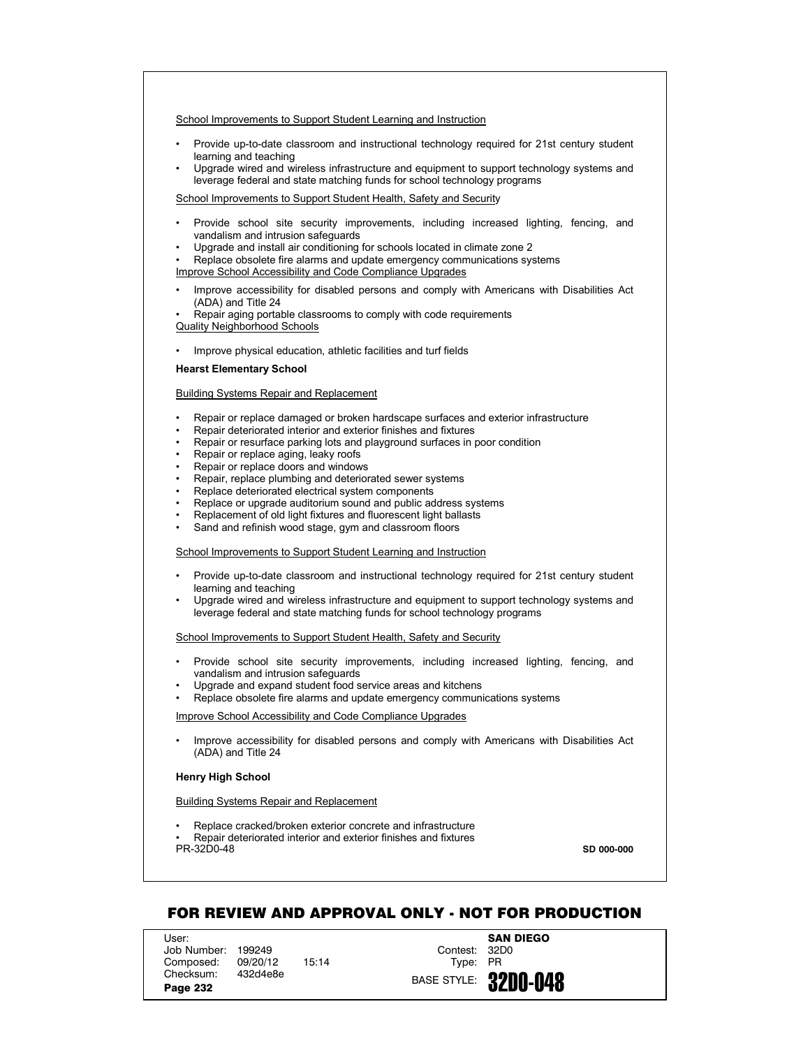School Improvements to Support Student Learning and Instruction

- Provide up-to-date classroom and instructional technology required for 21st century student learning and teaching
- Upgrade wired and wireless infrastructure and equipment to support technology systems and leverage federal and state matching funds for school technology programs

School Improvements to Support Student Health, Safety and Security

- Provide school site security improvements, including increased lighting, fencing, and vandalism and intrusion safeguards
- Upgrade and install air conditioning for schools located in climate zone 2
- Replace obsolete fire alarms and update emergency communications systems

Improve School Accessibility and Code Compliance Upgrades

- Improve accessibility for disabled persons and comply with Americans with Disabilities Act (ADA) and Title 24
- Repair aging portable classrooms to comply with code requirements

Quality Neighborhood Schools

- Improve physical education, athletic facilities and turf fields

**Hearst Elementary School**

Building Systems Repair and Replacement

- Repair or replace damaged or broken hardscape surfaces and exterior infrastructure
- Repair deteriorated interior and exterior finishes and fixtures
- Repair or resurface parking lots and playground surfaces in poor condition
- Repair or replace aging, leaky roofs
- Repair or replace doors and windows
- Repair, replace plumbing and deteriorated sewer systems
- Replace deteriorated electrical system components
- Replace or upgrade auditorium sound and public address systems
- Replacement of old light fixtures and fluorescent light ballasts
- Sand and refinish wood stage, gym and classroom floors

School Improvements to Support Student Learning and Instruction

- Provide up-to-date classroom and instructional technology required for 21st century student learning and teaching
- Upgrade wired and wireless infrastructure and equipment to support technology systems and leverage federal and state matching funds for school technology programs

School Improvements to Support Student Health, Safety and Security

- Provide school site security improvements, including increased lighting, fencing, and vandalism and intrusion safeguards
- Upgrade and expand student food service areas and kitchens
- Replace obsolete fire alarms and update emergency communications systems

Improve School Accessibility and Code Compliance Upgrades

- Improve accessibility for disabled persons and comply with Americans with Disabilities Act (ADA) and Title 24

**Henry High School**

Building Systems Repair and Replacement

- Replace cracked/broken exterior concrete and infrastructure
- Repair deteriorated interior and exterior finishes and fixtures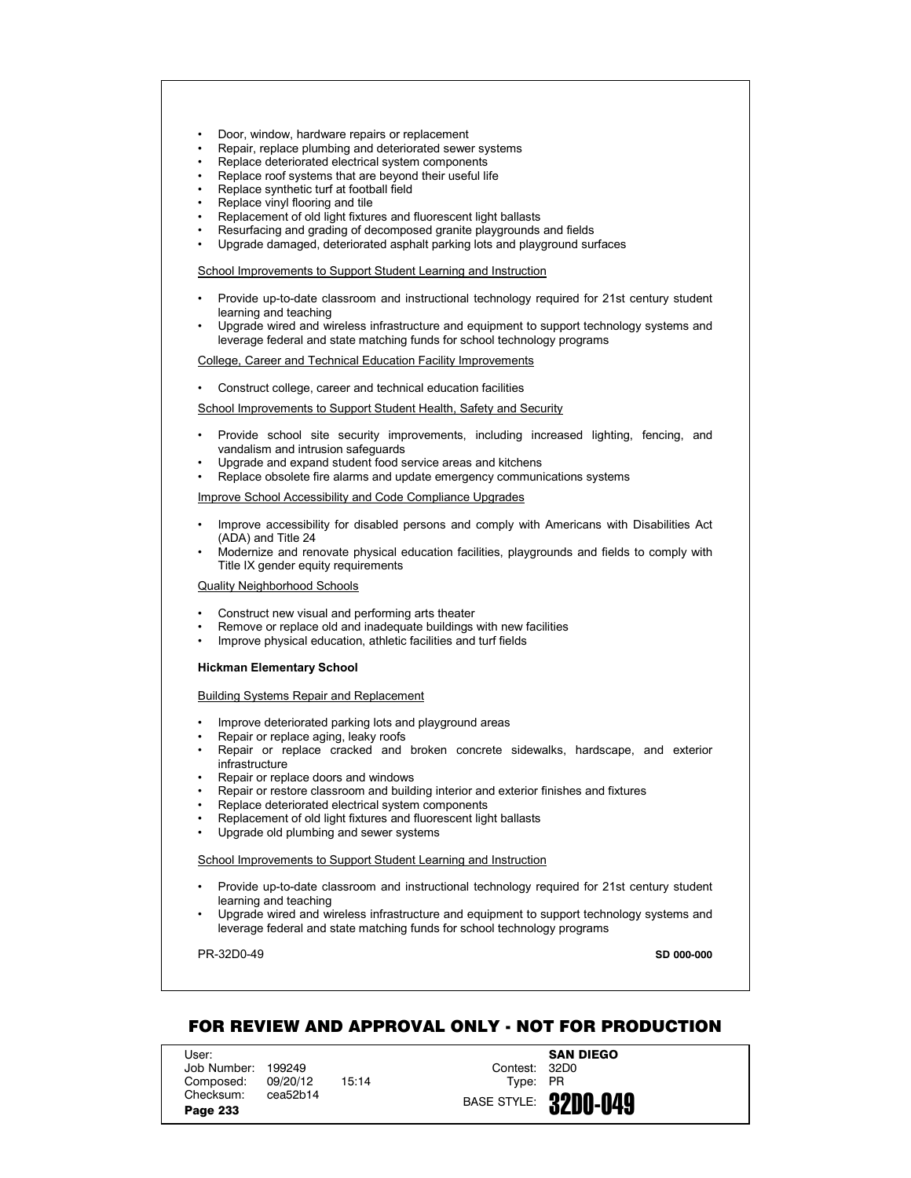- Door, window, hardware repairs or replacement
- Repair, replace plumbing and deteriorated sewer systems
- Replace deteriorated electrical system components
- Replace roof systems that are beyond their useful life
- Replace synthetic turf at football field
- Replace vinyl flooring and tile
- Replacement of old light fixtures and fluorescent light ballasts
- Resurfacing and grading of decomposed granite playgrounds and fields
- Upgrade damaged, deteriorated asphalt parking lots and playground surfaces

School Improvements to Support Student Learning and Instruction

- Provide up-to-date classroom and instructional technology required for 21st century student learning and teaching
- Upgrade wired and wireless infrastructure and equipment to support technology systems and leverage federal and state matching funds for school technology programs

College, Career and Technical Education Facility Improvements

- Construct college, career and technical education facilities

School Improvements to Support Student Health, Safety and Security

- Provide school site security improvements, including increased lighting, fencing, and vandalism and intrusion safeguards
- Upgrade and expand student food service areas and kitchens
- Replace obsolete fire alarms and update emergency communications systems

Improve School Accessibility and Code Compliance Upgrades

- Improve accessibility for disabled persons and comply with Americans with Disabilities Act (ADA) and Title 24
- Modernize and renovate physical education facilities, playgrounds and fields to comply with Title IX gender equity requirements

Quality Neighborhood Schools

- Construct new visual and performing arts theater
- Remove or replace old and inadequate buildings with new facilities
- Improve physical education, athletic facilities and turf fields

**Hickman Elementary School**

Building Systems Repair and Replacement

- Improve deteriorated parking lots and playground areas
- Repair or replace aging, leaky roofs
- Repair or replace cracked and broken concrete sidewalks, hardscape, and exterior infrastructure
- Repair or replace doors and windows
- Repair or restore classroom and building interior and exterior finishes and fixtures
- Replace deteriorated electrical system components
- Replacement of old light fixtures and fluorescent light ballasts
- Upgrade old plumbing and sewer systems

School Improvements to Support Student Learning and Instruction

- Provide up-to-date classroom and instructional technology required for 21st century student learning and teaching
- Upgrade wired and wireless infrastructure and equipment to support technology systems and leverage federal and state matching funds for school technology programs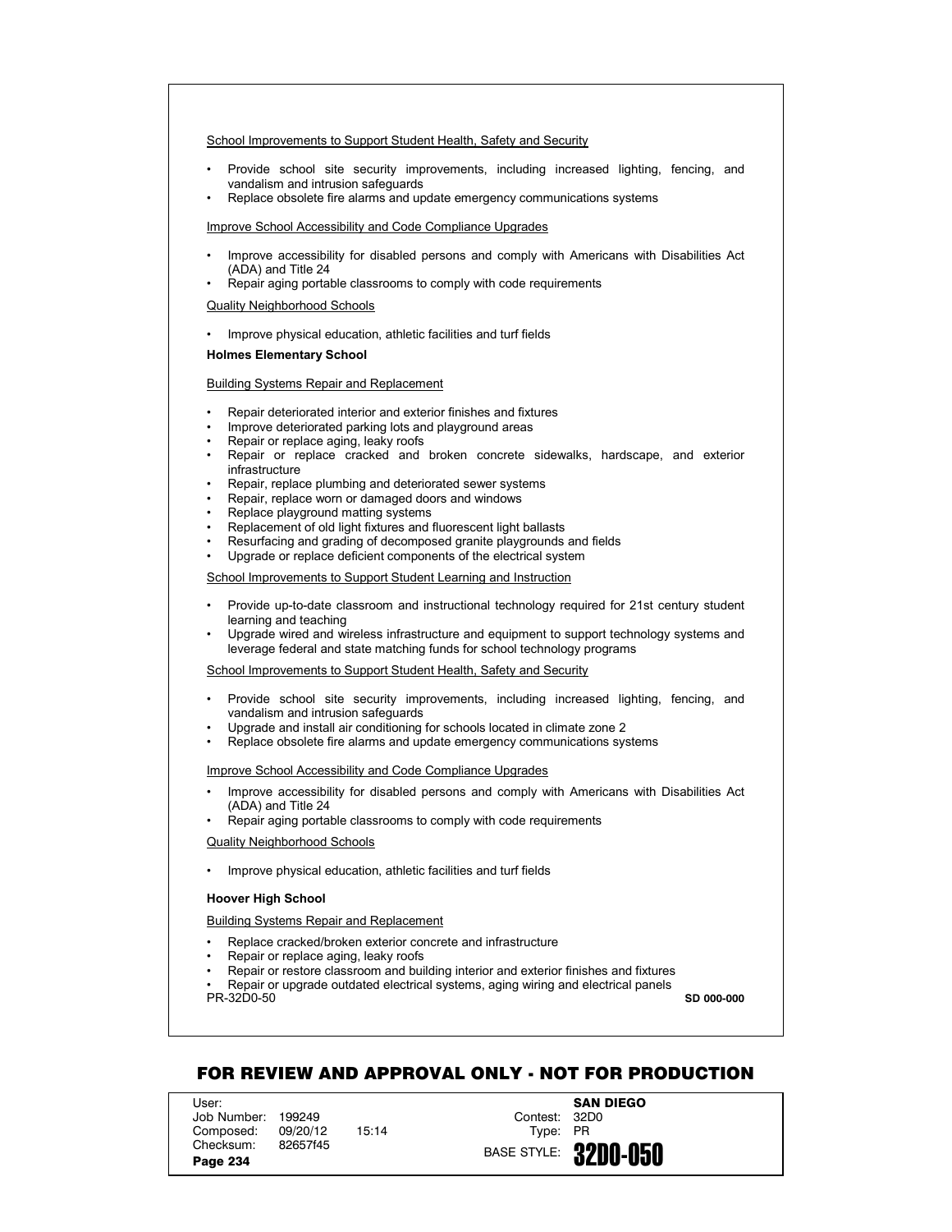School Improvements to Support Student Health, Safety and Security

- Provide school site security improvements, including increased lighting, fencing, and vandalism and intrusion safeguards
- Replace obsolete fire alarms and update emergency communications systems

Improve School Accessibility and Code Compliance Upgrades

- Improve accessibility for disabled persons and comply with Americans with Disabilities Act (ADA) and Title 24
- Repair aging portable classrooms to comply with code requirements

Quality Neighborhood Schools

- Improve physical education, athletic facilities and turf fields

**Holmes Elementary School**

Building Systems Repair and Replacement

- Repair deteriorated interior and exterior finishes and fixtures
- Improve deteriorated parking lots and playground areas
- Repair or replace aging, leaky roofs
- Repair or replace cracked and broken concrete sidewalks, hardscape, and exterior infrastructure
- Repair, replace plumbing and deteriorated sewer systems
- Repair, replace worn or damaged doors and windows
- Replace playground matting systems
- Replacement of old light fixtures and fluorescent light ballasts
- Resurfacing and grading of decomposed granite playgrounds and fields
- Upgrade or replace deficient components of the electrical system

School Improvements to Support Student Learning and Instruction

- Provide up-to-date classroom and instructional technology required for 21st century student learning and teaching
- Upgrade wired and wireless infrastructure and equipment to support technology systems and leverage federal and state matching funds for school technology programs

School Improvements to Support Student Health, Safety and Security

- Provide school site security improvements, including increased lighting, fencing, and vandalism and intrusion safeguards
- Upgrade and install air conditioning for schools located in climate zone 2
- Replace obsolete fire alarms and update emergency communications systems

Improve School Accessibility and Code Compliance Upgrades

- Improve accessibility for disabled persons and comply with Americans with Disabilities Act (ADA) and Title 24
- Repair aging portable classrooms to comply with code requirements

Quality Neighborhood Schools

- Improve physical education, athletic facilities and turf fields

**Hoover High School**

Building Systems Repair and Replacement

- Replace cracked/broken exterior concrete and infrastructure
- Repair or replace aging, leaky roofs
- Repair or restore classroom and building interior and exterior finishes and fixtures
- Repair or upgrade outdated electrical systems, aging wiring and electrical panels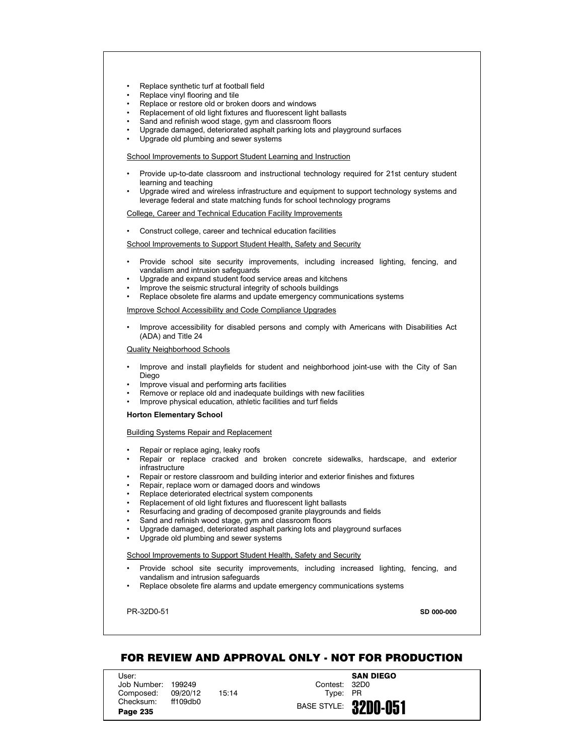- Replace synthetic turf at football field
- Replace vinyl flooring and tile
- Replace or restore old or broken doors and windows
- Replacement of old light fixtures and fluorescent light ballasts
- Sand and refinish wood stage, gym and classroom floors
- Upgrade damaged, deteriorated asphalt parking lots and playground surfaces
- Upgrade old plumbing and sewer systems

<u>School Improvements to Support Student Learning and Instruction</u>

- Provide up-to-date classroom and instructional technology required for 21st century student learning and teaching
- Upgrade wired and wireless infrastructure and equipment to support technology systems and leverage federal and state matching funds for school technology programs

<u>College, Career and Technical Education Facility Improvements</u>

- Construct college, career and technical education facilities

<u>School Improvements to Support Student Health, Safety and Security</u>

- Provide school site security improvements, including increased lighting, fencing, and vandalism and intrusion safeguards
- Upgrade and expand student food service areas and kitchens
- Improve the seismic structural integrity of schools buildings
- Replace obsolete fire alarms and update emergency communications systems

<u>Improve School Accessibility and Code Compliance Upgrades</u>

- Improve accessibility for disabled persons and comply with Americans with Disabilities Act (ADA) and Title 24

<u>Quality Neighborhood Schools</u>

- Improve and install playfields for student and neighborhood joint-use with the City of San Diego
- Improve visual and performing arts facilities
- Remove or replace old and inadequate buildings with new facilities
- Improve physical education, athletic facilities and turf fields

**Horton Elementary School**

<u>Building Systems Repair and Replacement</u>

- Repair or replace aging, leaky roofs
- Repair or replace cracked and broken concrete sidewalks, hardscape, and exterior infrastructure
- Repair or restore classroom and building interior and exterior finishes and fixtures
- Repair, replace worn or damaged doors and windows
- Replace deteriorated electrical system components
- Replacement of old light fixtures and fluorescent light ballasts
- Resurfacing and grading of decomposed granite playgrounds and fields
- Sand and refinish wood stage, gym and classroom floors
- Upgrade damaged, deteriorated asphalt parking lots and playground surfaces
- Upgrade old plumbing and sewer systems

<u>School Improvements to Support Student Health, Safety and Security</u>

- Provide school site security improvements, including increased lighting, fencing, and vandalism and intrusion safeguards
- Replace obsolete fire alarms and update emergency communications systems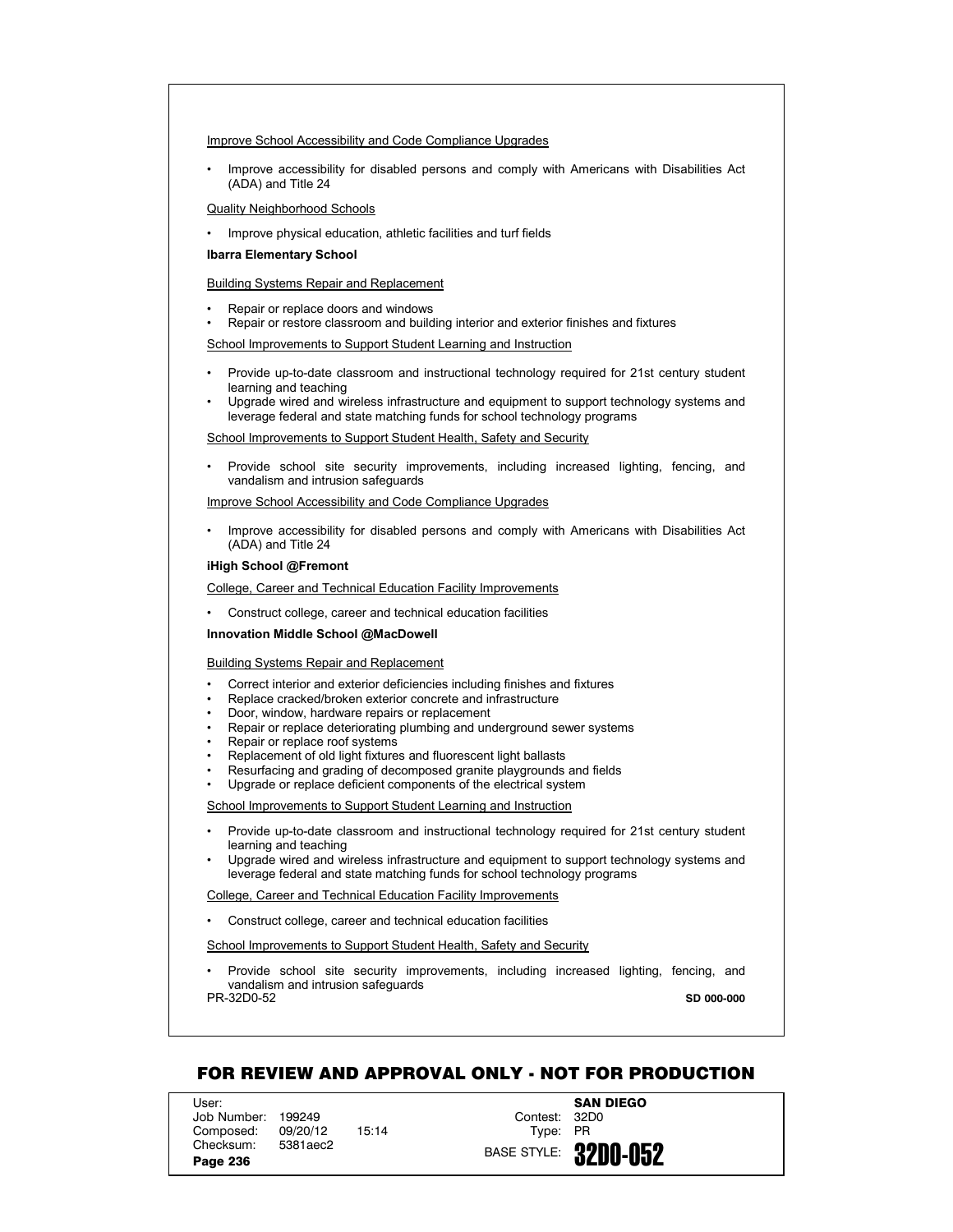Improve School Accessibility and Code Compliance Upgrades

- Improve accessibility for disabled persons and comply with Americans with Disabilities Act (ADA) and Title 24

Quality Neighborhood Schools

- Improve physical education, athletic facilities and turf fields

**Ibarra Elementary School**

Building Systems Repair and Replacement

- Repair or replace doors and windows
- Repair or restore classroom and building interior and exterior finishes and fixtures

School Improvements to Support Student Learning and Instruction

- Provide up-to-date classroom and instructional technology required for 21st century student learning and teaching
- Upgrade wired and wireless infrastructure and equipment to support technology systems and leverage federal and state matching funds for school technology programs

School Improvements to Support Student Health, Safety and Security

- Provide school site security improvements, including increased lighting, fencing, and vandalism and intrusion safeguards

Improve School Accessibility and Code Compliance Upgrades

- Improve accessibility for disabled persons and comply with Americans with Disabilities Act (ADA) and Title 24

**iHigh School @Fremont**

College, Career and Technical Education Facility Improvements

- Construct college, career and technical education facilities

**Innovation Middle School @MacDowell**

Building Systems Repair and Replacement

- Correct interior and exterior deficiencies including finishes and fixtures
- Replace cracked/broken exterior concrete and infrastructure
- Door, window, hardware repairs or replacement
- Repair or replace deteriorating plumbing and underground sewer systems
- Repair or replace roof systems
- Replacement of old light fixtures and fluorescent light ballasts
- Resurfacing and grading of decomposed granite playgrounds and fields
- Upgrade or replace deficient components of the electrical system

School Improvements to Support Student Learning and Instruction

- Provide up-to-date classroom and instructional technology required for 21st century student learning and teaching
- Upgrade wired and wireless infrastructure and equipment to support technology systems and leverage federal and state matching funds for school technology programs

College, Career and Technical Education Facility Improvements

- Construct college, career and technical education facilities

School Improvements to Support Student Health, Safety and Security

- Provide school site security improvements, including increased lighting, fencing, and vandalism and intrusion safeguards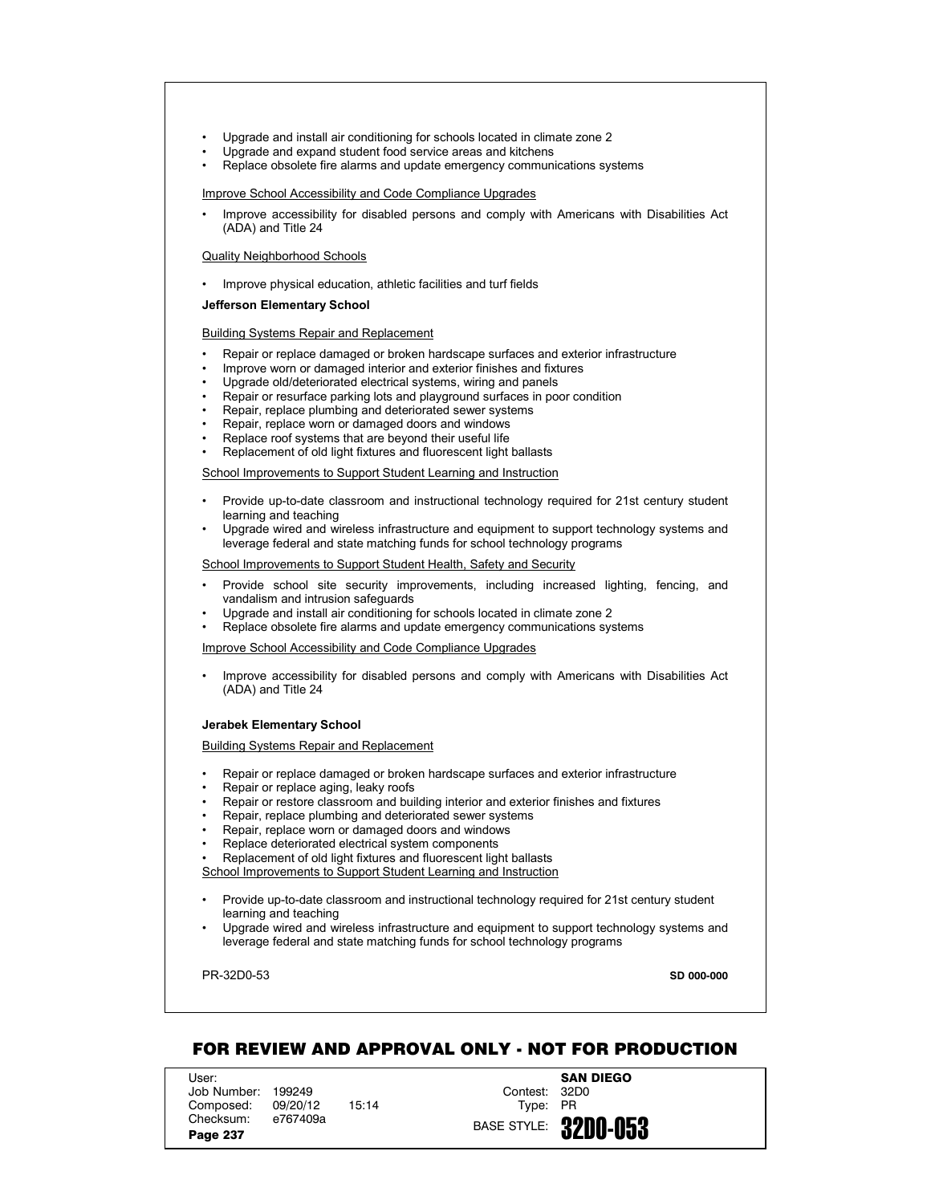- Upgrade and install air conditioning for schools located in climate zone 2
- Upgrade and expand student food service areas and kitchens
- Replace obsolete fire alarms and update emergency communications systems

Improve School Accessibility and Code Compliance Upgrades

- Improve accessibility for disabled persons and comply with Americans with Disabilities Act (ADA) and Title 24

Quality Neighborhood Schools

- Improve physical education, athletic facilities and turf fields

**Jefferson Elementary School**

Building Systems Repair and Replacement

- Repair or replace damaged or broken hardscape surfaces and exterior infrastructure
- Improve worn or damaged interior and exterior finishes and fixtures
- Upgrade old/deteriorated electrical systems, wiring and panels
- Repair or resurface parking lots and playground surfaces in poor condition
- Repair, replace plumbing and deteriorated sewer systems
- Repair, replace worn or damaged doors and windows
- Replace roof systems that are beyond their useful life
- Replacement of old light fixtures and fluorescent light ballasts

School Improvements to Support Student Learning and Instruction

- Provide up-to-date classroom and instructional technology required for 21st century student learning and teaching
- Upgrade wired and wireless infrastructure and equipment to support technology systems and leverage federal and state matching funds for school technology programs

School Improvements to Support Student Health, Safety and Security

- Provide school site security improvements, including increased lighting, fencing, and vandalism and intrusion safeguards
- Upgrade and install air conditioning for schools located in climate zone 2
- Replace obsolete fire alarms and update emergency communications systems

Improve School Accessibility and Code Compliance Upgrades

- Improve accessibility for disabled persons and comply with Americans with Disabilities Act (ADA) and Title 24

**Jerabek Elementary School**

Building Systems Repair and Replacement

- Repair or replace damaged or broken hardscape surfaces and exterior infrastructure
- Repair or replace aging, leaky roofs
- Repair or restore classroom and building interior and exterior finishes and fixtures
- Repair, replace plumbing and deteriorated sewer systems
- Repair, replace worn or damaged doors and windows
- Replace deteriorated electrical system components
- Replacement of old light fixtures and fluorescent light ballasts

School Improvements to Support Student Learning and Instruction

- Provide up-to-date classroom and instructional technology required for 21st century student learning and teaching
- Upgrade wired and wireless infrastructure and equipment to support technology systems and leverage federal and state matching funds for school technology programs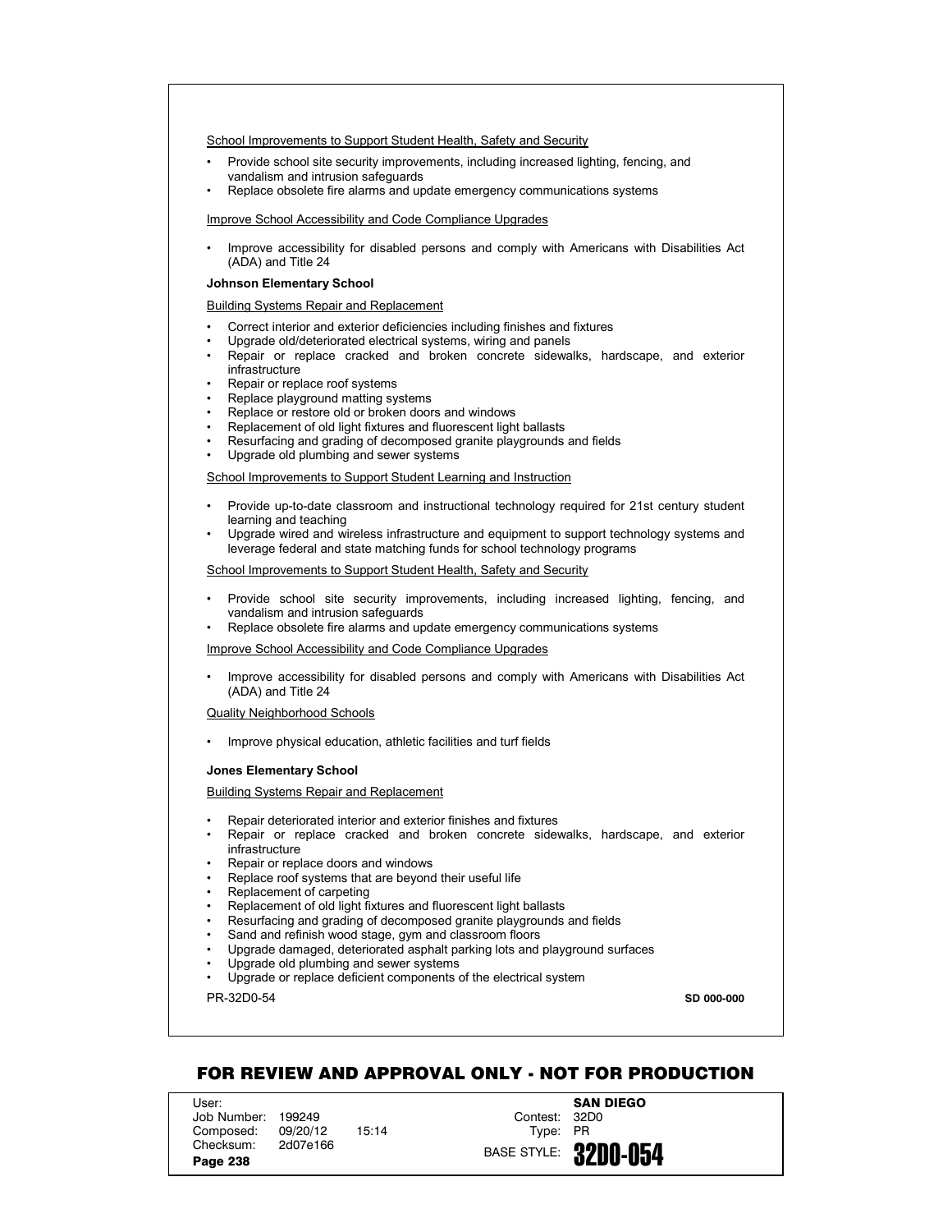School Improvements to Support Student Health, Safety and Security

- Provide school site security improvements, including increased lighting, fencing, and vandalism and intrusion safeguards
- Replace obsolete fire alarms and update emergency communications systems

Improve School Accessibility and Code Compliance Upgrades

- Improve accessibility for disabled persons and comply with Americans with Disabilities Act (ADA) and Title 24

**Johnson Elementary School**

Building Systems Repair and Replacement

- Correct interior and exterior deficiencies including finishes and fixtures
- Upgrade old/deteriorated electrical systems, wiring and panels
- Repair or replace cracked and broken concrete sidewalks, hardscape, and exterior infrastructure
- Repair or replace roof systems
- Replace playground matting systems
- Replace or restore old or broken doors and windows
- Replacement of old light fixtures and fluorescent light ballasts
- Resurfacing and grading of decomposed granite playgrounds and fields
- Upgrade old plumbing and sewer systems

School Improvements to Support Student Learning and Instruction

- Provide up-to-date classroom and instructional technology required for 21st century student learning and teaching
- Upgrade wired and wireless infrastructure and equipment to support technology systems and leverage federal and state matching funds for school technology programs

School Improvements to Support Student Health, Safety and Security

- Provide school site security improvements, including increased lighting, fencing, and vandalism and intrusion safeguards
- Replace obsolete fire alarms and update emergency communications systems

Improve School Accessibility and Code Compliance Upgrades

- Improve accessibility for disabled persons and comply with Americans with Disabilities Act (ADA) and Title 24

Quality Neighborhood Schools

- Improve physical education, athletic facilities and turf fields

**Jones Elementary School**

Building Systems Repair and Replacement

- Repair deteriorated interior and exterior finishes and fixtures
- Repair or replace cracked and broken concrete sidewalks, hardscape, and exterior infrastructure
- Repair or replace doors and windows
- Replace roof systems that are beyond their useful life
- Replacement of carpeting
- Replacement of old light fixtures and fluorescent light ballasts
- Resurfacing and grading of decomposed granite playgrounds and fields
- Sand and refinish wood stage, gym and classroom floors
- Upgrade damaged, deteriorated asphalt parking lots and playground surfaces
- Upgrade old plumbing and sewer systems
- Upgrade or replace deficient components of the electrical system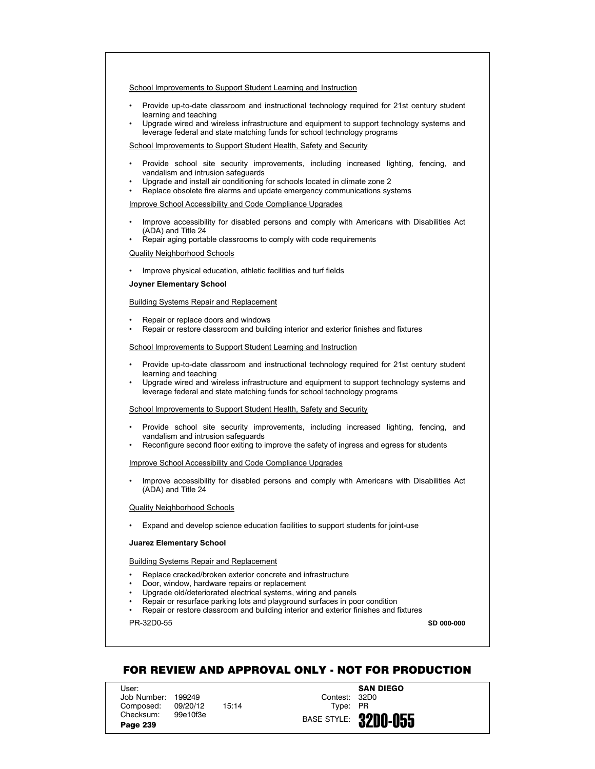School Improvements to Support Student Learning and Instruction

- Provide up-to-date classroom and instructional technology required for 21st century student learning and teaching
- Upgrade wired and wireless infrastructure and equipment to support technology systems and leverage federal and state matching funds for school technology programs

School Improvements to Support Student Health, Safety and Security

- Provide school site security improvements, including increased lighting, fencing, and vandalism and intrusion safeguards
- Upgrade and install air conditioning for schools located in climate zone 2
- Replace obsolete fire alarms and update emergency communications systems

Improve School Accessibility and Code Compliance Upgrades

- Improve accessibility for disabled persons and comply with Americans with Disabilities Act (ADA) and Title 24
- Repair aging portable classrooms to comply with code requirements

Quality Neighborhood Schools

- Improve physical education, athletic facilities and turf fields

**Joyner Elementary School**

Building Systems Repair and Replacement

- Repair or replace doors and windows
- Repair or restore classroom and building interior and exterior finishes and fixtures

School Improvements to Support Student Learning and Instruction

- Provide up-to-date classroom and instructional technology required for 21st century student learning and teaching
- Upgrade wired and wireless infrastructure and equipment to support technology systems and leverage federal and state matching funds for school technology programs

School Improvements to Support Student Health, Safety and Security

- Provide school site security improvements, including increased lighting, fencing, and vandalism and intrusion safeguards
- Reconfigure second floor exiting to improve the safety of ingress and egress for students

Improve School Accessibility and Code Compliance Upgrades

- Improve accessibility for disabled persons and comply with Americans with Disabilities Act (ADA) and Title 24

Quality Neighborhood Schools

- Expand and develop science education facilities to support students for joint-use

**Juarez Elementary School**

Building Systems Repair and Replacement

- Replace cracked/broken exterior concrete and infrastructure
- Door, window, hardware repairs or replacement
- Upgrade old/deteriorated electrical systems, wiring and panels
- Repair or resurface parking lots and playground surfaces in poor condition
- Repair or restore classroom and building interior and exterior finishes and fixtures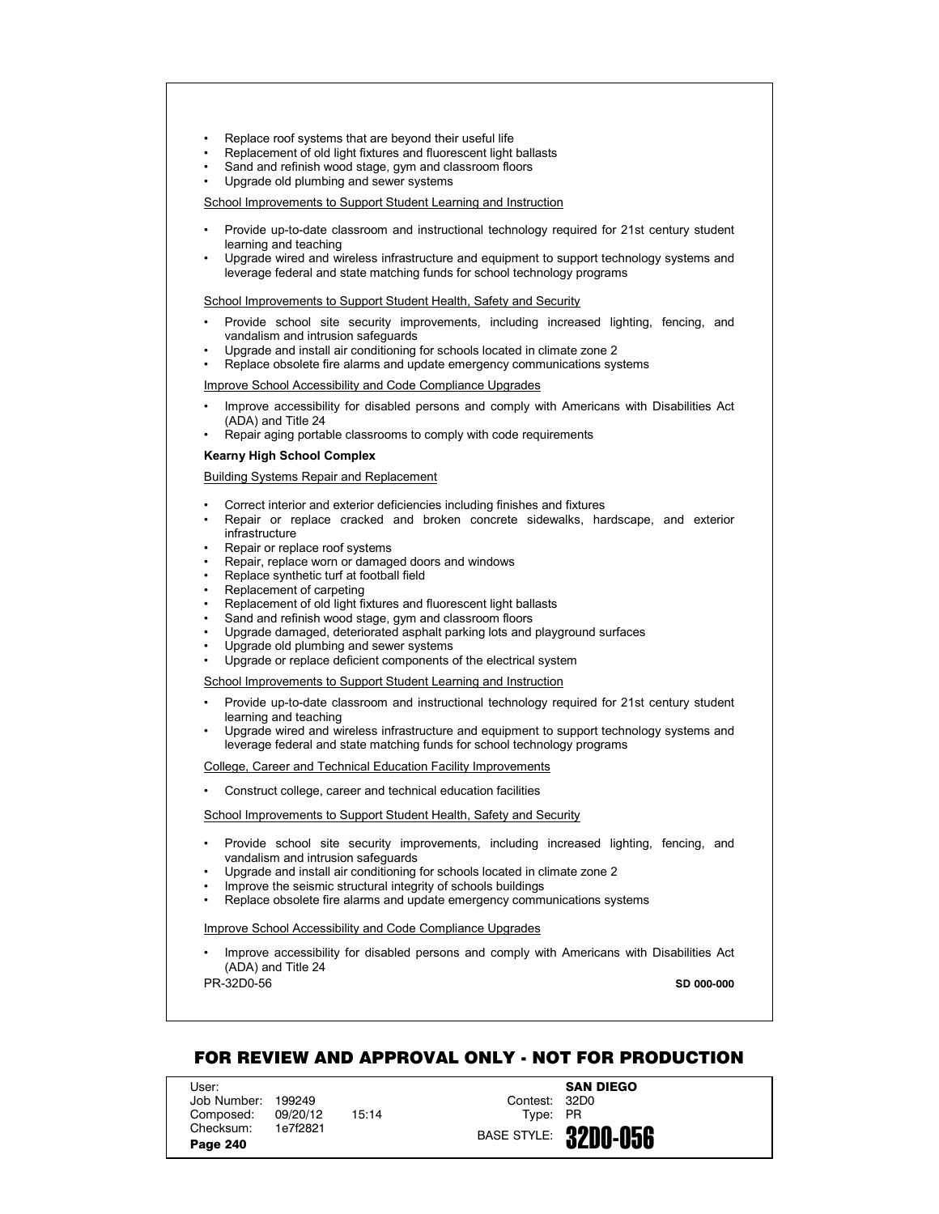- Replace roof systems that are beyond their useful life
- Replacement of old light fixtures and fluorescent light ballasts
- Sand and refinish wood stage, gym and classroom floors
- Upgrade old plumbing and sewer systems

School Improvements to Support Student Learning and Instruction

- Provide up-to-date classroom and instructional technology required for 21st century student learning and teaching
- Upgrade wired and wireless infrastructure and equipment to support technology systems and leverage federal and state matching funds for school technology programs

School Improvements to Support Student Health, Safety and Security

- Provide school site security improvements, including increased lighting, fencing, and vandalism and intrusion safeguards
- Upgrade and install air conditioning for schools located in climate zone 2
- Replace obsolete fire alarms and update emergency communications systems

Improve School Accessibility and Code Compliance Upgrades

- Improve accessibility for disabled persons and comply with Americans with Disabilities Act (ADA) and Title 24
- Repair aging portable classrooms to comply with code requirements

**Kearny High School Complex**

Building Systems Repair and Replacement

- Correct interior and exterior deficiencies including finishes and fixtures
- Repair or replace cracked and broken concrete sidewalks, hardscape, and exterior infrastructure
- Repair or replace roof systems
- Repair, replace worn or damaged doors and windows
- Replace synthetic turf at football field
- Replacement of carpeting
- Replacement of old light fixtures and fluorescent light ballasts
- Sand and refinish wood stage, gym and classroom floors
- Upgrade damaged, deteriorated asphalt parking lots and playground surfaces
- Upgrade old plumbing and sewer systems
- Upgrade or replace deficient components of the electrical system

School Improvements to Support Student Learning and Instruction

- Provide up-to-date classroom and instructional technology required for 21st century student learning and teaching
- Upgrade wired and wireless infrastructure and equipment to support technology systems and leverage federal and state matching funds for school technology programs

College, Career and Technical Education Facility Improvements

- Construct college, career and technical education facilities

School Improvements to Support Student Health, Safety and Security

- Provide school site security improvements, including increased lighting, fencing, and vandalism and intrusion safeguards
- Upgrade and install air conditioning for schools located in climate zone 2
- Improve the seismic structural integrity of schools buildings
- Replace obsolete fire alarms and update emergency communications systems

Improve School Accessibility and Code Compliance Upgrades

- Improve accessibility for disabled persons and comply with Americans with Disabilities Act (ADA) and Title 24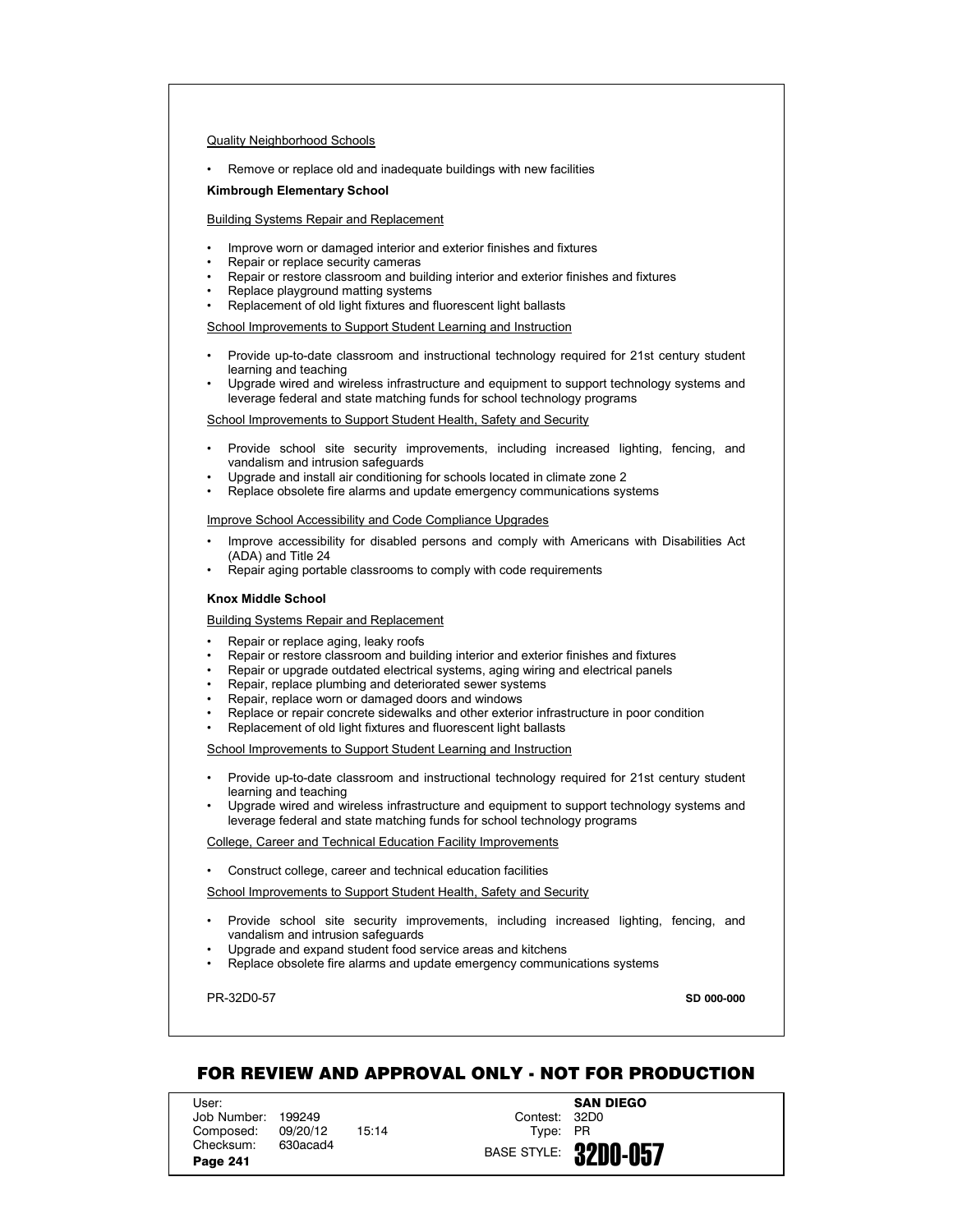Quality Neighborhood Schools

- Remove or replace old and inadequate buildings with new facilities

**Kimbrough Elementary School**

Building Systems Repair and Replacement

- Improve worn or damaged interior and exterior finishes and fixtures
- Repair or replace security cameras
- Repair or restore classroom and building interior and exterior finishes and fixtures
- Replace playground matting systems
- Replacement of old light fixtures and fluorescent light ballasts

School Improvements to Support Student Learning and Instruction

- Provide up-to-date classroom and instructional technology required for 21st century student learning and teaching
- Upgrade wired and wireless infrastructure and equipment to support technology systems and leverage federal and state matching funds for school technology programs

School Improvements to Support Student Health, Safety and Security

- Provide school site security improvements, including increased lighting, fencing, and vandalism and intrusion safeguards
- Upgrade and install air conditioning for schools located in climate zone 2
- Replace obsolete fire alarms and update emergency communications systems

Improve School Accessibility and Code Compliance Upgrades

- Improve accessibility for disabled persons and comply with Americans with Disabilities Act (ADA) and Title 24
- Repair aging portable classrooms to comply with code requirements

**Knox Middle School**

Building Systems Repair and Replacement

- Repair or replace aging, leaky roofs
- Repair or restore classroom and building interior and exterior finishes and fixtures
- Repair or upgrade outdated electrical systems, aging wiring and electrical panels
- Repair, replace plumbing and deteriorated sewer systems
- Repair, replace worn or damaged doors and windows
- Replace or repair concrete sidewalks and other exterior infrastructure in poor condition
- Replacement of old light fixtures and fluorescent light ballasts

School Improvements to Support Student Learning and Instruction

- Provide up-to-date classroom and instructional technology required for 21st century student learning and teaching
- Upgrade wired and wireless infrastructure and equipment to support technology systems and leverage federal and state matching funds for school technology programs

College, Career and Technical Education Facility Improvements

- Construct college, career and technical education facilities

School Improvements to Support Student Health, Safety and Security

- Provide school site security improvements, including increased lighting, fencing, and vandalism and intrusion safeguards
- Upgrade and expand student food service areas and kitchens
- Replace obsolete fire alarms and update emergency communications systems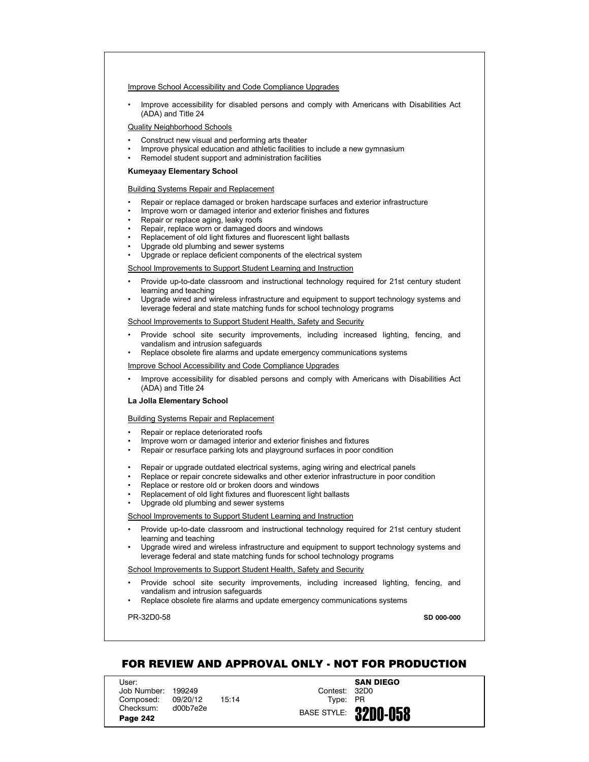Improve School Accessibility and Code Compliance Upgrades

- Improve accessibility for disabled persons and comply with Americans with Disabilities Act (ADA) and Title 24

Quality Neighborhood Schools

- Construct new visual and performing arts theater
- Improve physical education and athletic facilities to include a new gymnasium
- Remodel student support and administration facilities

**Kumeyaay Elementary School**

Building Systems Repair and Replacement

- Repair or replace damaged or broken hardscape surfaces and exterior infrastructure
- Improve worn or damaged interior and exterior finishes and fixtures
- Repair or replace aging, leaky roofs
- Repair, replace worn or damaged doors and windows
- Replacement of old light fixtures and fluorescent light ballasts
- Upgrade old plumbing and sewer systems
- Upgrade or replace deficient components of the electrical system

School Improvements to Support Student Learning and Instruction

- Provide up-to-date classroom and instructional technology required for 21st century student learning and teaching
- Upgrade wired and wireless infrastructure and equipment to support technology systems and leverage federal and state matching funds for school technology programs

School Improvements to Support Student Health, Safety and Security

- Provide school site security improvements, including increased lighting, fencing, and vandalism and intrusion safeguards
- Replace obsolete fire alarms and update emergency communications systems

Improve School Accessibility and Code Compliance Upgrades

- Improve accessibility for disabled persons and comply with Americans with Disabilities Act (ADA) and Title 24

**La Jolla Elementary School**

Building Systems Repair and Replacement

- Repair or replace deteriorated roofs
- Improve worn or damaged interior and exterior finishes and fixtures
- Repair or resurface parking lots and playground surfaces in poor condition
- Repair or upgrade outdated electrical systems, aging wiring and electrical panels
- Replace or repair concrete sidewalks and other exterior infrastructure in poor condition
- Replace or restore old or broken doors and windows
- Replacement of old light fixtures and fluorescent light ballasts
- Upgrade old plumbing and sewer systems

School Improvements to Support Student Learning and Instruction

- Provide up-to-date classroom and instructional technology required for 21st century student learning and teaching
- Upgrade wired and wireless infrastructure and equipment to support technology systems and leverage federal and state matching funds for school technology programs

School Improvements to Support Student Health, Safety and Security

- Provide school site security improvements, including increased lighting, fencing, and vandalism and intrusion safeguards
- Replace obsolete fire alarms and update emergency communications systems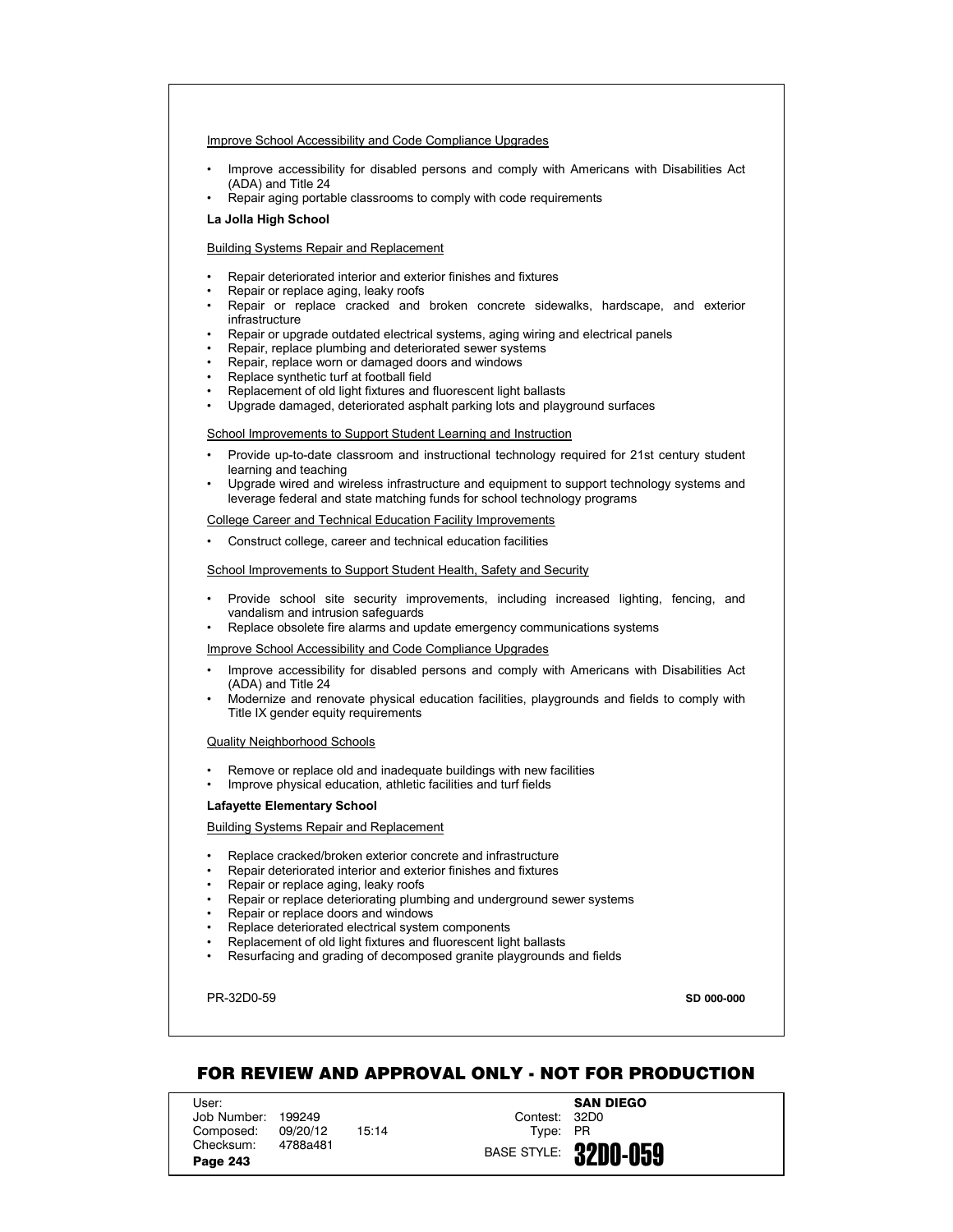Improve School Accessibility and Code Compliance Upgrades

- Improve accessibility for disabled persons and comply with Americans with Disabilities Act (ADA) and Title 24
- Repair aging portable classrooms to comply with code requirements

**La Jolla High School**

Building Systems Repair and Replacement

- Repair deteriorated interior and exterior finishes and fixtures
- Repair or replace aging, leaky roofs
- Repair or replace cracked and broken concrete sidewalks, hardscape, and exterior infrastructure
- Repair or upgrade outdated electrical systems, aging wiring and electrical panels
- Repair, replace plumbing and deteriorated sewer systems
- Repair, replace worn or damaged doors and windows
- Replace synthetic turf at football field
- Replacement of old light fixtures and fluorescent light ballasts
- Upgrade damaged, deteriorated asphalt parking lots and playground surfaces

School Improvements to Support Student Learning and Instruction

- Provide up-to-date classroom and instructional technology required for 21st century student learning and teaching
- Upgrade wired and wireless infrastructure and equipment to support technology systems and leverage federal and state matching funds for school technology programs

College Career and Technical Education Facility Improvements

- Construct college, career and technical education facilities

School Improvements to Support Student Health, Safety and Security

- Provide school site security improvements, including increased lighting, fencing, and vandalism and intrusion safeguards
- Replace obsolete fire alarms and update emergency communications systems

Improve School Accessibility and Code Compliance Upgrades

- Improve accessibility for disabled persons and comply with Americans with Disabilities Act (ADA) and Title 24
- Modernize and renovate physical education facilities, playgrounds and fields to comply with Title IX gender equity requirements

Quality Neighborhood Schools

- Remove or replace old and inadequate buildings with new facilities
- Improve physical education, athletic facilities and turf fields

**Lafayette Elementary School**

Building Systems Repair and Replacement

- Replace cracked/broken exterior concrete and infrastructure
- Repair deteriorated interior and exterior finishes and fixtures
- Repair or replace aging, leaky roofs
- Repair or replace deteriorating plumbing and underground sewer systems
- Repair or replace doors and windows
- Replace deteriorated electrical system components
- Replacement of old light fixtures and fluorescent light ballasts
- Resurfacing and grading of decomposed granite playgrounds and fields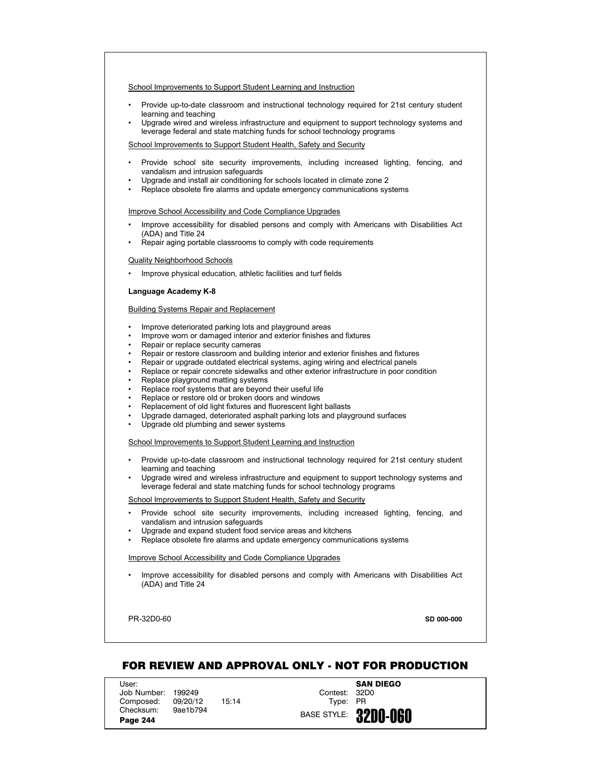School Improvements to Support Student Learning and Instruction

- Provide up-to-date classroom and instructional technology required for 21st century student learning and teaching
- Upgrade wired and wireless infrastructure and equipment to support technology systems and leverage federal and state matching funds for school technology programs

School Improvements to Support Student Health, Safety and Security

- Provide school site security improvements, including increased lighting, fencing, and vandalism and intrusion safeguards
- Upgrade and install air conditioning for schools located in climate zone 2
- Replace obsolete fire alarms and update emergency communications systems

Improve School Accessibility and Code Compliance Upgrades

- Improve accessibility for disabled persons and comply with Americans with Disabilities Act (ADA) and Title 24
- Repair aging portable classrooms to comply with code requirements

Quality Neighborhood Schools

- Improve physical education, athletic facilities and turf fields

**Language Academy K-8**

Building Systems Repair and Replacement

- Improve deteriorated parking lots and playground areas
- Improve worn or damaged interior and exterior finishes and fixtures
- Repair or replace security cameras
- Repair or restore classroom and building interior and exterior finishes and fixtures
- Repair or upgrade outdated electrical systems, aging wiring and electrical panels
- Replace or repair concrete sidewalks and other exterior infrastructure in poor condition
- Replace playground matting systems
- Replace roof systems that are beyond their useful life
- Replace or restore old or broken doors and windows
- Replacement of old light fixtures and fluorescent light ballasts
- Upgrade damaged, deteriorated asphalt parking lots and playground surfaces
- Upgrade old plumbing and sewer systems

School Improvements to Support Student Learning and Instruction

- Provide up-to-date classroom and instructional technology required for 21st century student learning and teaching
- Upgrade wired and wireless infrastructure and equipment to support technology systems and leverage federal and state matching funds for school technology programs

School Improvements to Support Student Health, Safety and Security

- Provide school site security improvements, including increased lighting, fencing, and vandalism and intrusion safeguards
- Upgrade and expand student food service areas and kitchens
- Replace obsolete fire alarms and update emergency communications systems

Improve School Accessibility and Code Compliance Upgrades

- Improve accessibility for disabled persons and comply with Americans with Disabilities Act (ADA) and Title 24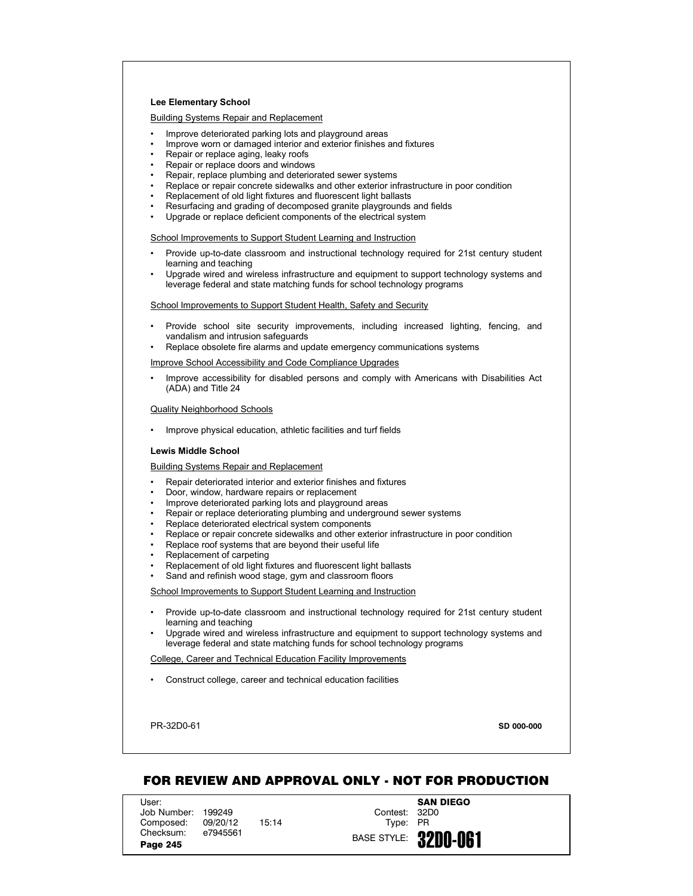**Lee Elementary School**

Building Systems Repair and Replacement

- Improve deteriorated parking lots and playground areas
- Improve worn or damaged interior and exterior finishes and fixtures
- Repair or replace aging, leaky roofs
- Repair or replace doors and windows
- Repair, replace plumbing and deteriorated sewer systems
- Replace or repair concrete sidewalks and other exterior infrastructure in poor condition
- Replacement of old light fixtures and fluorescent light ballasts
- Resurfacing and grading of decomposed granite playgrounds and fields
- Upgrade or replace deficient components of the electrical system

School Improvements to Support Student Learning and Instruction

- Provide up-to-date classroom and instructional technology required for 21st century student learning and teaching
- Upgrade wired and wireless infrastructure and equipment to support technology systems and leverage federal and state matching funds for school technology programs

School Improvements to Support Student Health, Safety and Security

- Provide school site security improvements, including increased lighting, fencing, and vandalism and intrusion safeguards
- Replace obsolete fire alarms and update emergency communications systems

Improve School Accessibility and Code Compliance Upgrades

- Improve accessibility for disabled persons and comply with Americans with Disabilities Act (ADA) and Title 24

Quality Neighborhood Schools

- Improve physical education, athletic facilities and turf fields

**Lewis Middle School**

Building Systems Repair and Replacement

- Repair deteriorated interior and exterior finishes and fixtures
- Door, window, hardware repairs or replacement
- Improve deteriorated parking lots and playground areas
- Repair or replace deteriorating plumbing and underground sewer systems
- Replace deteriorated electrical system components
- Replace or repair concrete sidewalks and other exterior infrastructure in poor condition
- Replace roof systems that are beyond their useful life
- Replacement of carpeting
- Replacement of old light fixtures and fluorescent light ballasts
- Sand and refinish wood stage, gym and classroom floors

School Improvements to Support Student Learning and Instruction

- Provide up-to-date classroom and instructional technology required for 21st century student learning and teaching
- Upgrade wired and wireless infrastructure and equipment to support technology systems and leverage federal and state matching funds for school technology programs

College, Career and Technical Education Facility Improvements

- Construct college, career and technical education facilities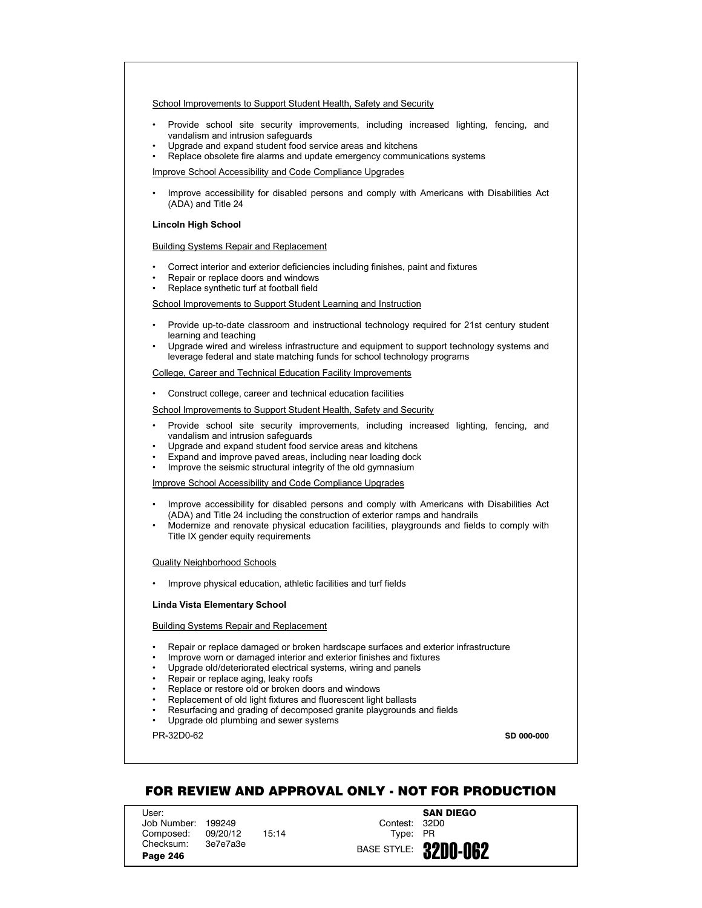School Improvements to Support Student Health, Safety and Security

- Provide school site security improvements, including increased lighting, fencing, and vandalism and intrusion safeguards
- Upgrade and expand student food service areas and kitchens
- Replace obsolete fire alarms and update emergency communications systems

Improve School Accessibility and Code Compliance Upgrades

- Improve accessibility for disabled persons and comply with Americans with Disabilities Act (ADA) and Title 24

**Lincoln High School**

Building Systems Repair and Replacement

- Correct interior and exterior deficiencies including finishes, paint and fixtures
- Repair or replace doors and windows
- Replace synthetic turf at football field

School Improvements to Support Student Learning and Instruction

- Provide up-to-date classroom and instructional technology required for 21st century student learning and teaching
- Upgrade wired and wireless infrastructure and equipment to support technology systems and leverage federal and state matching funds for school technology programs

College, Career and Technical Education Facility Improvements

- Construct college, career and technical education facilities

School Improvements to Support Student Health, Safety and Security

- Provide school site security improvements, including increased lighting, fencing, and vandalism and intrusion safeguards
- Upgrade and expand student food service areas and kitchens
- Expand and improve paved areas, including near loading dock
- Improve the seismic structural integrity of the old gymnasium

Improve School Accessibility and Code Compliance Upgrades

- Improve accessibility for disabled persons and comply with Americans with Disabilities Act (ADA) and Title 24 including the construction of exterior ramps and handrails
- Modernize and renovate physical education facilities, playgrounds and fields to comply with Title IX gender equity requirements

Quality Neighborhood Schools

- Improve physical education, athletic facilities and turf fields

**Linda Vista Elementary School**

Building Systems Repair and Replacement

- Repair or replace damaged or broken hardscape surfaces and exterior infrastructure
- Improve worn or damaged interior and exterior finishes and fixtures
- Upgrade old/deteriorated electrical systems, wiring and panels
- Repair or replace aging, leaky roofs
- Replace or restore old or broken doors and windows
- Replacement of old light fixtures and fluorescent light ballasts
- Resurfacing and grading of decomposed granite playgrounds and fields
- Upgrade old plumbing and sewer systems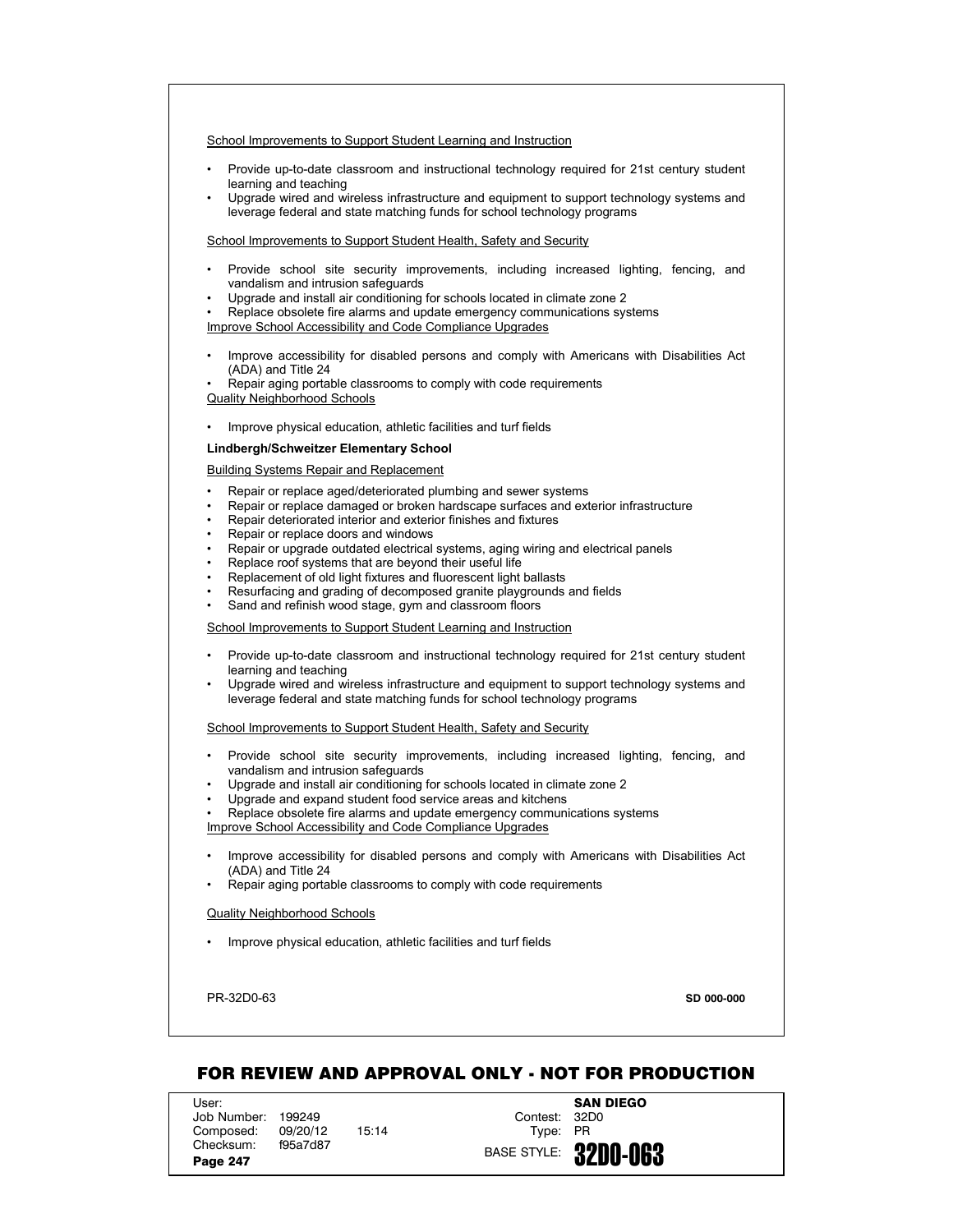School Improvements to Support Student Learning and Instruction

- Provide up-to-date classroom and instructional technology required for 21st century student learning and teaching
- Upgrade wired and wireless infrastructure and equipment to support technology systems and leverage federal and state matching funds for school technology programs

School Improvements to Support Student Health, Safety and Security

- Provide school site security improvements, including increased lighting, fencing, and vandalism and intrusion safeguards
- Upgrade and install air conditioning for schools located in climate zone 2
- Replace obsolete fire alarms and update emergency communications systems

Improve School Accessibility and Code Compliance Upgrades

- Improve accessibility for disabled persons and comply with Americans with Disabilities Act (ADA) and Title 24
- Repair aging portable classrooms to comply with code requirements

Quality Neighborhood Schools

- Improve physical education, athletic facilities and turf fields

**Lindbergh/Schweitzer Elementary School**

Building Systems Repair and Replacement

- Repair or replace aged/deteriorated plumbing and sewer systems
- Repair or replace damaged or broken hardscape surfaces and exterior infrastructure
- Repair deteriorated interior and exterior finishes and fixtures
- Repair or replace doors and windows
- Repair or upgrade outdated electrical systems, aging wiring and electrical panels
- Replace roof systems that are beyond their useful life
- Replacement of old light fixtures and fluorescent light ballasts
- Resurfacing and grading of decomposed granite playgrounds and fields
- Sand and refinish wood stage, gym and classroom floors

School Improvements to Support Student Learning and Instruction

- Provide up-to-date classroom and instructional technology required for 21st century student learning and teaching
- Upgrade wired and wireless infrastructure and equipment to support technology systems and leverage federal and state matching funds for school technology programs

School Improvements to Support Student Health, Safety and Security

- Provide school site security improvements, including increased lighting, fencing, and vandalism and intrusion safeguards
- Upgrade and install air conditioning for schools located in climate zone 2
- Upgrade and expand student food service areas and kitchens
- Replace obsolete fire alarms and update emergency communications systems

Improve School Accessibility and Code Compliance Upgrades

- Improve accessibility for disabled persons and comply with Americans with Disabilities Act (ADA) and Title 24
- Repair aging portable classrooms to comply with code requirements

Quality Neighborhood Schools

- Improve physical education, athletic facilities and turf fields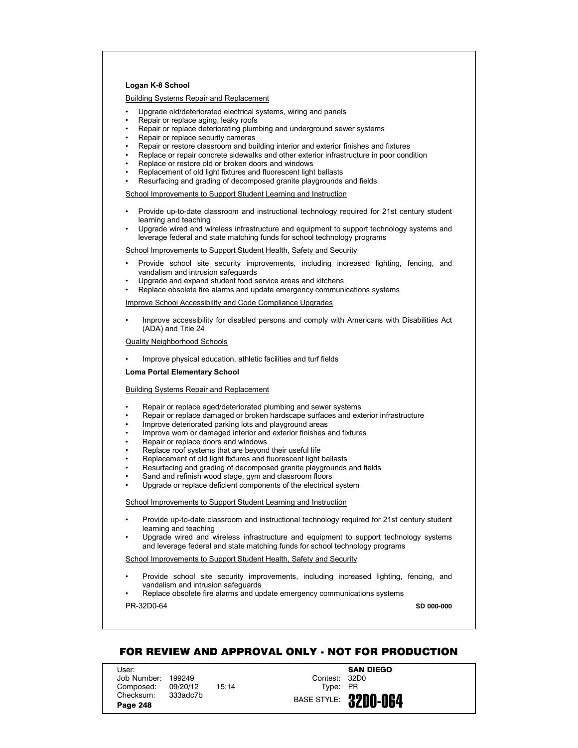**Logan K-8 School**

Building Systems Repair and Replacement

- Upgrade old/deteriorated electrical systems, wiring and panels
- Repair or replace aging, leaky roofs
- Repair or replace deteriorating plumbing and underground sewer systems
- Repair or replace security cameras
- Repair or restore classroom and building interior and exterior finishes and fixtures
- Replace or repair concrete sidewalks and other exterior infrastructure in poor condition
- Replace or restore old or broken doors and windows
- Replacement of old light fixtures and fluorescent light ballasts
- Resurfacing and grading of decomposed granite playgrounds and fields

School Improvements to Support Student Learning and Instruction

- Provide up-to-date classroom and instructional technology required for 21st century student learning and teaching
- Upgrade wired and wireless infrastructure and equipment to support technology systems and leverage federal and state matching funds for school technology programs

School Improvements to Support Student Health, Safety and Security

- Provide school site security improvements, including increased lighting, fencing, and vandalism and intrusion safeguards
- Upgrade and expand student food service areas and kitchens
- Replace obsolete fire alarms and update emergency communications systems

Improve School Accessibility and Code Compliance Upgrades

- Improve accessibility for disabled persons and comply with Americans with Disabilities Act (ADA) and Title 24

Quality Neighborhood Schools

- Improve physical education, athletic facilities and turf fields

**Loma Portal Elementary School**

Building Systems Repair and Replacement

- Repair or replace aged/deteriorated plumbing and sewer systems
- Repair or replace damaged or broken hardscape surfaces and exterior infrastructure
- Improve deteriorated parking lots and playground areas
- Improve worn or damaged interior and exterior finishes and fixtures
- Repair or replace doors and windows
- Replace roof systems that are beyond their useful life
- Replacement of old light fixtures and fluorescent light ballasts
- Resurfacing and grading of decomposed granite playgrounds and fields
- Sand and refinish wood stage, gym and classroom floors
- Upgrade or replace deficient components of the electrical system

School Improvements to Support Student Learning and Instruction

- Provide up-to-date classroom and instructional technology required for 21st century student learning and teaching
- Upgrade wired and wireless infrastructure and equipment to support technology systems and leverage federal and state matching funds for school technology programs

School Improvements to Support Student Health, Safety and Security

- Provide school site security improvements, including increased lighting, fencing, and vandalism and intrusion safeguards
- Replace obsolete fire alarms and update emergency communications systems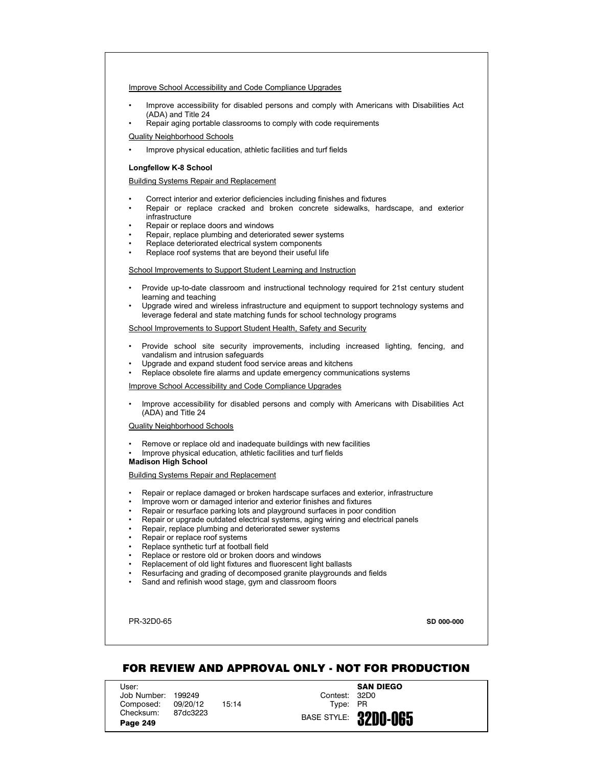Improve School Accessibility and Code Compliance Upgrades

- Improve accessibility for disabled persons and comply with Americans with Disabilities Act (ADA) and Title 24
- Repair aging portable classrooms to comply with code requirements

Quality Neighborhood Schools

- Improve physical education, athletic facilities and turf fields

**Longfellow K-8 School**

Building Systems Repair and Replacement

- Correct interior and exterior deficiencies including finishes and fixtures
- Repair or replace cracked and broken concrete sidewalks, hardscape, and exterior infrastructure
- Repair or replace doors and windows
- Repair, replace plumbing and deteriorated sewer systems
- Replace deteriorated electrical system components
- Replace roof systems that are beyond their useful life

School Improvements to Support Student Learning and Instruction

- Provide up-to-date classroom and instructional technology required for 21st century student learning and teaching
- Upgrade wired and wireless infrastructure and equipment to support technology systems and leverage federal and state matching funds for school technology programs

School Improvements to Support Student Health, Safety and Security

- Provide school site security improvements, including increased lighting, fencing, and vandalism and intrusion safeguards
- Upgrade and expand student food service areas and kitchens
- Replace obsolete fire alarms and update emergency communications systems

Improve School Accessibility and Code Compliance Upgrades

- Improve accessibility for disabled persons and comply with Americans with Disabilities Act (ADA) and Title 24

Quality Neighborhood Schools

- Remove or replace old and inadequate buildings with new facilities
- Improve physical education, athletic facilities and turf fields

**Madison High School**

Building Systems Repair and Replacement

- Repair or replace damaged or broken hardscape surfaces and exterior, infrastructure
- Improve worn or damaged interior and exterior finishes and fixtures
- Repair or resurface parking lots and playground surfaces in poor condition
- Repair or upgrade outdated electrical systems, aging wiring and electrical panels
- Repair, replace plumbing and deteriorated sewer systems
- Repair or replace roof systems
- Replace synthetic turf at football field
- Replace or restore old or broken doors and windows
- Replacement of old light fixtures and fluorescent light ballasts
- Resurfacing and grading of decomposed granite playgrounds and fields
- Sand and refinish wood stage, gym and classroom floors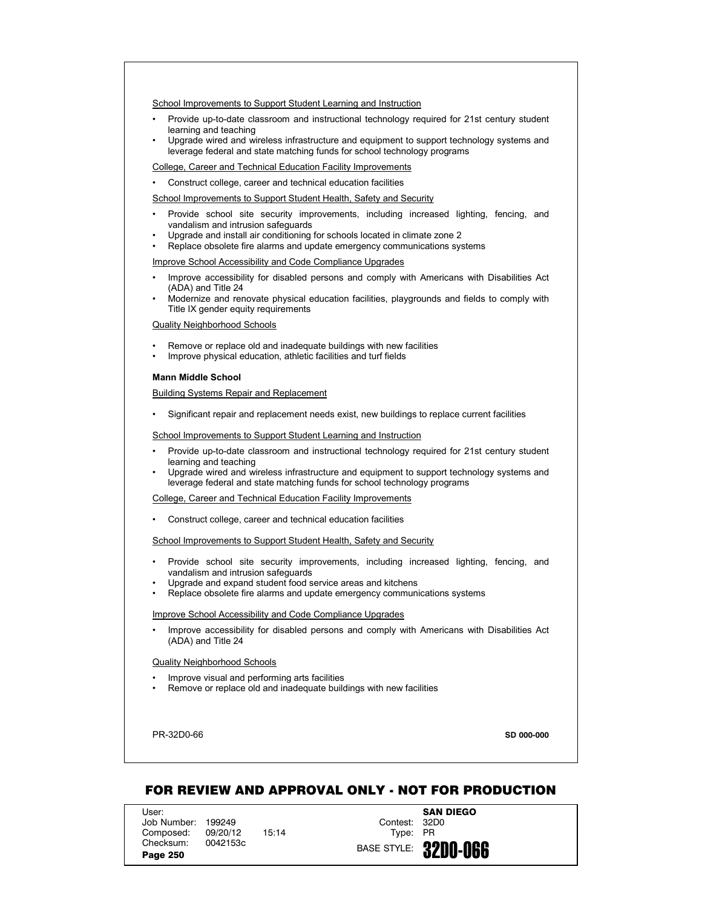<u>School Improvements to Support Student Learning and Instruction</u>

- Provide up-to-date classroom and instructional technology required for 21st century student learning and teaching
- Upgrade wired and wireless infrastructure and equipment to support technology systems and leverage federal and state matching funds for school technology programs

<u>College, Career and Technical Education Facility Improvements</u>

- Construct college, career and technical education facilities

<u>School Improvements to Support Student Health, Safety and Security</u>

- Provide school site security improvements, including increased lighting, fencing, and vandalism and intrusion safeguards
- Upgrade and install air conditioning for schools located in climate zone 2
- Replace obsolete fire alarms and update emergency communications systems

<u>Improve School Accessibility and Code Compliance Upgrades</u>

- Improve accessibility for disabled persons and comply with Americans with Disabilities Act (ADA) and Title 24
- Modernize and renovate physical education facilities, playgrounds and fields to comply with Title IX gender equity requirements

<u>Quality Neighborhood Schools</u>

- Remove or replace old and inadequate buildings with new facilities
- Improve physical education, athletic facilities and turf fields

**Mann Middle School**

<u>Building Systems Repair and Replacement</u>

- Significant repair and replacement needs exist, new buildings to replace current facilities

<u>School Improvements to Support Student Learning and Instruction</u>

- Provide up-to-date classroom and instructional technology required for 21st century student learning and teaching
- Upgrade wired and wireless infrastructure and equipment to support technology systems and leverage federal and state matching funds for school technology programs

<u>College, Career and Technical Education Facility Improvements</u>

- Construct college, career and technical education facilities

<u>School Improvements to Support Student Health, Safety and Security</u>

- Provide school site security improvements, including increased lighting, fencing, and vandalism and intrusion safeguards
- Upgrade and expand student food service areas and kitchens
- Replace obsolete fire alarms and update emergency communications systems

<u>Improve School Accessibility and Code Compliance Upgrades</u>

- Improve accessibility for disabled persons and comply with Americans with Disabilities Act (ADA) and Title 24

<u>Quality Neighborhood Schools</u>

- Improve visual and performing arts facilities
- Remove or replace old and inadequate buildings with new facilities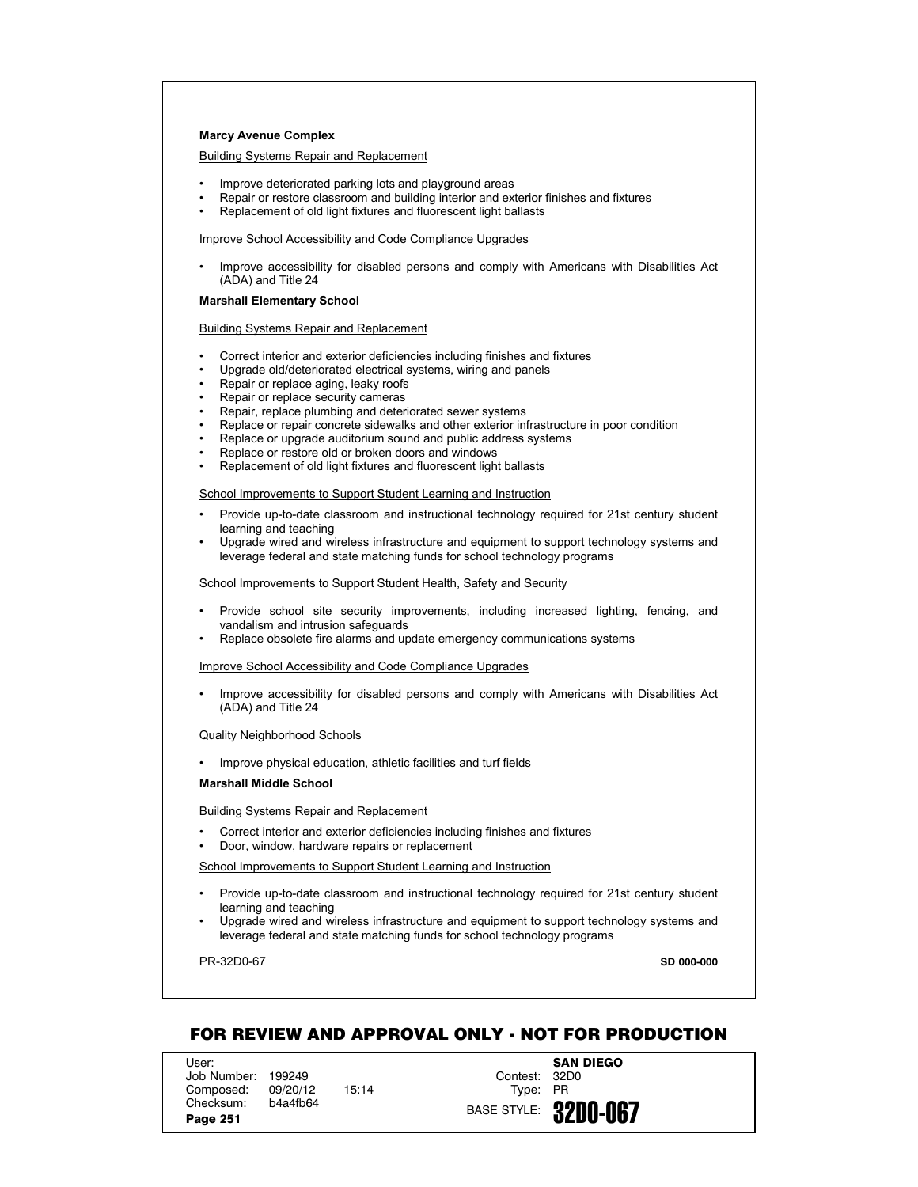**Marcy Avenue Complex**

Building Systems Repair and Replacement

- Improve deteriorated parking lots and playground areas
- Repair or restore classroom and building interior and exterior finishes and fixtures
- Replacement of old light fixtures and fluorescent light ballasts

Improve School Accessibility and Code Compliance Upgrades

- Improve accessibility for disabled persons and comply with Americans with Disabilities Act (ADA) and Title 24

**Marshall Elementary School**

Building Systems Repair and Replacement

- Correct interior and exterior deficiencies including finishes and fixtures
- Upgrade old/deteriorated electrical systems, wiring and panels
- Repair or replace aging, leaky roofs
- Repair or replace security cameras
- Repair, replace plumbing and deteriorated sewer systems
- Replace or repair concrete sidewalks and other exterior infrastructure in poor condition
- Replace or upgrade auditorium sound and public address systems
- Replace or restore old or broken doors and windows
- Replacement of old light fixtures and fluorescent light ballasts

School Improvements to Support Student Learning and Instruction

- Provide up-to-date classroom and instructional technology required for 21st century student learning and teaching
- Upgrade wired and wireless infrastructure and equipment to support technology systems and leverage federal and state matching funds for school technology programs

School Improvements to Support Student Health, Safety and Security

- Provide school site security improvements, including increased lighting, fencing, and vandalism and intrusion safeguards
- Replace obsolete fire alarms and update emergency communications systems

Improve School Accessibility and Code Compliance Upgrades

- Improve accessibility for disabled persons and comply with Americans with Disabilities Act (ADA) and Title 24

Quality Neighborhood Schools

- Improve physical education, athletic facilities and turf fields

**Marshall Middle School**

Building Systems Repair and Replacement

- Correct interior and exterior deficiencies including finishes and fixtures
- Door, window, hardware repairs or replacement

School Improvements to Support Student Learning and Instruction

- Provide up-to-date classroom and instructional technology required for 21st century student learning and teaching
- Upgrade wired and wireless infrastructure and equipment to support technology systems and leverage federal and state matching funds for school technology programs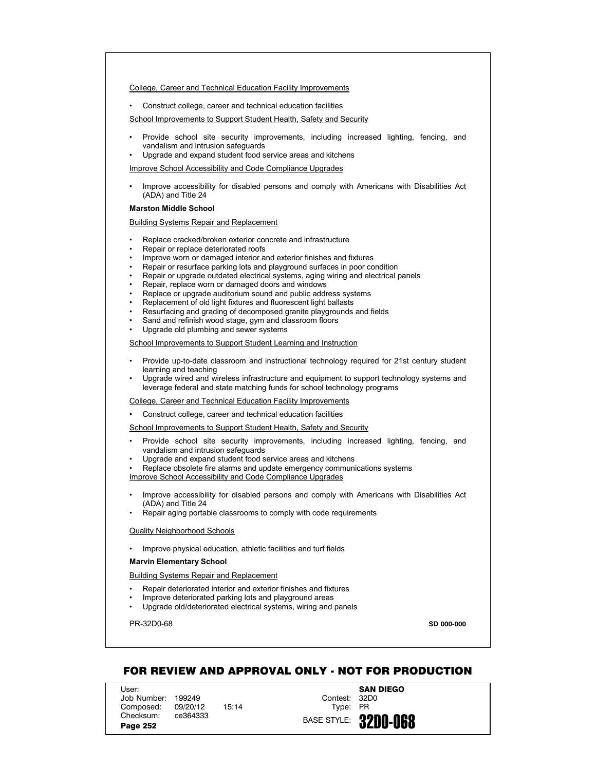College, Career and Technical Education Facility Improvements

- Construct college, career and technical education facilities

School Improvements to Support Student Health, Safety and Security

- Provide school site security improvements, including increased lighting, fencing, and vandalism and intrusion safeguards
- Upgrade and expand student food service areas and kitchens

Improve School Accessibility and Code Compliance Upgrades

- Improve accessibility for disabled persons and comply with Americans with Disabilities Act (ADA) and Title 24

**Marston Middle School**

Building Systems Repair and Replacement

- Replace cracked/broken exterior concrete and infrastructure
- Repair or replace deteriorated roofs
- Improve worn or damaged interior and exterior finishes and fixtures
- Repair or resurface parking lots and playground surfaces in poor condition
- Repair or upgrade outdated electrical systems, aging wiring and electrical panels
- Repair, replace worn or damaged doors and windows
- Replace or upgrade auditorium sound and public address systems
- Replacement of old light fixtures and fluorescent light ballasts
- Resurfacing and grading of decomposed granite playgrounds and fields
- Sand and refinish wood stage, gym and classroom floors
- Upgrade old plumbing and sewer systems

School Improvements to Support Student Learning and Instruction

- Provide up-to-date classroom and instructional technology required for 21st century student learning and teaching
- Upgrade wired and wireless infrastructure and equipment to support technology systems and leverage federal and state matching funds for school technology programs

College, Career and Technical Education Facility Improvements

- Construct college, career and technical education facilities

School Improvements to Support Student Health, Safety and Security

- Provide school site security improvements, including increased lighting, fencing, and vandalism and intrusion safeguards
- Upgrade and expand student food service areas and kitchens
- Replace obsolete fire alarms and update emergency communications systems

Improve School Accessibility and Code Compliance Upgrades

- Improve accessibility for disabled persons and comply with Americans with Disabilities Act (ADA) and Title 24
- Repair aging portable classrooms to comply with code requirements

Quality Neighborhood Schools

- Improve physical education, athletic facilities and turf fields

**Marvin Elementary School**

Building Systems Repair and Replacement

- Repair deteriorated interior and exterior finishes and fixtures
- Improve deteriorated parking lots and playground areas
- Upgrade old/deteriorated electrical systems, wiring and panels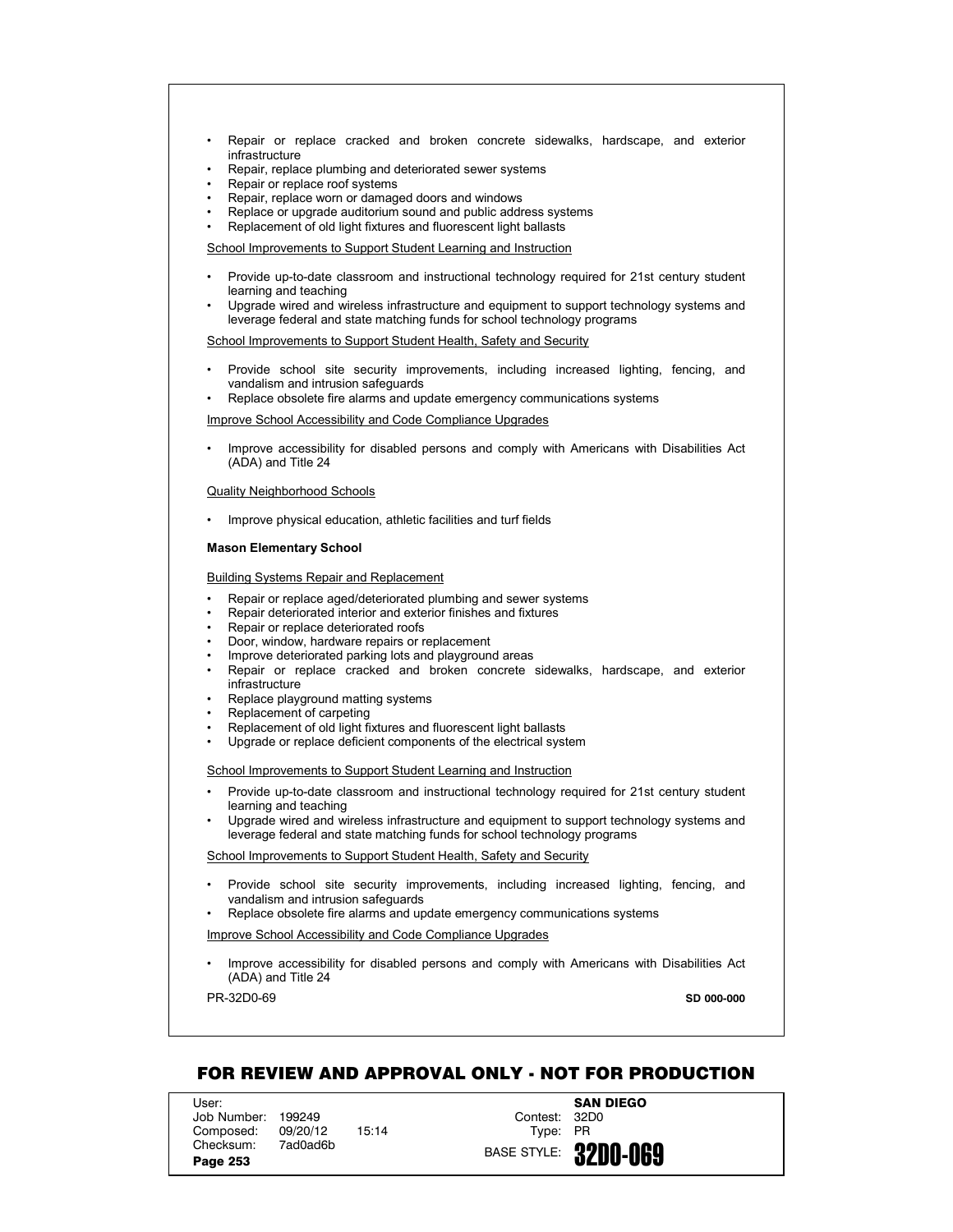- Repair or replace cracked and broken concrete sidewalks, hardscape, and exterior infrastructure
- Repair, replace plumbing and deteriorated sewer systems
- Repair or replace roof systems
- Repair, replace worn or damaged doors and windows
- Replace or upgrade auditorium sound and public address systems
- Replacement of old light fixtures and fluorescent light ballasts

<u>School Improvements to Support Student Learning and Instruction</u>

- Provide up-to-date classroom and instructional technology required for 21st century student learning and teaching
- Upgrade wired and wireless infrastructure and equipment to support technology systems and leverage federal and state matching funds for school technology programs

<u>School Improvements to Support Student Health, Safety and Security</u>

- Provide school site security improvements, including increased lighting, fencing, and vandalism and intrusion safeguards
- Replace obsolete fire alarms and update emergency communications systems

<u>Improve School Accessibility and Code Compliance Upgrades</u>

- Improve accessibility for disabled persons and comply with Americans with Disabilities Act (ADA) and Title 24

<u>Quality Neighborhood Schools</u>

- Improve physical education, athletic facilities and turf fields

**Mason Elementary School**

<u>Building Systems Repair and Replacement</u>

- Repair or replace aged/deteriorated plumbing and sewer systems
- Repair deteriorated interior and exterior finishes and fixtures
- Repair or replace deteriorated roofs
- Door, window, hardware repairs or replacement
- Improve deteriorated parking lots and playground areas
- Repair or replace cracked and broken concrete sidewalks, hardscape, and exterior infrastructure
- Replace playground matting systems
- Replacement of carpeting
- Replacement of old light fixtures and fluorescent light ballasts
- Upgrade or replace deficient components of the electrical system

<u>School Improvements to Support Student Learning and Instruction</u>

- Provide up-to-date classroom and instructional technology required for 21st century student learning and teaching
- Upgrade wired and wireless infrastructure and equipment to support technology systems and leverage federal and state matching funds for school technology programs

<u>School Improvements to Support Student Health, Safety and Security</u>

- Provide school site security improvements, including increased lighting, fencing, and vandalism and intrusion safeguards
- Replace obsolete fire alarms and update emergency communications systems

<u>Improve School Accessibility and Code Compliance Upgrades</u>

- Improve accessibility for disabled persons and comply with Americans with Disabilities Act (ADA) and Title 24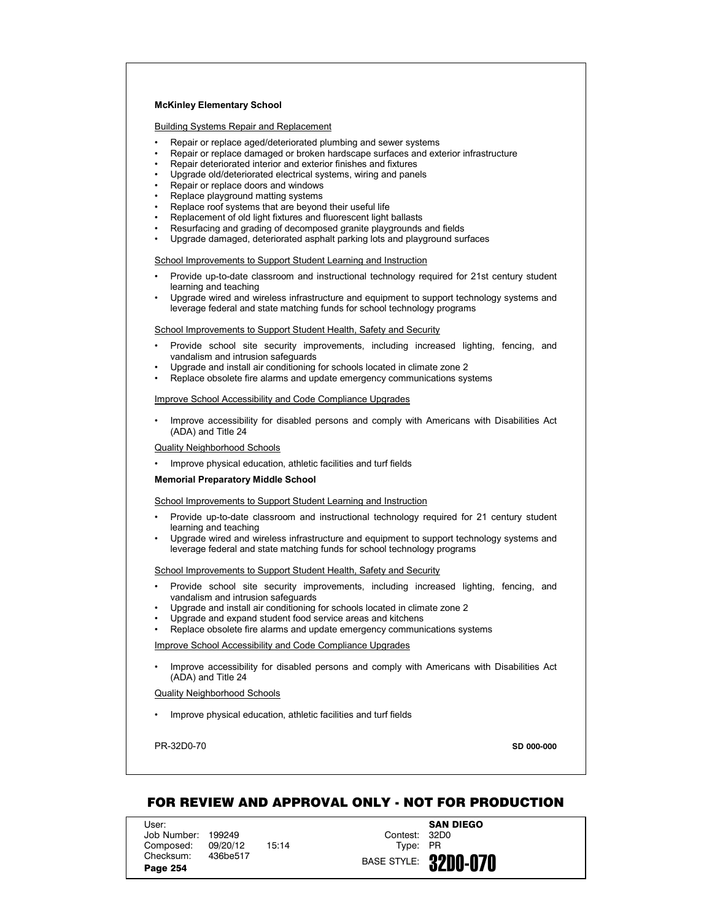**McKinley Elementary School**

Building Systems Repair and Replacement

- Repair or replace aged/deteriorated plumbing and sewer systems
- Repair or replace damaged or broken hardscape surfaces and exterior infrastructure
- Repair deteriorated interior and exterior finishes and fixtures
- Upgrade old/deteriorated electrical systems, wiring and panels
- Repair or replace doors and windows
- Replace playground matting systems
- Replace roof systems that are beyond their useful life
- Replacement of old light fixtures and fluorescent light ballasts
- Resurfacing and grading of decomposed granite playgrounds and fields
- Upgrade damaged, deteriorated asphalt parking lots and playground surfaces

School Improvements to Support Student Learning and Instruction

- Provide up-to-date classroom and instructional technology required for 21st century student learning and teaching
- Upgrade wired and wireless infrastructure and equipment to support technology systems and leverage federal and state matching funds for school technology programs

School Improvements to Support Student Health, Safety and Security

- Provide school site security improvements, including increased lighting, fencing, and vandalism and intrusion safeguards
- Upgrade and install air conditioning for schools located in climate zone 2
- Replace obsolete fire alarms and update emergency communications systems

Improve School Accessibility and Code Compliance Upgrades

- Improve accessibility for disabled persons and comply with Americans with Disabilities Act (ADA) and Title 24

Quality Neighborhood Schools

- Improve physical education, athletic facilities and turf fields

**Memorial Preparatory Middle School**

School Improvements to Support Student Learning and Instruction

- Provide up-to-date classroom and instructional technology required for 21 century student learning and teaching
- Upgrade wired and wireless infrastructure and equipment to support technology systems and leverage federal and state matching funds for school technology programs

School Improvements to Support Student Health, Safety and Security

- Provide school site security improvements, including increased lighting, fencing, and vandalism and intrusion safeguards
- Upgrade and install air conditioning for schools located in climate zone 2
- Upgrade and expand student food service areas and kitchens
- Replace obsolete fire alarms and update emergency communications systems

Improve School Accessibility and Code Compliance Upgrades

- Improve accessibility for disabled persons and comply with Americans with Disabilities Act (ADA) and Title 24

Quality Neighborhood Schools

- Improve physical education, athletic facilities and turf fields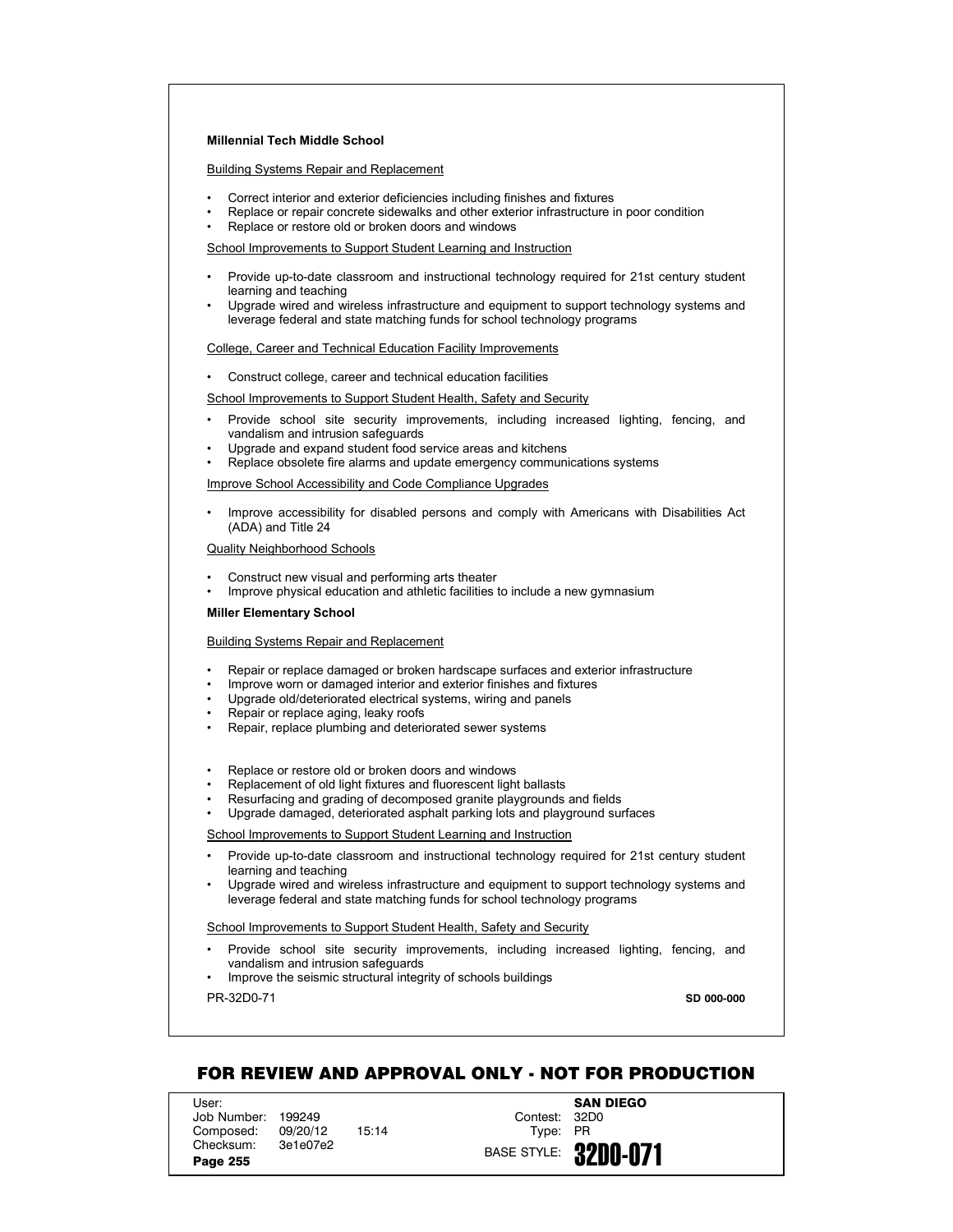**Millennial Tech Middle School**

Building Systems Repair and Replacement

- Correct interior and exterior deficiencies including finishes and fixtures
- Replace or repair concrete sidewalks and other exterior infrastructure in poor condition
- Replace or restore old or broken doors and windows

School Improvements to Support Student Learning and Instruction

- Provide up-to-date classroom and instructional technology required for 21st century student learning and teaching
- Upgrade wired and wireless infrastructure and equipment to support technology systems and leverage federal and state matching funds for school technology programs

College, Career and Technical Education Facility Improvements

- Construct college, career and technical education facilities

School Improvements to Support Student Health, Safety and Security

- Provide school site security improvements, including increased lighting, fencing, and vandalism and intrusion safeguards
- Upgrade and expand student food service areas and kitchens
- Replace obsolete fire alarms and update emergency communications systems

Improve School Accessibility and Code Compliance Upgrades

- Improve accessibility for disabled persons and comply with Americans with Disabilities Act (ADA) and Title 24

Quality Neighborhood Schools

- Construct new visual and performing arts theater
- Improve physical education and athletic facilities to include a new gymnasium

**Miller Elementary School**

Building Systems Repair and Replacement

- Repair or replace damaged or broken hardscape surfaces and exterior infrastructure
- Improve worn or damaged interior and exterior finishes and fixtures
- Upgrade old/deteriorated electrical systems, wiring and panels
- Repair or replace aging, leaky roofs
- Repair, replace plumbing and deteriorated sewer systems

- Replace or restore old or broken doors and windows
- Replacement of old light fixtures and fluorescent light ballasts
- Resurfacing and grading of decomposed granite playgrounds and fields
- Upgrade damaged, deteriorated asphalt parking lots and playground surfaces

School Improvements to Support Student Learning and Instruction

- Provide up-to-date classroom and instructional technology required for 21st century student learning and teaching
- Upgrade wired and wireless infrastructure and equipment to support technology systems and leverage federal and state matching funds for school technology programs

School Improvements to Support Student Health, Safety and Security

- Provide school site security improvements, including increased lighting, fencing, and vandalism and intrusion safeguards
- Improve the seismic structural integrity of schools buildings

PR-32D0-71 **SD 000-000**

**FOR REVIEW AND APPROVAL ONLY - NOT FOR PRODUCTION**

| | | | | |
|---|---|---|---|---|
| User: | | | | **SAN DIEGO** |
| Job Number: | 199249 | | Contest: | 32D0 |
| Composed: | 09/20/12 | 15:14 | Type: | PR |
| Checksum: | 3e1e07e2 | | BASE STYLE: | **32D0-071** |
| **Page 255** | | | | |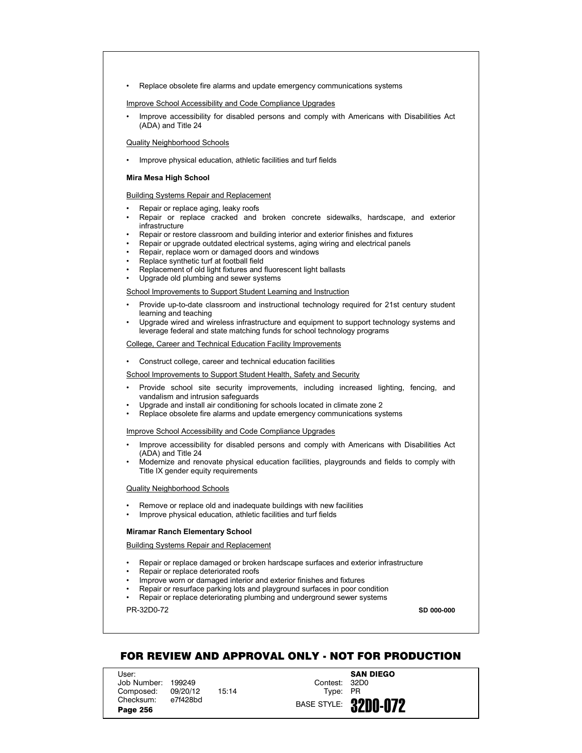- Replace obsolete fire alarms and update emergency communications systems

Improve School Accessibility and Code Compliance Upgrades

- Improve accessibility for disabled persons and comply with Americans with Disabilities Act (ADA) and Title 24

Quality Neighborhood Schools

- Improve physical education, athletic facilities and turf fields

**Mira Mesa High School**

Building Systems Repair and Replacement

- Repair or replace aging, leaky roofs
- Repair or replace cracked and broken concrete sidewalks, hardscape, and exterior infrastructure
- Repair or restore classroom and building interior and exterior finishes and fixtures
- Repair or upgrade outdated electrical systems, aging wiring and electrical panels
- Repair, replace worn or damaged doors and windows
- Replace synthetic turf at football field
- Replacement of old light fixtures and fluorescent light ballasts
- Upgrade old plumbing and sewer systems

School Improvements to Support Student Learning and Instruction

- Provide up-to-date classroom and instructional technology required for 21st century student learning and teaching
- Upgrade wired and wireless infrastructure and equipment to support technology systems and leverage federal and state matching funds for school technology programs

College, Career and Technical Education Facility Improvements

- Construct college, career and technical education facilities

School Improvements to Support Student Health, Safety and Security

- Provide school site security improvements, including increased lighting, fencing, and vandalism and intrusion safeguards
- Upgrade and install air conditioning for schools located in climate zone 2
- Replace obsolete fire alarms and update emergency communications systems

Improve School Accessibility and Code Compliance Upgrades

- Improve accessibility for disabled persons and comply with Americans with Disabilities Act (ADA) and Title 24
- Modernize and renovate physical education facilities, playgrounds and fields to comply with Title IX gender equity requirements

Quality Neighborhood Schools

- Remove or replace old and inadequate buildings with new facilities
- Improve physical education, athletic facilities and turf fields

**Miramar Ranch Elementary School**

Building Systems Repair and Replacement

- Repair or replace damaged or broken hardscape surfaces and exterior infrastructure
- Repair or replace deteriorated roofs
- Improve worn or damaged interior and exterior finishes and fixtures
- Repair or resurface parking lots and playground surfaces in poor condition
- Repair or replace deteriorating plumbing and underground sewer systems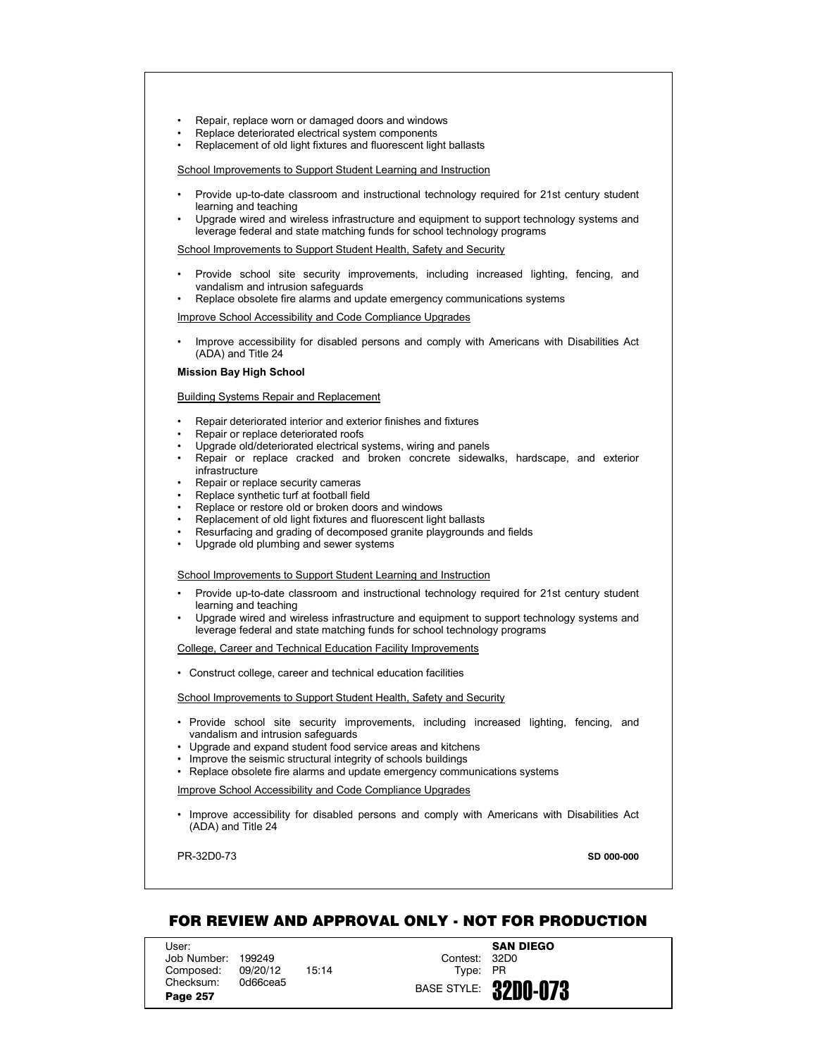- Repair, replace worn or damaged doors and windows
- Replace deteriorated electrical system components
- Replacement of old light fixtures and fluorescent light ballasts

School Improvements to Support Student Learning and Instruction

- Provide up-to-date classroom and instructional technology required for 21st century student learning and teaching
- Upgrade wired and wireless infrastructure and equipment to support technology systems and leverage federal and state matching funds for school technology programs

School Improvements to Support Student Health, Safety and Security

- Provide school site security improvements, including increased lighting, fencing, and vandalism and intrusion safeguards
- Replace obsolete fire alarms and update emergency communications systems

Improve School Accessibility and Code Compliance Upgrades

- Improve accessibility for disabled persons and comply with Americans with Disabilities Act (ADA) and Title 24

**Mission Bay High School**

Building Systems Repair and Replacement

- Repair deteriorated interior and exterior finishes and fixtures
- Repair or replace deteriorated roofs
- Upgrade old/deteriorated electrical systems, wiring and panels
- Repair or replace cracked and broken concrete sidewalks, hardscape, and exterior infrastructure
- Repair or replace security cameras
- Replace synthetic turf at football field
- Replace or restore old or broken doors and windows
- Replacement of old light fixtures and fluorescent light ballasts
- Resurfacing and grading of decomposed granite playgrounds and fields
- Upgrade old plumbing and sewer systems

School Improvements to Support Student Learning and Instruction

- Provide up-to-date classroom and instructional technology required for 21st century student learning and teaching
- Upgrade wired and wireless infrastructure and equipment to support technology systems and leverage federal and state matching funds for school technology programs

College, Career and Technical Education Facility Improvements

- Construct college, career and technical education facilities

School Improvements to Support Student Health, Safety and Security

- Provide school site security improvements, including increased lighting, fencing, and vandalism and intrusion safeguards
- Upgrade and expand student food service areas and kitchens
- Improve the seismic structural integrity of schools buildings
- Replace obsolete fire alarms and update emergency communications systems

Improve School Accessibility and Code Compliance Upgrades

- Improve accessibility for disabled persons and comply with Americans with Disabilities Act (ADA) and Title 24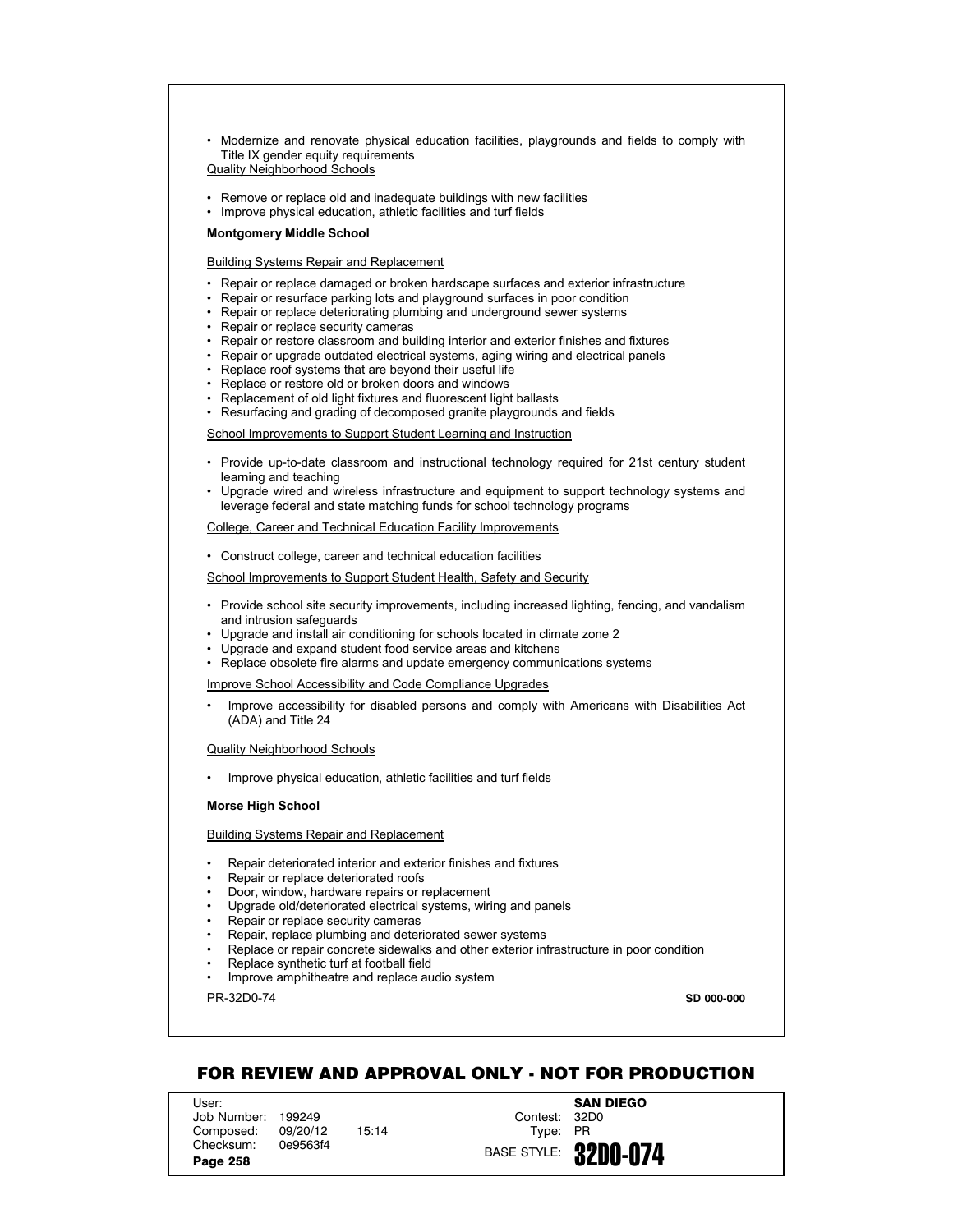- Modernize and renovate physical education facilities, playgrounds and fields to comply with Title IX gender equity requirements

Quality Neighborhood Schools

- Remove or replace old and inadequate buildings with new facilities
- Improve physical education, athletic facilities and turf fields

**Montgomery Middle School**

Building Systems Repair and Replacement

- Repair or replace damaged or broken hardscape surfaces and exterior infrastructure
- Repair or resurface parking lots and playground surfaces in poor condition
- Repair or replace deteriorating plumbing and underground sewer systems
- Repair or replace security cameras
- Repair or restore classroom and building interior and exterior finishes and fixtures
- Repair or upgrade outdated electrical systems, aging wiring and electrical panels
- Replace roof systems that are beyond their useful life
- Replace or restore old or broken doors and windows
- Replacement of old light fixtures and fluorescent light ballasts
- Resurfacing and grading of decomposed granite playgrounds and fields

School Improvements to Support Student Learning and Instruction

- Provide up-to-date classroom and instructional technology required for 21st century student learning and teaching
- Upgrade wired and wireless infrastructure and equipment to support technology systems and leverage federal and state matching funds for school technology programs

College, Career and Technical Education Facility Improvements

- Construct college, career and technical education facilities

School Improvements to Support Student Health, Safety and Security

- Provide school site security improvements, including increased lighting, fencing, and vandalism and intrusion safeguards
- Upgrade and install air conditioning for schools located in climate zone 2
- Upgrade and expand student food service areas and kitchens
- Replace obsolete fire alarms and update emergency communications systems

Improve School Accessibility and Code Compliance Upgrades

- Improve accessibility for disabled persons and comply with Americans with Disabilities Act (ADA) and Title 24

Quality Neighborhood Schools

- Improve physical education, athletic facilities and turf fields

**Morse High School**

Building Systems Repair and Replacement

- Repair deteriorated interior and exterior finishes and fixtures
- Repair or replace deteriorated roofs
- Door, window, hardware repairs or replacement
- Upgrade old/deteriorated electrical systems, wiring and panels
- Repair or replace security cameras
- Repair, replace plumbing and deteriorated sewer systems
- Replace or repair concrete sidewalks and other exterior infrastructure in poor condition
- Replace synthetic turf at football field
- Improve amphitheatre and replace audio system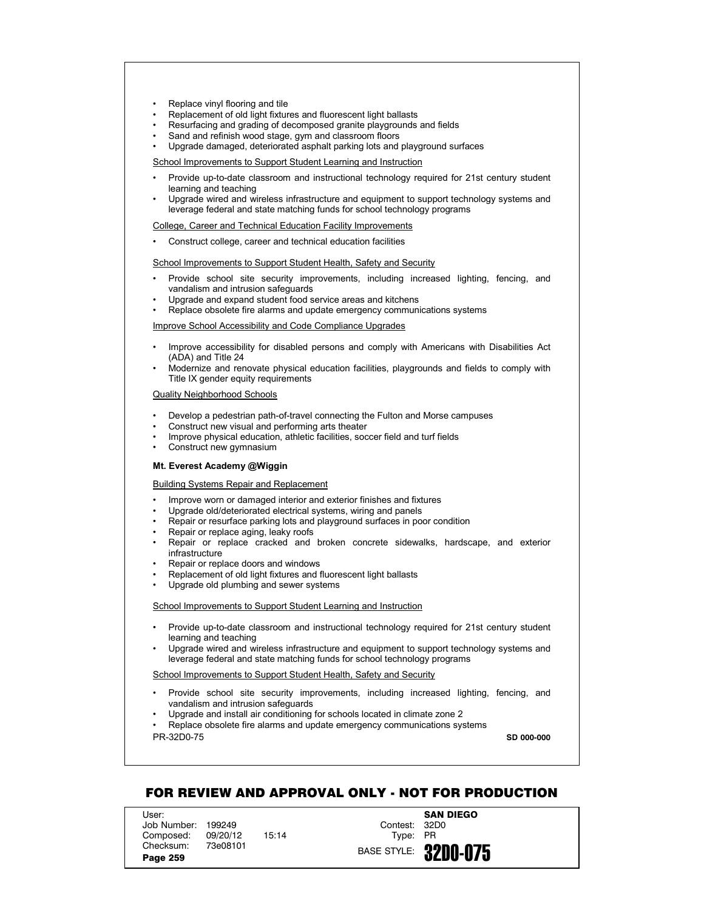- Replace vinyl flooring and tile
- Replacement of old light fixtures and fluorescent light ballasts
- Resurfacing and grading of decomposed granite playgrounds and fields
- Sand and refinish wood stage, gym and classroom floors
- Upgrade damaged, deteriorated asphalt parking lots and playground surfaces

<u>School Improvements to Support Student Learning and Instruction</u>

- Provide up-to-date classroom and instructional technology required for 21st century student learning and teaching
- Upgrade wired and wireless infrastructure and equipment to support technology systems and leverage federal and state matching funds for school technology programs

<u>College, Career and Technical Education Facility Improvements</u>

- Construct college, career and technical education facilities

<u>School Improvements to Support Student Health, Safety and Security</u>

- Provide school site security improvements, including increased lighting, fencing, and vandalism and intrusion safeguards
- Upgrade and expand student food service areas and kitchens
- Replace obsolete fire alarms and update emergency communications systems

<u>Improve School Accessibility and Code Compliance Upgrades</u>

- Improve accessibility for disabled persons and comply with Americans with Disabilities Act (ADA) and Title 24
- Modernize and renovate physical education facilities, playgrounds and fields to comply with Title IX gender equity requirements

<u>Quality Neighborhood Schools</u>

- Develop a pedestrian path-of-travel connecting the Fulton and Morse campuses
- Construct new visual and performing arts theater
- Improve physical education, athletic facilities, soccer field and turf fields
- Construct new gymnasium

**Mt. Everest Academy @Wiggin**

<u>Building Systems Repair and Replacement</u>

- Improve worn or damaged interior and exterior finishes and fixtures
- Upgrade old/deteriorated electrical systems, wiring and panels
- Repair or resurface parking lots and playground surfaces in poor condition
- Repair or replace aging, leaky roofs
- Repair or replace cracked and broken concrete sidewalks, hardscape, and exterior infrastructure
- Repair or replace doors and windows
- Replacement of old light fixtures and fluorescent light ballasts
- Upgrade old plumbing and sewer systems

<u>School Improvements to Support Student Learning and Instruction</u>

- Provide up-to-date classroom and instructional technology required for 21st century student learning and teaching
- Upgrade wired and wireless infrastructure and equipment to support technology systems and leverage federal and state matching funds for school technology programs

<u>School Improvements to Support Student Health, Safety and Security</u>

- Provide school site security improvements, including increased lighting, fencing, and vandalism and intrusion safeguards
- Upgrade and install air conditioning for schools located in climate zone 2
- Replace obsolete fire alarms and update emergency communications systems

PR-32D0-75 **SD 000-000**

**FOR REVIEW AND APPROVAL ONLY - NOT FOR PRODUCTION**

| User: | | | **SAN DIEGO** |
|---|---|---|---|
| Job Number: 199249 | | Contest: | 32D0 |
| Composed: 09/20/12 | 15:14 | Type: | PR |
| Checksum: 73e08101 | | BASE STYLE: | **32D0-075** |
| **Page 259** | | | |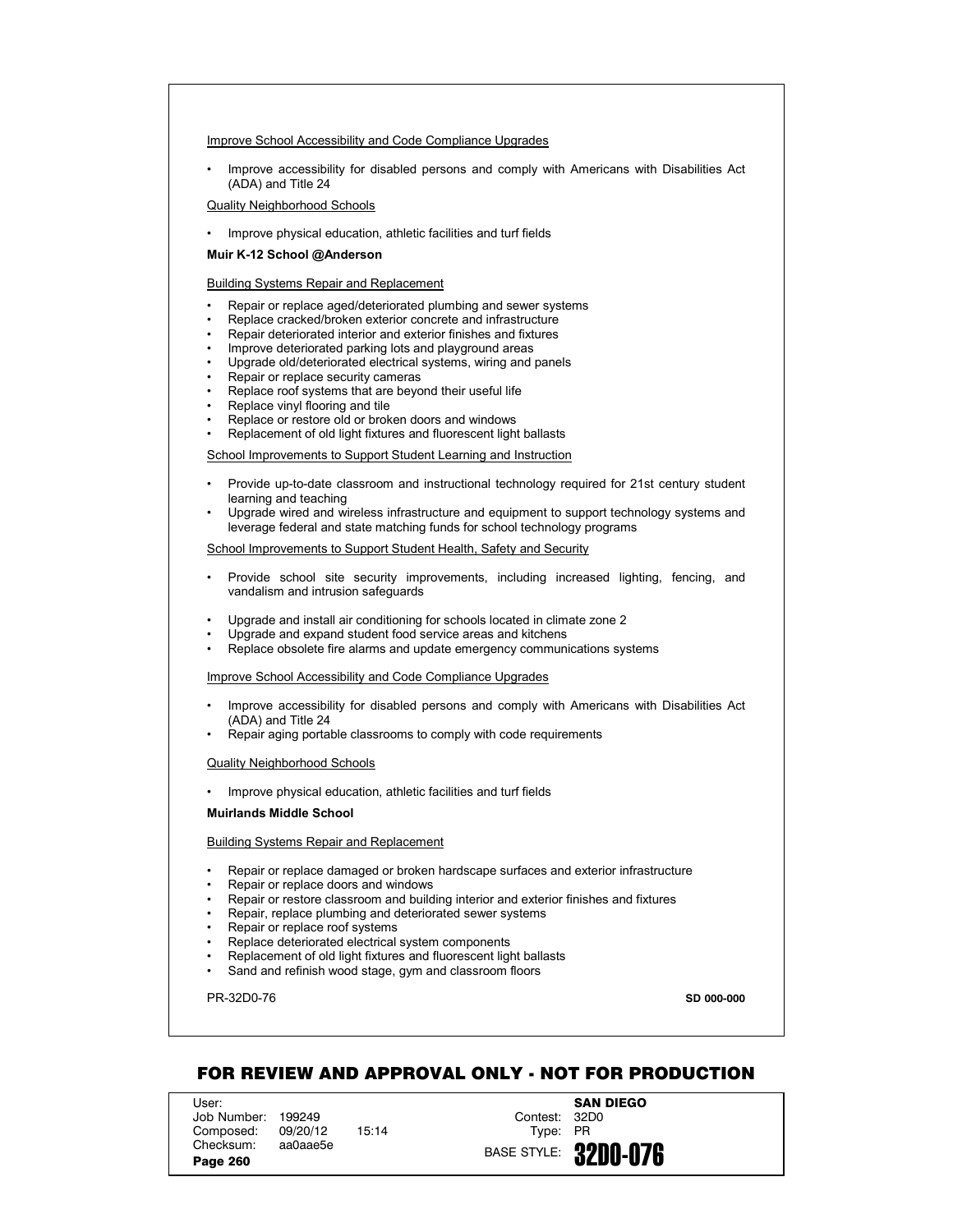Improve School Accessibility and Code Compliance Upgrades

- Improve accessibility for disabled persons and comply with Americans with Disabilities Act (ADA) and Title 24

Quality Neighborhood Schools

- Improve physical education, athletic facilities and turf fields

**Muir K-12 School @Anderson**

Building Systems Repair and Replacement

- Repair or replace aged/deteriorated plumbing and sewer systems
- Replace cracked/broken exterior concrete and infrastructure
- Repair deteriorated interior and exterior finishes and fixtures
- Improve deteriorated parking lots and playground areas
- Upgrade old/deteriorated electrical systems, wiring and panels
- Repair or replace security cameras
- Replace roof systems that are beyond their useful life
- Replace vinyl flooring and tile
- Replace or restore old or broken doors and windows
- Replacement of old light fixtures and fluorescent light ballasts

School Improvements to Support Student Learning and Instruction

- Provide up-to-date classroom and instructional technology required for 21st century student learning and teaching
- Upgrade wired and wireless infrastructure and equipment to support technology systems and leverage federal and state matching funds for school technology programs

School Improvements to Support Student Health, Safety and Security

- Provide school site security improvements, including increased lighting, fencing, and vandalism and intrusion safeguards
- Upgrade and install air conditioning for schools located in climate zone 2
- Upgrade and expand student food service areas and kitchens
- Replace obsolete fire alarms and update emergency communications systems

Improve School Accessibility and Code Compliance Upgrades

- Improve accessibility for disabled persons and comply with Americans with Disabilities Act (ADA) and Title 24
- Repair aging portable classrooms to comply with code requirements

Quality Neighborhood Schools

- Improve physical education, athletic facilities and turf fields

**Muirlands Middle School**

Building Systems Repair and Replacement

- Repair or replace damaged or broken hardscape surfaces and exterior infrastructure
- Repair or replace doors and windows
- Repair or restore classroom and building interior and exterior finishes and fixtures
- Repair, replace plumbing and deteriorated sewer systems
- Repair or replace roof systems
- Replace deteriorated electrical system components
- Replacement of old light fixtures and fluorescent light ballasts
- Sand and refinish wood stage, gym and classroom floors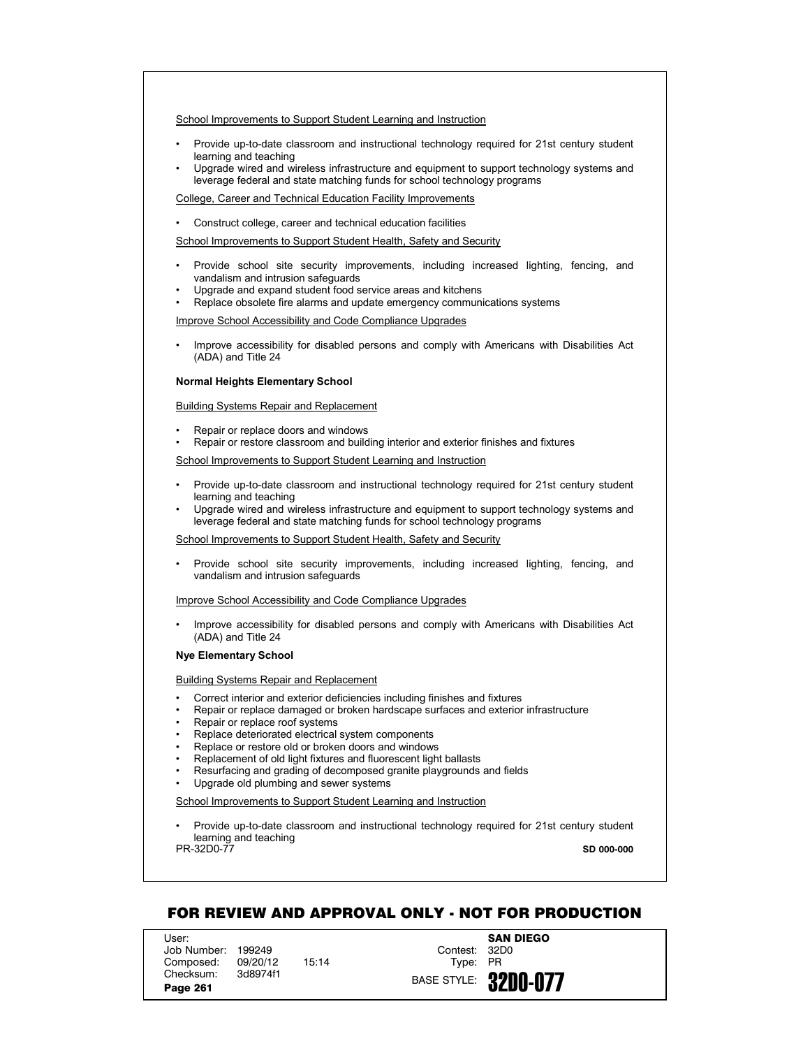<u>School Improvements to Support Student Learning and Instruction</u>

- Provide up-to-date classroom and instructional technology required for 21st century student learning and teaching
- Upgrade wired and wireless infrastructure and equipment to support technology systems and leverage federal and state matching funds for school technology programs

<u>College, Career and Technical Education Facility Improvements</u>

- Construct college, career and technical education facilities

<u>School Improvements to Support Student Health, Safety and Security</u>

- Provide school site security improvements, including increased lighting, fencing, and vandalism and intrusion safeguards
- Upgrade and expand student food service areas and kitchens
- Replace obsolete fire alarms and update emergency communications systems

<u>Improve School Accessibility and Code Compliance Upgrades</u>

- Improve accessibility for disabled persons and comply with Americans with Disabilities Act (ADA) and Title 24

**Normal Heights Elementary School**

<u>Building Systems Repair and Replacement</u>

- Repair or replace doors and windows
- Repair or restore classroom and building interior and exterior finishes and fixtures

<u>School Improvements to Support Student Learning and Instruction</u>

- Provide up-to-date classroom and instructional technology required for 21st century student learning and teaching
- Upgrade wired and wireless infrastructure and equipment to support technology systems and leverage federal and state matching funds for school technology programs

<u>School Improvements to Support Student Health, Safety and Security</u>

- Provide school site security improvements, including increased lighting, fencing, and vandalism and intrusion safeguards

<u>Improve School Accessibility and Code Compliance Upgrades</u>

- Improve accessibility for disabled persons and comply with Americans with Disabilities Act (ADA) and Title 24

**Nye Elementary School**

<u>Building Systems Repair and Replacement</u>

- Correct interior and exterior deficiencies including finishes and fixtures
- Repair or replace damaged or broken hardscape surfaces and exterior infrastructure
- Repair or replace roof systems
- Replace deteriorated electrical system components
- Replace or restore old or broken doors and windows
- Replacement of old light fixtures and fluorescent light ballasts
- Resurfacing and grading of decomposed granite playgrounds and fields
- Upgrade old plumbing and sewer systems

<u>School Improvements to Support Student Learning and Instruction</u>

- Provide up-to-date classroom and instructional technology required for 21st century student learning and teaching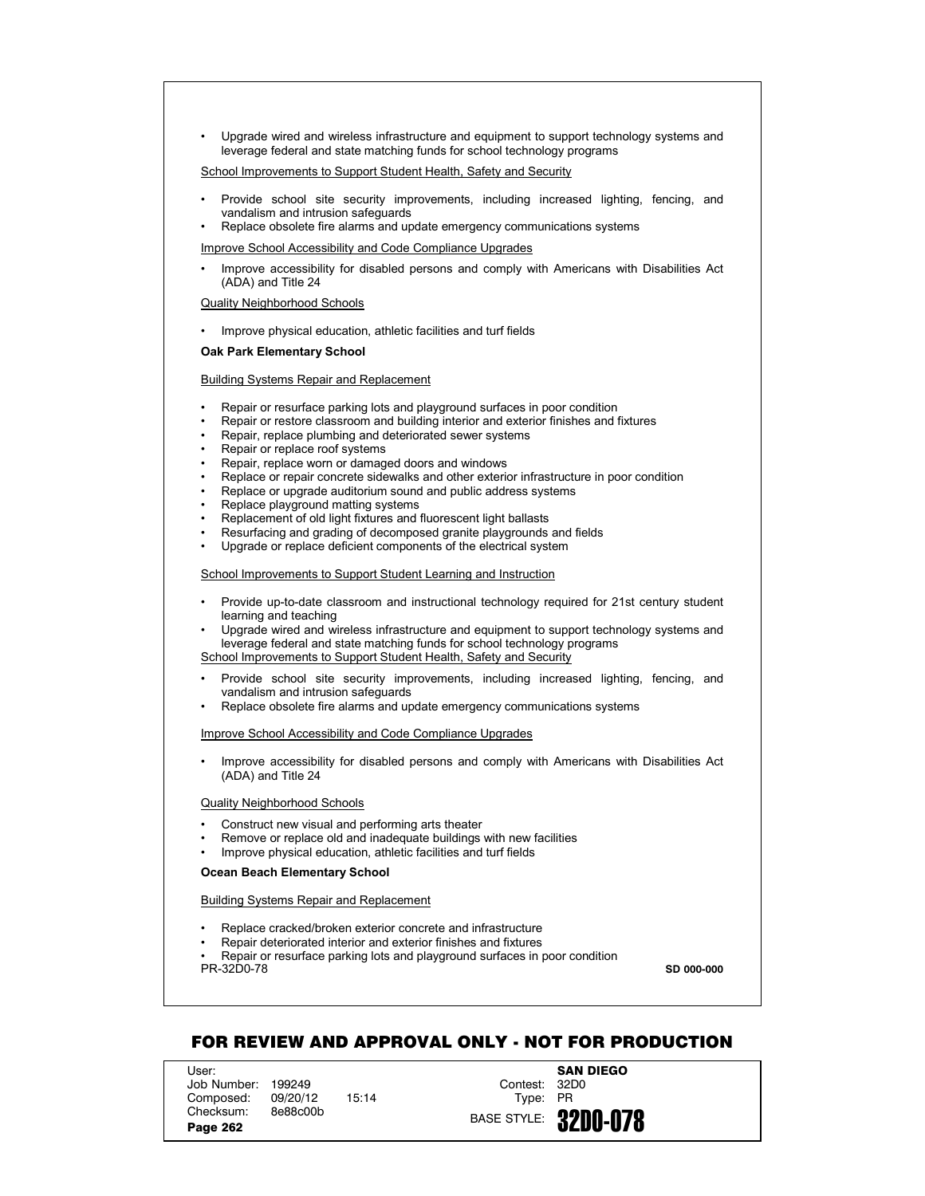- Upgrade wired and wireless infrastructure and equipment to support technology systems and leverage federal and state matching funds for school technology programs

<u>School Improvements to Support Student Health, Safety and Security</u>

- Provide school site security improvements, including increased lighting, fencing, and vandalism and intrusion safeguards
- Replace obsolete fire alarms and update emergency communications systems

<u>Improve School Accessibility and Code Compliance Upgrades</u>

- Improve accessibility for disabled persons and comply with Americans with Disabilities Act (ADA) and Title 24

<u>Quality Neighborhood Schools</u>

- Improve physical education, athletic facilities and turf fields

**Oak Park Elementary School**

<u>Building Systems Repair and Replacement</u>

- Repair or resurface parking lots and playground surfaces in poor condition
- Repair or restore classroom and building interior and exterior finishes and fixtures
- Repair, replace plumbing and deteriorated sewer systems
- Repair or replace roof systems
- Repair, replace worn or damaged doors and windows
- Replace or repair concrete sidewalks and other exterior infrastructure in poor condition
- Replace or upgrade auditorium sound and public address systems
- Replace playground matting systems
- Replacement of old light fixtures and fluorescent light ballasts
- Resurfacing and grading of decomposed granite playgrounds and fields
- Upgrade or replace deficient components of the electrical system

<u>School Improvements to Support Student Learning and Instruction</u>

- Provide up-to-date classroom and instructional technology required for 21st century student learning and teaching
- Upgrade wired and wireless infrastructure and equipment to support technology systems and leverage federal and state matching funds for school technology programs

<u>School Improvements to Support Student Health, Safety and Security</u>

- Provide school site security improvements, including increased lighting, fencing, and vandalism and intrusion safeguards
- Replace obsolete fire alarms and update emergency communications systems

<u>Improve School Accessibility and Code Compliance Upgrades</u>

- Improve accessibility for disabled persons and comply with Americans with Disabilities Act (ADA) and Title 24

<u>Quality Neighborhood Schools</u>

- Construct new visual and performing arts theater
- Remove or replace old and inadequate buildings with new facilities
- Improve physical education, athletic facilities and turf fields

**Ocean Beach Elementary School**

<u>Building Systems Repair and Replacement</u>

- Replace cracked/broken exterior concrete and infrastructure
- Repair deteriorated interior and exterior finishes and fixtures
- Repair or resurface parking lots and playground surfaces in poor condition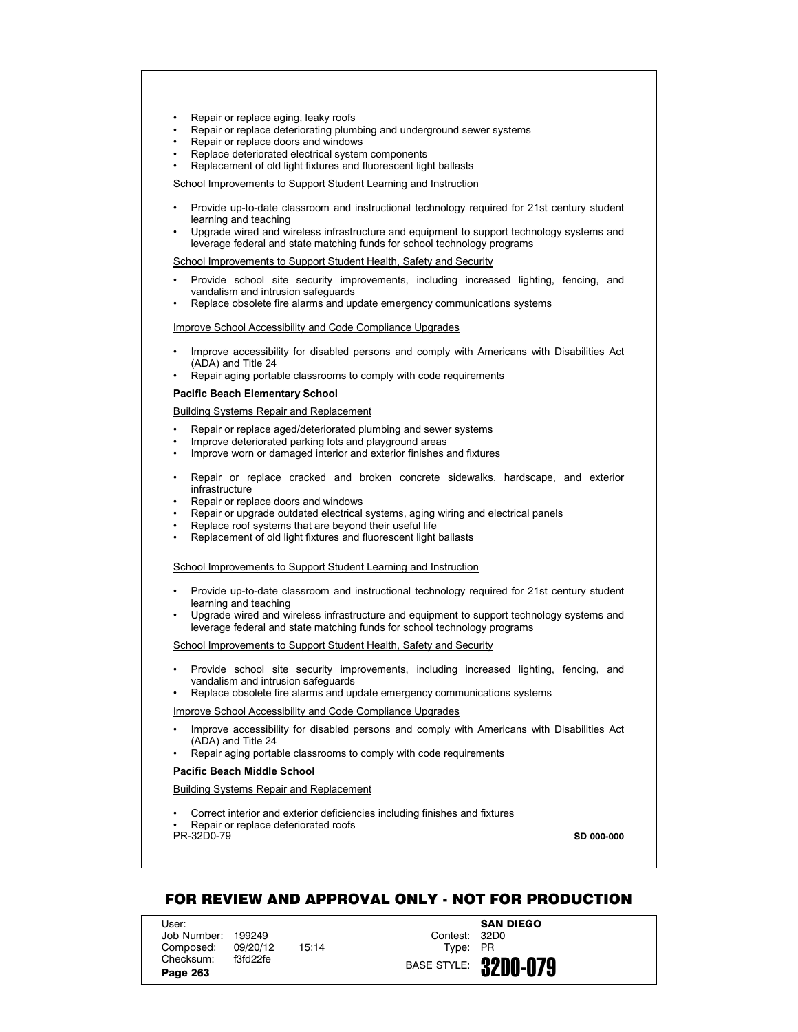- Repair or replace aging, leaky roofs
- Repair or replace deteriorating plumbing and underground sewer systems
- Repair or replace doors and windows
- Replace deteriorated electrical system components
- Replacement of old light fixtures and fluorescent light ballasts

School Improvements to Support Student Learning and Instruction

- Provide up-to-date classroom and instructional technology required for 21st century student learning and teaching
- Upgrade wired and wireless infrastructure and equipment to support technology systems and leverage federal and state matching funds for school technology programs

School Improvements to Support Student Health, Safety and Security

- Provide school site security improvements, including increased lighting, fencing, and vandalism and intrusion safeguards
- Replace obsolete fire alarms and update emergency communications systems

Improve School Accessibility and Code Compliance Upgrades

- Improve accessibility for disabled persons and comply with Americans with Disabilities Act (ADA) and Title 24
- Repair aging portable classrooms to comply with code requirements

**Pacific Beach Elementary School**

Building Systems Repair and Replacement

- Repair or replace aged/deteriorated plumbing and sewer systems
- Improve deteriorated parking lots and playground areas
- Improve worn or damaged interior and exterior finishes and fixtures
- Repair or replace cracked and broken concrete sidewalks, hardscape, and exterior infrastructure
- Repair or replace doors and windows
- Repair or upgrade outdated electrical systems, aging wiring and electrical panels
- Replace roof systems that are beyond their useful life
- Replacement of old light fixtures and fluorescent light ballasts

School Improvements to Support Student Learning and Instruction

- Provide up-to-date classroom and instructional technology required for 21st century student learning and teaching
- Upgrade wired and wireless infrastructure and equipment to support technology systems and leverage federal and state matching funds for school technology programs

School Improvements to Support Student Health, Safety and Security

- Provide school site security improvements, including increased lighting, fencing, and vandalism and intrusion safeguards
- Replace obsolete fire alarms and update emergency communications systems

Improve School Accessibility and Code Compliance Upgrades

- Improve accessibility for disabled persons and comply with Americans with Disabilities Act (ADA) and Title 24
- Repair aging portable classrooms to comply with code requirements

**Pacific Beach Middle School**

Building Systems Repair and Replacement

- Correct interior and exterior deficiencies including finishes and fixtures
- Repair or replace deteriorated roofs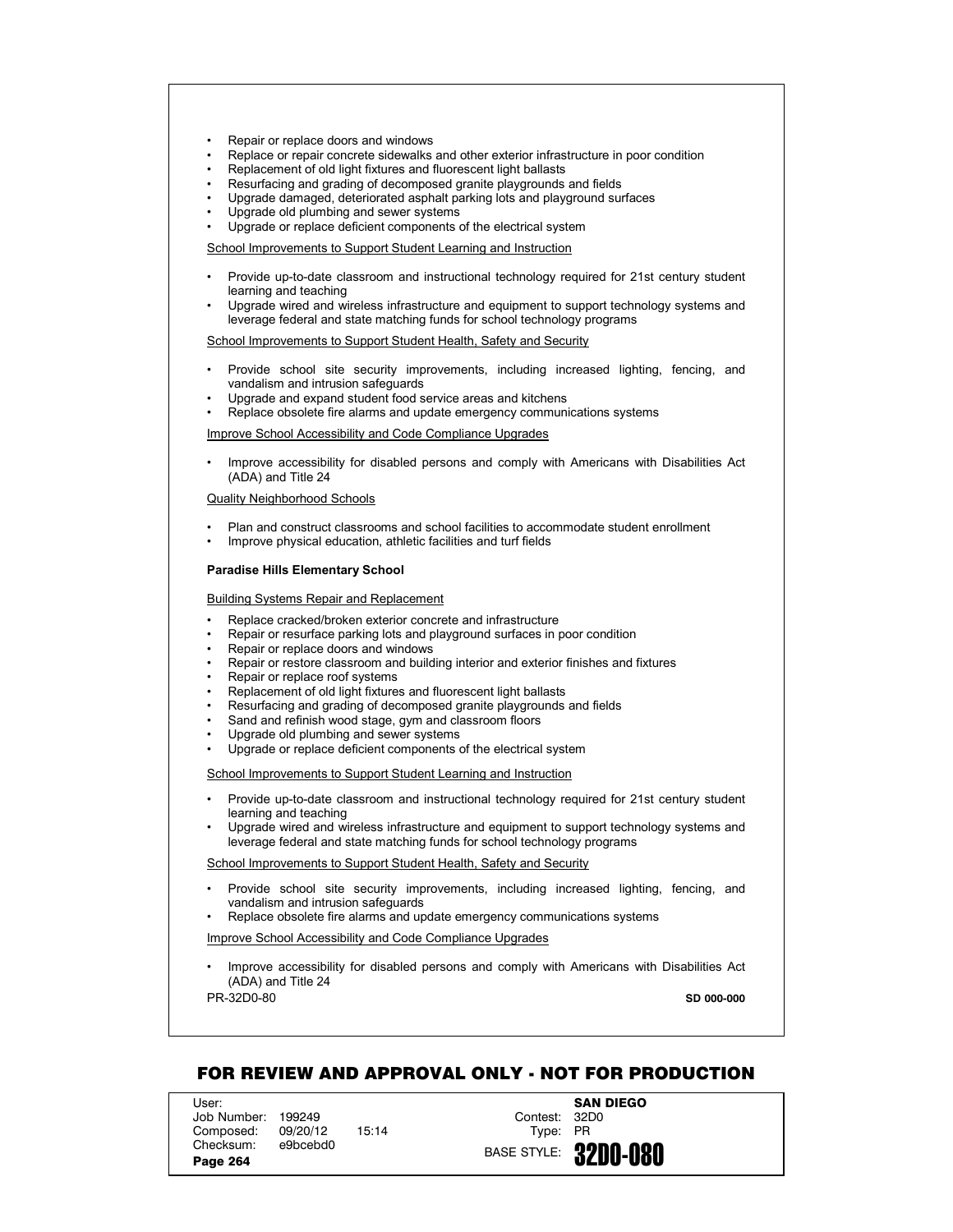- Repair or replace doors and windows
- Replace or repair concrete sidewalks and other exterior infrastructure in poor condition
- Replacement of old light fixtures and fluorescent light ballasts
- Resurfacing and grading of decomposed granite playgrounds and fields
- Upgrade damaged, deteriorated asphalt parking lots and playground surfaces
- Upgrade old plumbing and sewer systems
- Upgrade or replace deficient components of the electrical system

School Improvements to Support Student Learning and Instruction

- Provide up-to-date classroom and instructional technology required for 21st century student learning and teaching
- Upgrade wired and wireless infrastructure and equipment to support technology systems and leverage federal and state matching funds for school technology programs

School Improvements to Support Student Health, Safety and Security

- Provide school site security improvements, including increased lighting, fencing, and vandalism and intrusion safeguards
- Upgrade and expand student food service areas and kitchens
- Replace obsolete fire alarms and update emergency communications systems

Improve School Accessibility and Code Compliance Upgrades

- Improve accessibility for disabled persons and comply with Americans with Disabilities Act (ADA) and Title 24

Quality Neighborhood Schools

- Plan and construct classrooms and school facilities to accommodate student enrollment
- Improve physical education, athletic facilities and turf fields

**Paradise Hills Elementary School**

Building Systems Repair and Replacement

- Replace cracked/broken exterior concrete and infrastructure
- Repair or resurface parking lots and playground surfaces in poor condition
- Repair or replace doors and windows
- Repair or restore classroom and building interior and exterior finishes and fixtures
- Repair or replace roof systems
- Replacement of old light fixtures and fluorescent light ballasts
- Resurfacing and grading of decomposed granite playgrounds and fields
- Sand and refinish wood stage, gym and classroom floors
- Upgrade old plumbing and sewer systems
- Upgrade or replace deficient components of the electrical system

School Improvements to Support Student Learning and Instruction

- Provide up-to-date classroom and instructional technology required for 21st century student learning and teaching
- Upgrade wired and wireless infrastructure and equipment to support technology systems and leverage federal and state matching funds for school technology programs

School Improvements to Support Student Health, Safety and Security

- Provide school site security improvements, including increased lighting, fencing, and vandalism and intrusion safeguards
- Replace obsolete fire alarms and update emergency communications systems

Improve School Accessibility and Code Compliance Upgrades

- Improve accessibility for disabled persons and comply with Americans with Disabilities Act (ADA) and Title 24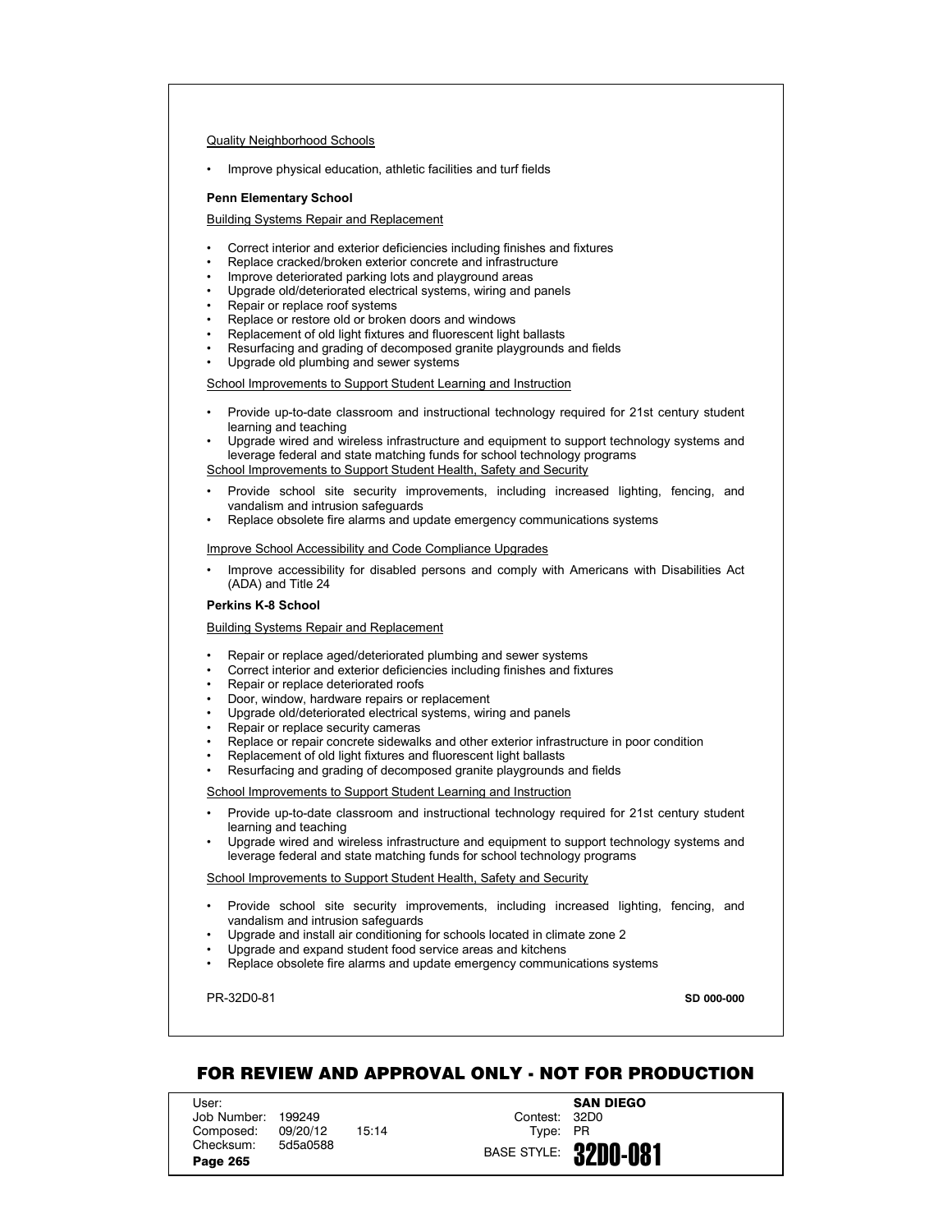Quality Neighborhood Schools

- Improve physical education, athletic facilities and turf fields

**Penn Elementary School**

Building Systems Repair and Replacement

- Correct interior and exterior deficiencies including finishes and fixtures
- Replace cracked/broken exterior concrete and infrastructure
- Improve deteriorated parking lots and playground areas
- Upgrade old/deteriorated electrical systems, wiring and panels
- Repair or replace roof systems
- Replace or restore old or broken doors and windows
- Replacement of old light fixtures and fluorescent light ballasts
- Resurfacing and grading of decomposed granite playgrounds and fields
- Upgrade old plumbing and sewer systems

School Improvements to Support Student Learning and Instruction

- Provide up-to-date classroom and instructional technology required for 21st century student learning and teaching
- Upgrade wired and wireless infrastructure and equipment to support technology systems and leverage federal and state matching funds for school technology programs

School Improvements to Support Student Health, Safety and Security

- Provide school site security improvements, including increased lighting, fencing, and vandalism and intrusion safeguards
- Replace obsolete fire alarms and update emergency communications systems

Improve School Accessibility and Code Compliance Upgrades

- Improve accessibility for disabled persons and comply with Americans with Disabilities Act (ADA) and Title 24

**Perkins K-8 School**

Building Systems Repair and Replacement

- Repair or replace aged/deteriorated plumbing and sewer systems
- Correct interior and exterior deficiencies including finishes and fixtures
- Repair or replace deteriorated roofs
- Door, window, hardware repairs or replacement
- Upgrade old/deteriorated electrical systems, wiring and panels
- Repair or replace security cameras
- Replace or repair concrete sidewalks and other exterior infrastructure in poor condition
- Replacement of old light fixtures and fluorescent light ballasts
- Resurfacing and grading of decomposed granite playgrounds and fields

School Improvements to Support Student Learning and Instruction

- Provide up-to-date classroom and instructional technology required for 21st century student learning and teaching
- Upgrade wired and wireless infrastructure and equipment to support technology systems and leverage federal and state matching funds for school technology programs

School Improvements to Support Student Health, Safety and Security

- Provide school site security improvements, including increased lighting, fencing, and vandalism and intrusion safeguards
- Upgrade and install air conditioning for schools located in climate zone 2
- Upgrade and expand student food service areas and kitchens
- Replace obsolete fire alarms and update emergency communications systems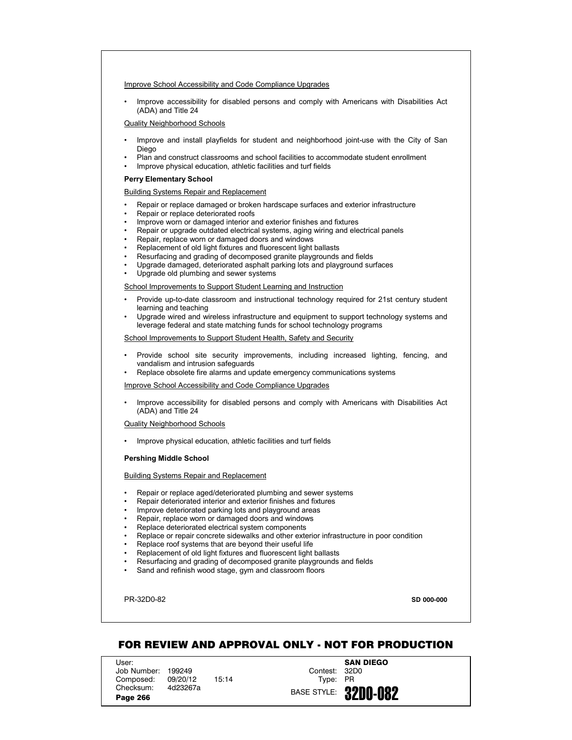Improve School Accessibility and Code Compliance Upgrades

- Improve accessibility for disabled persons and comply with Americans with Disabilities Act (ADA) and Title 24

Quality Neighborhood Schools

- Improve and install playfields for student and neighborhood joint-use with the City of San Diego
- Plan and construct classrooms and school facilities to accommodate student enrollment
- Improve physical education, athletic facilities and turf fields

**Perry Elementary School**

Building Systems Repair and Replacement

- Repair or replace damaged or broken hardscape surfaces and exterior infrastructure
- Repair or replace deteriorated roofs
- Improve worn or damaged interior and exterior finishes and fixtures
- Repair or upgrade outdated electrical systems, aging wiring and electrical panels
- Repair, replace worn or damaged doors and windows
- Replacement of old light fixtures and fluorescent light ballasts
- Resurfacing and grading of decomposed granite playgrounds and fields
- Upgrade damaged, deteriorated asphalt parking lots and playground surfaces
- Upgrade old plumbing and sewer systems

School Improvements to Support Student Learning and Instruction

- Provide up-to-date classroom and instructional technology required for 21st century student learning and teaching
- Upgrade wired and wireless infrastructure and equipment to support technology systems and leverage federal and state matching funds for school technology programs

School Improvements to Support Student Health, Safety and Security

- Provide school site security improvements, including increased lighting, fencing, and vandalism and intrusion safeguards
- Replace obsolete fire alarms and update emergency communications systems

Improve School Accessibility and Code Compliance Upgrades

- Improve accessibility for disabled persons and comply with Americans with Disabilities Act (ADA) and Title 24

Quality Neighborhood Schools

- Improve physical education, athletic facilities and turf fields

**Pershing Middle School**

Building Systems Repair and Replacement

- Repair or replace aged/deteriorated plumbing and sewer systems
- Repair deteriorated interior and exterior finishes and fixtures
- Improve deteriorated parking lots and playground areas
- Repair, replace worn or damaged doors and windows
- Replace deteriorated electrical system components
- Replace or repair concrete sidewalks and other exterior infrastructure in poor condition
- Replace roof systems that are beyond their useful life
- Replacement of old light fixtures and fluorescent light ballasts
- Resurfacing and grading of decomposed granite playgrounds and fields
- Sand and refinish wood stage, gym and classroom floors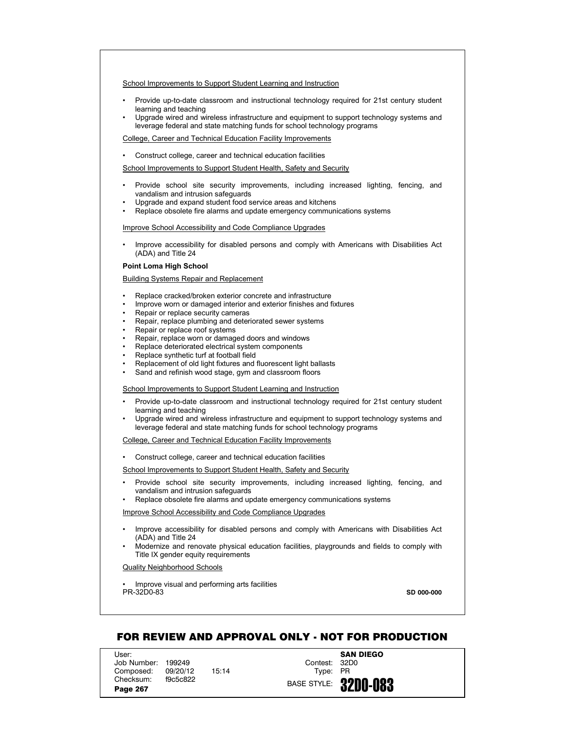School Improvements to Support Student Learning and Instruction

- Provide up-to-date classroom and instructional technology required for 21st century student learning and teaching
- Upgrade wired and wireless infrastructure and equipment to support technology systems and leverage federal and state matching funds for school technology programs

College, Career and Technical Education Facility Improvements

- Construct college, career and technical education facilities

School Improvements to Support Student Health, Safety and Security

- Provide school site security improvements, including increased lighting, fencing, and vandalism and intrusion safeguards
- Upgrade and expand student food service areas and kitchens
- Replace obsolete fire alarms and update emergency communications systems

Improve School Accessibility and Code Compliance Upgrades

- Improve accessibility for disabled persons and comply with Americans with Disabilities Act (ADA) and Title 24

**Point Loma High School**

Building Systems Repair and Replacement

- Replace cracked/broken exterior concrete and infrastructure
- Improve worn or damaged interior and exterior finishes and fixtures
- Repair or replace security cameras
- Repair, replace plumbing and deteriorated sewer systems
- Repair or replace roof systems
- Repair, replace worn or damaged doors and windows
- Replace deteriorated electrical system components
- Replace synthetic turf at football field
- Replacement of old light fixtures and fluorescent light ballasts
- Sand and refinish wood stage, gym and classroom floors

School Improvements to Support Student Learning and Instruction

- Provide up-to-date classroom and instructional technology required for 21st century student learning and teaching
- Upgrade wired and wireless infrastructure and equipment to support technology systems and leverage federal and state matching funds for school technology programs

College, Career and Technical Education Facility Improvements

- Construct college, career and technical education facilities

School Improvements to Support Student Health, Safety and Security

- Provide school site security improvements, including increased lighting, fencing, and vandalism and intrusion safeguards
- Replace obsolete fire alarms and update emergency communications systems

Improve School Accessibility and Code Compliance Upgrades

- Improve accessibility for disabled persons and comply with Americans with Disabilities Act (ADA) and Title 24
- Modernize and renovate physical education facilities, playgrounds and fields to comply with Title IX gender equity requirements

Quality Neighborhood Schools

- Improve visual and performing arts facilities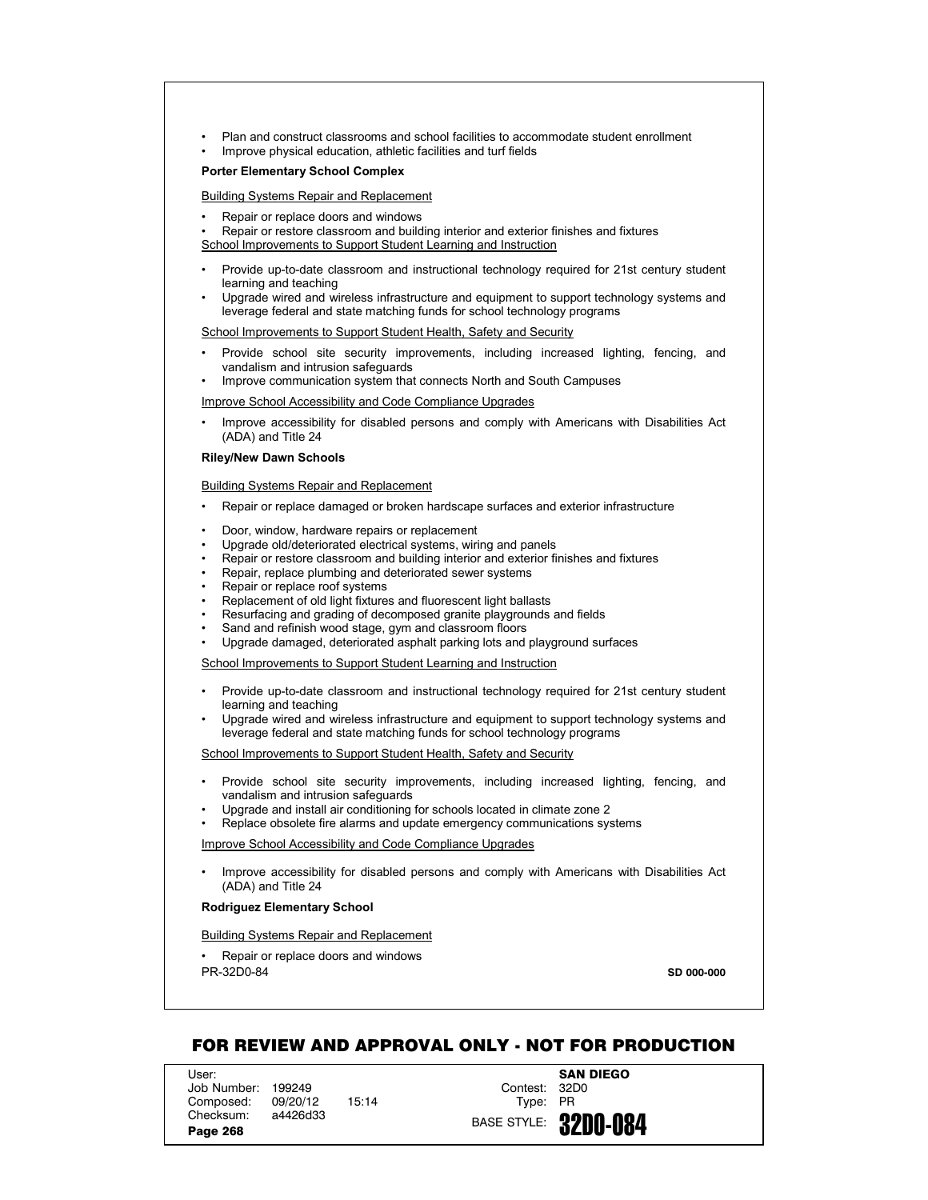- Plan and construct classrooms and school facilities to accommodate student enrollment
- Improve physical education, athletic facilities and turf fields

**Porter Elementary School Complex**

Building Systems Repair and Replacement

- Repair or replace doors and windows
- Repair or restore classroom and building interior and exterior finishes and fixtures

School Improvements to Support Student Learning and Instruction

- Provide up-to-date classroom and instructional technology required for 21st century student learning and teaching
- Upgrade wired and wireless infrastructure and equipment to support technology systems and leverage federal and state matching funds for school technology programs

School Improvements to Support Student Health, Safety and Security

- Provide school site security improvements, including increased lighting, fencing, and vandalism and intrusion safeguards
- Improve communication system that connects North and South Campuses

Improve School Accessibility and Code Compliance Upgrades

- Improve accessibility for disabled persons and comply with Americans with Disabilities Act (ADA) and Title 24

**Riley/New Dawn Schools**

Building Systems Repair and Replacement

- Repair or replace damaged or broken hardscape surfaces and exterior infrastructure
- Door, window, hardware repairs or replacement
- Upgrade old/deteriorated electrical systems, wiring and panels
- Repair or restore classroom and building interior and exterior finishes and fixtures
- Repair, replace plumbing and deteriorated sewer systems
- Repair or replace roof systems
- Replacement of old light fixtures and fluorescent light ballasts
- Resurfacing and grading of decomposed granite playgrounds and fields
- Sand and refinish wood stage, gym and classroom floors
- Upgrade damaged, deteriorated asphalt parking lots and playground surfaces

School Improvements to Support Student Learning and Instruction

- Provide up-to-date classroom and instructional technology required for 21st century student learning and teaching
- Upgrade wired and wireless infrastructure and equipment to support technology systems and leverage federal and state matching funds for school technology programs

School Improvements to Support Student Health, Safety and Security

- Provide school site security improvements, including increased lighting, fencing, and vandalism and intrusion safeguards
- Upgrade and install air conditioning for schools located in climate zone 2
- Replace obsolete fire alarms and update emergency communications systems

Improve School Accessibility and Code Compliance Upgrades

- Improve accessibility for disabled persons and comply with Americans with Disabilities Act (ADA) and Title 24

**Rodriguez Elementary School**

Building Systems Repair and Replacement

- Repair or replace doors and windows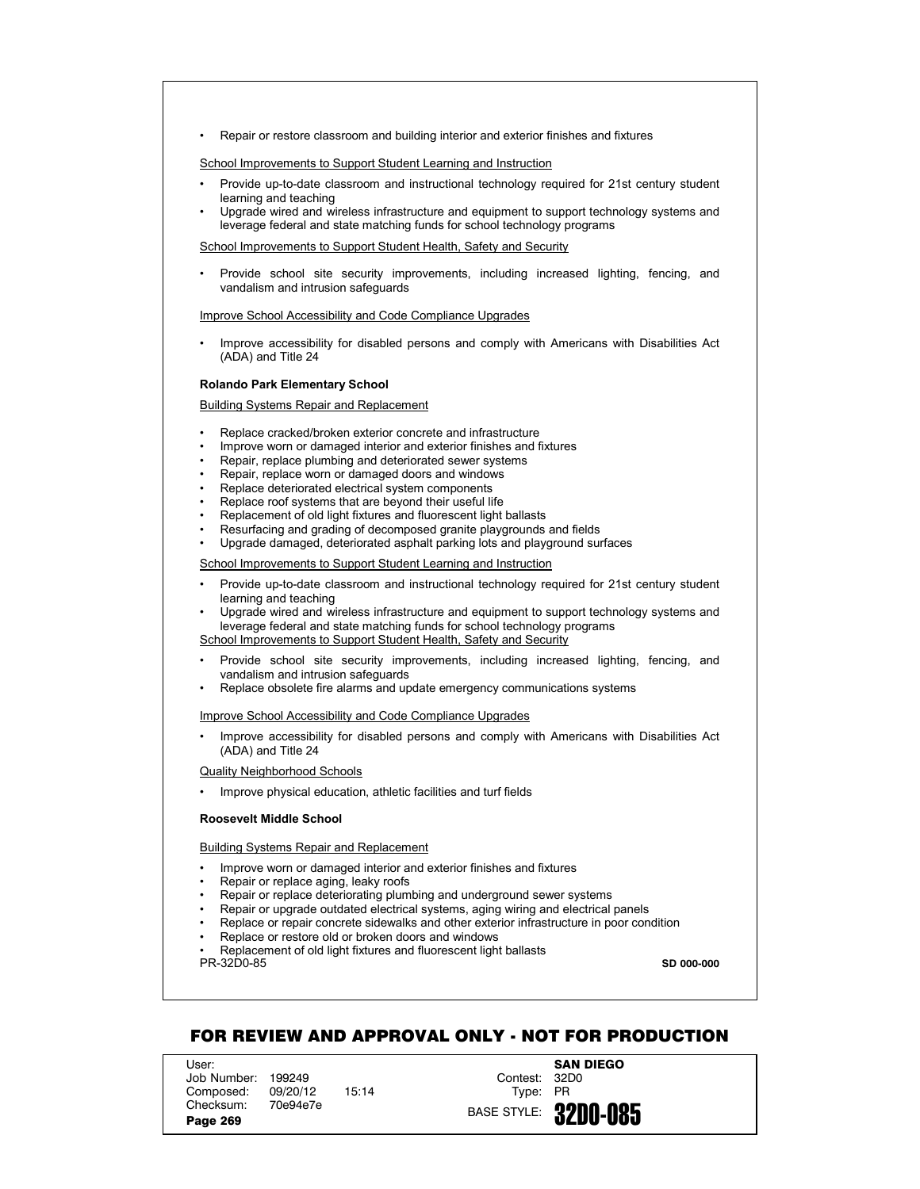- Repair or restore classroom and building interior and exterior finishes and fixtures

School Improvements to Support Student Learning and Instruction

- Provide up-to-date classroom and instructional technology required for 21st century student learning and teaching
- Upgrade wired and wireless infrastructure and equipment to support technology systems and leverage federal and state matching funds for school technology programs

School Improvements to Support Student Health, Safety and Security

- Provide school site security improvements, including increased lighting, fencing, and vandalism and intrusion safeguards

Improve School Accessibility and Code Compliance Upgrades

- Improve accessibility for disabled persons and comply with Americans with Disabilities Act (ADA) and Title 24

**Rolando Park Elementary School**

Building Systems Repair and Replacement

- Replace cracked/broken exterior concrete and infrastructure
- Improve worn or damaged interior and exterior finishes and fixtures
- Repair, replace plumbing and deteriorated sewer systems
- Repair, replace worn or damaged doors and windows
- Replace deteriorated electrical system components
- Replace roof systems that are beyond their useful life
- Replacement of old light fixtures and fluorescent light ballasts
- Resurfacing and grading of decomposed granite playgrounds and fields
- Upgrade damaged, deteriorated asphalt parking lots and playground surfaces

School Improvements to Support Student Learning and Instruction

- Provide up-to-date classroom and instructional technology required for 21st century student learning and teaching
- Upgrade wired and wireless infrastructure and equipment to support technology systems and leverage federal and state matching funds for school technology programs

School Improvements to Support Student Health, Safety and Security

- Provide school site security improvements, including increased lighting, fencing, and vandalism and intrusion safeguards
- Replace obsolete fire alarms and update emergency communications systems

Improve School Accessibility and Code Compliance Upgrades

- Improve accessibility for disabled persons and comply with Americans with Disabilities Act (ADA) and Title 24

Quality Neighborhood Schools

- Improve physical education, athletic facilities and turf fields

**Roosevelt Middle School**

Building Systems Repair and Replacement

- Improve worn or damaged interior and exterior finishes and fixtures
- Repair or replace aging, leaky roofs
- Repair or replace deteriorating plumbing and underground sewer systems
- Repair or upgrade outdated electrical systems, aging wiring and electrical panels
- Replace or repair concrete sidewalks and other exterior infrastructure in poor condition
- Replace or restore old or broken doors and windows
- Replacement of old light fixtures and fluorescent light ballasts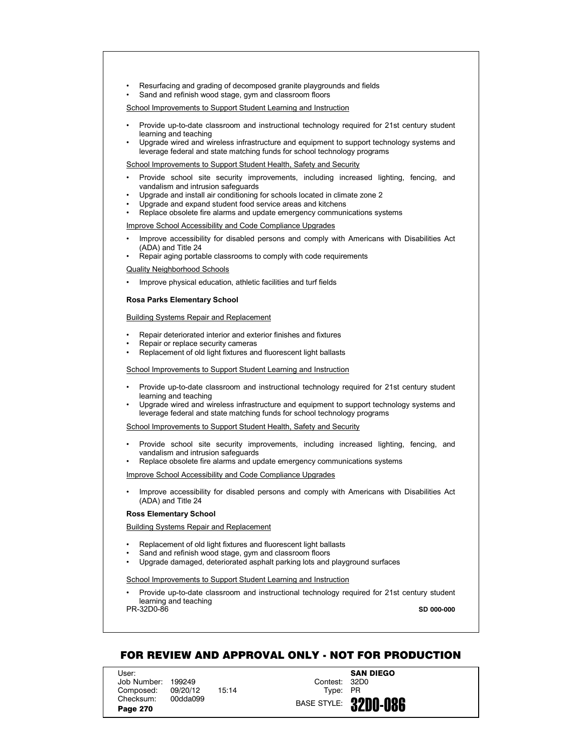- Resurfacing and grading of decomposed granite playgrounds and fields
- Sand and refinish wood stage, gym and classroom floors

<u>School Improvements to Support Student Learning and Instruction</u>

- Provide up-to-date classroom and instructional technology required for 21st century student learning and teaching
- Upgrade wired and wireless infrastructure and equipment to support technology systems and leverage federal and state matching funds for school technology programs

<u>School Improvements to Support Student Health, Safety and Security</u>

- Provide school site security improvements, including increased lighting, fencing, and vandalism and intrusion safeguards
- Upgrade and install air conditioning for schools located in climate zone 2
- Upgrade and expand student food service areas and kitchens
- Replace obsolete fire alarms and update emergency communications systems

<u>Improve School Accessibility and Code Compliance Upgrades</u>

- Improve accessibility for disabled persons and comply with Americans with Disabilities Act (ADA) and Title 24
- Repair aging portable classrooms to comply with code requirements

<u>Quality Neighborhood Schools</u>

- Improve physical education, athletic facilities and turf fields

**Rosa Parks Elementary School**

<u>Building Systems Repair and Replacement</u>

- Repair deteriorated interior and exterior finishes and fixtures
- Repair or replace security cameras
- Replacement of old light fixtures and fluorescent light ballasts

<u>School Improvements to Support Student Learning and Instruction</u>

- Provide up-to-date classroom and instructional technology required for 21st century student learning and teaching
- Upgrade wired and wireless infrastructure and equipment to support technology systems and leverage federal and state matching funds for school technology programs

<u>School Improvements to Support Student Health, Safety and Security</u>

- Provide school site security improvements, including increased lighting, fencing, and vandalism and intrusion safeguards
- Replace obsolete fire alarms and update emergency communications systems

<u>Improve School Accessibility and Code Compliance Upgrades</u>

- Improve accessibility for disabled persons and comply with Americans with Disabilities Act (ADA) and Title 24

**Ross Elementary School**

<u>Building Systems Repair and Replacement</u>

- Replacement of old light fixtures and fluorescent light ballasts
- Sand and refinish wood stage, gym and classroom floors
- Upgrade damaged, deteriorated asphalt parking lots and playground surfaces

<u>School Improvements to Support Student Learning and Instruction</u>

- Provide up-to-date classroom and instructional technology required for 21st century student learning and teaching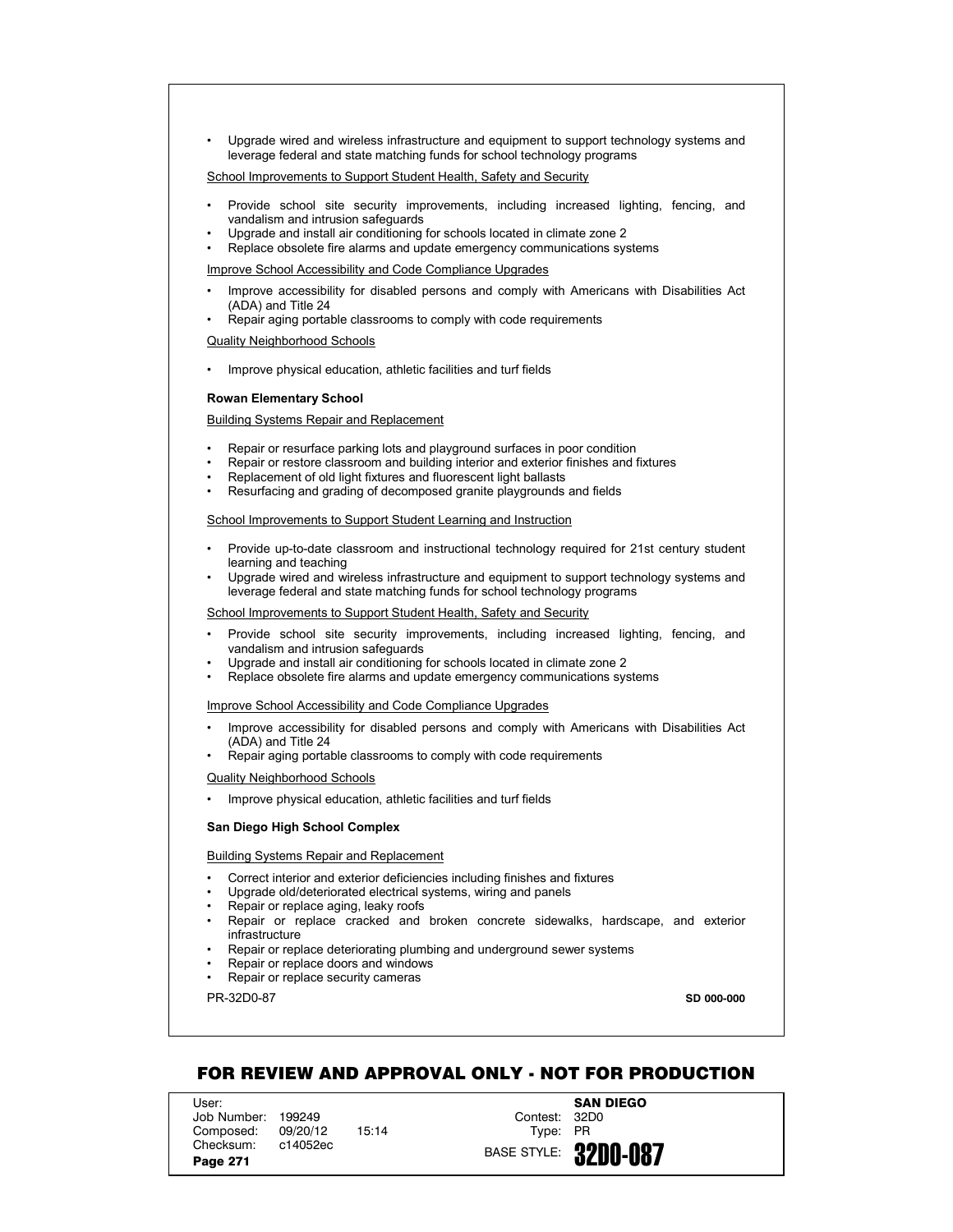- Upgrade wired and wireless infrastructure and equipment to support technology systems and leverage federal and state matching funds for school technology programs

School Improvements to Support Student Health, Safety and Security

- Provide school site security improvements, including increased lighting, fencing, and vandalism and intrusion safeguards
- Upgrade and install air conditioning for schools located in climate zone 2
- Replace obsolete fire alarms and update emergency communications systems

Improve School Accessibility and Code Compliance Upgrades

- Improve accessibility for disabled persons and comply with Americans with Disabilities Act (ADA) and Title 24
- Repair aging portable classrooms to comply with code requirements

Quality Neighborhood Schools

- Improve physical education, athletic facilities and turf fields

**Rowan Elementary School**

Building Systems Repair and Replacement

- Repair or resurface parking lots and playground surfaces in poor condition
- Repair or restore classroom and building interior and exterior finishes and fixtures
- Replacement of old light fixtures and fluorescent light ballasts
- Resurfacing and grading of decomposed granite playgrounds and fields

School Improvements to Support Student Learning and Instruction

- Provide up-to-date classroom and instructional technology required for 21st century student learning and teaching
- Upgrade wired and wireless infrastructure and equipment to support technology systems and leverage federal and state matching funds for school technology programs

School Improvements to Support Student Health, Safety and Security

- Provide school site security improvements, including increased lighting, fencing, and vandalism and intrusion safeguards
- Upgrade and install air conditioning for schools located in climate zone 2
- Replace obsolete fire alarms and update emergency communications systems

Improve School Accessibility and Code Compliance Upgrades

- Improve accessibility for disabled persons and comply with Americans with Disabilities Act (ADA) and Title 24
- Repair aging portable classrooms to comply with code requirements

Quality Neighborhood Schools

- Improve physical education, athletic facilities and turf fields

**San Diego High School Complex**

Building Systems Repair and Replacement

- Correct interior and exterior deficiencies including finishes and fixtures
- Upgrade old/deteriorated electrical systems, wiring and panels
- Repair or replace aging, leaky roofs
- Repair or replace cracked and broken concrete sidewalks, hardscape, and exterior infrastructure
- Repair or replace deteriorating plumbing and underground sewer systems
- Repair or replace doors and windows
- Repair or replace security cameras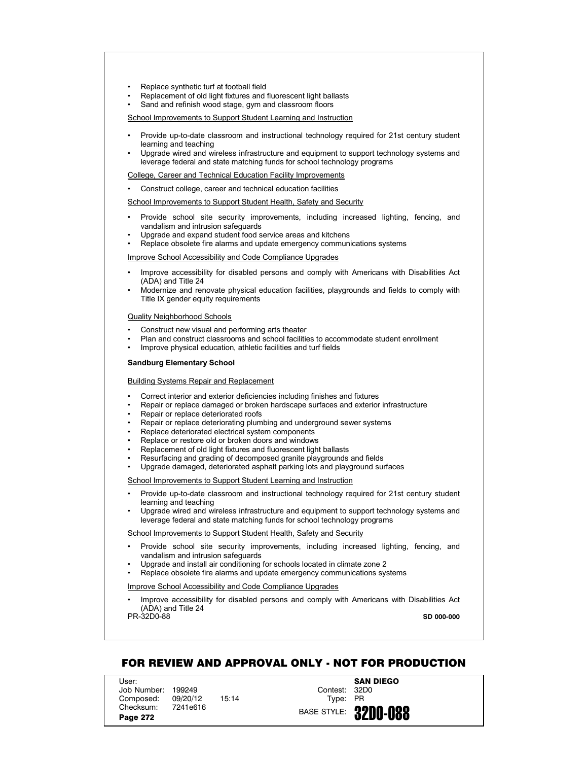- Replace synthetic turf at football field
- Replacement of old light fixtures and fluorescent light ballasts
- Sand and refinish wood stage, gym and classroom floors

School Improvements to Support Student Learning and Instruction

- Provide up-to-date classroom and instructional technology required for 21st century student learning and teaching
- Upgrade wired and wireless infrastructure and equipment to support technology systems and leverage federal and state matching funds for school technology programs

College, Career and Technical Education Facility Improvements

- Construct college, career and technical education facilities

School Improvements to Support Student Health, Safety and Security

- Provide school site security improvements, including increased lighting, fencing, and vandalism and intrusion safeguards
- Upgrade and expand student food service areas and kitchens
- Replace obsolete fire alarms and update emergency communications systems

Improve School Accessibility and Code Compliance Upgrades

- Improve accessibility for disabled persons and comply with Americans with Disabilities Act (ADA) and Title 24
- Modernize and renovate physical education facilities, playgrounds and fields to comply with Title IX gender equity requirements

Quality Neighborhood Schools

- Construct new visual and performing arts theater
- Plan and construct classrooms and school facilities to accommodate student enrollment
- Improve physical education, athletic facilities and turf fields

**Sandburg Elementary School**

Building Systems Repair and Replacement

- Correct interior and exterior deficiencies including finishes and fixtures
- Repair or replace damaged or broken hardscape surfaces and exterior infrastructure
- Repair or replace deteriorated roofs
- Repair or replace deteriorating plumbing and underground sewer systems
- Replace deteriorated electrical system components
- Replace or restore old or broken doors and windows
- Replacement of old light fixtures and fluorescent light ballasts
- Resurfacing and grading of decomposed granite playgrounds and fields
- Upgrade damaged, deteriorated asphalt parking lots and playground surfaces

School Improvements to Support Student Learning and Instruction

- Provide up-to-date classroom and instructional technology required for 21st century student learning and teaching
- Upgrade wired and wireless infrastructure and equipment to support technology systems and leverage federal and state matching funds for school technology programs

School Improvements to Support Student Health, Safety and Security

- Provide school site security improvements, including increased lighting, fencing, and vandalism and intrusion safeguards
- Upgrade and install air conditioning for schools located in climate zone 2
- Replace obsolete fire alarms and update emergency communications systems

Improve School Accessibility and Code Compliance Upgrades

- Improve accessibility for disabled persons and comply with Americans with Disabilities Act (ADA) and Title 24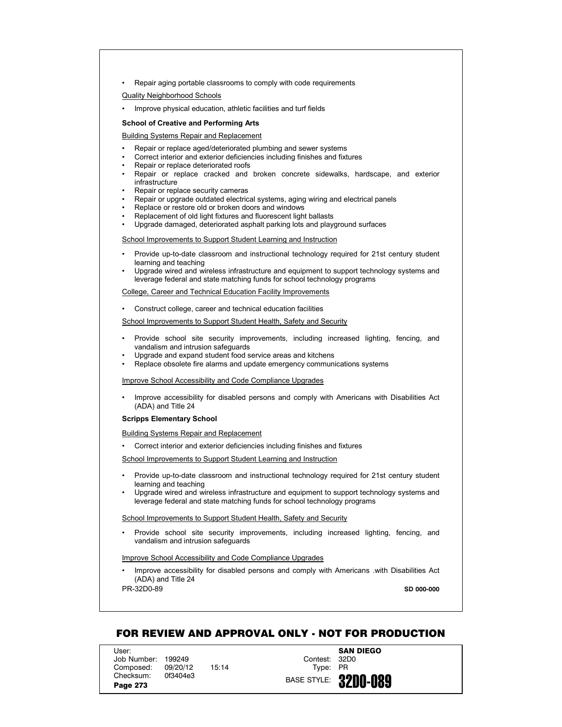- Repair aging portable classrooms to comply with code requirements

Quality Neighborhood Schools

- Improve physical education, athletic facilities and turf fields

**School of Creative and Performing Arts**

Building Systems Repair and Replacement

- Repair or replace aged/deteriorated plumbing and sewer systems
- Correct interior and exterior deficiencies including finishes and fixtures
- Repair or replace deteriorated roofs
- Repair or replace cracked and broken concrete sidewalks, hardscape, and exterior infrastructure
- Repair or replace security cameras
- Repair or upgrade outdated electrical systems, aging wiring and electrical panels
- Replace or restore old or broken doors and windows
- Replacement of old light fixtures and fluorescent light ballasts
- Upgrade damaged, deteriorated asphalt parking lots and playground surfaces

School Improvements to Support Student Learning and Instruction

- Provide up-to-date classroom and instructional technology required for 21st century student learning and teaching
- Upgrade wired and wireless infrastructure and equipment to support technology systems and leverage federal and state matching funds for school technology programs

College, Career and Technical Education Facility Improvements

- Construct college, career and technical education facilities

School Improvements to Support Student Health, Safety and Security

- Provide school site security improvements, including increased lighting, fencing, and vandalism and intrusion safeguards
- Upgrade and expand student food service areas and kitchens
- Replace obsolete fire alarms and update emergency communications systems

Improve School Accessibility and Code Compliance Upgrades

- Improve accessibility for disabled persons and comply with Americans with Disabilities Act (ADA) and Title 24

**Scripps Elementary School**

Building Systems Repair and Replacement

- Correct interior and exterior deficiencies including finishes and fixtures

School Improvements to Support Student Learning and Instruction

- Provide up-to-date classroom and instructional technology required for 21st century student learning and teaching
- Upgrade wired and wireless infrastructure and equipment to support technology systems and leverage federal and state matching funds for school technology programs

School Improvements to Support Student Health, Safety and Security

- Provide school site security improvements, including increased lighting, fencing, and vandalism and intrusion safeguards

Improve School Accessibility and Code Compliance Upgrades

- Improve accessibility for disabled persons and comply with Americans .with Disabilities Act (ADA) and Title 24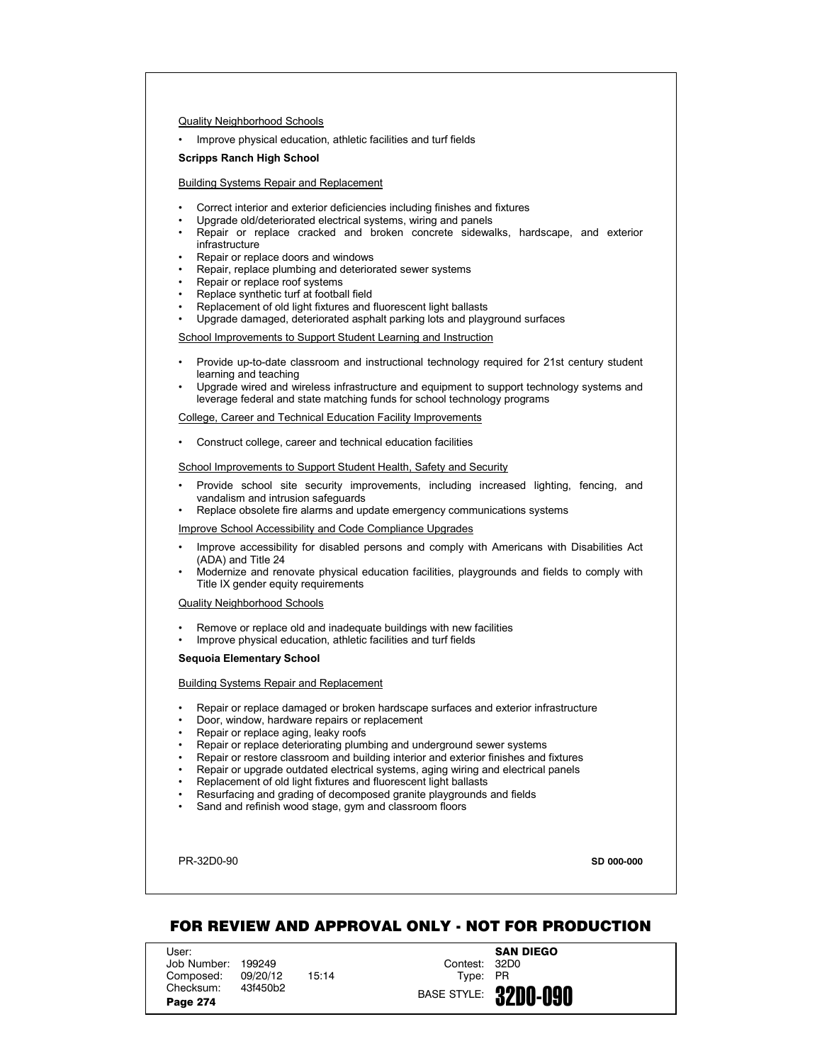Quality Neighborhood Schools

- Improve physical education, athletic facilities and turf fields

**Scripps Ranch High School**

Building Systems Repair and Replacement

- Correct interior and exterior deficiencies including finishes and fixtures
- Upgrade old/deteriorated electrical systems, wiring and panels
- Repair or replace cracked and broken concrete sidewalks, hardscape, and exterior infrastructure
- Repair or replace doors and windows
- Repair, replace plumbing and deteriorated sewer systems
- Repair or replace roof systems
- Replace synthetic turf at football field
- Replacement of old light fixtures and fluorescent light ballasts
- Upgrade damaged, deteriorated asphalt parking lots and playground surfaces

School Improvements to Support Student Learning and Instruction

- Provide up-to-date classroom and instructional technology required for 21st century student learning and teaching
- Upgrade wired and wireless infrastructure and equipment to support technology systems and leverage federal and state matching funds for school technology programs

College, Career and Technical Education Facility Improvements

- Construct college, career and technical education facilities

School Improvements to Support Student Health, Safety and Security

- Provide school site security improvements, including increased lighting, fencing, and vandalism and intrusion safeguards
- Replace obsolete fire alarms and update emergency communications systems

Improve School Accessibility and Code Compliance Upgrades

- Improve accessibility for disabled persons and comply with Americans with Disabilities Act (ADA) and Title 24
- Modernize and renovate physical education facilities, playgrounds and fields to comply with Title IX gender equity requirements

Quality Neighborhood Schools

- Remove or replace old and inadequate buildings with new facilities
- Improve physical education, athletic facilities and turf fields

**Sequoia Elementary School**

Building Systems Repair and Replacement

- Repair or replace damaged or broken hardscape surfaces and exterior infrastructure
- Door, window, hardware repairs or replacement
- Repair or replace aging, leaky roofs
- Repair or replace deteriorating plumbing and underground sewer systems
- Repair or restore classroom and building interior and exterior finishes and fixtures
- Repair or upgrade outdated electrical systems, aging wiring and electrical panels
- Replacement of old light fixtures and fluorescent light ballasts
- Resurfacing and grading of decomposed granite playgrounds and fields
- Sand and refinish wood stage, gym and classroom floors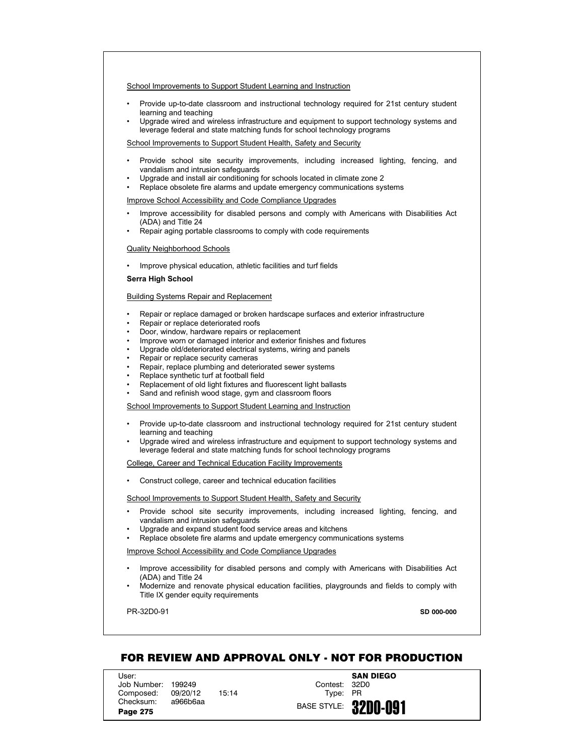School Improvements to Support Student Learning and Instruction

- Provide up-to-date classroom and instructional technology required for 21st century student learning and teaching
- Upgrade wired and wireless infrastructure and equipment to support technology systems and leverage federal and state matching funds for school technology programs

School Improvements to Support Student Health, Safety and Security

- Provide school site security improvements, including increased lighting, fencing, and vandalism and intrusion safeguards
- Upgrade and install air conditioning for schools located in climate zone 2
- Replace obsolete fire alarms and update emergency communications systems

Improve School Accessibility and Code Compliance Upgrades

- Improve accessibility for disabled persons and comply with Americans with Disabilities Act (ADA) and Title 24
- Repair aging portable classrooms to comply with code requirements

Quality Neighborhood Schools

- Improve physical education, athletic facilities and turf fields

**Serra High School**

Building Systems Repair and Replacement

- Repair or replace damaged or broken hardscape surfaces and exterior infrastructure
- Repair or replace deteriorated roofs
- Door, window, hardware repairs or replacement
- Improve worn or damaged interior and exterior finishes and fixtures
- Upgrade old/deteriorated electrical systems, wiring and panels
- Repair or replace security cameras
- Repair, replace plumbing and deteriorated sewer systems
- Replace synthetic turf at football field
- Replacement of old light fixtures and fluorescent light ballasts
- Sand and refinish wood stage, gym and classroom floors

School Improvements to Support Student Learning and Instruction

- Provide up-to-date classroom and instructional technology required for 21st century student learning and teaching
- Upgrade wired and wireless infrastructure and equipment to support technology systems and leverage federal and state matching funds for school technology programs

College, Career and Technical Education Facility Improvements

- Construct college, career and technical education facilities

School Improvements to Support Student Health, Safety and Security

- Provide school site security improvements, including increased lighting, fencing, and vandalism and intrusion safeguards
- Upgrade and expand student food service areas and kitchens
- Replace obsolete fire alarms and update emergency communications systems

Improve School Accessibility and Code Compliance Upgrades

- Improve accessibility for disabled persons and comply with Americans with Disabilities Act (ADA) and Title 24
- Modernize and renovate physical education facilities, playgrounds and fields to comply with Title IX gender equity requirements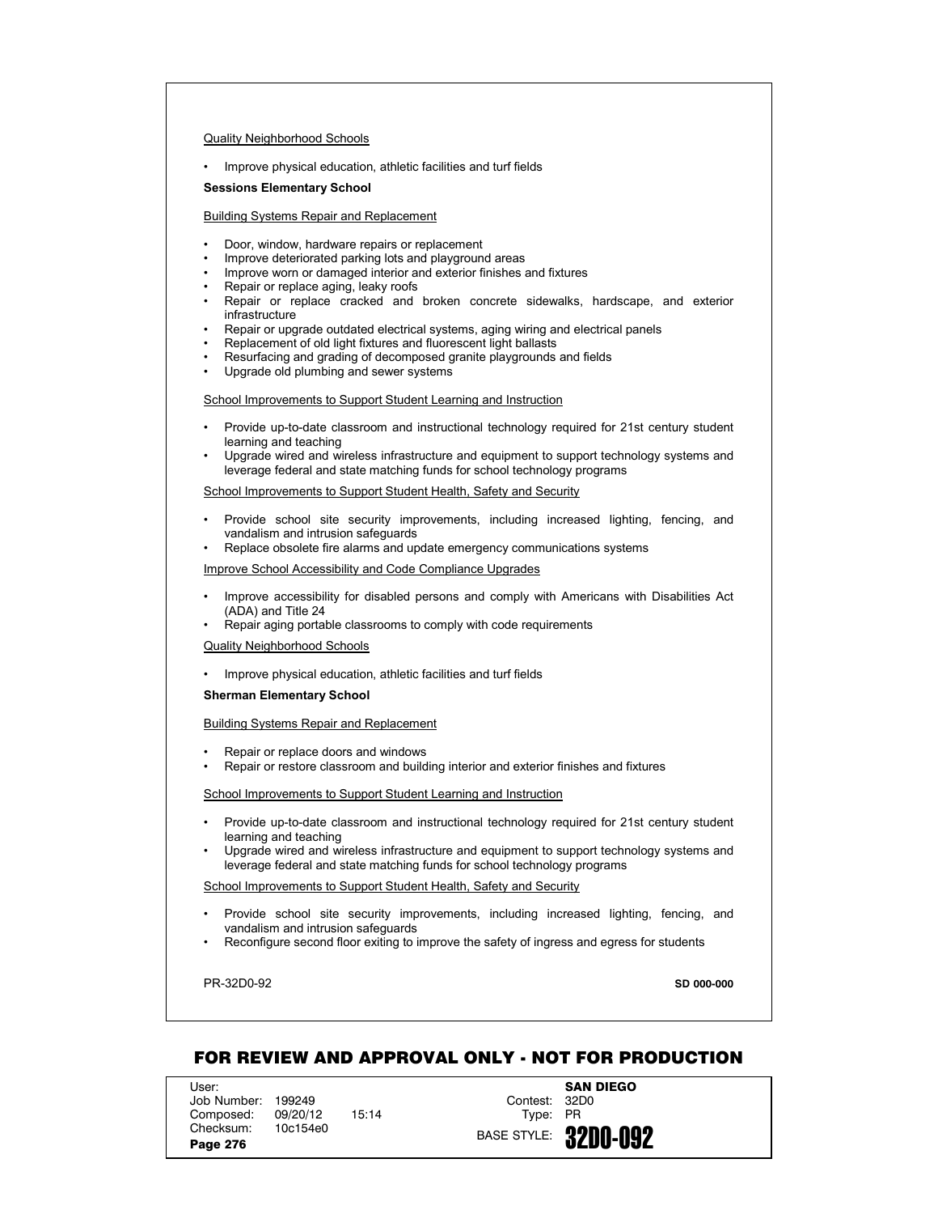Quality Neighborhood Schools

- Improve physical education, athletic facilities and turf fields

**Sessions Elementary School**

Building Systems Repair and Replacement

- Door, window, hardware repairs or replacement
- Improve deteriorated parking lots and playground areas
- Improve worn or damaged interior and exterior finishes and fixtures
- Repair or replace aging, leaky roofs
- Repair or replace cracked and broken concrete sidewalks, hardscape, and exterior infrastructure
- Repair or upgrade outdated electrical systems, aging wiring and electrical panels
- Replacement of old light fixtures and fluorescent light ballasts
- Resurfacing and grading of decomposed granite playgrounds and fields
- Upgrade old plumbing and sewer systems

School Improvements to Support Student Learning and Instruction

- Provide up-to-date classroom and instructional technology required for 21st century student learning and teaching
- Upgrade wired and wireless infrastructure and equipment to support technology systems and leverage federal and state matching funds for school technology programs

School Improvements to Support Student Health, Safety and Security

- Provide school site security improvements, including increased lighting, fencing, and vandalism and intrusion safeguards
- Replace obsolete fire alarms and update emergency communications systems

Improve School Accessibility and Code Compliance Upgrades

- Improve accessibility for disabled persons and comply with Americans with Disabilities Act (ADA) and Title 24
- Repair aging portable classrooms to comply with code requirements

Quality Neighborhood Schools

- Improve physical education, athletic facilities and turf fields

**Sherman Elementary School**

Building Systems Repair and Replacement

- Repair or replace doors and windows
- Repair or restore classroom and building interior and exterior finishes and fixtures

School Improvements to Support Student Learning and Instruction

- Provide up-to-date classroom and instructional technology required for 21st century student learning and teaching
- Upgrade wired and wireless infrastructure and equipment to support technology systems and leverage federal and state matching funds for school technology programs

School Improvements to Support Student Health, Safety and Security

- Provide school site security improvements, including increased lighting, fencing, and vandalism and intrusion safeguards
- Reconfigure second floor exiting to improve the safety of ingress and egress for students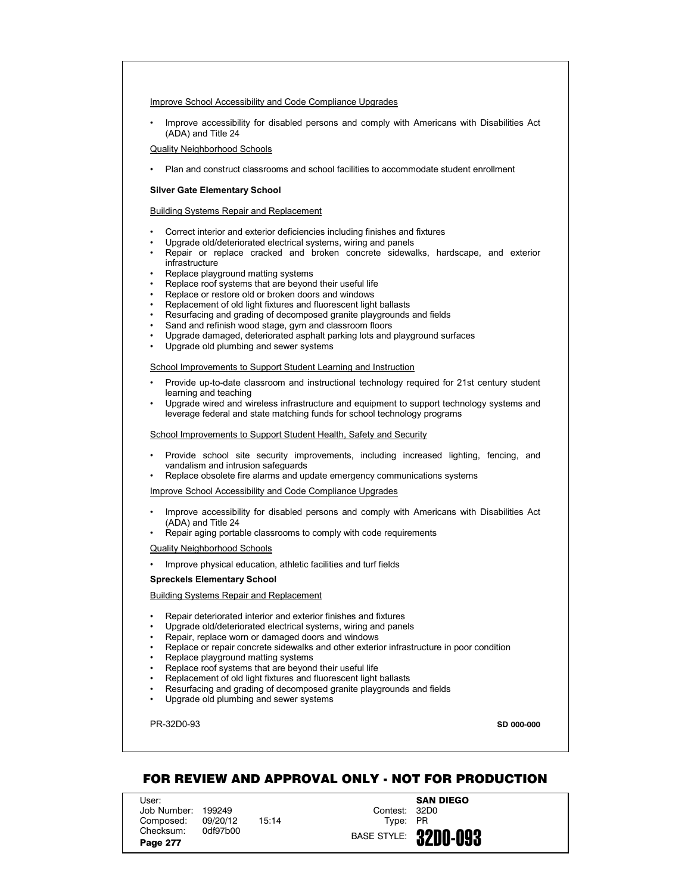Improve School Accessibility and Code Compliance Upgrades

- Improve accessibility for disabled persons and comply with Americans with Disabilities Act (ADA) and Title 24

Quality Neighborhood Schools

- Plan and construct classrooms and school facilities to accommodate student enrollment

**Silver Gate Elementary School**

Building Systems Repair and Replacement

- Correct interior and exterior deficiencies including finishes and fixtures
- Upgrade old/deteriorated electrical systems, wiring and panels
- Repair or replace cracked and broken concrete sidewalks, hardscape, and exterior infrastructure
- Replace playground matting systems
- Replace roof systems that are beyond their useful life
- Replace or restore old or broken doors and windows
- Replacement of old light fixtures and fluorescent light ballasts
- Resurfacing and grading of decomposed granite playgrounds and fields
- Sand and refinish wood stage, gym and classroom floors
- Upgrade damaged, deteriorated asphalt parking lots and playground surfaces
- Upgrade old plumbing and sewer systems

School Improvements to Support Student Learning and Instruction

- Provide up-to-date classroom and instructional technology required for 21st century student learning and teaching
- Upgrade wired and wireless infrastructure and equipment to support technology systems and leverage federal and state matching funds for school technology programs

School Improvements to Support Student Health, Safety and Security

- Provide school site security improvements, including increased lighting, fencing, and vandalism and intrusion safeguards
- Replace obsolete fire alarms and update emergency communications systems

Improve School Accessibility and Code Compliance Upgrades

- Improve accessibility for disabled persons and comply with Americans with Disabilities Act (ADA) and Title 24
- Repair aging portable classrooms to comply with code requirements

Quality Neighborhood Schools

- Improve physical education, athletic facilities and turf fields

**Spreckels Elementary School**

Building Systems Repair and Replacement

- Repair deteriorated interior and exterior finishes and fixtures
- Upgrade old/deteriorated electrical systems, wiring and panels
- Repair, replace worn or damaged doors and windows
- Replace or repair concrete sidewalks and other exterior infrastructure in poor condition
- Replace playground matting systems
- Replace roof systems that are beyond their useful life
- Replacement of old light fixtures and fluorescent light ballasts
- Resurfacing and grading of decomposed granite playgrounds and fields
- Upgrade old plumbing and sewer systems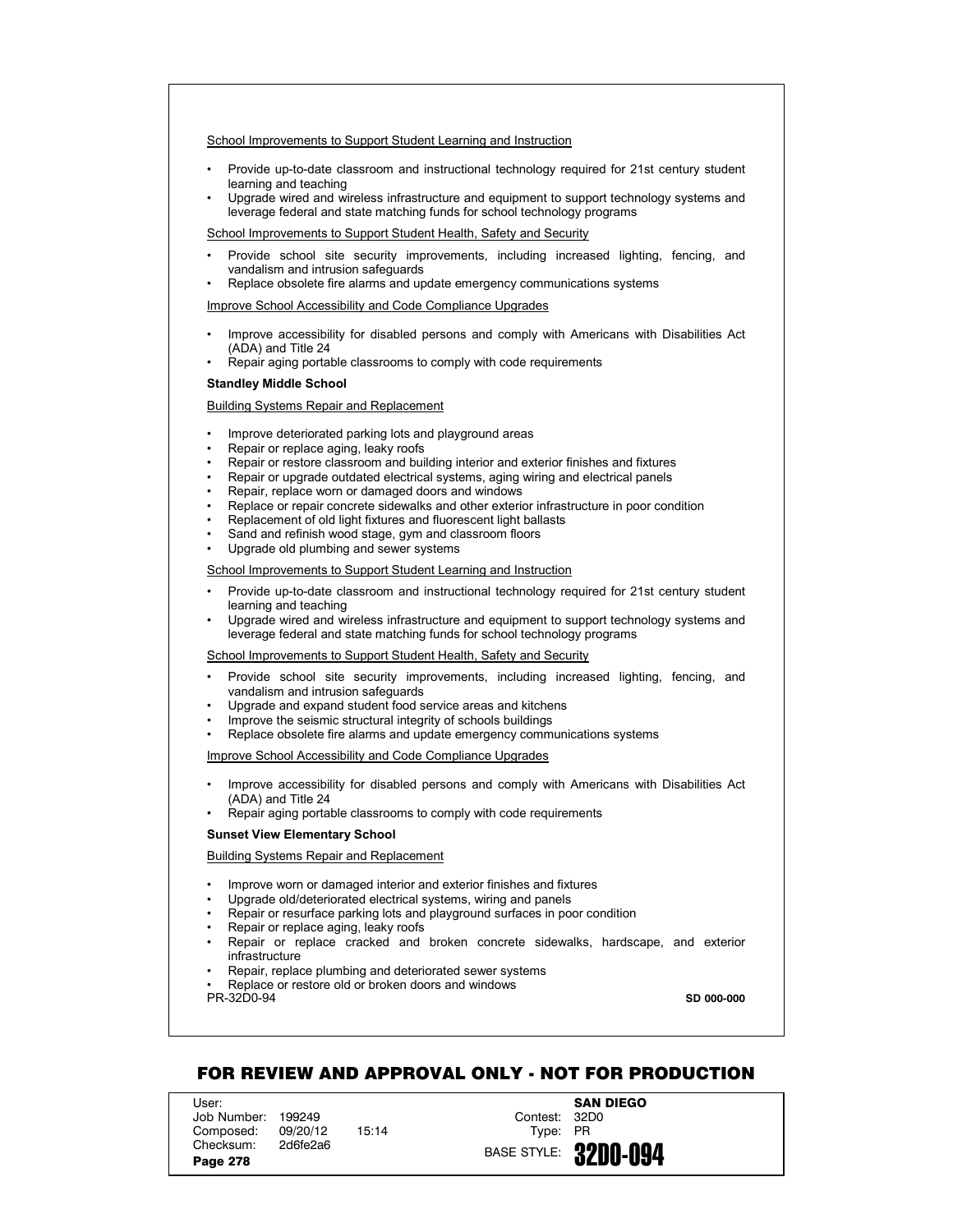<u>School Improvements to Support Student Learning and Instruction</u>

- Provide up-to-date classroom and instructional technology required for 21st century student learning and teaching
- Upgrade wired and wireless infrastructure and equipment to support technology systems and leverage federal and state matching funds for school technology programs

<u>School Improvements to Support Student Health, Safety and Security</u>

- Provide school site security improvements, including increased lighting, fencing, and vandalism and intrusion safeguards
- Replace obsolete fire alarms and update emergency communications systems

<u>Improve School Accessibility and Code Compliance Upgrades</u>

- Improve accessibility for disabled persons and comply with Americans with Disabilities Act (ADA) and Title 24
- Repair aging portable classrooms to comply with code requirements

**Standley Middle School**

<u>Building Systems Repair and Replacement</u>

- Improve deteriorated parking lots and playground areas
- Repair or replace aging, leaky roofs
- Repair or restore classroom and building interior and exterior finishes and fixtures
- Repair or upgrade outdated electrical systems, aging wiring and electrical panels
- Repair, replace worn or damaged doors and windows
- Replace or repair concrete sidewalks and other exterior infrastructure in poor condition
- Replacement of old light fixtures and fluorescent light ballasts
- Sand and refinish wood stage, gym and classroom floors
- Upgrade old plumbing and sewer systems

<u>School Improvements to Support Student Learning and Instruction</u>

- Provide up-to-date classroom and instructional technology required for 21st century student learning and teaching
- Upgrade wired and wireless infrastructure and equipment to support technology systems and leverage federal and state matching funds for school technology programs

<u>School Improvements to Support Student Health, Safety and Security</u>

- Provide school site security improvements, including increased lighting, fencing, and vandalism and intrusion safeguards
- Upgrade and expand student food service areas and kitchens
- Improve the seismic structural integrity of schools buildings
- Replace obsolete fire alarms and update emergency communications systems

<u>Improve School Accessibility and Code Compliance Upgrades</u>

- Improve accessibility for disabled persons and comply with Americans with Disabilities Act (ADA) and Title 24
- Repair aging portable classrooms to comply with code requirements

**Sunset View Elementary School**

<u>Building Systems Repair and Replacement</u>

- Improve worn or damaged interior and exterior finishes and fixtures
- Upgrade old/deteriorated electrical systems, wiring and panels
- Repair or resurface parking lots and playground surfaces in poor condition
- Repair or replace aging, leaky roofs
- Repair or replace cracked and broken concrete sidewalks, hardscape, and exterior infrastructure
- Repair, replace plumbing and deteriorated sewer systems
- Replace or restore old or broken doors and windows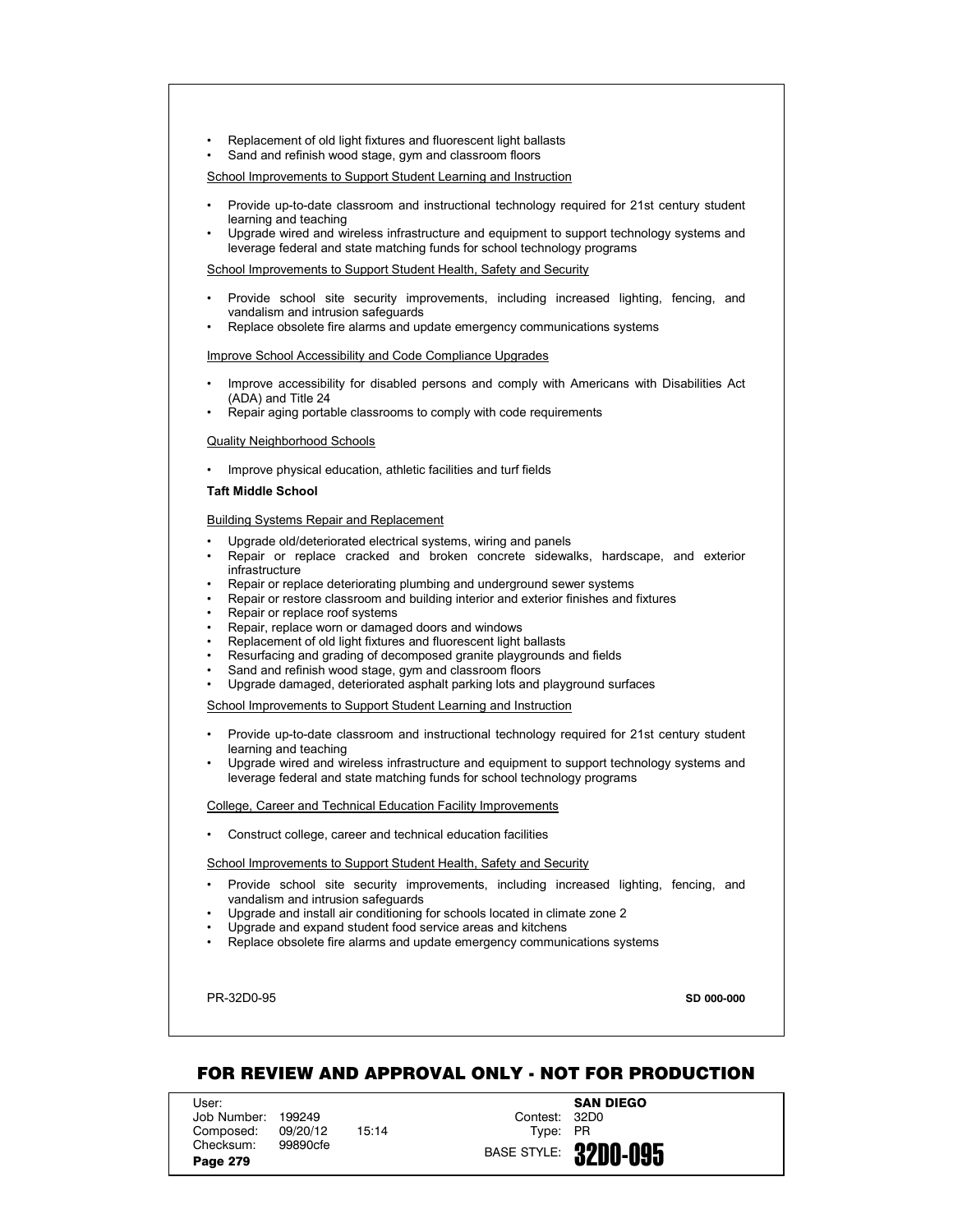- Replacement of old light fixtures and fluorescent light ballasts
- Sand and refinish wood stage, gym and classroom floors

<u>School Improvements to Support Student Learning and Instruction</u>

- Provide up-to-date classroom and instructional technology required for 21st century student learning and teaching
- Upgrade wired and wireless infrastructure and equipment to support technology systems and leverage federal and state matching funds for school technology programs

<u>School Improvements to Support Student Health, Safety and Security</u>

- Provide school site security improvements, including increased lighting, fencing, and vandalism and intrusion safeguards
- Replace obsolete fire alarms and update emergency communications systems

<u>Improve School Accessibility and Code Compliance Upgrades</u>

- Improve accessibility for disabled persons and comply with Americans with Disabilities Act (ADA) and Title 24
- Repair aging portable classrooms to comply with code requirements

<u>Quality Neighborhood Schools</u>

- Improve physical education, athletic facilities and turf fields

**Taft Middle School**

<u>Building Systems Repair and Replacement</u>

- Upgrade old/deteriorated electrical systems, wiring and panels
- Repair or replace cracked and broken concrete sidewalks, hardscape, and exterior infrastructure
- Repair or replace deteriorating plumbing and underground sewer systems
- Repair or restore classroom and building interior and exterior finishes and fixtures
- Repair or replace roof systems
- Repair, replace worn or damaged doors and windows
- Replacement of old light fixtures and fluorescent light ballasts
- Resurfacing and grading of decomposed granite playgrounds and fields
- Sand and refinish wood stage, gym and classroom floors
- Upgrade damaged, deteriorated asphalt parking lots and playground surfaces

<u>School Improvements to Support Student Learning and Instruction</u>

- Provide up-to-date classroom and instructional technology required for 21st century student learning and teaching
- Upgrade wired and wireless infrastructure and equipment to support technology systems and leverage federal and state matching funds for school technology programs

<u>College, Career and Technical Education Facility Improvements</u>

- Construct college, career and technical education facilities

<u>School Improvements to Support Student Health, Safety and Security</u>

- Provide school site security improvements, including increased lighting, fencing, and vandalism and intrusion safeguards
- Upgrade and install air conditioning for schools located in climate zone 2
- Upgrade and expand student food service areas and kitchens
- Replace obsolete fire alarms and update emergency communications systems

PR-32D0-95 **SD 000-000**

**FOR REVIEW AND APPROVAL ONLY - NOT FOR PRODUCTION**

User:
Job Number: 199249
Composed: 09/20/12 15:14
Checksum: 99890cfe
**Page 279**

**SAN DIEGO**
Contest: 32D0
Type: PR
BASE STYLE: **32D0-095**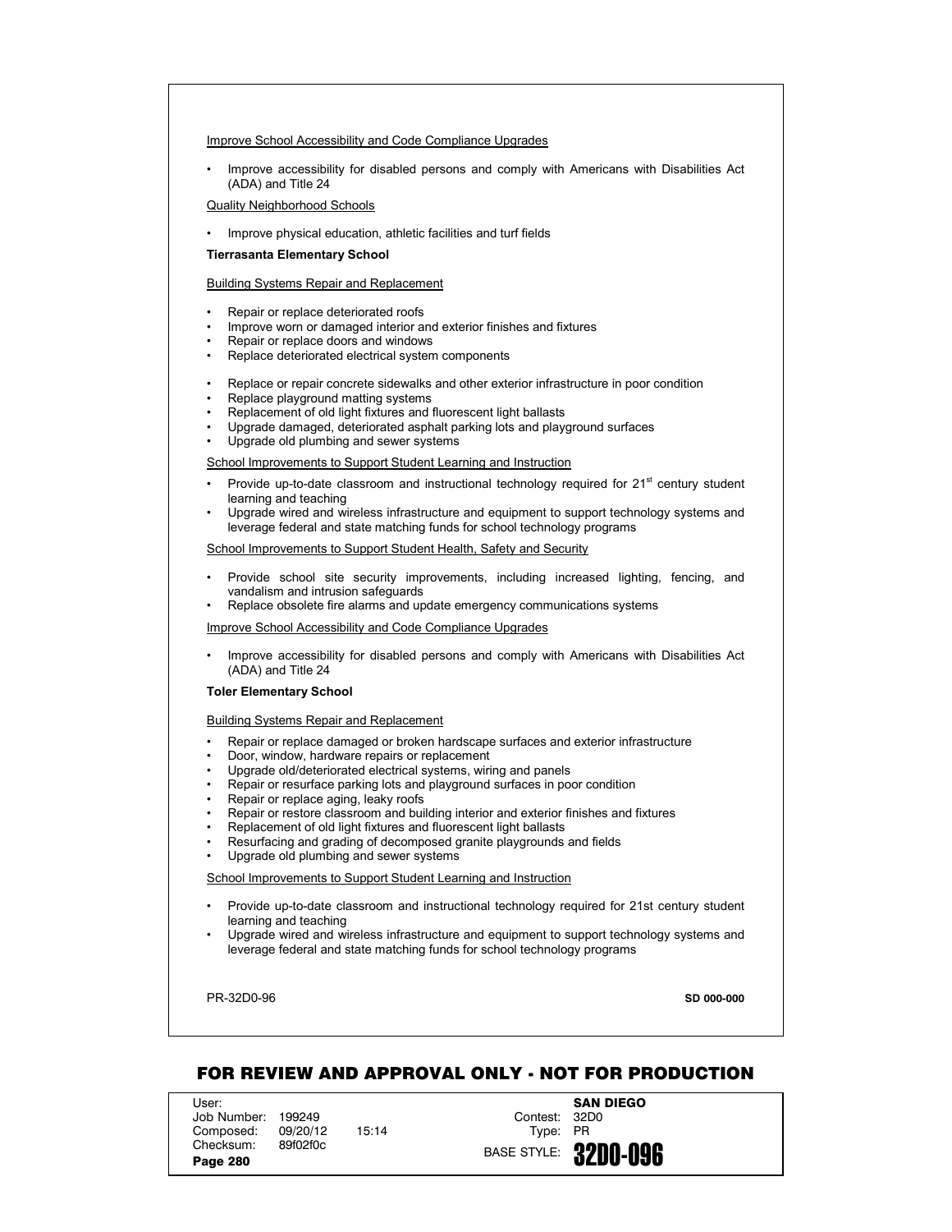Improve School Accessibility and Code Compliance Upgrades

- Improve accessibility for disabled persons and comply with Americans with Disabilities Act (ADA) and Title 24

Quality Neighborhood Schools

- Improve physical education, athletic facilities and turf fields

**Tierrasanta Elementary School**

Building Systems Repair and Replacement

- Repair or replace deteriorated roofs
- Improve worn or damaged interior and exterior finishes and fixtures
- Repair or replace doors and windows
- Replace deteriorated electrical system components

- Replace or repair concrete sidewalks and other exterior infrastructure in poor condition
- Replace playground matting systems
- Replacement of old light fixtures and fluorescent light ballasts
- Upgrade damaged, deteriorated asphalt parking lots and playground surfaces
- Upgrade old plumbing and sewer systems

School Improvements to Support Student Learning and Instruction

- Provide up-to-date classroom and instructional technology required for 21st century student learning and teaching
- Upgrade wired and wireless infrastructure and equipment to support technology systems and leverage federal and state matching funds for school technology programs

School Improvements to Support Student Health, Safety and Security

- Provide school site security improvements, including increased lighting, fencing, and vandalism and intrusion safeguards
- Replace obsolete fire alarms and update emergency communications systems

Improve School Accessibility and Code Compliance Upgrades

- Improve accessibility for disabled persons and comply with Americans with Disabilities Act (ADA) and Title 24

**Toler Elementary School**

Building Systems Repair and Replacement

- Repair or replace damaged or broken hardscape surfaces and exterior infrastructure
- Door, window, hardware repairs or replacement
- Upgrade old/deteriorated electrical systems, wiring and panels
- Repair or resurface parking lots and playground surfaces in poor condition
- Repair or replace aging, leaky roofs
- Repair or restore classroom and building interior and exterior finishes and fixtures
- Replacement of old light fixtures and fluorescent light ballasts
- Resurfacing and grading of decomposed granite playgrounds and fields
- Upgrade old plumbing and sewer systems

School Improvements to Support Student Learning and Instruction

- Provide up-to-date classroom and instructional technology required for 21st century student learning and teaching
- Upgrade wired and wireless infrastructure and equipment to support technology systems and leverage federal and state matching funds for school technology programs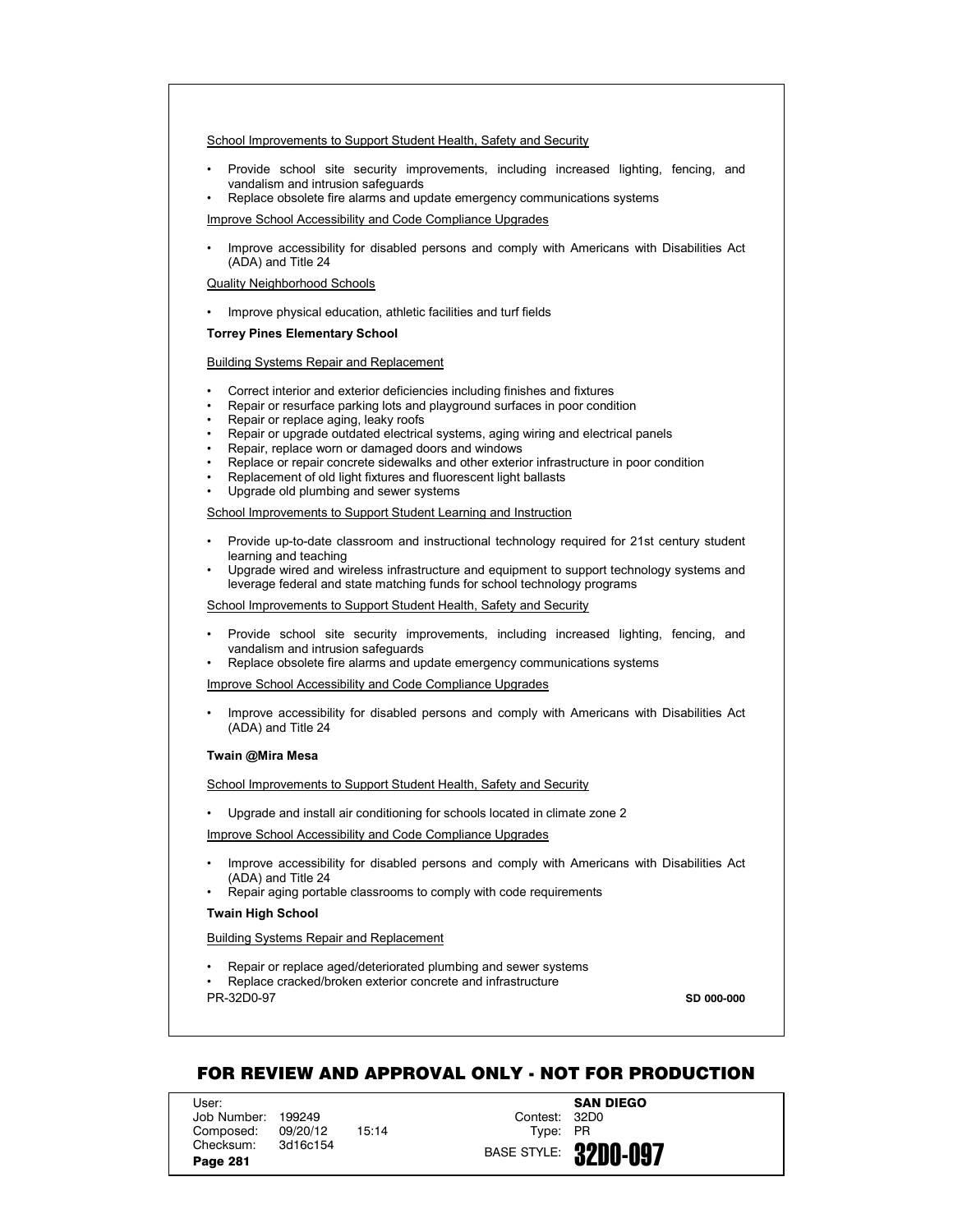School Improvements to Support Student Health, Safety and Security

- Provide school site security improvements, including increased lighting, fencing, and vandalism and intrusion safeguards
- Replace obsolete fire alarms and update emergency communications systems

Improve School Accessibility and Code Compliance Upgrades

- Improve accessibility for disabled persons and comply with Americans with Disabilities Act (ADA) and Title 24

Quality Neighborhood Schools

- Improve physical education, athletic facilities and turf fields

**Torrey Pines Elementary School**

Building Systems Repair and Replacement

- Correct interior and exterior deficiencies including finishes and fixtures
- Repair or resurface parking lots and playground surfaces in poor condition
- Repair or replace aging, leaky roofs
- Repair or upgrade outdated electrical systems, aging wiring and electrical panels
- Repair, replace worn or damaged doors and windows
- Replace or repair concrete sidewalks and other exterior infrastructure in poor condition
- Replacement of old light fixtures and fluorescent light ballasts
- Upgrade old plumbing and sewer systems

School Improvements to Support Student Learning and Instruction

- Provide up-to-date classroom and instructional technology required for 21st century student learning and teaching
- Upgrade wired and wireless infrastructure and equipment to support technology systems and leverage federal and state matching funds for school technology programs

School Improvements to Support Student Health, Safety and Security

- Provide school site security improvements, including increased lighting, fencing, and vandalism and intrusion safeguards
- Replace obsolete fire alarms and update emergency communications systems

Improve School Accessibility and Code Compliance Upgrades

- Improve accessibility for disabled persons and comply with Americans with Disabilities Act (ADA) and Title 24

**Twain @Mira Mesa**

School Improvements to Support Student Health, Safety and Security

- Upgrade and install air conditioning for schools located in climate zone 2

Improve School Accessibility and Code Compliance Upgrades

- Improve accessibility for disabled persons and comply with Americans with Disabilities Act (ADA) and Title 24
- Repair aging portable classrooms to comply with code requirements

**Twain High School**

Building Systems Repair and Replacement

- Repair or replace aged/deteriorated plumbing and sewer systems
- Replace cracked/broken exterior concrete and infrastructure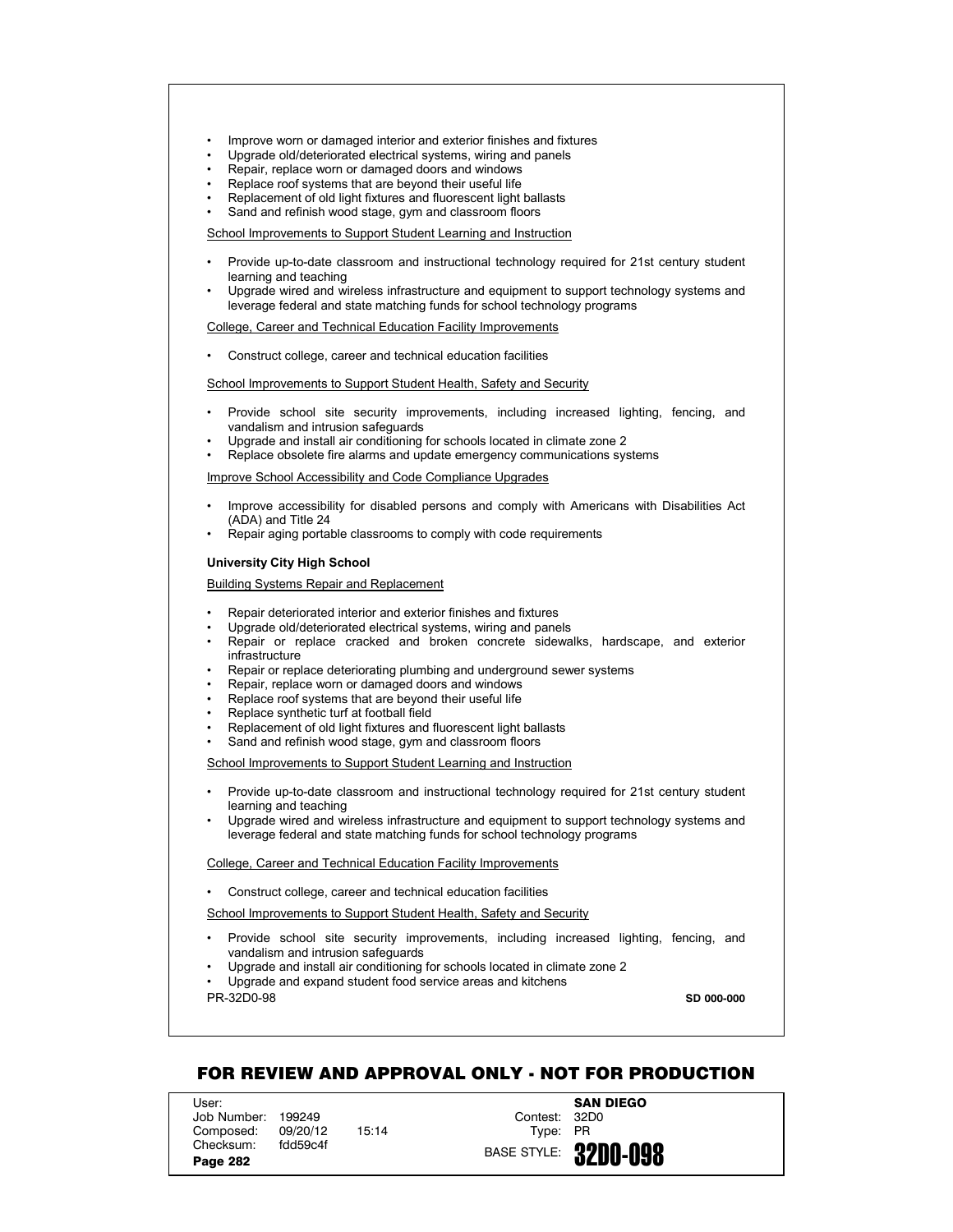- Improve worn or damaged interior and exterior finishes and fixtures
- Upgrade old/deteriorated electrical systems, wiring and panels
- Repair, replace worn or damaged doors and windows
- Replace roof systems that are beyond their useful life
- Replacement of old light fixtures and fluorescent light ballasts
- Sand and refinish wood stage, gym and classroom floors

<u>School Improvements to Support Student Learning and Instruction</u>

- Provide up-to-date classroom and instructional technology required for 21st century student learning and teaching
- Upgrade wired and wireless infrastructure and equipment to support technology systems and leverage federal and state matching funds for school technology programs

<u>College, Career and Technical Education Facility Improvements</u>

- Construct college, career and technical education facilities

<u>School Improvements to Support Student Health, Safety and Security</u>

- Provide school site security improvements, including increased lighting, fencing, and vandalism and intrusion safeguards
- Upgrade and install air conditioning for schools located in climate zone 2
- Replace obsolete fire alarms and update emergency communications systems

<u>Improve School Accessibility and Code Compliance Upgrades</u>

- Improve accessibility for disabled persons and comply with Americans with Disabilities Act (ADA) and Title 24
- Repair aging portable classrooms to comply with code requirements

**University City High School**

<u>Building Systems Repair and Replacement</u>

- Repair deteriorated interior and exterior finishes and fixtures
- Upgrade old/deteriorated electrical systems, wiring and panels
- Repair or replace cracked and broken concrete sidewalks, hardscape, and exterior infrastructure
- Repair or replace deteriorating plumbing and underground sewer systems
- Repair, replace worn or damaged doors and windows
- Replace roof systems that are beyond their useful life
- Replace synthetic turf at football field
- Replacement of old light fixtures and fluorescent light ballasts
- Sand and refinish wood stage, gym and classroom floors

<u>School Improvements to Support Student Learning and Instruction</u>

- Provide up-to-date classroom and instructional technology required for 21st century student learning and teaching
- Upgrade wired and wireless infrastructure and equipment to support technology systems and leverage federal and state matching funds for school technology programs

<u>College, Career and Technical Education Facility Improvements</u>

- Construct college, career and technical education facilities

<u>School Improvements to Support Student Health, Safety and Security</u>

- Provide school site security improvements, including increased lighting, fencing, and vandalism and intrusion safeguards
- Upgrade and install air conditioning for schools located in climate zone 2
- Upgrade and expand student food service areas and kitchens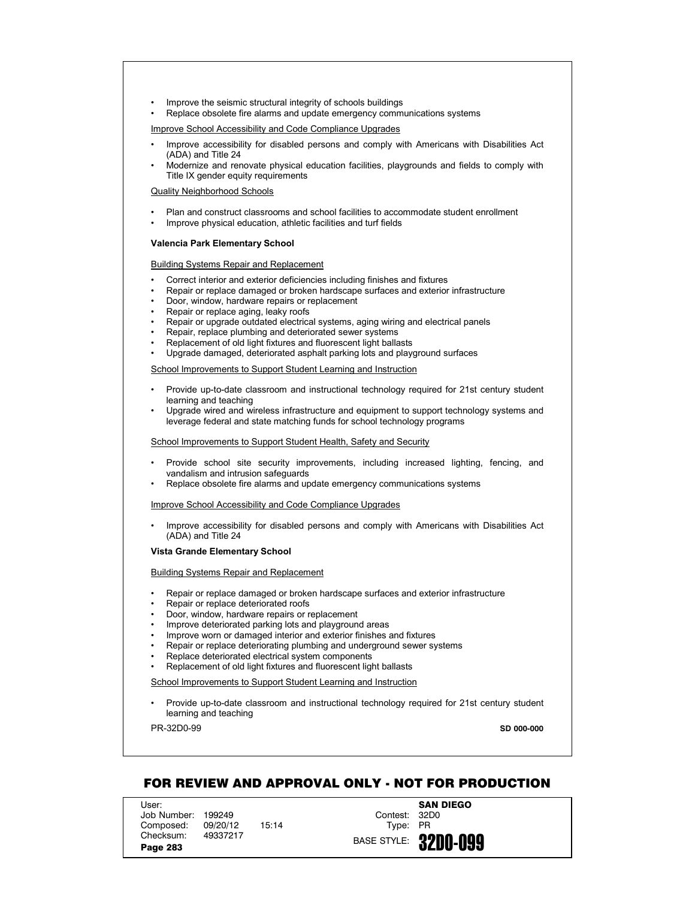- Improve the seismic structural integrity of schools buildings
- Replace obsolete fire alarms and update emergency communications systems

Improve School Accessibility and Code Compliance Upgrades

- Improve accessibility for disabled persons and comply with Americans with Disabilities Act (ADA) and Title 24
- Modernize and renovate physical education facilities, playgrounds and fields to comply with Title IX gender equity requirements

Quality Neighborhood Schools

- Plan and construct classrooms and school facilities to accommodate student enrollment
- Improve physical education, athletic facilities and turf fields

**Valencia Park Elementary School**

Building Systems Repair and Replacement

- Correct interior and exterior deficiencies including finishes and fixtures
- Repair or replace damaged or broken hardscape surfaces and exterior infrastructure
- Door, window, hardware repairs or replacement
- Repair or replace aging, leaky roofs
- Repair or upgrade outdated electrical systems, aging wiring and electrical panels
- Repair, replace plumbing and deteriorated sewer systems
- Replacement of old light fixtures and fluorescent light ballasts
- Upgrade damaged, deteriorated asphalt parking lots and playground surfaces

School Improvements to Support Student Learning and Instruction

- Provide up-to-date classroom and instructional technology required for 21st century student learning and teaching
- Upgrade wired and wireless infrastructure and equipment to support technology systems and leverage federal and state matching funds for school technology programs

School Improvements to Support Student Health, Safety and Security

- Provide school site security improvements, including increased lighting, fencing, and vandalism and intrusion safeguards
- Replace obsolete fire alarms and update emergency communications systems

Improve School Accessibility and Code Compliance Upgrades

- Improve accessibility for disabled persons and comply with Americans with Disabilities Act (ADA) and Title 24

**Vista Grande Elementary School**

Building Systems Repair and Replacement

- Repair or replace damaged or broken hardscape surfaces and exterior infrastructure
- Repair or replace deteriorated roofs
- Door, window, hardware repairs or replacement
- Improve deteriorated parking lots and playground areas
- Improve worn or damaged interior and exterior finishes and fixtures
- Repair or replace deteriorating plumbing and underground sewer systems
- Replace deteriorated electrical system components
- Replacement of old light fixtures and fluorescent light ballasts

School Improvements to Support Student Learning and Instruction

- Provide up-to-date classroom and instructional technology required for 21st century student learning and teaching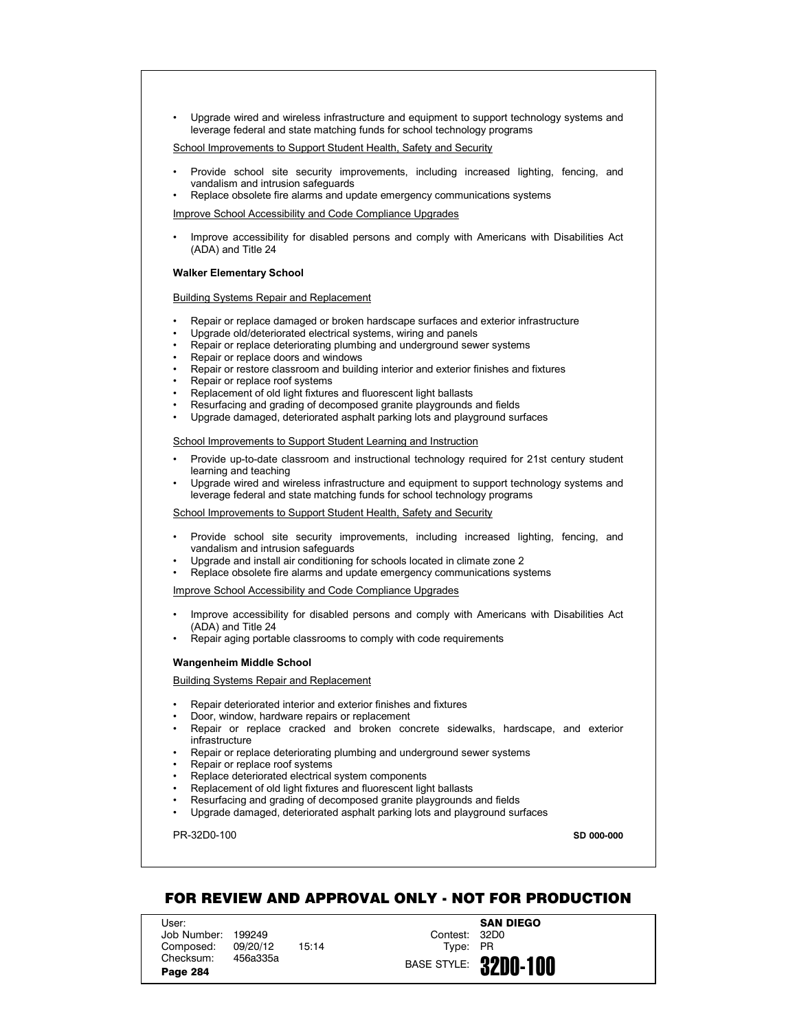- Upgrade wired and wireless infrastructure and equipment to support technology systems and leverage federal and state matching funds for school technology programs

School Improvements to Support Student Health, Safety and Security

- Provide school site security improvements, including increased lighting, fencing, and vandalism and intrusion safeguards
- Replace obsolete fire alarms and update emergency communications systems

Improve School Accessibility and Code Compliance Upgrades

- Improve accessibility for disabled persons and comply with Americans with Disabilities Act (ADA) and Title 24

**Walker Elementary School**

Building Systems Repair and Replacement

- Repair or replace damaged or broken hardscape surfaces and exterior infrastructure
- Upgrade old/deteriorated electrical systems, wiring and panels
- Repair or replace deteriorating plumbing and underground sewer systems
- Repair or replace doors and windows
- Repair or restore classroom and building interior and exterior finishes and fixtures
- Repair or replace roof systems
- Replacement of old light fixtures and fluorescent light ballasts
- Resurfacing and grading of decomposed granite playgrounds and fields
- Upgrade damaged, deteriorated asphalt parking lots and playground surfaces

School Improvements to Support Student Learning and Instruction

- Provide up-to-date classroom and instructional technology required for 21st century student learning and teaching
- Upgrade wired and wireless infrastructure and equipment to support technology systems and leverage federal and state matching funds for school technology programs

School Improvements to Support Student Health, Safety and Security

- Provide school site security improvements, including increased lighting, fencing, and vandalism and intrusion safeguards
- Upgrade and install air conditioning for schools located in climate zone 2
- Replace obsolete fire alarms and update emergency communications systems

Improve School Accessibility and Code Compliance Upgrades

- Improve accessibility for disabled persons and comply with Americans with Disabilities Act (ADA) and Title 24
- Repair aging portable classrooms to comply with code requirements

**Wangenheim Middle School**

Building Systems Repair and Replacement

- Repair deteriorated interior and exterior finishes and fixtures
- Door, window, hardware repairs or replacement
- Repair or replace cracked and broken concrete sidewalks, hardscape, and exterior infrastructure
- Repair or replace deteriorating plumbing and underground sewer systems
- Repair or replace roof systems
- Replace deteriorated electrical system components
- Replacement of old light fixtures and fluorescent light ballasts
- Resurfacing and grading of decomposed granite playgrounds and fields
- Upgrade damaged, deteriorated asphalt parking lots and playground surfaces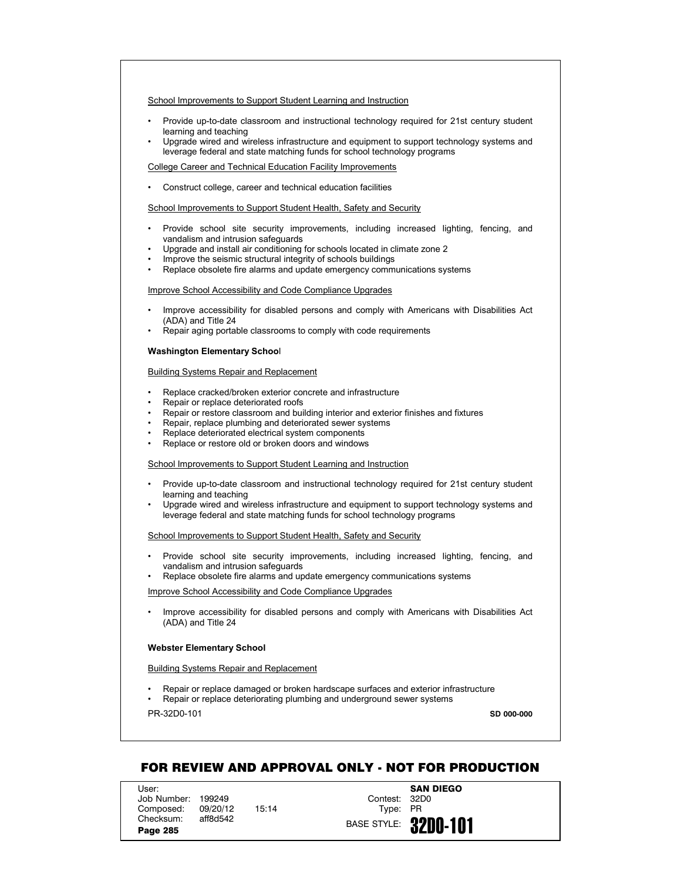School Improvements to Support Student Learning and Instruction

- Provide up-to-date classroom and instructional technology required for 21st century student learning and teaching
- Upgrade wired and wireless infrastructure and equipment to support technology systems and leverage federal and state matching funds for school technology programs

College Career and Technical Education Facility Improvements

- Construct college, career and technical education facilities

School Improvements to Support Student Health, Safety and Security

- Provide school site security improvements, including increased lighting, fencing, and vandalism and intrusion safeguards
- Upgrade and install air conditioning for schools located in climate zone 2
- Improve the seismic structural integrity of schools buildings
- Replace obsolete fire alarms and update emergency communications systems

Improve School Accessibility and Code Compliance Upgrades

- Improve accessibility for disabled persons and comply with Americans with Disabilities Act (ADA) and Title 24
- Repair aging portable classrooms to comply with code requirements

**Washington Elementary School**

Building Systems Repair and Replacement

- Replace cracked/broken exterior concrete and infrastructure
- Repair or replace deteriorated roofs
- Repair or restore classroom and building interior and exterior finishes and fixtures
- Repair, replace plumbing and deteriorated sewer systems
- Replace deteriorated electrical system components
- Replace or restore old or broken doors and windows

School Improvements to Support Student Learning and Instruction

- Provide up-to-date classroom and instructional technology required for 21st century student learning and teaching
- Upgrade wired and wireless infrastructure and equipment to support technology systems and leverage federal and state matching funds for school technology programs

School Improvements to Support Student Health, Safety and Security

- Provide school site security improvements, including increased lighting, fencing, and vandalism and intrusion safeguards
- Replace obsolete fire alarms and update emergency communications systems

Improve School Accessibility and Code Compliance Upgrades

- Improve accessibility for disabled persons and comply with Americans with Disabilities Act (ADA) and Title 24

**Webster Elementary School**

Building Systems Repair and Replacement

- Repair or replace damaged or broken hardscape surfaces and exterior infrastructure
- Repair or replace deteriorating plumbing and underground sewer systems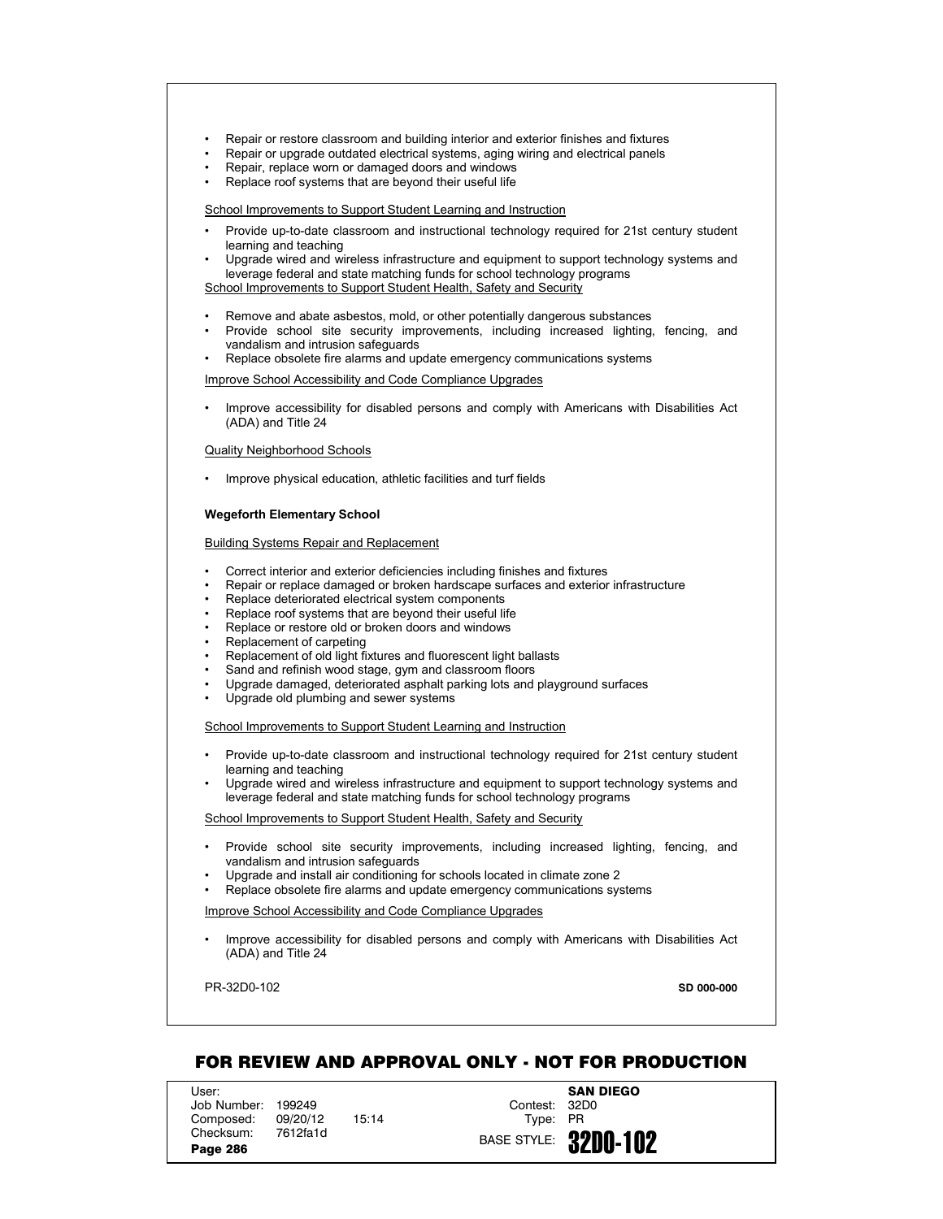- Repair or restore classroom and building interior and exterior finishes and fixtures
- Repair or upgrade outdated electrical systems, aging wiring and electrical panels
- Repair, replace worn or damaged doors and windows
- Replace roof systems that are beyond their useful life

School Improvements to Support Student Learning and Instruction

- Provide up-to-date classroom and instructional technology required for 21st century student learning and teaching
- Upgrade wired and wireless infrastructure and equipment to support technology systems and leverage federal and state matching funds for school technology programs

School Improvements to Support Student Health, Safety and Security

- Remove and abate asbestos, mold, or other potentially dangerous substances
- Provide school site security improvements, including increased lighting, fencing, and vandalism and intrusion safeguards
- Replace obsolete fire alarms and update emergency communications systems

Improve School Accessibility and Code Compliance Upgrades

- Improve accessibility for disabled persons and comply with Americans with Disabilities Act (ADA) and Title 24

Quality Neighborhood Schools

- Improve physical education, athletic facilities and turf fields

**Wegeforth Elementary School**

Building Systems Repair and Replacement

- Correct interior and exterior deficiencies including finishes and fixtures
- Repair or replace damaged or broken hardscape surfaces and exterior infrastructure
- Replace deteriorated electrical system components
- Replace roof systems that are beyond their useful life
- Replace or restore old or broken doors and windows
- Replacement of carpeting
- Replacement of old light fixtures and fluorescent light ballasts
- Sand and refinish wood stage, gym and classroom floors
- Upgrade damaged, deteriorated asphalt parking lots and playground surfaces
- Upgrade old plumbing and sewer systems

School Improvements to Support Student Learning and Instruction

- Provide up-to-date classroom and instructional technology required for 21st century student learning and teaching
- Upgrade wired and wireless infrastructure and equipment to support technology systems and leverage federal and state matching funds for school technology programs

School Improvements to Support Student Health, Safety and Security

- Provide school site security improvements, including increased lighting, fencing, and vandalism and intrusion safeguards
- Upgrade and install air conditioning for schools located in climate zone 2
- Replace obsolete fire alarms and update emergency communications systems

Improve School Accessibility and Code Compliance Upgrades

- Improve accessibility for disabled persons and comply with Americans with Disabilities Act (ADA) and Title 24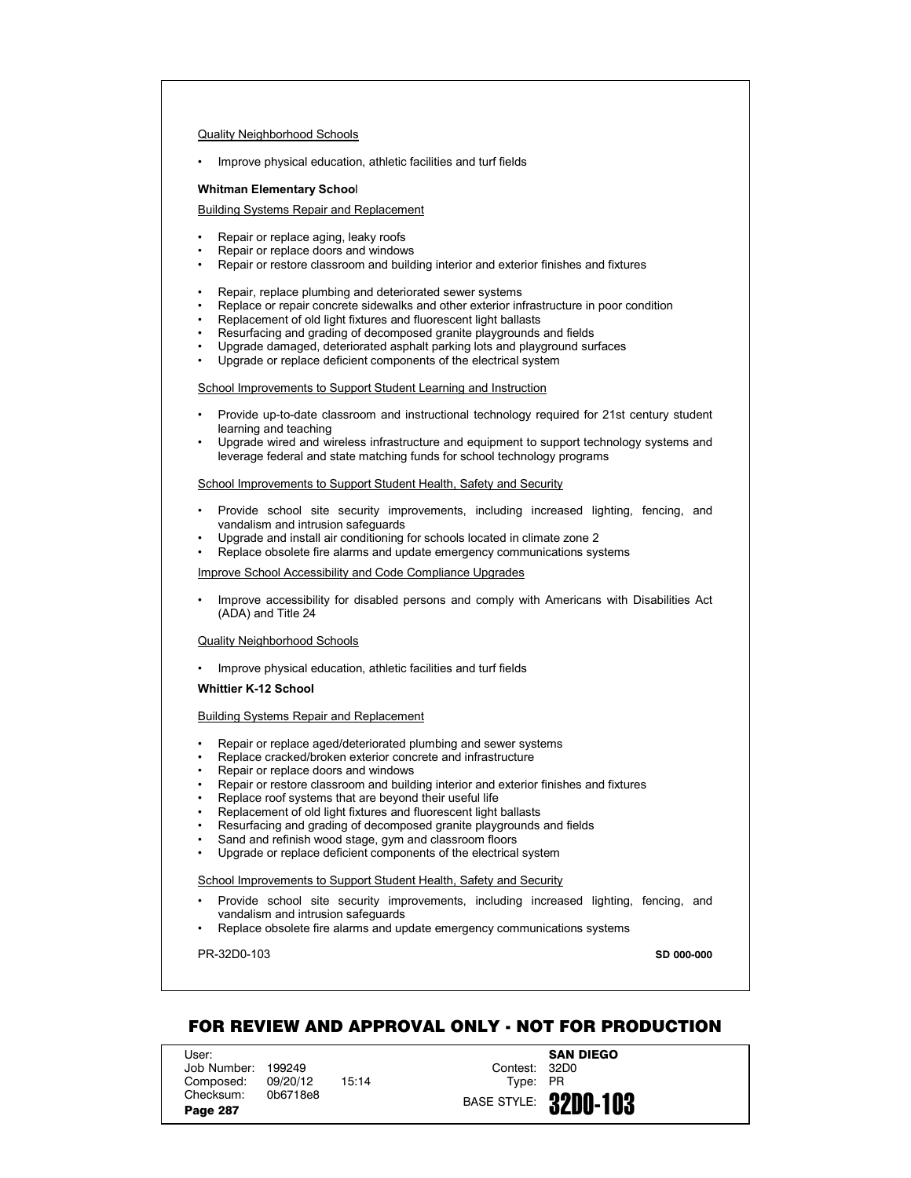Quality Neighborhood Schools

- Improve physical education, athletic facilities and turf fields

**Whitman Elementary School**

Building Systems Repair and Replacement

- Repair or replace aging, leaky roofs
- Repair or replace doors and windows
- Repair or restore classroom and building interior and exterior finishes and fixtures

- Repair, replace plumbing and deteriorated sewer systems
- Replace or repair concrete sidewalks and other exterior infrastructure in poor condition
- Replacement of old light fixtures and fluorescent light ballasts
- Resurfacing and grading of decomposed granite playgrounds and fields
- Upgrade damaged, deteriorated asphalt parking lots and playground surfaces
- Upgrade or replace deficient components of the electrical system

School Improvements to Support Student Learning and Instruction

- Provide up-to-date classroom and instructional technology required for 21st century student learning and teaching
- Upgrade wired and wireless infrastructure and equipment to support technology systems and leverage federal and state matching funds for school technology programs

School Improvements to Support Student Health, Safety and Security

- Provide school site security improvements, including increased lighting, fencing, and vandalism and intrusion safeguards
- Upgrade and install air conditioning for schools located in climate zone 2
- Replace obsolete fire alarms and update emergency communications systems

Improve School Accessibility and Code Compliance Upgrades

- Improve accessibility for disabled persons and comply with Americans with Disabilities Act (ADA) and Title 24

Quality Neighborhood Schools

- Improve physical education, athletic facilities and turf fields

**Whittier K-12 School**

Building Systems Repair and Replacement

- Repair or replace aged/deteriorated plumbing and sewer systems
- Replace cracked/broken exterior concrete and infrastructure
- Repair or replace doors and windows
- Repair or restore classroom and building interior and exterior finishes and fixtures
- Replace roof systems that are beyond their useful life
- Replacement of old light fixtures and fluorescent light ballasts
- Resurfacing and grading of decomposed granite playgrounds and fields
- Sand and refinish wood stage, gym and classroom floors
- Upgrade or replace deficient components of the electrical system

School Improvements to Support Student Health, Safety and Security

- Provide school site security improvements, including increased lighting, fencing, and vandalism and intrusion safeguards
- Replace obsolete fire alarms and update emergency communications systems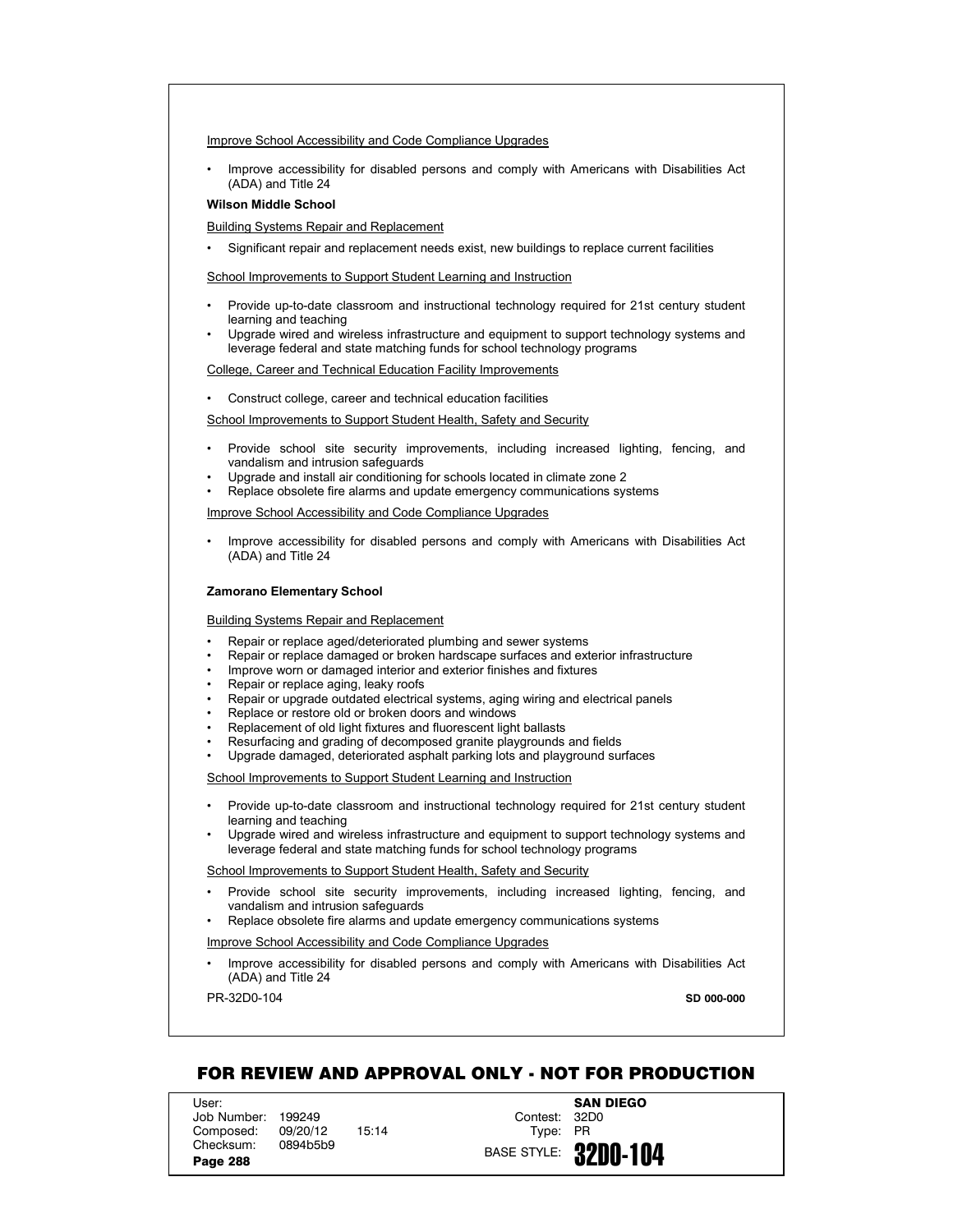Improve School Accessibility and Code Compliance Upgrades

- Improve accessibility for disabled persons and comply with Americans with Disabilities Act (ADA) and Title 24

**Wilson Middle School**

Building Systems Repair and Replacement

- Significant repair and replacement needs exist, new buildings to replace current facilities

School Improvements to Support Student Learning and Instruction

- Provide up-to-date classroom and instructional technology required for 21st century student learning and teaching
- Upgrade wired and wireless infrastructure and equipment to support technology systems and leverage federal and state matching funds for school technology programs

College, Career and Technical Education Facility Improvements

- Construct college, career and technical education facilities

School Improvements to Support Student Health, Safety and Security

- Provide school site security improvements, including increased lighting, fencing, and vandalism and intrusion safeguards
- Upgrade and install air conditioning for schools located in climate zone 2
- Replace obsolete fire alarms and update emergency communications systems

Improve School Accessibility and Code Compliance Upgrades

- Improve accessibility for disabled persons and comply with Americans with Disabilities Act (ADA) and Title 24

**Zamorano Elementary School**

Building Systems Repair and Replacement

- Repair or replace aged/deteriorated plumbing and sewer systems
- Repair or replace damaged or broken hardscape surfaces and exterior infrastructure
- Improve worn or damaged interior and exterior finishes and fixtures
- Repair or replace aging, leaky roofs
- Repair or upgrade outdated electrical systems, aging wiring and electrical panels
- Replace or restore old or broken doors and windows
- Replacement of old light fixtures and fluorescent light ballasts
- Resurfacing and grading of decomposed granite playgrounds and fields
- Upgrade damaged, deteriorated asphalt parking lots and playground surfaces

School Improvements to Support Student Learning and Instruction

- Provide up-to-date classroom and instructional technology required for 21st century student learning and teaching
- Upgrade wired and wireless infrastructure and equipment to support technology systems and leverage federal and state matching funds for school technology programs

School Improvements to Support Student Health, Safety and Security

- Provide school site security improvements, including increased lighting, fencing, and vandalism and intrusion safeguards
- Replace obsolete fire alarms and update emergency communications systems

Improve School Accessibility and Code Compliance Upgrades

- Improve accessibility for disabled persons and comply with Americans with Disabilities Act (ADA) and Title 24

PR-32D0-104 **SD 000-000**

**FOR REVIEW AND APPROVAL ONLY - NOT FOR PRODUCTION**

User:
Job Number: 199249
Composed: 09/20/12 15:14
Checksum: 0894b5b9

**SAN DIEGO**
Contest: 32D0
Type: PR
BASE STYLE: **32D0-104**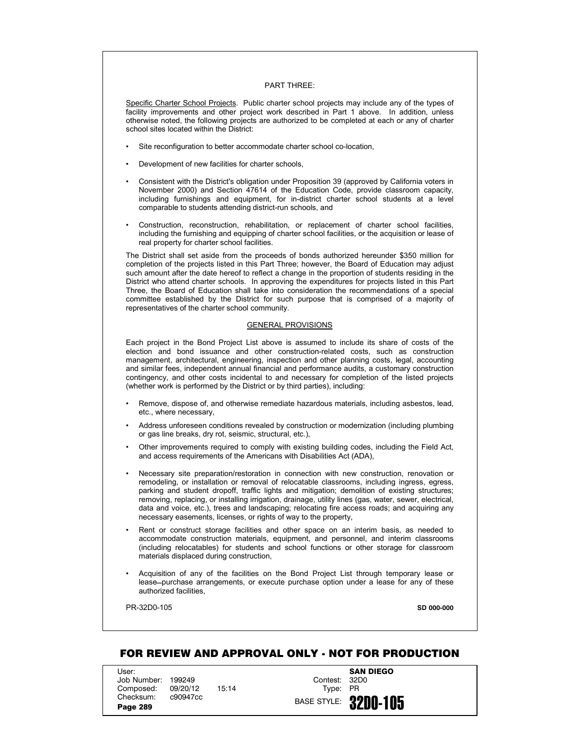PART THREE:

Specific Charter School Projects. Public charter school projects may include any of the types of facility improvements and other project work described in Part 1 above. In addition, unless otherwise noted, the following projects are authorized to be completed at each or any of charter school sites located within the District:

- Site reconfiguration to better accommodate charter school co-location,
- Development of new facilities for charter schools,
- Consistent with the District's obligation under Proposition 39 (approved by California voters in November 2000) and Section 47614 of the Education Code, provide classroom capacity, including furnishings and equipment, for in-district charter school students at a level comparable to students attending district-run schools, and
- Construction, reconstruction, rehabilitation, or replacement of charter school facilities, including the furnishing and equipping of charter school facilities, or the acquisition or lease of real property for charter school facilities.

The District shall set aside from the proceeds of bonds authorized hereunder $350 million for completion of the projects listed in this Part Three; however, the Board of Education may adjust such amount after the date hereof to reflect a change in the proportion of students residing in the District who attend charter schools. In approving the expenditures for projects listed in this Part Three, the Board of Education shall take into consideration the recommendations of a special committee established by the District for such purpose that is comprised of a majority of representatives of the charter school community.

GENERAL PROVISIONS

Each project in the Bond Project List above is assumed to include its share of costs of the election and bond issuance and other construction-related costs, such as construction management, architectural, engineering, inspection and other planning costs, legal, accounting and similar fees, independent annual financial and performance audits, a customary construction contingency, and other costs incidental to and necessary for completion of the listed projects (whether work is performed by the District or by third parties), including:

- Remove, dispose of, and otherwise remediate hazardous materials, including asbestos, lead, etc., where necessary,
- Address unforeseen conditions revealed by construction or modernization (including plumbing or gas line breaks, dry rot, seismic, structural, etc.),
- Other improvements required to comply with existing building codes, including the Field Act, and access requirements of the Americans with Disabilities Act (ADA),
- Necessary site preparation/restoration in connection with new construction, renovation or remodeling, or installation or removal of relocatable classrooms, including ingress, egress, parking and student dropoff, traffic lights and mitigation; demolition of existing structures; removing, replacing, or installing irrigation, drainage, utility lines (gas, water, sewer, electrical, data and voice, etc.), trees and landscaping; relocating fire access roads; and acquiring any necessary easements, licenses, or rights of way to the property,
- Rent or construct storage facilities and other space on an interim basis, as needed to accommodate construction materials, equipment, and personnel, and interim classrooms (including relocatables) for students and school functions or other storage for classroom materials displaced during construction,
- Acquisition of any of the facilities on the Bond Project List through temporary lease or lease–purchase arrangements, or execute purchase option under a lease for any of these authorized facilities,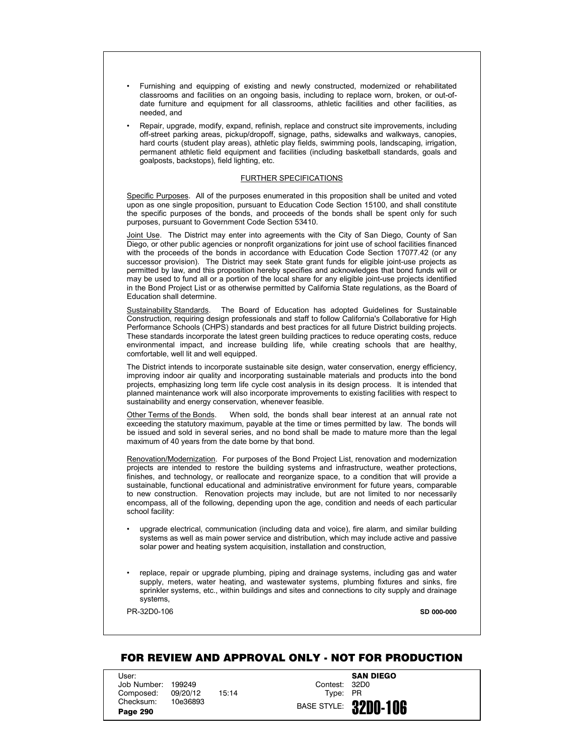- Furnishing and equipping of existing and newly constructed, modernized or rehabilitated classrooms and facilities on an ongoing basis, including to replace worn, broken, or out-of-date furniture and equipment for all classrooms, athletic facilities and other facilities, as needed, and
- Repair, upgrade, modify, expand, refinish, replace and construct site improvements, including off-street parking areas, pickup/dropoff, signage, paths, sidewalks and walkways, canopies, hard courts (student play areas), athletic play fields, swimming pools, landscaping, irrigation, permanent athletic field equipment and facilities (including basketball standards, goals and goalposts, backstops), field lighting, etc.

## FURTHER SPECIFICATIONS

Specific Purposes. All of the purposes enumerated in this proposition shall be united and voted upon as one single proposition, pursuant to Education Code Section 15100, and shall constitute the specific purposes of the bonds, and proceeds of the bonds shall be spent only for such purposes, pursuant to Government Code Section 53410.

Joint Use. The District may enter into agreements with the City of San Diego, County of San Diego, or other public agencies or nonprofit organizations for joint use of school facilities financed with the proceeds of the bonds in accordance with Education Code Section 17077.42 (or any successor provision). The District may seek State grant funds for eligible joint-use projects as permitted by law, and this proposition hereby specifies and acknowledges that bond funds will or may be used to fund all or a portion of the local share for any eligible joint-use projects identified in the Bond Project List or as otherwise permitted by California State regulations, as the Board of Education shall determine.

Sustainability Standards. The Board of Education has adopted Guidelines for Sustainable Construction, requiring design professionals and staff to follow California's Collaborative for High Performance Schools (CHPS) standards and best practices for all future District building projects. These standards incorporate the latest green building practices to reduce operating costs, reduce environmental impact, and increase building life, while creating schools that are healthy, comfortable, well lit and well equipped.

The District intends to incorporate sustainable site design, water conservation, energy efficiency, improving indoor air quality and incorporating sustainable materials and products into the bond projects, emphasizing long term life cycle cost analysis in its design process. It is intended that planned maintenance work will also incorporate improvements to existing facilities with respect to sustainability and energy conservation, whenever feasible.

Other Terms of the Bonds. When sold, the bonds shall bear interest at an annual rate not exceeding the statutory maximum, payable at the time or times permitted by law. The bonds will be issued and sold in several series, and no bond shall be made to mature more than the legal maximum of 40 years from the date borne by that bond.

Renovation/Modernization. For purposes of the Bond Project List, renovation and modernization projects are intended to restore the building systems and infrastructure, weather protections, finishes, and technology, or reallocate and reorganize space, to a condition that will provide a sustainable, functional educational and administrative environment for future years, comparable to new construction. Renovation projects may include, but are not limited to nor necessarily encompass, all of the following, depending upon the age, condition and needs of each particular school facility:

- upgrade electrical, communication (including data and voice), fire alarm, and similar building systems as well as main power service and distribution, which may include active and passive solar power and heating system acquisition, installation and construction,
- replace, repair or upgrade plumbing, piping and drainage systems, including gas and water supply, meters, water heating, and wastewater systems, plumbing fixtures and sinks, fire sprinkler systems, etc., within buildings and sites and connections to city supply and drainage systems,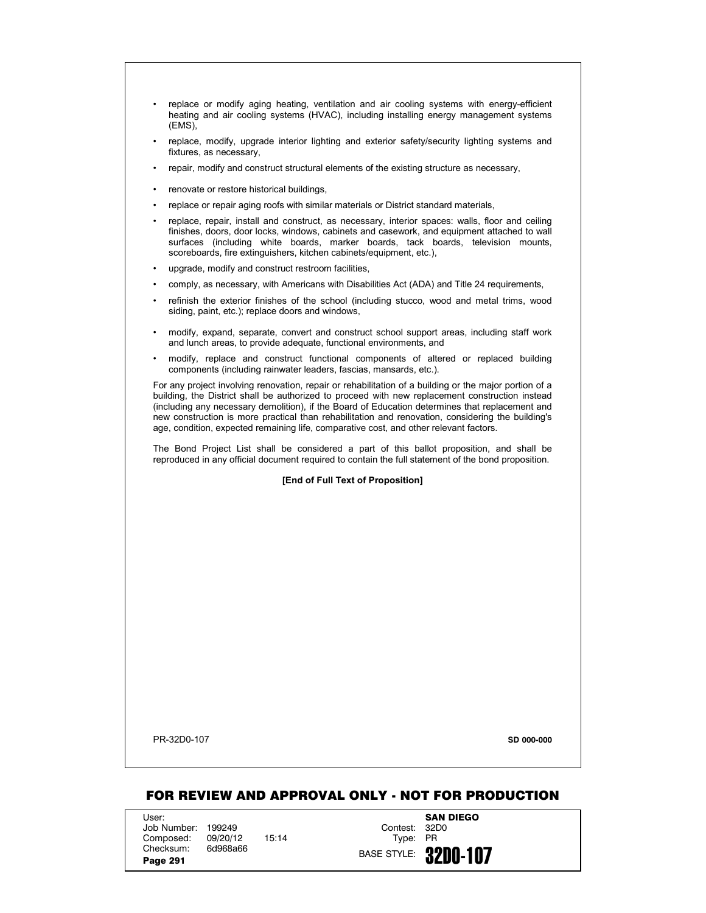- replace or modify aging heating, ventilation and air cooling systems with energy-efficient heating and air cooling systems (HVAC), including installing energy management systems (EMS),
- replace, modify, upgrade interior lighting and exterior safety/security lighting systems and fixtures, as necessary,
- repair, modify and construct structural elements of the existing structure as necessary,
- renovate or restore historical buildings,
- replace or repair aging roofs with similar materials or District standard materials,
- replace, repair, install and construct, as necessary, interior spaces: walls, floor and ceiling finishes, doors, door locks, windows, cabinets and casework, and equipment attached to wall surfaces (including white boards, marker boards, tack boards, television mounts, scoreboards, fire extinguishers, kitchen cabinets/equipment, etc.),
- upgrade, modify and construct restroom facilities,
- comply, as necessary, with Americans with Disabilities Act (ADA) and Title 24 requirements,
- refinish the exterior finishes of the school (including stucco, wood and metal trims, wood siding, paint, etc.); replace doors and windows,
- modify, expand, separate, convert and construct school support areas, including staff work and lunch areas, to provide adequate, functional environments, and
- modify, replace and construct functional components of altered or replaced building components (including rainwater leaders, fascias, mansards, etc.).

For any project involving renovation, repair or rehabilitation of a building or the major portion of a building, the District shall be authorized to proceed with new replacement construction instead (including any necessary demolition), if the Board of Education determines that replacement and new construction is more practical than rehabilitation and renovation, considering the building's age, condition, expected remaining life, comparative cost, and other relevant factors.

The Bond Project List shall be considered a part of this ballot proposition, and shall be reproduced in any official document required to contain the full statement of the bond proposition.

**[End of Full Text of Proposition]**